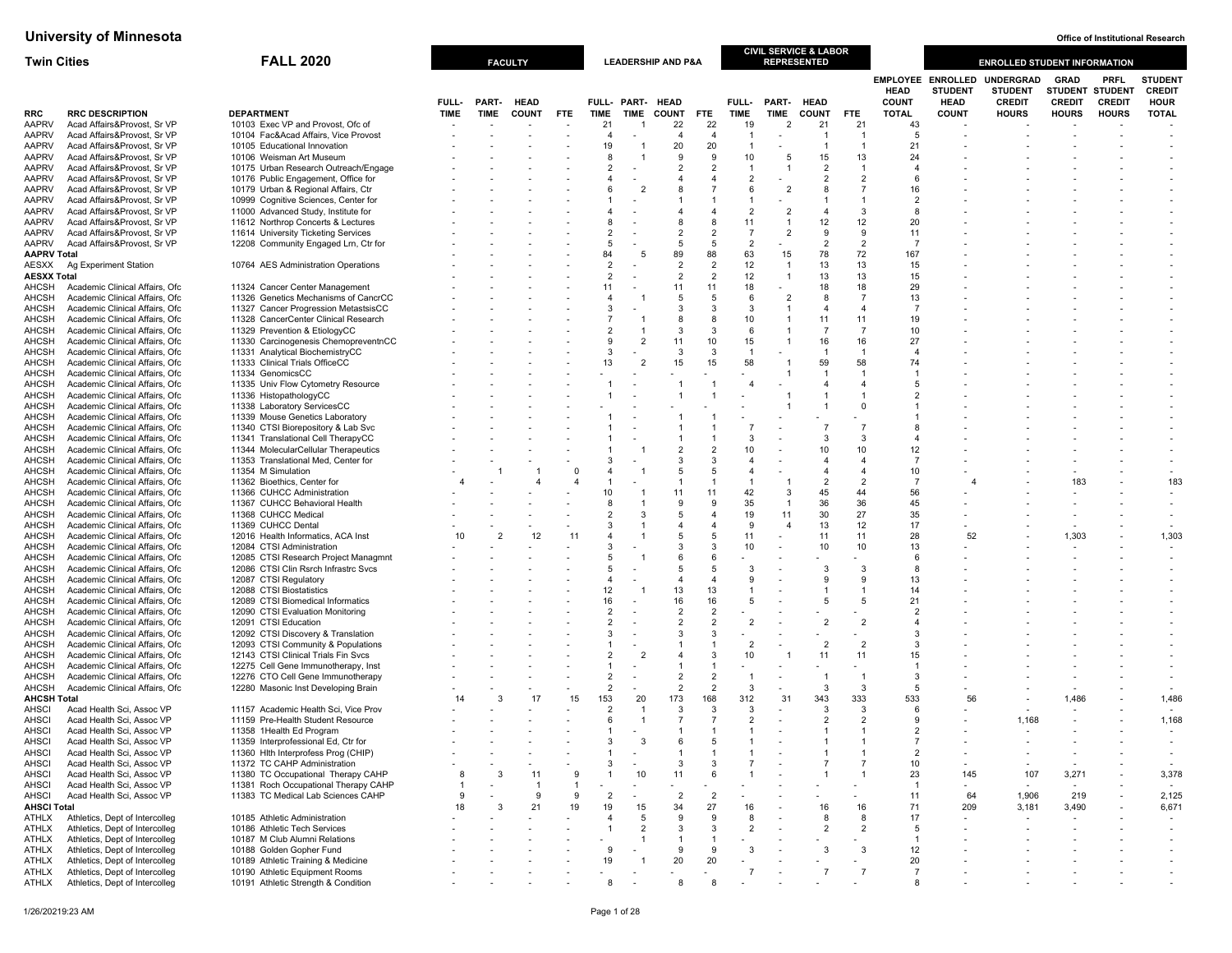# University of Minnesota

**Office of Institutional Research**

## Twin Cities — FALL 2020

| RRC | RRC DESCRIPTION | DEPARTMENT | FACULTY | | | | LEADERSHIP AND P&A | | | | CIVIL SERVICE & LABOR REPRESENTED | | | | EMPLOYEE HEAD COUNT TOTAL | ENROLLED STUDENT INFORMATION | | | | |
|---|---|---|---|---|---|---|---|---|---|---|---|---|---|---|---|---|---|---|---|---|
| | | | FULL-TIME | PART-TIME | HEAD COUNT | FTE | FULL-TIME | PART-TIME | HEAD COUNT | FTE | FULL-TIME | PART-TIME | HEAD COUNT | FTE | | ENROLLED STUDENT HEAD COUNT | UNDERGRAD STUDENT CREDIT HOURS | GRAD STUDENT CREDIT HOURS | PRFL STUDENT CREDIT HOURS | STUDENT CREDIT HOUR TOTAL |
| AAPRV | Acad Affairs&Provost, Sr VP | 10103 Exec VP and Provost, Ofc of | - | - | - | - | 21 | 1 | 22 | 22 | 19 | 2 | 21 | 21 | 43 | - | - | - | - | - |
| AAPRV | Acad Affairs&Provost, Sr VP | 10104 Fac&Acad Affairs, Vice Provost | - | - | - | - | 4 | - | 4 | 4 | 1 | - | 1 | 1 | 5 | - | - | - | - | - |
| AAPRV | Acad Affairs&Provost, Sr VP | 10105 Educational Innovation | - | - | - | - | 19 | 1 | 20 | 20 | 1 | - | 1 | 1 | 21 | - | - | - | - | - |
| AAPRV | Acad Affairs&Provost, Sr VP | 10106 Weisman Art Museum | - | - | - | - | 8 | 1 | 9 | 9 | 10 | 5 | 15 | 13 | 24 | - | - | - | - | - |
| AAPRV | Acad Affairs&Provost, Sr VP | 10175 Urban Research Outreach/Engage | - | - | - | - | 2 | - | 2 | 2 | 1 | 1 | 2 | 1 | 4 | - | - | - | - | - |
| AAPRV | Acad Affairs&Provost, Sr VP | 10176 Public Engagement, Office for | - | - | - | - | 4 | - | 4 | 4 | 2 | - | 2 | 2 | 6 | - | - | - | - | - |
| AAPRV | Acad Affairs&Provost, Sr VP | 10179 Urban & Regional Affairs, Ctr | - | - | - | - | 6 | 2 | 8 | 7 | 6 | 2 | 8 | 7 | 16 | - | - | - | - | - |
| AAPRV | Acad Affairs&Provost, Sr VP | 10999 Cognitive Sciences, Center for | - | - | - | - | 1 | - | 1 | 1 | 1 | - | 1 | 1 | 2 | - | - | - | - | - |
| AAPRV | Acad Affairs&Provost, Sr VP | 11000 Advanced Study, Institute for | - | - | - | - | 4 | - | 4 | 4 | 2 | 2 | 4 | 3 | 8 | - | - | - | - | - |
| AAPRV | Acad Affairs&Provost, Sr VP | 11612 Northrop Concerts & Lectures | - | - | - | - | 8 | - | 8 | 8 | 11 | 1 | 12 | 12 | 20 | - | - | - | - | - |
| AAPRV | Acad Affairs&Provost, Sr VP | 11614 University Ticketing Services | - | - | - | - | 2 | - | 2 | 2 | 7 | 2 | 9 | 9 | 11 | - | - | - | - | - |
| AAPRV | Acad Affairs&Provost, Sr VP | 12208 Community Engaged Lrn, Ctr for | - | - | - | - | 5 | - | 5 | 5 | 2 | - | 2 | 2 | 7 | - | - | - | - | - |
| **AAPRV Total** | | | - | - | - | - | 84 | 5 | 89 | 88 | 63 | 15 | 78 | 72 | 167 | - | - | - | - | - |
| AESXX | Ag Experiment Station | 10764 AES Administration Operations | - | - | - | - | 2 | - | 2 | 2 | 12 | 1 | 13 | 13 | 15 | - | - | - | - | - |
| **AESXX Total** | | | - | - | - | - | 2 | - | 2 | 2 | 12 | 1 | 13 | 13 | 15 | - | - | - | - | - |
| AHCSH | Academic Clinical Affairs, Ofc | 11324 Cancer Center Management | - | - | - | - | 11 | - | 11 | 11 | 18 | - | 18 | 18 | 29 | - | - | - | - | - |
| AHCSH | Academic Clinical Affairs, Ofc | 11326 Genetics Mechanisms of CancrCC | - | - | - | - | 4 | 1 | 5 | 5 | 6 | 2 | 8 | 7 | 13 | - | - | - | - | - |
| AHCSH | Academic Clinical Affairs, Ofc | 11327 Cancer Progression MetastsisCC | - | - | - | - | 3 | - | 3 | 3 | 3 | 1 | 4 | 4 | 7 | - | - | - | - | - |
| AHCSH | Academic Clinical Affairs, Ofc | 11328 CancerCenter Clinical Research | - | - | - | - | 7 | 1 | 8 | 8 | 10 | 1 | 11 | 11 | 19 | - | - | - | - | - |
| AHCSH | Academic Clinical Affairs, Ofc | 11329 Prevention & EtiologyCC | - | - | - | - | 2 | 1 | 3 | 3 | 6 | 1 | 7 | 7 | 10 | - | - | - | - | - |
| AHCSH | Academic Clinical Affairs, Ofc | 11330 Carcinogenesis ChemopreventnCC | - | - | - | - | 9 | 2 | 11 | 10 | 15 | 1 | 16 | 16 | 27 | - | - | - | - | - |
| AHCSH | Academic Clinical Affairs, Ofc | 11331 Analytical BiochemistryCC | - | - | - | - | 3 | - | 3 | 3 | 1 | - | 1 | 1 | 4 | - | - | - | - | - |
| AHCSH | Academic Clinical Affairs, Ofc | 11333 Clinical Trials OfficeCC | - | - | - | - | 13 | 2 | 15 | 15 | 58 | 1 | 59 | 58 | 74 | - | - | - | - | - |
| AHCSH | Academic Clinical Affairs, Ofc | 11334 GenomicsCC | - | - | - | - | - | - | - | - | - | 1 | 1 | 1 | 1 | - | - | - | - | - |
| AHCSH | Academic Clinical Affairs, Ofc | 11335 Univ Flow Cytometry Resource | - | - | - | - | 1 | - | 1 | 1 | 4 | - | 4 | 4 | 5 | - | - | - | - | - |
| AHCSH | Academic Clinical Affairs, Ofc | 11336 HistopathologyCC | - | - | - | - | 1 | - | 1 | 1 | - | 1 | 1 | 1 | 2 | - | - | - | - | - |
| AHCSH | Academic Clinical Affairs, Ofc | 11338 Laboratory ServicesCC | - | - | - | - | - | - | - | - | - | 1 | 1 | 0 | 1 | - | - | - | - | - |
| AHCSH | Academic Clinical Affairs, Ofc | 11339 Mouse Genetics Laboratory | - | - | - | - | 1 | - | 1 | 1 | - | - | - | - | 1 | - | - | - | - | - |
| AHCSH | Academic Clinical Affairs, Ofc | 11340 CTSI Biorepository & Lab Svc | - | - | - | - | 1 | - | 1 | 1 | 7 | - | 7 | 7 | 8 | - | - | - | - | - |
| AHCSH | Academic Clinical Affairs, Ofc | 11341 Translational Cell TherapyCC | - | - | - | - | 1 | - | 1 | 1 | 3 | - | 3 | 3 | 4 | - | - | - | - | - |
| AHCSH | Academic Clinical Affairs, Ofc | 11344 MolecularCellular Therapeutics | - | - | - | - | 1 | 1 | 2 | 2 | 10 | - | 10 | 10 | 12 | - | - | - | - | - |
| AHCSH | Academic Clinical Affairs, Ofc | 11353 Translational Med, Center for | - | - | - | - | 3 | - | 3 | 3 | 4 | - | 4 | 4 | 7 | - | - | - | - | - |
| AHCSH | Academic Clinical Affairs, Ofc | 11354 M Simulation | - | 1 | 1 | 0 | 4 | 1 | 5 | 5 | 4 | - | 4 | 4 | 10 | - | - | - | - | - |
| AHCSH | Academic Clinical Affairs, Ofc | 11362 Bioethics, Center for | 4 | - | 4 | 4 | 1 | - | 1 | 1 | 1 | 1 | 2 | 2 | 7 | 4 | - | 183 | - | 183 |
| AHCSH | Academic Clinical Affairs, Ofc | 11366 CUHCC Administration | - | - | - | - | 10 | 1 | 11 | 11 | 42 | 3 | 45 | 44 | 56 | - | - | - | - | - |
| AHCSH | Academic Clinical Affairs, Ofc | 11367 CUHCC Behavioral Health | - | - | - | - | 8 | 1 | 9 | 9 | 35 | 1 | 36 | 36 | 45 | - | - | - | - | - |
| AHCSH | Academic Clinical Affairs, Ofc | 11368 CUHCC Medical | - | - | - | - | 2 | 3 | 5 | 4 | 19 | 11 | 30 | 27 | 35 | - | - | - | - | - |
| AHCSH | Academic Clinical Affairs, Ofc | 11369 CUHCC Dental | - | - | - | - | 3 | 1 | 4 | 4 | 9 | 4 | 13 | 12 | 17 | - | - | - | - | - |
| AHCSH | Academic Clinical Affairs, Ofc | 12016 Health Informatics, ACA Inst | 10 | 2 | 12 | 11 | 4 | 1 | 5 | 5 | 11 | - | 11 | 11 | 28 | 52 | - | 1,303 | - | 1,303 |
| AHCSH | Academic Clinical Affairs, Ofc | 12084 CTSI Administration | - | - | - | - | 3 | - | 3 | 3 | 10 | - | 10 | 10 | 13 | - | - | - | - | - |
| AHCSH | Academic Clinical Affairs, Ofc | 12085 CTSI Research Project Managmnt | - | - | - | - | 5 | 1 | 6 | 6 | - | - | - | - | 6 | - | - | - | - | - |
| AHCSH | Academic Clinical Affairs, Ofc | 12086 CTSI Clin Rsrch Infrastrc Svcs | - | - | - | - | 5 | - | 5 | 5 | 3 | - | 3 | 3 | 8 | - | - | - | - | - |
| AHCSH | Academic Clinical Affairs, Ofc | 12087 CTSI Regulatory | - | - | - | - | 4 | - | 4 | 4 | 9 | - | 9 | 9 | 13 | - | - | - | - | - |
| AHCSH | Academic Clinical Affairs, Ofc | 12088 CTSI Biostatistics | - | - | - | - | 12 | 1 | 13 | 13 | 1 | - | 1 | 1 | 14 | - | - | - | - | - |
| AHCSH | Academic Clinical Affairs, Ofc | 12089 CTSI Biomedical Informatics | - | - | - | - | 16 | - | 16 | 16 | 5 | - | 5 | 5 | 21 | - | - | - | - | - |
| AHCSH | Academic Clinical Affairs, Ofc | 12090 CTSI Evaluation Monitoring | - | - | - | - | 2 | - | 2 | 2 | - | - | - | - | 2 | - | - | - | - | - |
| AHCSH | Academic Clinical Affairs, Ofc | 12091 CTSI Education | - | - | - | - | 2 | - | 2 | 2 | 2 | - | 2 | 2 | 4 | - | - | - | - | - |
| AHCSH | Academic Clinical Affairs, Ofc | 12092 CTSI Discovery & Translation | - | - | - | - | 3 | - | 3 | 3 | - | - | - | - | 3 | - | - | - | - | - |
| AHCSH | Academic Clinical Affairs, Ofc | 12093 CTSI Community & Populations | - | - | - | - | 1 | - | 1 | 1 | 2 | - | 2 | 2 | 3 | - | - | - | - | - |
| AHCSH | Academic Clinical Affairs, Ofc | 12143 CTSI Clinical Trials Fin Svcs | - | - | - | - | 2 | 2 | 4 | 3 | 10 | 1 | 11 | 11 | 15 | - | - | - | - | - |
| AHCSH | Academic Clinical Affairs, Ofc | 12275 Cell Gene Immunotherapy, Inst | - | - | - | - | 1 | - | 1 | 1 | - | - | - | - | 1 | - | - | - | - | - |
| AHCSH | Academic Clinical Affairs, Ofc | 12276 CTO Cell Gene Immunotherapy | - | - | - | - | 2 | - | 2 | 2 | 1 | - | 1 | 1 | 3 | - | - | - | - | - |
| AHCSH | Academic Clinical Affairs, Ofc | 12280 Masonic Inst Developing Brain | - | - | - | - | 2 | - | 2 | 2 | 3 | - | 3 | 3 | 5 | - | - | - | - | - |
| **AHCSH Total** | | | 14 | 3 | 17 | 15 | 153 | 20 | 173 | 168 | 312 | 31 | 343 | 333 | 533 | 56 | - | 1,486 | - | 1,486 |
| AHSCI | Acad Health Sci, Assoc VP | 11157 Academic Health Sci, Vice Prov | - | - | - | - | 2 | 1 | 3 | 3 | 3 | - | 3 | 3 | 6 | - | - | - | - | - |
| AHSCI | Acad Health Sci, Assoc VP | 11159 Pre-Health Student Resource | - | - | - | - | 6 | 1 | 7 | 7 | 2 | - | 2 | 2 | 9 | - | 1,168 | - | - | 1,168 |
| AHSCI | Acad Health Sci, Assoc VP | 11358 1Health Ed Program | - | - | - | - | 1 | - | 1 | 1 | 1 | - | 1 | 1 | 2 | - | - | - | - | - |
| AHSCI | Acad Health Sci, Assoc VP | 11359 Interprofessional Ed, Ctr for | - | - | - | - | 3 | 3 | 6 | 5 | 1 | - | 1 | 1 | 7 | - | - | - | - | - |
| AHSCI | Acad Health Sci, Assoc VP | 11360 Hlth Interprofess Prog (CHIP) | - | - | - | - | 1 | - | 1 | 1 | 1 | - | 1 | 1 | 2 | - | - | - | - | - |
| AHSCI | Acad Health Sci, Assoc VP | 11372 TC CAHP Administration | - | - | - | - | 3 | - | 3 | 3 | 7 | - | 7 | 7 | 10 | - | - | - | - | - |
| AHSCI | Acad Health Sci, Assoc VP | 11380 TC Occupational Therapy CAHP | 8 | 3 | 11 | 9 | 1 | 10 | 11 | 6 | 1 | - | 1 | 1 | 23 | 145 | 107 | 3,271 | - | 3,378 |
| AHSCI | Acad Health Sci, Assoc VP | 11381 Roch Occupational Therapy CAHP | 1 | - | 1 | 1 | - | - | - | - | - | - | - | - | 1 | - | - | - | - | - |
| AHSCI | Acad Health Sci, Assoc VP | 11383 TC Medical Lab Sciences CAHP | 9 | - | 9 | 9 | 2 | - | 2 | 2 | - | - | - | - | 11 | 64 | 1,906 | 219 | - | 2,125 |
| **AHSCI Total** | | | 18 | 3 | 21 | 19 | 19 | 15 | 34 | 27 | 16 | - | 16 | 16 | 71 | 209 | 3,181 | 3,490 | - | 6,671 |
| ATHLX | Athletics, Dept of Intercolleg | 10185 Athletic Administration | - | - | - | - | 4 | 5 | 9 | 9 | 8 | - | 8 | 8 | 17 | - | - | - | - | - |
| ATHLX | Athletics, Dept of Intercolleg | 10186 Athletic Tech Services | - | - | - | - | 1 | 2 | 3 | 3 | 2 | - | 2 | 2 | 5 | - | - | - | - | - |
| ATHLX | Athletics, Dept of Intercolleg | 10187 M Club Alumni Relations | - | - | - | - | - | 1 | 1 | 1 | - | - | - | - | 1 | - | - | - | - | - |
| ATHLX | Athletics, Dept of Intercolleg | 10188 Golden Gopher Fund | - | - | - | - | 9 | - | 9 | 9 | 3 | - | 3 | 3 | 12 | - | - | - | - | - |
| ATHLX | Athletics, Dept of Intercolleg | 10189 Athletic Training & Medicine | - | - | - | - | 19 | 1 | 20 | 20 | - | - | - | - | 20 | - | - | - | - | - |
| ATHLX | Athletics, Dept of Intercolleg | 10190 Athletic Equipment Rooms | - | - | - | - | - | - | - | - | 7 | - | 7 | 7 | 7 | - | - | - | - | - |
| ATHLX | Athletics, Dept of Intercolleg | 10191 Athletic Strength & Condition | - | - | - | - | 8 | - | 8 | 8 | - | - | - | - | 8 | - | - | - | - | - |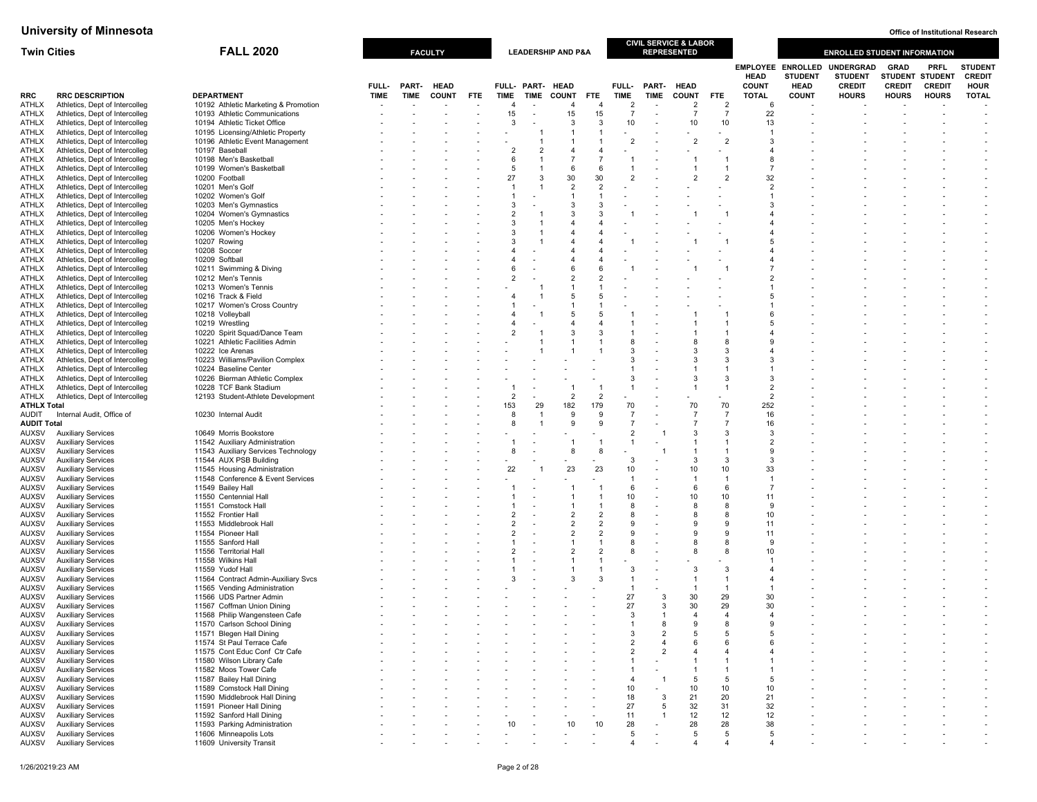**University of Minnesota** | **Office of Institutional Research**

**Twin Cities** **FALL 2020**

| RRC | RRC DESCRIPTION | DEPARTMENT | FACULTY FULL-TIME | FACULTY PART-TIME | FACULTY HEAD COUNT | FACULTY FTE | LEADERSHIP AND P&A FULL-TIME | LEADERSHIP AND P&A PART-TIME | LEADERSHIP AND P&A HEAD COUNT | LEADERSHIP AND P&A FTE | CIVIL SERVICE & LABOR REPRESENTED FULL-TIME | CIVIL SERVICE & LABOR REPRESENTED PART-TIME | CIVIL SERVICE & LABOR REPRESENTED HEAD COUNT | CIVIL SERVICE & LABOR REPRESENTED FTE | EMPLOYEE HEAD COUNT TOTAL | ENROLLED STUDENT HEAD COUNT | UNDERGRAD STUDENT CREDIT HOURS | GRAD STUDENT CREDIT HOURS | PRFL STUDENT CREDIT HOURS | STUDENT CREDIT HOUR TOTAL |
|---|---|---|---|---|---|---|---|---|---|---|---|---|---|---|---|---|---|---|---|---|
| ATHLX | Athletics, Dept of Intercollegi | 10192 Athletic Marketing & Promotion | - | - | - | - | 4 | - | 4 | 4 | 2 | - | 2 | 2 | 6 | - | - | - | - | - |
| ATHLX | Athletics, Dept of Intercollegi | 10193 Athletic Communications | - | - | - | - | 15 | - | 15 | 15 | 7 | - | 7 | 7 | 22 | - | - | - | - | - |
| ATHLX | Athletics, Dept of Intercollegi | 10194 Athletic Ticket Office | - | - | - | - | 3 | - | 3 | 3 | 10 | - | 10 | 10 | 13 | - | - | - | - | - |
| ATHLX | Athletics, Dept of Intercollegi | 10195 Licensing/Athletic Property | - | - | - | - | - | 1 | 1 | 1 | - | - | - | - | 1 | - | - | - | - | - |
| ATHLX | Athletics, Dept of Intercollegi | 10196 Athletic Event Management | - | - | - | - | - | 1 | 1 | 1 | 2 | - | 2 | 2 | 3 | - | - | - | - | - |
| ATHLX | Athletics, Dept of Intercollegi | 10197 Baseball | - | - | - | - | 2 | 2 | 4 | 4 | - | - | - | - | 4 | - | - | - | - | - |
| ATHLX | Athletics, Dept of Intercollegi | 10198 Men's Basketball | - | - | - | - | 6 | 1 | 7 | 7 | 1 | - | 1 | 1 | 8 | - | - | - | - | - |
| ATHLX | Athletics, Dept of Intercollegi | 10199 Women's Basketball | - | - | - | - | 5 | 1 | 6 | 6 | 1 | - | 1 | 1 | 7 | - | - | - | - | - |
| ATHLX | Athletics, Dept of Intercollegi | 10200 Football | - | - | - | - | 27 | 3 | 30 | 30 | 2 | - | 2 | 2 | 32 | - | - | - | - | - |
| ATHLX | Athletics, Dept of Intercollegi | 10201 Men's Golf | - | - | - | - | 1 | 1 | 2 | 2 | - | - | - | - | 2 | - | - | - | - | - |
| ATHLX | Athletics, Dept of Intercollegi | 10202 Women's Golf | - | - | - | - | 1 | - | 1 | 1 | - | - | - | - | 1 | - | - | - | - | - |
| ATHLX | Athletics, Dept of Intercollegi | 10203 Men's Gymnastics | - | - | - | - | 3 | - | 3 | 3 | - | - | - | - | 3 | - | - | - | - | - |
| ATHLX | Athletics, Dept of Intercollegi | 10204 Women's Gymnastics | - | - | - | - | 2 | 1 | 3 | 3 | 1 | - | 1 | 1 | 4 | - | - | - | - | - |
| ATHLX | Athletics, Dept of Intercollegi | 10205 Men's Hockey | - | - | - | - | 3 | 1 | 4 | 4 | - | - | - | - | 4 | - | - | - | - | - |
| ATHLX | Athletics, Dept of Intercollegi | 10206 Women's Hockey | - | - | - | - | 3 | 1 | 4 | 4 | - | - | - | - | 4 | - | - | - | - | - |
| ATHLX | Athletics, Dept of Intercollegi | 10207 Rowing | - | - | - | - | 3 | 1 | 4 | 4 | 1 | - | 1 | 1 | 5 | - | - | - | - | - |
| ATHLX | Athletics, Dept of Intercollegi | 10208 Soccer | - | - | - | - | 4 | - | 4 | 4 | - | - | - | - | 4 | - | - | - | - | - |
| ATHLX | Athletics, Dept of Intercollegi | 10209 Softball | - | - | - | - | 4 | - | 4 | 4 | - | - | - | - | 4 | - | - | - | - | - |
| ATHLX | Athletics, Dept of Intercollegi | 10211 Swimming & Diving | - | - | - | - | 6 | - | 6 | 6 | 1 | - | 1 | 1 | 7 | - | - | - | - | - |
| ATHLX | Athletics, Dept of Intercollegi | 10212 Men's Tennis | - | - | - | - | 2 | - | 2 | 2 | - | - | - | - | 2 | - | - | - | - | - |
| ATHLX | Athletics, Dept of Intercollegi | 10213 Women's Tennis | - | - | - | - | - | 1 | 1 | 1 | - | - | - | - | 1 | - | - | - | - | - |
| ATHLX | Athletics, Dept of Intercollegi | 10216 Track & Field | - | - | - | - | 4 | 1 | 5 | 5 | - | - | - | - | 5 | - | - | - | - | - |
| ATHLX | Athletics, Dept of Intercollegi | 10217 Women's Cross Country | - | - | - | - | 1 | - | 1 | 1 | - | - | - | - | 1 | - | - | - | - | - |
| ATHLX | Athletics, Dept of Intercollegi | 10218 Volleyball | - | - | - | - | 4 | 1 | 5 | 5 | 1 | - | 1 | 1 | 6 | - | - | - | - | - |
| ATHLX | Athletics, Dept of Intercollegi | 10219 Wrestling | - | - | - | - | 4 | - | 4 | 4 | 1 | - | 1 | 1 | 5 | - | - | - | - | - |
| ATHLX | Athletics, Dept of Intercollegi | 10220 Spirit Squad/Dance Team | - | - | - | - | 2 | 1 | 3 | 3 | 1 | - | 1 | 1 | 4 | - | - | - | - | - |
| ATHLX | Athletics, Dept of Intercollegi | 10221 Athletic Facilities Admin | - | - | - | - | - | 1 | 1 | 1 | 8 | - | 8 | 8 | 9 | - | - | - | - | - |
| ATHLX | Athletics, Dept of Intercollegi | 10222 Ice Arenas | - | - | - | - | - | 1 | 1 | 1 | 3 | - | 3 | 3 | 4 | - | - | - | - | - |
| ATHLX | Athletics, Dept of Intercollegi | 10223 Williams/Pavilion Complex | - | - | - | - | - | - | - | - | 3 | - | 3 | 3 | 3 | - | - | - | - | - |
| ATHLX | Athletics, Dept of Intercollegi | 10224 Baseline Center | - | - | - | - | - | - | - | - | 1 | - | 1 | 1 | 1 | - | - | - | - | - |
| ATHLX | Athletics, Dept of Intercollegi | 10226 Bierman Athletic Complex | - | - | - | - | - | - | - | - | 3 | - | 3 | 3 | 3 | - | - | - | - | - |
| ATHLX | Athletics, Dept of Intercollegi | 10228 TCF Bank Stadium | - | - | - | - | 1 | - | 1 | 1 | 1 | - | 1 | 1 | 2 | - | - | - | - | - |
| ATHLX | Athletics, Dept of Intercollegi | 12193 Student-Athlete Development | - | - | - | - | 2 | - | 2 | 2 | - | - | - | - | 2 | - | - | - | - | - |
| **ATHLX Total** | | | - | - | - | - | 153 | 29 | 182 | 179 | 70 | - | 70 | 70 | 252 | - | - | - | - | - |
| AUDIT | Internal Audit, Office of | 10230 Internal Audit | - | - | - | - | 8 | 1 | 9 | 9 | 7 | - | 7 | 7 | 16 | - | - | - | - | - |
| **AUDIT Total** | | | - | - | - | - | 8 | 1 | 9 | 9 | 7 | - | 7 | 7 | 16 | - | - | - | - | - |
| AUXSV | Auxiliary Services | 10649 Morris Bookstore | - | - | - | - | - | - | - | - | 2 | 1 | 3 | 3 | 3 | - | - | - | - | - |
| AUXSV | Auxiliary Services | 11542 Auxiliary Administration | - | - | - | - | 1 | - | 1 | 1 | 1 | - | 1 | 1 | 2 | - | - | - | - | - |
| AUXSV | Auxiliary Services | 11543 Auxiliary Services Technology | - | - | - | - | 8 | - | 8 | 8 | - | 1 | 1 | 1 | 9 | - | - | - | - | - |
| AUXSV | Auxiliary Services | 11544 AUX PSB Building | - | - | - | - | - | - | - | - | 3 | - | 3 | 3 | 3 | - | - | - | - | - |
| AUXSV | Auxiliary Services | 11545 Housing Administration | - | - | - | - | 22 | 1 | 23 | 23 | 10 | - | 10 | 10 | 33 | - | - | - | - | - |
| AUXSV | Auxiliary Services | 11548 Conference & Event Services | - | - | - | - | - | - | - | - | 1 | - | 1 | 1 | 1 | - | - | - | - | - |
| AUXSV | Auxiliary Services | 11549 Bailey Hall | - | - | - | - | 1 | - | 1 | 1 | 6 | - | 6 | 6 | 7 | - | - | - | - | - |
| AUXSV | Auxiliary Services | 11550 Centennial Hall | - | - | - | - | 1 | - | 1 | 1 | 10 | - | 10 | 10 | 11 | - | - | - | - | - |
| AUXSV | Auxiliary Services | 11551 Comstock Hall | - | - | - | - | 1 | - | 1 | 1 | 8 | - | 8 | 8 | 9 | - | - | - | - | - |
| AUXSV | Auxiliary Services | 11552 Frontier Hall | - | - | - | - | 2 | - | 2 | 2 | 8 | - | 8 | 8 | 10 | - | - | - | - | - |
| AUXSV | Auxiliary Services | 11553 Middlebrook Hall | - | - | - | - | 2 | - | 2 | 2 | 9 | - | 9 | 9 | 11 | - | - | - | - | - |
| AUXSV | Auxiliary Services | 11554 Pioneer Hall | - | - | - | - | 2 | - | 2 | 2 | 9 | - | 9 | 9 | 11 | - | - | - | - | - |
| AUXSV | Auxiliary Services | 11555 Sanford Hall | - | - | - | - | 1 | - | 1 | 1 | 8 | - | 8 | 8 | 9 | - | - | - | - | - |
| AUXSV | Auxiliary Services | 11556 Territorial Hall | - | - | - | - | 2 | - | 2 | 2 | 8 | - | 8 | 8 | 10 | - | - | - | - | - |
| AUXSV | Auxiliary Services | 11558 Wilkins Hall | - | - | - | - | 1 | - | 1 | 1 | - | - | - | - | 1 | - | - | - | - | - |
| AUXSV | Auxiliary Services | 11559 Yudof Hall | - | - | - | - | 1 | - | 1 | 1 | 3 | - | 3 | 3 | 4 | - | - | - | - | - |
| AUXSV | Auxiliary Services | 11564 Contract Admin-Auxiliary Svcs | - | - | - | - | 3 | - | 3 | 3 | 1 | - | 1 | 1 | 4 | - | - | - | - | - |
| AUXSV | Auxiliary Services | 11565 Vending Administration | - | - | - | - | - | - | - | - | 1 | - | 1 | 1 | 1 | - | - | - | - | - |
| AUXSV | Auxiliary Services | 11566 UDS Partner Admin | - | - | - | - | - | - | - | - | 27 | 3 | 30 | 29 | 30 | - | - | - | - | - |
| AUXSV | Auxiliary Services | 11567 Coffman Union Dining | - | - | - | - | - | - | - | - | 27 | 3 | 30 | 29 | 30 | - | - | - | - | - |
| AUXSV | Auxiliary Services | 11568 Philip Wangensteen Cafe | - | - | - | - | - | - | - | - | 3 | 1 | 4 | 4 | 4 | - | - | - | - | - |
| AUXSV | Auxiliary Services | 11570 Carlson School Dining | - | - | - | - | - | - | - | - | 1 | 8 | 9 | 8 | 9 | - | - | - | - | - |
| AUXSV | Auxiliary Services | 11571 Blegen Hall Dining | - | - | - | - | - | - | - | - | 3 | 2 | 5 | 5 | 5 | - | - | - | - | - |
| AUXSV | Auxiliary Services | 11574 St Paul Terrace Cafe | - | - | - | - | - | - | - | - | 2 | 4 | 6 | 6 | 6 | - | - | - | - | - |
| AUXSV | Auxiliary Services | 11575 Cont Educ Conf Ctr Cafe | - | - | - | - | - | - | - | - | 2 | 2 | 4 | 4 | 4 | - | - | - | - | - |
| AUXSV | Auxiliary Services | 11580 Wilson Library Cafe | - | - | - | - | - | - | - | - | 1 | - | 1 | 1 | 1 | - | - | - | - | - |
| AUXSV | Auxiliary Services | 11582 Moos Tower Cafe | - | - | - | - | - | - | - | - | 1 | - | 1 | 1 | 1 | - | - | - | - | - |
| AUXSV | Auxiliary Services | 11587 Bailey Hall Dining | - | - | - | - | - | - | - | - | 4 | 1 | 5 | 5 | 5 | - | - | - | - | - |
| AUXSV | Auxiliary Services | 11589 Comstock Hall Dining | - | - | - | - | - | - | - | - | 10 | - | 10 | 10 | 10 | - | - | - | - | - |
| AUXSV | Auxiliary Services | 11590 Middlebrook Hall Dining | - | - | - | - | - | - | - | - | 18 | 3 | 21 | 20 | 21 | - | - | - | - | - |
| AUXSV | Auxiliary Services | 11591 Pioneer Hall Dining | - | - | - | - | - | - | - | - | 27 | 5 | 32 | 31 | 32 | - | - | - | - | - |
| AUXSV | Auxiliary Services | 11592 Sanford Hall Dining | - | - | - | - | - | - | - | - | 11 | 1 | 12 | 12 | 12 | - | - | - | - | - |
| AUXSV | Auxiliary Services | 11593 Parking Administration | - | - | - | - | 10 | - | 10 | 10 | 28 | - | 28 | 28 | 38 | - | - | - | - | - |
| AUXSV | Auxiliary Services | 11606 Minneapolis Lots | - | - | - | - | - | - | - | - | 5 | - | 5 | 5 | 5 | - | - | - | - | - |
| AUXSV | Auxiliary Services | 11609 University Transit | - | - | - | - | - | - | - | - | 4 | - | 4 | 4 | 4 | - | - | - | - | - |

1/26/20219:23 AM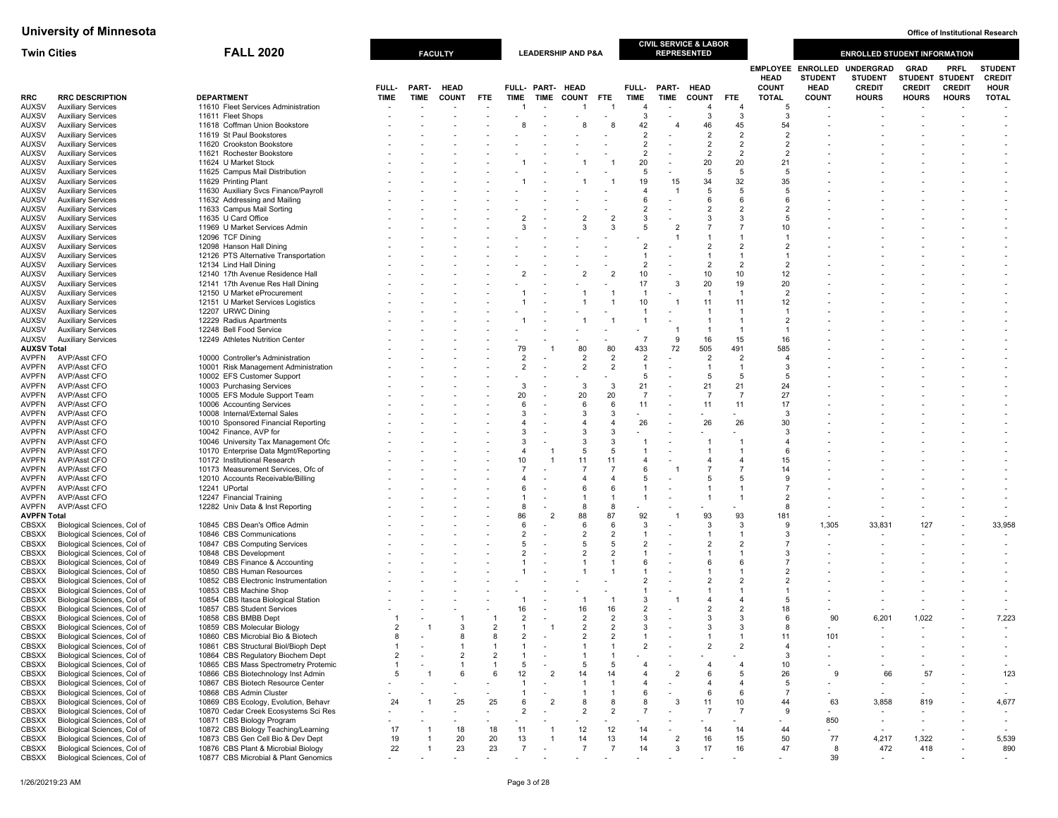# University of Minnesota

**Office of Institutional Research**

**Twin Cities** **FALL 2020**

| RRC | RRC DESCRIPTION | DEPARTMENT | FACULTY FULL-TIME | FACULTY PART-TIME | FACULTY HEAD COUNT | FACULTY FTE | LEADERSHIP AND P&A FULL-TIME | LEADERSHIP AND P&A PART-TIME | LEADERSHIP AND P&A HEAD COUNT | LEADERSHIP AND P&A FTE | CIVIL SERVICE & LABOR REPRESENTED FULL-TIME | CIVIL SERVICE & LABOR REPRESENTED PART-TIME | CIVIL SERVICE & LABOR REPRESENTED HEAD COUNT | CIVIL SERVICE & LABOR REPRESENTED FTE | EMPLOYEE HEAD COUNT TOTAL | ENROLLED STUDENT HEAD COUNT | UNDERGRAD STUDENT CREDIT HOURS | GRAD STUDENT CREDIT HOURS | PRFL STUDENT CREDIT HOURS | STUDENT CREDIT HOUR TOTAL |
|---|---|---|---|---|---|---|---|---|---|---|---|---|---|---|---|---|---|---|---|---|
| AUXSV | Auxiliary Services | 11610 Fleet Services Administration | - | - | - | - | 1 | - | 1 | 1 | 4 | - | 4 | 4 | 5 | - | - | - | - | - |
| AUXSV | Auxiliary Services | 11611 Fleet Shops | - | - | - | - | - | - | - | - | 3 | - | 3 | 3 | 3 | - | - | - | - | - |
| AUXSV | Auxiliary Services | 11618 Coffman Union Bookstore | - | - | - | - | 8 | - | 8 | 8 | 42 | 4 | 46 | 45 | 54 | - | - | - | - | - |
| AUXSV | Auxiliary Services | 11619 St Paul Bookstores | - | - | - | - | - | - | - | - | 2 | - | 2 | 2 | 2 | - | - | - | - | - |
| AUXSV | Auxiliary Services | 11620 Crookston Bookstore | - | - | - | - | - | - | - | - | 2 | - | 2 | 2 | 2 | - | - | - | - | - |
| AUXSV | Auxiliary Services | 11621 Rochester Bookstore | - | - | - | - | - | - | - | - | 2 | - | 2 | 2 | 2 | - | - | - | - | - |
| AUXSV | Auxiliary Services | 11624 U Market Stock | - | - | - | - | 1 | - | 1 | 1 | 20 | - | 20 | 20 | 21 | - | - | - | - | - |
| AUXSV | Auxiliary Services | 11625 Campus Mail Distribution | - | - | - | - | - | - | - | - | 5 | - | 5 | 5 | 5 | - | - | - | - | - |
| AUXSV | Auxiliary Services | 11629 Printing Plant | - | - | - | - | 1 | - | 1 | 1 | 19 | 15 | 34 | 32 | 35 | - | - | - | - | - |
| AUXSV | Auxiliary Services | 11630 Auxiliary Svcs Finance/Payroll | - | - | - | - | - | - | - | - | 4 | 1 | 5 | 5 | 5 | - | - | - | - | - |
| AUXSV | Auxiliary Services | 11632 Addressing and Mailing | - | - | - | - | - | - | - | - | 6 | - | 6 | 6 | 6 | - | - | - | - | - |
| AUXSV | Auxiliary Services | 11633 Campus Mail Sorting | - | - | - | - | - | - | - | - | 2 | - | 2 | 2 | 2 | - | - | - | - | - |
| AUXSV | Auxiliary Services | 11635 U Card Office | - | - | - | - | 2 | - | 2 | 2 | 3 | - | 3 | 3 | 5 | - | - | - | - | - |
| AUXSV | Auxiliary Services | 11969 U Market Services Admin | - | - | - | - | 3 | - | 3 | 3 | 5 | 2 | 7 | 7 | 10 | - | - | - | - | - |
| AUXSV | Auxiliary Services | 12096 TCF Dining | - | - | - | - | - | - | - | - | - | 1 | 1 | 1 | 1 | - | - | - | - | - |
| AUXSV | Auxiliary Services | 12098 Hanson Hall Dining | - | - | - | - | - | - | - | - | 2 | - | 2 | 2 | 2 | - | - | - | - | - |
| AUXSV | Auxiliary Services | 12126 PTS Alternative Transportation | - | - | - | - | - | - | - | - | 1 | - | 1 | 1 | 1 | - | - | - | - | - |
| AUXSV | Auxiliary Services | 12134 Lind Hall Dining | - | - | - | - | - | - | - | - | 2 | - | 2 | 2 | 2 | - | - | - | - | - |
| AUXSV | Auxiliary Services | 12140 17th Avenue Residence Hall | - | - | - | - | 2 | - | 2 | 2 | 10 | - | 10 | 10 | 12 | - | - | - | - | - |
| AUXSV | Auxiliary Services | 12141 17th Avenue Res Hall Dining | - | - | - | - | - | - | - | - | 17 | 3 | 20 | 19 | 20 | - | - | - | - | - |
| AUXSV | Auxiliary Services | 12150 U Market eProcurement | - | - | - | - | 1 | - | 1 | 1 | 1 | - | 1 | 1 | 2 | - | - | - | - | - |
| AUXSV | Auxiliary Services | 12151 U Market Services Logistics | - | - | - | - | 1 | - | 1 | 1 | 10 | 1 | 11 | 11 | 12 | - | - | - | - | - |
| AUXSV | Auxiliary Services | 12207 URWC Dining | - | - | - | - | - | - | - | - | 1 | - | 1 | 1 | 1 | - | - | - | - | - |
| AUXSV | Auxiliary Services | 12229 Radius Apartments | - | - | - | - | 1 | - | 1 | 1 | 1 | - | 1 | 1 | 2 | - | - | - | - | - |
| AUXSV | Auxiliary Services | 12248 Bell Food Service | - | - | - | - | - | - | - | - | - | 1 | 1 | 1 | 1 | - | - | - | - | - |
| AUXSV | Auxiliary Services | 12249 Athletes Nutrition Center | - | - | - | - | - | - | - | - | 7 | 9 | 16 | 15 | 16 | - | - | - | - | - |
| **AUXSV Total** | | | - | - | - | - | 79 | 1 | 80 | 80 | 433 | 72 | 505 | 491 | 585 | - | - | - | - | - |
| AVPFN | AVP/Asst CFO | 10000 Controller's Administration | - | - | - | - | 2 | - | 2 | 2 | 2 | - | 2 | 2 | 4 | - | - | - | - | - |
| AVPFN | AVP/Asst CFO | 10001 Risk Management Administration | - | - | - | - | 2 | - | 2 | 2 | 1 | - | 1 | 1 | 3 | - | - | - | - | - |
| AVPFN | AVP/Asst CFO | 10002 EFS Customer Support | - | - | - | - | - | - | - | - | 5 | - | 5 | 5 | 5 | - | - | - | - | - |
| AVPFN | AVP/Asst CFO | 10003 Purchasing Services | - | - | - | - | 3 | - | 3 | 3 | 21 | - | 21 | 21 | 24 | - | - | - | - | - |
| AVPFN | AVP/Asst CFO | 10005 EFS Module Support Team | - | - | - | - | 20 | - | 20 | 20 | 7 | - | 7 | 7 | 27 | - | - | - | - | - |
| AVPFN | AVP/Asst CFO | 10006 Accounting Services | - | - | - | - | 6 | - | 6 | 6 | 11 | - | 11 | 11 | 17 | - | - | - | - | - |
| AVPFN | AVP/Asst CFO | 10008 Internal/External Sales | - | - | - | - | 3 | - | 3 | 3 | - | - | - | - | 3 | - | - | - | - | - |
| AVPFN | AVP/Asst CFO | 10010 Sponsored Financial Reporting | - | - | - | - | 4 | - | 4 | 4 | 26 | - | 26 | 26 | 30 | - | - | - | - | - |
| AVPFN | AVP/Asst CFO | 10042 Finance, AVP for | - | - | - | - | 3 | - | 3 | 3 | - | - | - | - | 3 | - | - | - | - | - |
| AVPFN | AVP/Asst CFO | 10046 University Tax Management Ofc | - | - | - | - | 3 | - | 3 | 3 | 1 | - | 1 | 1 | 4 | - | - | - | - | - |
| AVPFN | AVP/Asst CFO | 10170 Enterprise Data Mgmt/Reporting | - | - | - | - | 4 | 1 | 5 | 5 | 1 | - | 1 | 1 | 6 | - | - | - | - | - |
| AVPFN | AVP/Asst CFO | 10172 Institutional Research | - | - | - | - | 10 | 1 | 11 | 11 | 4 | - | 4 | 4 | 15 | - | - | - | - | - |
| AVPFN | AVP/Asst CFO | 10173 Measurement Services, Ofc of | - | - | - | - | 7 | - | 7 | 7 | 6 | 1 | 7 | 7 | 14 | - | - | - | - | - |
| AVPFN | AVP/Asst CFO | 12010 Accounts Receivable/Billing | - | - | - | - | 4 | - | 4 | 4 | 5 | - | 5 | 5 | 9 | - | - | - | - | - |
| AVPFN | AVP/Asst CFO | 12241 UPortal | - | - | - | - | 6 | - | 6 | 6 | 1 | - | 1 | 1 | 7 | - | - | - | - | - |
| AVPFN | AVP/Asst CFO | 12247 Financial Training | - | - | - | - | 1 | - | 1 | 1 | 1 | - | 1 | 1 | 2 | - | - | - | - | - |
| AVPFN | AVP/Asst CFO | 12282 Univ Data & Inst Reporting | - | - | - | - | 8 | - | 8 | 8 | - | - | - | - | 8 | - | - | - | - | - |
| **AVPFN Total** | | | - | - | - | - | 86 | 2 | 88 | 87 | 92 | 1 | 93 | 93 | 181 | - | - | - | - | - |
| CBSXX | Biological Sciences, Col of | 10845 CBS Dean's Office Admin | - | - | - | - | 6 | - | 6 | 6 | 3 | - | 3 | 3 | 9 | 1,305 | 33,831 | 127 | - | 33,958 |
| CBSXX | Biological Sciences, Col of | 10846 CBS Communications | - | - | - | - | 2 | - | 2 | 2 | 1 | - | 1 | 1 | 3 | - | - | - | - | - |
| CBSXX | Biological Sciences, Col of | 10847 CBS Computing Services | - | - | - | - | 5 | - | 5 | 5 | 2 | - | 2 | 2 | 7 | - | - | - | - | - |
| CBSXX | Biological Sciences, Col of | 10848 CBS Development | - | - | - | - | 2 | - | 2 | 2 | 1 | - | 1 | 1 | 3 | - | - | - | - | - |
| CBSXX | Biological Sciences, Col of | 10849 CBS Finance & Accounting | - | - | - | - | 1 | - | 1 | 1 | 6 | - | 6 | 6 | 7 | - | - | - | - | - |
| CBSXX | Biological Sciences, Col of | 10850 CBS Human Resources | - | - | - | - | 1 | - | 1 | 1 | 1 | - | 1 | 1 | 2 | - | - | - | - | - |
| CBSXX | Biological Sciences, Col of | 10852 CBS Electronic Instrumentation | - | - | - | - | - | - | - | - | 2 | - | 2 | 2 | 2 | - | - | - | - | - |
| CBSXX | Biological Sciences, Col of | 10853 CBS Machine Shop | - | - | - | - | - | - | - | - | 1 | - | 1 | 1 | 1 | - | - | - | - | - |
| CBSXX | Biological Sciences, Col of | 10854 CBS Itasca Biological Station | - | - | - | - | 1 | - | 1 | 1 | 3 | 1 | 4 | 4 | 5 | - | - | - | - | - |
| CBSXX | Biological Sciences, Col of | 10857 CBS Student Services | - | - | - | - | 16 | - | 16 | 16 | 2 | - | 2 | 2 | 18 | - | - | - | - | - |
| CBSXX | Biological Sciences, Col of | 10858 CBS BMBB Dept | 1 | - | 1 | 1 | 2 | - | 2 | 2 | 3 | - | 3 | 3 | 6 | 90 | 6,201 | 1,022 | - | 7,223 |
| CBSXX | Biological Sciences, Col of | 10859 CBS Molecular Biology | 2 | 1 | 3 | 2 | 1 | 1 | 2 | 2 | 3 | - | 3 | 3 | 8 | - | - | - | - | - |
| CBSXX | Biological Sciences, Col of | 10860 CBS Microbial Bio & Biotech | 8 | - | 8 | 8 | 2 | - | 2 | 2 | 1 | - | 1 | 1 | 11 | 101 | - | - | - | - |
| CBSXX | Biological Sciences, Col of | 10861 CBS Structural Biol/Bioph Dept | 1 | - | 1 | 1 | 1 | - | 1 | 1 | 2 | - | 2 | 2 | 4 | - | - | - | - | - |
| CBSXX | Biological Sciences, Col of | 10864 CBS Regulatory Biochem Dept | 2 | - | 2 | 2 | 1 | - | 1 | 1 | - | - | - | - | 3 | - | - | - | - | - |
| CBSXX | Biological Sciences, Col of | 10865 CBS Mass Spectrometry Protemic | 1 | - | 1 | 1 | 5 | - | 5 | 5 | 4 | - | 4 | 4 | 10 | - | - | - | - | - |
| CBSXX | Biological Sciences, Col of | 10866 CBS Biotechnology Inst Admin | 5 | 1 | 6 | 6 | 12 | 2 | 14 | 14 | 4 | 2 | 6 | 5 | 26 | 9 | 66 | 57 | - | 123 |
| CBSXX | Biological Sciences, Col of | 10867 CBS Biotech Resource Center | - | - | - | - | 1 | - | 1 | 1 | 4 | - | 4 | 4 | 5 | - | - | - | - | - |
| CBSXX | Biological Sciences, Col of | 10868 CBS Admin Cluster | - | - | - | - | 1 | - | 1 | 1 | 6 | - | 6 | 6 | 7 | - | - | - | - | - |
| CBSXX | Biological Sciences, Col of | 10869 CBS Ecology, Evolution, Behavr | 24 | 1 | 25 | 25 | 6 | 2 | 8 | 8 | 8 | 3 | 11 | 10 | 44 | 63 | 3,858 | 819 | - | 4,677 |
| CBSXX | Biological Sciences, Col of | 10870 Cedar Creek Ecosystems Sci Res | - | - | - | - | 2 | - | 2 | 2 | 7 | - | 7 | 7 | 9 | - | - | - | - | - |
| CBSXX | Biological Sciences, Col of | 10871 CBS Biology Program | - | - | - | - | - | - | - | - | - | - | - | - | - | 850 | - | - | - | - |
| CBSXX | Biological Sciences, Col of | 10872 CBS Biology Teaching/Learning | 17 | 1 | 18 | 18 | 11 | 1 | 12 | 12 | 14 | - | 14 | 14 | 44 | - | - | - | - | - |
| CBSXX | Biological Sciences, Col of | 10873 CBS Gen Cell Bio & Dev Dept | 19 | 1 | 20 | 20 | 13 | 1 | 14 | 13 | 14 | 2 | 16 | 15 | 50 | 77 | 4,217 | 1,322 | - | 5,539 |
| CBSXX | Biological Sciences, Col of | 10876 CBS Plant & Microbial Biology | 22 | 1 | 23 | 23 | 7 | - | 7 | 7 | 14 | 3 | 17 | 16 | 47 | 8 | 472 | 418 | - | 890 |
| CBSXX | Biological Sciences, Col of | 10877 CBS Microbial & Plant Genomics | - | - | - | - | - | - | - | - | - | - | - | - | - | 39 | - | - | - | - |

1/26/2021 9:23 AM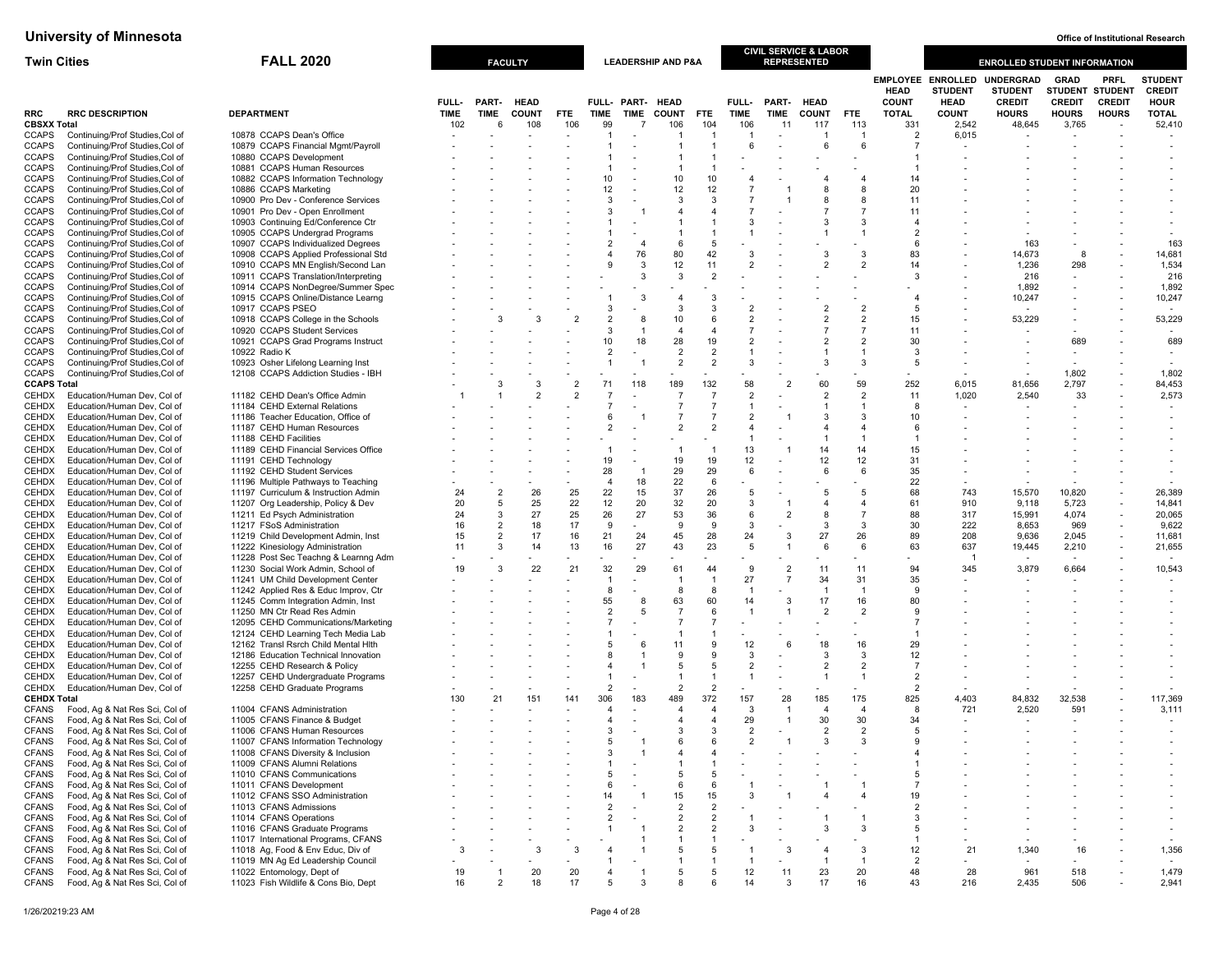# University of Minnesota

**Twin Cities** — **FALL 2020** — Office of Institutional Research

| RRC | RRC DESCRIPTION | DEPARTMENT | FACULTY FULL-TIME | FACULTY PART-TIME | FACULTY HEAD COUNT | FACULTY FTE | LEADERSHIP AND P&A FULL-TIME | LEADERSHIP AND P&A PART-TIME | LEADERSHIP AND P&A HEAD COUNT | LEADERSHIP AND P&A FTE | CIVIL SERVICE & LABOR REPRESENTED FULL-TIME | CIVIL SERVICE & LABOR REPRESENTED PART-TIME | CIVIL SERVICE & LABOR REPRESENTED HEAD COUNT | CIVIL SERVICE & LABOR REPRESENTED FTE | EMPLOYEE HEAD COUNT TOTAL | ENROLLED STUDENT HEAD COUNT | UNDERGRAD STUDENT CREDIT HOURS | GRAD STUDENT CREDIT HOURS | PRFL STUDENT CREDIT HOURS | STUDENT CREDIT HOUR TOTAL |
|---|---|---|---|---|---|---|---|---|---|---|---|---|---|---|---|---|---|---|---|---|
| **CBSXX Total** | | | 102 | 6 | 108 | 106 | 99 | 7 | 106 | 104 | 106 | 11 | 117 | 113 | 331 | 2,542 | 48,645 | 3,765 | - | 52,410 |
| CCAPS | Continuing/Prof Studies,Col of | 10878 CCAPS Dean's Office | - | - | - | - | 1 | - | 1 | 1 | 1 | - | 1 | 1 | 2 | 6,015 | - | - | - | - |
| CCAPS | Continuing/Prof Studies,Col of | 10879 CCAPS Financial Mgmt/Payroll | - | - | - | - | 1 | - | 1 | 1 | 6 | - | 6 | 6 | 7 | - | - | - | - | - |
| CCAPS | Continuing/Prof Studies,Col of | 10880 CCAPS Development | - | - | - | - | 1 | - | 1 | 1 | - | - | - | - | 1 | - | - | - | - | - |
| CCAPS | Continuing/Prof Studies,Col of | 10881 CCAPS Human Resources | - | - | - | - | 1 | - | 1 | 1 | - | - | - | - | 1 | - | - | - | - | - |
| CCAPS | Continuing/Prof Studies,Col of | 10882 CCAPS Information Technology | - | - | - | - | 10 | - | 10 | 10 | 4 | - | 4 | 4 | 14 | - | - | - | - | - |
| CCAPS | Continuing/Prof Studies,Col of | 10886 CCAPS Marketing | - | - | - | - | 12 | - | 12 | 12 | 7 | 1 | 8 | 8 | 20 | - | - | - | - | - |
| CCAPS | Continuing/Prof Studies,Col of | 10900 Pro Dev - Conference Services | - | - | - | - | 3 | - | 3 | 3 | 7 | 1 | 8 | 8 | 11 | - | - | - | - | - |
| CCAPS | Continuing/Prof Studies,Col of | 10901 Pro Dev - Open Enrollment | - | - | - | - | 3 | 1 | 4 | 4 | 7 | - | 7 | 7 | 11 | - | - | - | - | - |
| CCAPS | Continuing/Prof Studies,Col of | 10903 Continuing Ed/Conference Ctr | - | - | - | - | 1 | - | 1 | 1 | 3 | - | 3 | 3 | 4 | - | - | - | - | - |
| CCAPS | Continuing/Prof Studies,Col of | 10905 CCAPS Undergrad Programs | - | - | - | - | 1 | - | 1 | 1 | 1 | - | 1 | 1 | 2 | - | - | - | - | - |
| CCAPS | Continuing/Prof Studies,Col of | 10907 CCAPS Individualized Degrees | - | - | - | - | 2 | 4 | 6 | 5 | - | - | - | - | 6 | - | 163 | - | - | 163 |
| CCAPS | Continuing/Prof Studies,Col of | 10908 CCAPS Applied Professional Std | - | - | - | - | 4 | 76 | 80 | 42 | 3 | - | 3 | 3 | 83 | - | 14,673 | 8 | - | 14,681 |
| CCAPS | Continuing/Prof Studies,Col of | 10910 CCAPS MN English/Second Lan | - | - | - | - | 9 | 3 | 12 | 11 | 2 | - | 2 | 2 | 14 | - | 1,236 | 298 | - | 1,534 |
| CCAPS | Continuing/Prof Studies,Col of | 10911 CCAPS Translation/Interpreting | - | - | - | - | - | 3 | 3 | 2 | - | - | - | - | 3 | - | 216 | - | - | 216 |
| CCAPS | Continuing/Prof Studies,Col of | 10914 CCAPS NonDegree/Summer Spec | - | - | - | - | - | - | - | - | - | - | - | - | - | - | 1,892 | - | - | 1,892 |
| CCAPS | Continuing/Prof Studies,Col of | 10915 CCAPS Online/Distance Learng | - | - | - | - | 1 | 3 | 4 | 3 | - | - | - | - | 4 | - | 10,247 | - | - | 10,247 |
| CCAPS | Continuing/Prof Studies,Col of | 10917 CCAPS PSEO | - | - | - | - | 3 | - | 3 | 3 | 2 | - | 2 | 2 | 5 | - | - | - | - | - |
| CCAPS | Continuing/Prof Studies,Col of | 10918 CCAPS College in the Schools | - | 3 | 3 | 2 | 2 | 8 | 10 | 6 | 2 | - | 2 | 2 | 15 | - | 53,229 | - | - | 53,229 |
| CCAPS | Continuing/Prof Studies,Col of | 10920 CCAPS Student Services | - | - | - | - | 3 | 1 | 4 | 4 | 7 | - | 7 | 7 | 11 | - | - | - | - | - |
| CCAPS | Continuing/Prof Studies,Col of | 10921 CCAPS Grad Programs Instruct | - | - | - | - | 10 | 18 | 28 | 19 | 2 | - | 2 | 2 | 30 | - | - | 689 | - | 689 |
| CCAPS | Continuing/Prof Studies,Col of | 10922 Radio K | - | - | - | - | 2 | - | 2 | 2 | 1 | - | 1 | 1 | 3 | - | - | - | - | - |
| CCAPS | Continuing/Prof Studies,Col of | 10923 Osher Lifelong Learning Inst | - | - | - | - | 1 | 1 | 2 | 2 | 3 | - | 3 | 3 | 5 | - | - | - | - | - |
| CCAPS | Continuing/Prof Studies,Col of | 12108 CCAPS Addiction Studies - IBH | - | - | - | - | - | - | - | - | - | - | - | - | - | - | - | 1,802 | - | 1,802 |
| **CCAPS Total** | | | - | 3 | 3 | 2 | 71 | 118 | 189 | 132 | 58 | 2 | 60 | 59 | 252 | 6,015 | 81,656 | 2,797 | - | 84,453 |
| CEHDX | Education/Human Dev, Col of | 11182 CEHD Dean's Office Admin | 1 | 1 | 2 | 2 | 7 | - | 7 | 7 | 2 | - | 2 | 2 | 11 | 1,020 | 2,540 | 33 | - | 2,573 |
| CEHDX | Education/Human Dev, Col of | 11184 CEHD External Relations | - | - | - | - | 7 | - | 7 | 7 | 1 | - | 1 | 1 | 8 | - | - | - | - | - |
| CEHDX | Education/Human Dev, Col of | 11186 Teacher Education, Office of | - | - | - | - | 6 | 1 | 7 | 7 | 2 | 1 | 3 | 3 | 10 | - | - | - | - | - |
| CEHDX | Education/Human Dev, Col of | 11187 CEHD Human Resources | - | - | - | - | 2 | - | 2 | 2 | 4 | - | 4 | 4 | 6 | - | - | - | - | - |
| CEHDX | Education/Human Dev, Col of | 11188 CEHD Facilities | - | - | - | - | - | - | - | - | 1 | - | 1 | 1 | 1 | - | - | - | - | - |
| CEHDX | Education/Human Dev, Col of | 11189 CEHD Financial Services Office | - | - | - | - | 1 | - | 1 | 1 | 13 | 1 | 14 | 14 | 15 | - | - | - | - | - |
| CEHDX | Education/Human Dev, Col of | 11191 CEHD Technology | - | - | - | - | 19 | - | 19 | 19 | 12 | - | 12 | 12 | 31 | - | - | - | - | - |
| CEHDX | Education/Human Dev, Col of | 11192 CEHD Student Services | - | - | - | - | 28 | 1 | 29 | 29 | 6 | - | 6 | 6 | 35 | - | - | - | - | - |
| CEHDX | Education/Human Dev, Col of | 11196 Multiple Pathways to Teaching | - | - | - | - | 4 | 18 | 22 | 6 | - | - | - | - | 22 | - | - | - | - | - |
| CEHDX | Education/Human Dev, Col of | 11197 Curriculum & Instruction Admin | 24 | 2 | 26 | 25 | 22 | 15 | 37 | 26 | 5 | - | 5 | 5 | 68 | 743 | 15,570 | 10,820 | - | 26,389 |
| CEHDX | Education/Human Dev, Col of | 11207 Org Leadership, Policy & Dev | 20 | 5 | 25 | 22 | 12 | 20 | 32 | 20 | 3 | 1 | 4 | 4 | 61 | 910 | 9,118 | 5,723 | - | 14,841 |
| CEHDX | Education/Human Dev, Col of | 11211 Ed Psych Administration | 24 | 3 | 27 | 25 | 26 | 27 | 53 | 36 | 6 | 2 | 8 | 7 | 88 | 317 | 15,991 | 4,074 | - | 20,065 |
| CEHDX | Education/Human Dev, Col of | 11217 FSoS Administration | 16 | 2 | 18 | 17 | 9 | - | 9 | 9 | 3 | - | 3 | 3 | 30 | 222 | 8,653 | 969 | - | 9,622 |
| CEHDX | Education/Human Dev, Col of | 11219 Child Development Admin, Inst | 15 | 2 | 17 | 16 | 21 | 24 | 45 | 28 | 24 | 3 | 27 | 26 | 89 | 208 | 9,636 | 2,045 | - | 11,681 |
| CEHDX | Education/Human Dev, Col of | 11222 Kinesiology Administration | 11 | 3 | 14 | 13 | 16 | 27 | 43 | 23 | 5 | 1 | 6 | 6 | 63 | 637 | 19,445 | 2,210 | - | 21,655 |
| CEHDX | Education/Human Dev, Col of | 11228 Post Sec Teachng & Learnng Adm | - | - | - | - | - | - | - | - | - | - | - | - | - | 1 | - | - | - | - |
| CEHDX | Education/Human Dev, Col of | 11230 Social Work Admin, School of | 19 | 3 | 22 | 21 | 32 | 29 | 61 | 44 | 9 | 2 | 11 | 11 | 94 | 345 | 3,879 | 6,664 | - | 10,543 |
| CEHDX | Education/Human Dev, Col of | 11241 UM Child Development Center | - | - | - | - | 1 | - | 1 | 1 | 27 | 7 | 34 | 31 | 35 | - | - | - | - | - |
| CEHDX | Education/Human Dev, Col of | 11242 Applied Res & Educ Improv, Ctr | - | - | - | - | 8 | - | 8 | 8 | 1 | - | 1 | 1 | 9 | - | - | - | - | - |
| CEHDX | Education/Human Dev, Col of | 11245 Comm Integration Admin, Inst | - | - | - | - | 55 | 8 | 63 | 60 | 14 | 3 | 17 | 16 | 80 | - | - | - | - | - |
| CEHDX | Education/Human Dev, Col of | 11250 MN Ctr Read Res Admin | - | - | - | - | 2 | 5 | 7 | 6 | 1 | 1 | 2 | 2 | 9 | - | - | - | - | - |
| CEHDX | Education/Human Dev, Col of | 12095 CEHD Communications/Marketing | - | - | - | - | 7 | - | 7 | 7 | - | - | - | - | 7 | - | - | - | - | - |
| CEHDX | Education/Human Dev, Col of | 12124 CEHD Learning Tech Media Lab | - | - | - | - | 1 | - | 1 | 1 | - | - | - | - | 1 | - | - | - | - | - |
| CEHDX | Education/Human Dev, Col of | 12162 Transl Rsrch Child Mental Hlth | - | - | - | - | 5 | 6 | 11 | 9 | 12 | 6 | 18 | 16 | 29 | - | - | - | - | - |
| CEHDX | Education/Human Dev, Col of | 12186 Education Technical Innovation | - | - | - | - | 8 | 1 | 9 | 9 | 3 | - | 3 | 3 | 12 | - | - | - | - | - |
| CEHDX | Education/Human Dev, Col of | 12255 CEHD Research & Policy | - | - | - | - | 4 | 1 | 5 | 5 | 2 | - | 2 | 2 | 7 | - | - | - | - | - |
| CEHDX | Education/Human Dev, Col of | 12257 CEHD Undergraduate Programs | - | - | - | - | 1 | - | 1 | 1 | 1 | - | 1 | 1 | 2 | - | - | - | - | - |
| CEHDX | Education/Human Dev, Col of | 12258 CEHD Graduate Programs | - | - | - | - | 2 | - | 2 | 2 | - | - | - | - | 2 | - | - | - | - | - |
| **CEHDX Total** | | | 130 | 21 | 151 | 141 | 306 | 183 | 489 | 372 | 157 | 28 | 185 | 175 | 825 | 4,403 | 84,832 | 32,538 | - | 117,369 |
| CFANS | Food, Ag & Nat Res Sci, Col of | 11004 CFANS Administration | - | - | - | - | 4 | - | 4 | 4 | 3 | 1 | 4 | 4 | 8 | 721 | 2,520 | 591 | - | 3,111 |
| CFANS | Food, Ag & Nat Res Sci, Col of | 11005 CFANS Finance & Budget | - | - | - | - | 4 | - | 4 | 4 | 29 | 1 | 30 | 30 | 34 | - | - | - | - | - |
| CFANS | Food, Ag & Nat Res Sci, Col of | 11006 CFANS Human Resources | - | - | - | - | 3 | - | 3 | 3 | 2 | - | 2 | 2 | 5 | - | - | - | - | - |
| CFANS | Food, Ag & Nat Res Sci, Col of | 11007 CFANS Information Technology | - | - | - | - | 5 | 1 | 6 | 6 | 2 | 1 | 3 | 3 | 9 | - | - | - | - | - |
| CFANS | Food, Ag & Nat Res Sci, Col of | 11008 CFANS Diversity & Inclusion | - | - | - | - | 3 | 1 | 4 | 4 | - | - | - | - | 4 | - | - | - | - | - |
| CFANS | Food, Ag & Nat Res Sci, Col of | 11009 CFANS Alumni Relations | - | - | - | - | 1 | - | 1 | 1 | - | - | - | - | 1 | - | - | - | - | - |
| CFANS | Food, Ag & Nat Res Sci, Col of | 11010 CFANS Communications | - | - | - | - | 5 | - | 5 | 5 | - | - | - | - | 5 | - | - | - | - | - |
| CFANS | Food, Ag & Nat Res Sci, Col of | 11011 CFANS Development | - | - | - | - | 6 | - | 6 | 6 | 1 | - | 1 | 1 | 7 | - | - | - | - | - |
| CFANS | Food, Ag & Nat Res Sci, Col of | 11012 CFANS SSO Administration | - | - | - | - | 14 | 1 | 15 | 15 | 3 | 1 | 4 | 4 | 19 | - | - | - | - | - |
| CFANS | Food, Ag & Nat Res Sci, Col of | 11013 CFANS Admissions | - | - | - | - | 2 | - | 2 | 2 | - | - | - | - | 2 | - | - | - | - | - |
| CFANS | Food, Ag & Nat Res Sci, Col of | 11014 CFANS Operations | - | - | - | - | 2 | - | 2 | 2 | 1 | - | 1 | 1 | 3 | - | - | - | - | - |
| CFANS | Food, Ag & Nat Res Sci, Col of | 11016 CFANS Graduate Programs | - | - | - | - | 1 | 1 | 2 | 2 | 3 | - | 3 | 3 | 5 | - | - | - | - | - |
| CFANS | Food, Ag & Nat Res Sci, Col of | 11017 International Programs, CFANS | - | - | - | - | - | 1 | 1 | 1 | - | - | - | - | 1 | - | - | - | - | - |
| CFANS | Food, Ag & Nat Res Sci, Col of | 11018 Ag, Food & Env Educ, Div of | 3 | - | 3 | 3 | 4 | 1 | 5 | 5 | 1 | 3 | 4 | 3 | 12 | 21 | 1,340 | 16 | - | 1,356 |
| CFANS | Food, Ag & Nat Res Sci, Col of | 11019 MN Ag Ed Leadership Council | - | - | - | - | 1 | - | 1 | 1 | 1 | - | 1 | 1 | 2 | - | - | - | - | - |
| CFANS | Food, Ag & Nat Res Sci, Col of | 11022 Entomology, Dept of | 19 | 1 | 20 | 20 | 4 | 1 | 5 | 5 | 12 | 11 | 23 | 20 | 48 | 28 | 961 | 518 | - | 1,479 |
| CFANS | Food, Ag & Nat Res Sci, Col of | 11023 Fish Wildlife & Cons Bio, Dept | 16 | 2 | 18 | 17 | 5 | 3 | 8 | 6 | 14 | 3 | 17 | 16 | 43 | 216 | 2,435 | 506 | - | 2,941 |

1/26/20219:23 AM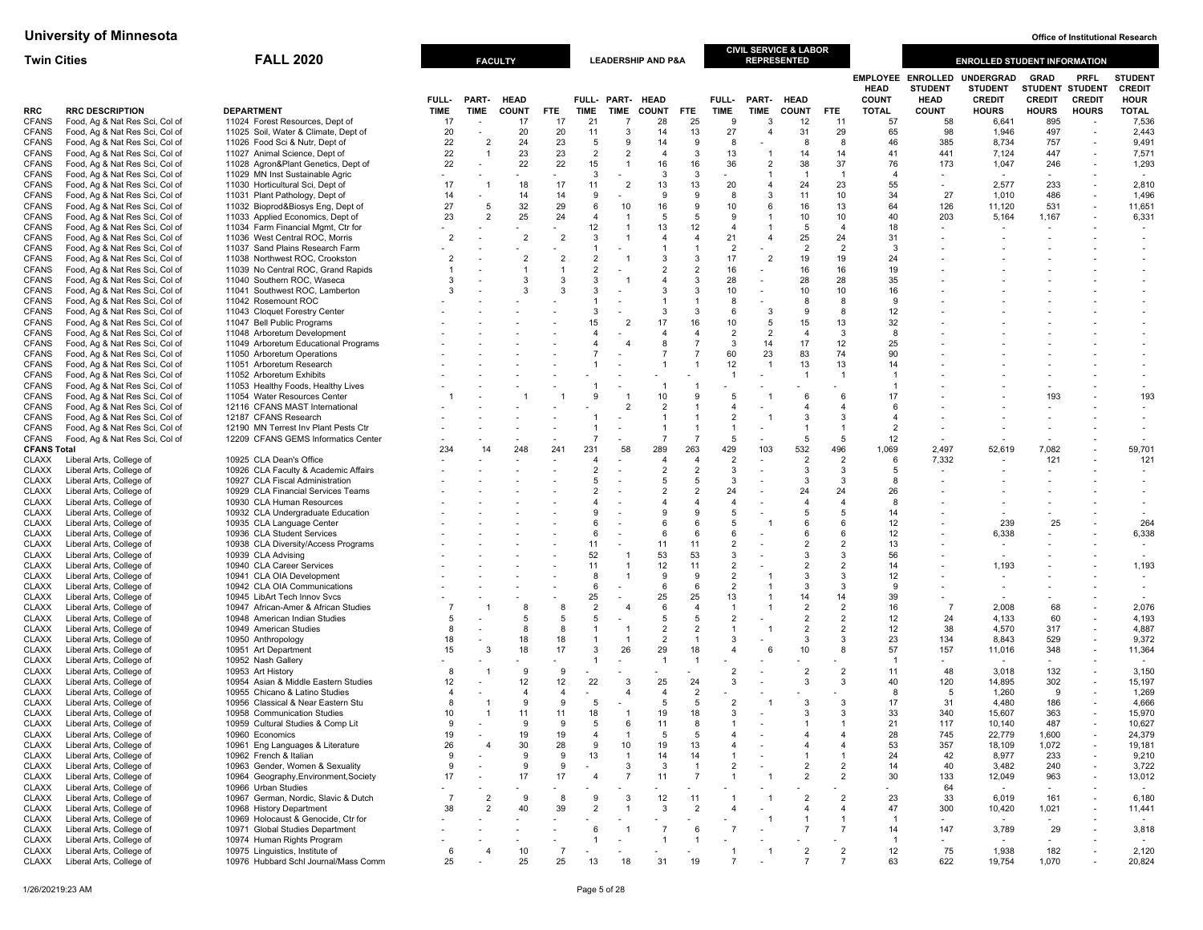| RRC | RRC DESCRIPTION | DEPARTMENT | FACULTY | | | | LEADERSHIP AND P&A | | | | CIVIL SERVICE & LABOR REPRESENTED | | | | EMPLOYEE HEAD COUNT TOTAL | ENROLLED STUDENT HEAD COUNT | UNDERGRAD STUDENT CREDIT HOURS | GRAD STUDENT CREDIT HOURS | PRFL STUDENT CREDIT HOURS | STUDENT CREDIT HOUR TOTAL |
|---|---|---|---|---|---|---|---|---|---|---|---|---|---|---|---|---|---|---|---|---|
| | | | FULL-TIME | PART-TIME | HEAD COUNT | FTE | FULL-TIME | PART-TIME | HEAD COUNT | FTE | FULL-TIME | PART-TIME | HEAD COUNT | FTE | | | | | | |
| CFANS | Food, Ag & Nat Res Sci, Col of | 11024 Forest Resources, Dept of | 17 | - | 17 | 17 | 21 | 7 | 28 | 25 | 9 | 3 | 12 | 11 | 57 | 58 | 6,641 | 895 | - | 7,536 |
| CFANS | Food, Ag & Nat Res Sci, Col of | 11025 Soil, Water & Climate, Dept of | 20 | - | 20 | 20 | 11 | 3 | 14 | 13 | 27 | 4 | 31 | 29 | 65 | 98 | 1,946 | 497 | - | 2,443 |
| CFANS | Food, Ag & Nat Res Sci, Col of | 11026 Food Sci & Nutr, Dept of | 22 | 2 | 24 | 23 | 5 | 9 | 14 | 9 | 8 | - | 8 | 8 | 46 | 385 | 8,734 | 757 | - | 9,491 |
| CFANS | Food, Ag & Nat Res Sci, Col of | 11027 Animal Science, Dept of | 22 | 1 | 23 | 23 | 2 | 2 | 4 | 3 | 13 | 1 | 14 | 14 | 41 | 441 | 7,124 | 447 | - | 7,571 |
| CFANS | Food, Ag & Nat Res Sci, Col of | 11028 Agron&Plant Genetics, Dept of | 22 | - | 22 | 22 | 15 | 1 | 16 | 16 | 36 | 2 | 38 | 37 | 76 | 173 | 1,047 | 246 | - | 1,293 |
| CFANS | Food, Ag & Nat Res Sci, Col of | 11029 MN Inst Sustainable Agric | - | - | - | - | 3 | - | 3 | 3 | - | 1 | 1 | 1 | 4 | - | - | - | - | - |
| CFANS | Food, Ag & Nat Res Sci, Col of | 11030 Horticultural Sci, Dept of | 17 | 1 | 18 | 17 | 11 | 2 | 13 | 13 | 20 | 4 | 24 | 23 | 55 | - | 2,577 | 233 | - | 2,810 |
| CFANS | Food, Ag & Nat Res Sci, Col of | 11031 Plant Pathology, Dept of | 14 | - | 14 | 14 | 9 | - | 9 | 9 | 8 | 3 | 11 | 10 | 34 | 27 | 1,010 | 486 | - | 1,496 |
| CFANS | Food, Ag & Nat Res Sci, Col of | 11032 Bioprod&Biosys Eng, Dept of | 27 | 5 | 32 | 29 | 6 | 10 | 16 | 9 | 10 | 6 | 16 | 13 | 64 | 126 | 11,120 | 531 | - | 11,651 |
| CFANS | Food, Ag & Nat Res Sci, Col of | 11033 Applied Economics, Dept of | 23 | 2 | 25 | 24 | 4 | 1 | 5 | 5 | 9 | 1 | 10 | 10 | 40 | 203 | 5,164 | 1,167 | - | 6,331 |
| CFANS | Food, Ag & Nat Res Sci, Col of | 11034 Farm Financial Mgmt, Ctr for | - | - | - | - | 12 | 1 | 13 | 12 | 4 | 1 | 5 | 4 | 18 | - | - | - | - | - |
| CFANS | Food, Ag & Nat Res Sci, Col of | 11036 West Central ROC, Morris | 2 | - | 2 | 2 | 3 | 1 | 4 | 4 | 21 | 4 | 25 | 24 | 31 | - | - | - | - | - |
| CFANS | Food, Ag & Nat Res Sci, Col of | 11037 Sand Plains Research Farm | - | - | - | - | 1 | - | 1 | 1 | 2 | - | 2 | 2 | 3 | - | - | - | - | - |
| CFANS | Food, Ag & Nat Res Sci, Col of | 11038 Northwest ROC, Crookston | 2 | - | 2 | 2 | 2 | 1 | 3 | 3 | 17 | 2 | 19 | 19 | 24 | - | - | - | - | - |
| CFANS | Food, Ag & Nat Res Sci, Col of | 11039 No Central ROC, Grand Rapids | 1 | - | 1 | 1 | 2 | - | 2 | 2 | 16 | - | 16 | 16 | 19 | - | - | - | - | - |
| CFANS | Food, Ag & Nat Res Sci, Col of | 11040 Southern ROC, Waseca | 3 | - | 3 | 3 | 3 | 1 | 4 | 3 | 28 | - | 28 | 28 | 35 | - | - | - | - | - |
| CFANS | Food, Ag & Nat Res Sci, Col of | 11041 Southwest ROC, Lamberton | 3 | - | 3 | 3 | 3 | - | 3 | 3 | 10 | - | 10 | 10 | 16 | - | - | - | - | - |
| CFANS | Food, Ag & Nat Res Sci, Col of | 11042 Rosemount ROC | - | - | - | - | 1 | - | 1 | 1 | 8 | - | 8 | 8 | 9 | - | - | - | - | - |
| CFANS | Food, Ag & Nat Res Sci, Col of | 11043 Cloquet Forestry Center | - | - | - | - | 3 | - | 3 | 3 | 6 | 3 | 9 | 8 | 12 | - | - | - | - | - |
| CFANS | Food, Ag & Nat Res Sci, Col of | 11047 Bell Public Programs | - | - | - | - | 15 | 2 | 17 | 16 | 10 | 5 | 15 | 13 | 32 | - | - | - | - | - |
| CFANS | Food, Ag & Nat Res Sci, Col of | 11048 Arboretum Development | - | - | - | - | 4 | - | 4 | 4 | 2 | 2 | 4 | 3 | 8 | - | - | - | - | - |
| CFANS | Food, Ag & Nat Res Sci, Col of | 11049 Arboretum Educational Programs | - | - | - | - | 4 | 4 | 8 | 7 | 3 | 14 | 17 | 12 | 25 | - | - | - | - | - |
| CFANS | Food, Ag & Nat Res Sci, Col of | 11050 Arboretum Operations | - | - | - | - | 7 | - | 7 | 7 | 60 | 23 | 83 | 74 | 90 | - | - | - | - | - |
| CFANS | Food, Ag & Nat Res Sci, Col of | 11051 Arboretum Research | - | - | - | - | 1 | - | 1 | 1 | 12 | 1 | 13 | 13 | 14 | - | - | - | - | - |
| CFANS | Food, Ag & Nat Res Sci, Col of | 11052 Arboretum Exhibits | - | - | - | - | - | - | - | - | 1 | - | 1 | 1 | 1 | - | - | - | - | - |
| CFANS | Food, Ag & Nat Res Sci, Col of | 11053 Healthy Foods, Healthy Lives | - | - | - | - | 1 | - | 1 | 1 | - | - | - | - | 1 | - | - | - | - | - |
| CFANS | Food, Ag & Nat Res Sci, Col of | 11054 Water Resources Center | 1 | - | 1 | 1 | 9 | 1 | 10 | 9 | 5 | 1 | 6 | 6 | 17 | - | - | 193 | - | 193 |
| CFANS | Food, Ag & Nat Res Sci, Col of | 12116 CFANS MAST International | - | - | - | - | - | 2 | 2 | 1 | 4 | - | 4 | 4 | 6 | - | - | - | - | - |
| CFANS | Food, Ag & Nat Res Sci, Col of | 12187 CFANS Research | - | - | - | - | 1 | - | 1 | 1 | 2 | 1 | 3 | 3 | 4 | - | - | - | - | - |
| CFANS | Food, Ag & Nat Res Sci, Col of | 12190 MN Terrest Inv Plant Pests Ctr | - | - | - | - | 1 | - | 1 | 1 | 1 | - | 1 | 1 | 2 | - | - | - | - | - |
| CFANS | Food, Ag & Nat Res Sci, Col of | 12209 CFANS GEMS Informatics Center | - | - | - | - | 7 | - | 7 | 7 | 5 | - | 5 | 5 | 12 | - | - | - | - | - |
| **CFANS Total** | | | 234 | 14 | 248 | 241 | 231 | 58 | 289 | 263 | 429 | 103 | 532 | 496 | 1,069 | 2,497 | 52,619 | 7,082 | - | 59,701 |
| CLAXX | Liberal Arts, College of | 10925 CLA Dean's Office | - | - | - | - | 4 | - | 4 | 4 | 2 | - | 2 | 2 | 6 | 7,332 | - | 121 | - | 121 |
| CLAXX | Liberal Arts, College of | 10926 CLA Faculty & Academic Affairs | - | - | - | - | 2 | - | 2 | 2 | 3 | - | 3 | 3 | 5 | - | - | - | - | - |
| CLAXX | Liberal Arts, College of | 10927 CLA Fiscal Administration | - | - | - | - | 5 | - | 5 | 5 | 3 | - | 3 | 3 | 8 | - | - | - | - | - |
| CLAXX | Liberal Arts, College of | 10929 CLA Financial Services Teams | - | - | - | - | 2 | - | 2 | 2 | 24 | - | 24 | 24 | 26 | - | - | - | - | - |
| CLAXX | Liberal Arts, College of | 10930 CLA Human Resources | - | - | - | - | 4 | - | 4 | 4 | 4 | - | 4 | 4 | 8 | - | - | - | - | - |
| CLAXX | Liberal Arts, College of | 10932 CLA Undergraduate Education | - | - | - | - | 9 | - | 9 | 9 | 5 | - | 5 | 5 | 14 | - | - | - | - | - |
| CLAXX | Liberal Arts, College of | 10935 CLA Language Center | - | - | - | - | 6 | - | 6 | 6 | 5 | 1 | 6 | 6 | 12 | - | 239 | 25 | - | 264 |
| CLAXX | Liberal Arts, College of | 10936 CLA Student Services | - | - | - | - | 6 | - | 6 | 6 | 6 | - | 6 | 6 | 12 | - | 6,338 | - | - | 6,338 |
| CLAXX | Liberal Arts, College of | 10938 CLA Diversity/Access Programs | - | - | - | - | 11 | - | 11 | 11 | 2 | - | 2 | 2 | 13 | - | - | - | - | - |
| CLAXX | Liberal Arts, College of | 10939 CLA Advising | - | - | - | - | 52 | 1 | 53 | 53 | 3 | - | 3 | 3 | 56 | - | - | - | - | - |
| CLAXX | Liberal Arts, College of | 10940 CLA Career Services | - | - | - | - | 11 | 1 | 12 | 11 | 2 | - | 2 | 2 | 14 | - | 1,193 | - | - | 1,193 |
| CLAXX | Liberal Arts, College of | 10941 CLA OIA Development | - | - | - | - | 8 | 1 | 9 | 9 | 2 | 1 | 3 | 3 | 12 | - | - | - | - | - |
| CLAXX | Liberal Arts, College of | 10942 CLA OIA Communications | - | - | - | - | 6 | - | 6 | 6 | 2 | 1 | 3 | 3 | 9 | - | - | - | - | - |
| CLAXX | Liberal Arts, College of | 10945 LibArt Tech Innov Svcs | - | - | - | - | 25 | - | 25 | 25 | 13 | 1 | 14 | 14 | 39 | - | - | - | - | - |
| CLAXX | Liberal Arts, College of | 10947 African-Amer & African Studies | 7 | 1 | 8 | 8 | 2 | 4 | 6 | 4 | 1 | 1 | 2 | 2 | 16 | 7 | 2,008 | 68 | - | 2,076 |
| CLAXX | Liberal Arts, College of | 10948 American Indian Studies | 5 | - | 5 | 5 | 5 | - | 5 | 5 | 2 | - | 2 | 2 | 12 | 24 | 4,133 | 60 | - | 4,193 |
| CLAXX | Liberal Arts, College of | 10949 American Studies | 8 | - | 8 | 8 | 1 | 1 | 2 | 2 | 1 | 1 | 2 | 2 | 12 | 38 | 4,570 | 317 | - | 4,887 |
| CLAXX | Liberal Arts, College of | 10950 Anthropology | 18 | - | 18 | 18 | 1 | 1 | 2 | 1 | 3 | - | 3 | 3 | 23 | 134 | 8,843 | 529 | - | 9,372 |
| CLAXX | Liberal Arts, College of | 10951 Art Department | 15 | 3 | 18 | 17 | 3 | 26 | 29 | 18 | 4 | 6 | 10 | 8 | 57 | 157 | 11,016 | 348 | - | 11,364 |
| CLAXX | Liberal Arts, College of | 10952 Nash Gallery | - | - | - | - | 1 | - | 1 | 1 | - | - | - | - | 1 | - | - | - | - | - |
| CLAXX | Liberal Arts, College of | 10953 Art History | 8 | 1 | 9 | 9 | - | - | - | - | 2 | - | 2 | 2 | 11 | 48 | 3,018 | 132 | - | 3,150 |
| CLAXX | Liberal Arts, College of | 10954 Asian & Middle Eastern Studies | 12 | - | 12 | 12 | 22 | 3 | 25 | 24 | 3 | - | 3 | 3 | 40 | 120 | 14,895 | 302 | - | 15,197 |
| CLAXX | Liberal Arts, College of | 10955 Chicano & Latino Studies | 4 | - | 4 | 4 | - | 4 | 4 | 2 | - | - | - | - | 8 | 5 | 1,260 | 9 | - | 1,269 |
| CLAXX | Liberal Arts, College of | 10956 Classical & Near Eastern Stu | 8 | 1 | 9 | 9 | 5 | - | 5 | 5 | 2 | 1 | 3 | 3 | 17 | 31 | 4,480 | 186 | - | 4,666 |
| CLAXX | Liberal Arts, College of | 10958 Communication Studies | 10 | 1 | 11 | 11 | 18 | 1 | 19 | 18 | 3 | - | 3 | 3 | 33 | 340 | 15,607 | 363 | - | 15,970 |
| CLAXX | Liberal Arts, College of | 10959 Cultural Studies & Comp Lit | 9 | - | 9 | 9 | 5 | 6 | 11 | 8 | 1 | - | 1 | 1 | 21 | 117 | 10,140 | 487 | - | 10,627 |
| CLAXX | Liberal Arts, College of | 10960 Economics | 19 | - | 19 | 19 | 4 | 1 | 5 | 5 | 4 | - | 4 | 4 | 28 | 745 | 22,779 | 1,600 | - | 24,379 |
| CLAXX | Liberal Arts, College of | 10961 Eng Languages & Literature | 26 | 4 | 30 | 28 | 9 | 10 | 19 | 13 | 4 | - | 4 | 4 | 53 | 357 | 18,109 | 1,072 | - | 19,181 |
| CLAXX | Liberal Arts, College of | 10962 French & Italian | 9 | - | 9 | 9 | 13 | 1 | 14 | 14 | 1 | - | 1 | 1 | 24 | 42 | 8,977 | 233 | - | 9,210 |
| CLAXX | Liberal Arts, College of | 10963 Gender, Women & Sexuality | 9 | - | 9 | 9 | - | 3 | 3 | 1 | 2 | - | 2 | 2 | 14 | 40 | 3,482 | 240 | - | 3,722 |
| CLAXX | Liberal Arts, College of | 10964 Geography,Environment,Society | 17 | - | 17 | 17 | 4 | 7 | 11 | 7 | 1 | 1 | 2 | 2 | 30 | 133 | 12,049 | 963 | - | 13,012 |
| CLAXX | Liberal Arts, College of | 10966 Urban Studies | - | - | - | - | - | - | - | - | - | - | - | - | - | 64 | - | - | - | - |
| CLAXX | Liberal Arts, College of | 10967 German, Nordic, Slavic & Dutch | 7 | 2 | 9 | 8 | 9 | 3 | 12 | 11 | 1 | 1 | 2 | 2 | 23 | 33 | 6,019 | 161 | - | 6,180 |
| CLAXX | Liberal Arts, College of | 10968 History Department | 38 | 2 | 40 | 39 | 2 | 1 | 3 | 2 | 4 | - | 4 | 4 | 47 | 300 | 10,420 | 1,021 | - | 11,441 |
| CLAXX | Liberal Arts, College of | 10969 Holocaust & Genocide, Ctr for | - | - | - | - | - | - | - | - | - | 1 | 1 | 1 | 1 | - | - | - | - | - |
| CLAXX | Liberal Arts, College of | 10971 Global Studies Department | - | - | - | - | 6 | 1 | 7 | 6 | 7 | - | 7 | 7 | 14 | 147 | 3,789 | 29 | - | 3,818 |
| CLAXX | Liberal Arts, College of | 10974 Human Rights Program | - | - | - | - | 1 | - | 1 | 1 | - | - | - | - | 1 | - | - | - | - | - |
| CLAXX | Liberal Arts, College of | 10975 Linguistics, Institute of | 6 | 4 | 10 | 7 | - | - | - | - | 1 | 1 | 2 | 2 | 12 | 75 | 1,938 | 182 | - | 2,120 |
| CLAXX | Liberal Arts, College of | 10976 Hubbard Schl Journal/Mass Comm | 25 | - | 25 | 25 | 13 | 18 | 31 | 19 | 7 | - | 7 | 7 | 63 | 622 | 19,754 | 1,070 | - | 20,824 |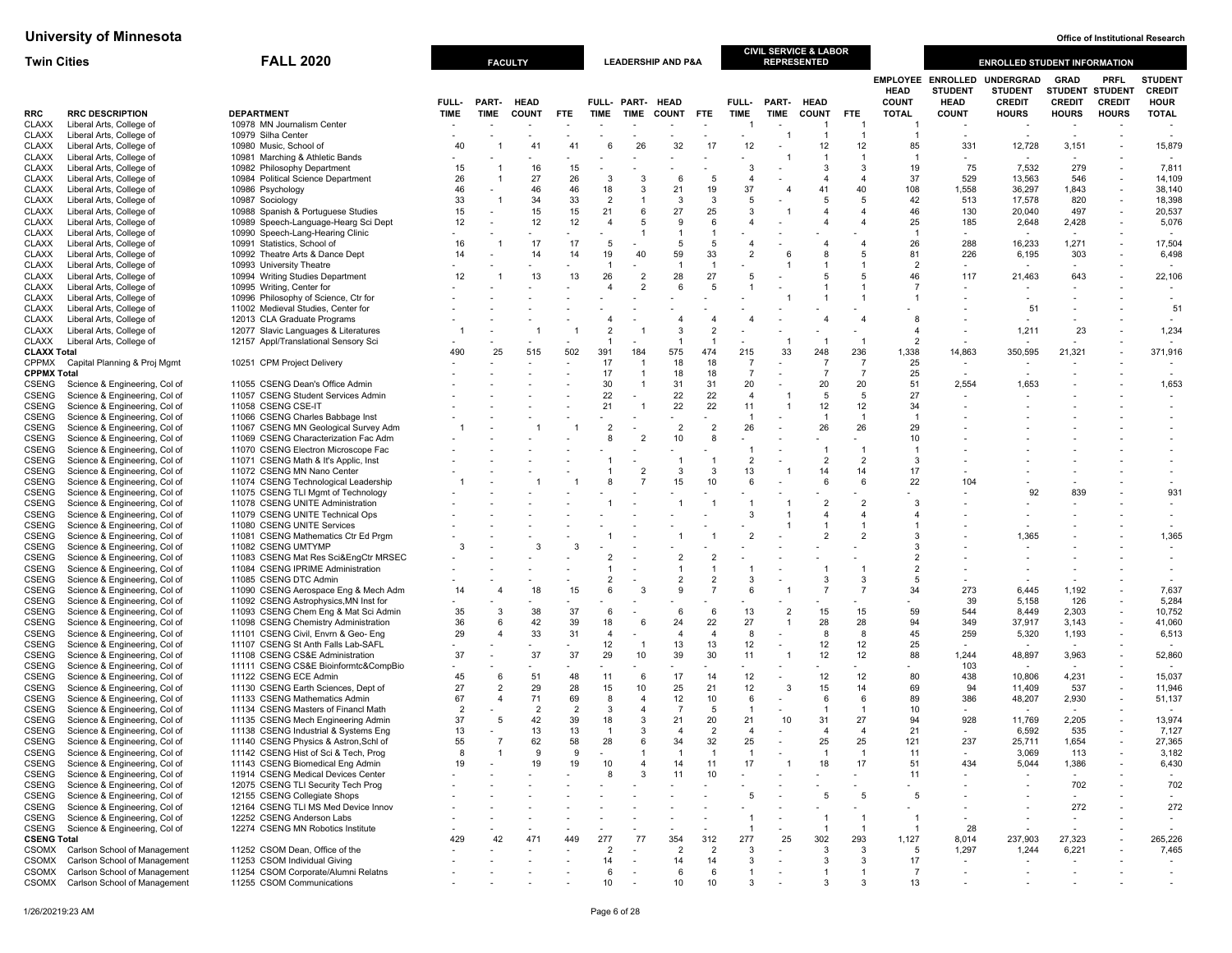# University of Minnesota

**Office of Institutional Research**

## Twin Cities — FALL 2020

| RRC | RRC DESCRIPTION | DEPARTMENT | FACULTY FULL-TIME | FACULTY PART-TIME | FACULTY HEAD COUNT | FACULTY FTE | LEADERSHIP AND P&A FULL-TIME | LEADERSHIP AND P&A PART-TIME | LEADERSHIP AND P&A HEAD COUNT | LEADERSHIP AND P&A FTE | CIVIL SERVICE & LABOR REPRESENTED FULL-TIME | CIVIL SERVICE & LABOR REPRESENTED PART-TIME | CIVIL SERVICE & LABOR REPRESENTED HEAD COUNT | CIVIL SERVICE & LABOR REPRESENTED FTE | EMPLOYEE HEAD COUNT TOTAL | ENROLLED STUDENT HEAD COUNT | UNDERGRAD STUDENT CREDIT HOURS | GRAD STUDENT CREDIT HOURS | PRFL STUDENT CREDIT HOURS | STUDENT CREDIT HOUR TOTAL |
|---|---|---|---|---|---|---|---|---|---|---|---|---|---|---|---|---|---|---|---|---|
| CLAXX | Liberal Arts, College of | 10978 MN Journalism Center | - | - | - | - | - | - | - | - | 1 | - | 1 | 1 | 1 | - | - | - | - | - |
| CLAXX | Liberal Arts, College of | 10979 Silha Center | - | - | - | - | - | - | - | - | - | 1 | 1 | 1 | 1 | - | - | - | - | - |
| CLAXX | Liberal Arts, College of | 10980 Music, School of | 40 | 1 | 41 | 41 | 6 | 26 | 32 | 17 | 12 | - | 12 | 12 | 85 | 331 | 12,728 | 3,151 | - | 15,879 |
| CLAXX | Liberal Arts, College of | 10981 Marching & Athletic Bands | - | - | - | - | - | - | - | - | - | 1 | 1 | 1 | 1 | - | - | - | - | - |
| CLAXX | Liberal Arts, College of | 10982 Philosophy Department | 15 | 1 | 16 | 15 | - | - | - | - | 3 | - | 3 | 3 | 19 | 75 | 7,532 | 279 | - | 7,811 |
| CLAXX | Liberal Arts, College of | 10984 Political Science Department | 26 | 1 | 27 | 26 | 3 | 3 | 6 | 5 | 4 | - | 4 | 4 | 37 | 529 | 13,563 | 546 | - | 14,109 |
| CLAXX | Liberal Arts, College of | 10986 Psychology | 46 | - | 46 | 46 | 18 | 3 | 21 | 19 | 37 | 4 | 41 | 40 | 108 | 1,558 | 36,297 | 1,843 | - | 38,140 |
| CLAXX | Liberal Arts, College of | 10987 Sociology | 33 | 1 | 34 | 33 | 2 | 1 | 3 | 3 | 5 | - | 5 | 5 | 42 | 513 | 17,578 | 820 | - | 18,398 |
| CLAXX | Liberal Arts, College of | 10988 Spanish & Portuguese Studies | 15 | - | 15 | 15 | 21 | 6 | 27 | 25 | 3 | 1 | 4 | 4 | 46 | 130 | 20,040 | 497 | - | 20,537 |
| CLAXX | Liberal Arts, College of | 10989 Speech-Language-Hearg Sci Dept | 12 | - | 12 | 12 | 4 | 5 | 9 | 6 | 4 | - | 4 | 4 | 25 | 185 | 2,648 | 2,428 | - | 5,076 |
| CLAXX | Liberal Arts, College of | 10990 Speech-Lang-Hearing Clinic | - | - | - | - | - | 1 | 1 | 1 | - | - | - | - | 1 | - | - | - | - | - |
| CLAXX | Liberal Arts, College of | 10991 Statistics, School of | 16 | 1 | 17 | 17 | 5 | - | 5 | 5 | 4 | - | 4 | 4 | 26 | 288 | 16,233 | 1,271 | - | 17,504 |
| CLAXX | Liberal Arts, College of | 10992 Theatre Arts & Dance Dept | 14 | - | 14 | 14 | 19 | 40 | 59 | 33 | 2 | 6 | 8 | 5 | 81 | 226 | 6,195 | 303 | - | 6,498 |
| CLAXX | Liberal Arts, College of | 10993 University Theatre | - | - | - | - | 1 | - | 1 | 1 | - | 1 | 1 | 1 | 2 | - | - | - | - | - |
| CLAXX | Liberal Arts, College of | 10994 Writing Studies Department | 12 | 1 | 13 | 13 | 26 | 2 | 28 | 27 | 5 | - | 5 | 5 | 46 | 117 | 21,463 | 643 | - | 22,106 |
| CLAXX | Liberal Arts, College of | 10995 Writing, Center for | - | - | - | - | 4 | 2 | 6 | 5 | 1 | - | 1 | 1 | 7 | - | - | - | - | - |
| CLAXX | Liberal Arts, College of | 10996 Philosophy of Science, Ctr for | - | - | - | - | - | - | - | - | - | 1 | 1 | 1 | 1 | - | - | - | - | - |
| CLAXX | Liberal Arts, College of | 11002 Medieval Studies, Center for | - | - | - | - | - | - | - | - | - | - | - | - | - | - | 51 | - | - | 51 |
| CLAXX | Liberal Arts, College of | 12013 CLA Graduate Programs | - | - | - | - | 4 | - | 4 | 4 | 4 | - | 4 | 4 | 8 | - | - | - | - | - |
| CLAXX | Liberal Arts, College of | 12077 Slavic Languages & Literatures | 1 | - | 1 | 1 | 2 | 1 | 3 | 2 | - | - | - | - | 4 | - | 1,211 | 23 | - | 1,234 |
| CLAXX | Liberal Arts, College of | 12157 Appl/Translational Sensory Sci | - | - | - | - | 1 | - | 1 | 1 | - | 1 | 1 | 1 | 2 | - | - | - | - | - |
| **CLAXX Total** | | | 490 | 25 | 515 | 502 | 391 | 184 | 575 | 474 | 215 | 33 | 248 | 236 | 1,338 | 14,863 | 350,595 | 21,321 | - | 371,916 |
| CPPMX | Capital Planning & Proj Mgmt | 10251 CPM Project Delivery | - | - | - | - | 17 | 1 | 18 | 18 | 7 | - | 7 | 7 | 25 | - | - | - | - | - |
| **CPPMX Total** | | | - | - | - | - | 17 | 1 | 18 | 18 | 7 | - | 7 | 7 | 25 | - | - | - | - | - |
| CSENG | Science & Engineering, Col of | 11055 CSENG Dean's Office Admin | - | - | - | - | 30 | 1 | 31 | 31 | 20 | - | 20 | 20 | 51 | 2,554 | 1,653 | - | - | 1,653 |
| CSENG | Science & Engineering, Col of | 11057 CSENG Student Services Admin | - | - | - | - | 22 | - | 22 | 22 | 4 | 1 | 5 | 5 | 27 | - | - | - | - | - |
| CSENG | Science & Engineering, Col of | 11058 CSENG CSE-IT | - | - | - | - | 21 | 1 | 22 | 22 | 11 | 1 | 12 | 12 | 34 | - | - | - | - | - |
| CSENG | Science & Engineering, Col of | 11066 CSENG Charles Babbage Inst | - | - | - | - | - | - | - | - | 1 | - | 1 | 1 | 1 | - | - | - | - | - |
| CSENG | Science & Engineering, Col of | 11067 CSENG MN Geological Survey Adm | 1 | - | 1 | 1 | 2 | - | 2 | 2 | 26 | - | 26 | 26 | 29 | - | - | - | - | - |
| CSENG | Science & Engineering, Col of | 11069 CSENG Characterization Fac Adm | - | - | - | - | 8 | 2 | 10 | 8 | - | - | - | - | 10 | - | - | - | - | - |
| CSENG | Science & Engineering, Col of | 11070 CSENG Electron Microscope Fac | - | - | - | - | - | - | - | - | 1 | - | 1 | 1 | 1 | - | - | - | - | - |
| CSENG | Science & Engineering, Col of | 11071 CSENG Math & It's Applic, Inst | - | - | - | - | 1 | - | 1 | 1 | 2 | - | 2 | 2 | 3 | - | - | - | - | - |
| CSENG | Science & Engineering, Col of | 11072 CSENG MN Nano Center | - | - | - | - | 1 | 2 | 3 | 3 | 13 | 1 | 14 | 14 | 17 | - | - | - | - | - |
| CSENG | Science & Engineering, Col of | 11074 CSENG Technological Leadership | 1 | - | 1 | 1 | 8 | 7 | 15 | 10 | 6 | - | 6 | 6 | 22 | 104 | - | - | - | - |
| CSENG | Science & Engineering, Col of | 11075 CSENG TLI Mgmt of Technology | - | - | - | - | - | - | - | - | - | - | - | - | - | - | 92 | 839 | - | 931 |
| CSENG | Science & Engineering, Col of | 11078 CSENG UNITE Administration | - | - | - | - | 1 | - | 1 | 1 | 1 | 1 | 2 | 2 | 3 | - | - | - | - | - |
| CSENG | Science & Engineering, Col of | 11079 CSENG UNITE Technical Ops | - | - | - | - | - | - | - | - | 3 | 1 | 4 | 4 | 4 | - | - | - | - | - |
| CSENG | Science & Engineering, Col of | 11080 CSENG UNITE Services | - | - | - | - | - | - | - | - | - | 1 | 1 | 1 | 1 | - | - | - | - | - |
| CSENG | Science & Engineering, Col of | 11081 CSENG Mathematics Ctr Ed Prgm | - | - | - | - | 1 | - | 1 | 1 | 2 | - | 2 | 2 | 3 | - | 1,365 | - | - | 1,365 |
| CSENG | Science & Engineering, Col of | 11082 CSENG UMTYMP | 3 | - | 3 | 3 | - | - | - | - | - | - | - | - | 3 | - | - | - | - | - |
| CSENG | Science & Engineering, Col of | 11083 CSENG Mat Res Sci&EngCtr MRSEC | - | - | - | - | 2 | - | 2 | 2 | - | - | - | - | 2 | - | - | - | - | - |
| CSENG | Science & Engineering, Col of | 11084 CSENG IPRIME Administration | - | - | - | - | 1 | - | 1 | 1 | 1 | - | 1 | 1 | 2 | - | - | - | - | - |
| CSENG | Science & Engineering, Col of | 11085 CSENG DTC Admin | - | - | - | - | 2 | - | 2 | 2 | 3 | - | 3 | 3 | 5 | - | - | - | - | - |
| CSENG | Science & Engineering, Col of | 11090 CSENG Aerospace Eng & Mech Adm | 14 | 4 | 18 | 15 | 6 | 3 | 9 | 7 | 6 | 1 | 7 | 7 | 34 | 273 | 6,445 | 1,192 | - | 7,637 |
| CSENG | Science & Engineering, Col of | 11092 CSENG Astrophysics,MN Inst for | - | - | - | - | - | - | - | - | - | - | - | - | - | 39 | 5,158 | 126 | - | 5,284 |
| CSENG | Science & Engineering, Col of | 11093 CSENG Chem Eng & Mat Sci Admin | 35 | 3 | 38 | 37 | 6 | - | 6 | 6 | 13 | 2 | 15 | 15 | 59 | 544 | 8,449 | 2,303 | - | 10,752 |
| CSENG | Science & Engineering, Col of | 11098 CSENG Chemistry Administration | 36 | 6 | 42 | 39 | 18 | 6 | 24 | 22 | 27 | 1 | 28 | 28 | 94 | 349 | 37,917 | 3,143 | - | 41,060 |
| CSENG | Science & Engineering, Col of | 11101 CSENG Civil, Envrn & Geo- Eng | 29 | 4 | 33 | 31 | 4 | - | 4 | 4 | 8 | - | 8 | 8 | 45 | 259 | 5,320 | 1,193 | - | 6,513 |
| CSENG | Science & Engineering, Col of | 11107 CSENG St Anth Falls Lab-SAFL | - | - | - | - | 12 | 1 | 13 | 13 | 12 | - | 12 | 12 | 25 | - | - | - | - | - |
| CSENG | Science & Engineering, Col of | 11108 CSENG CS&E Administration | 37 | - | 37 | 37 | 29 | 10 | 39 | 30 | 11 | 1 | 12 | 12 | 88 | 1,244 | 48,897 | 3,963 | - | 52,860 |
| CSENG | Science & Engineering, Col of | 11111 CSENG CS&E Bioinformtc&CompBio | - | - | - | - | - | - | - | - | - | - | - | - | - | 103 | - | - | - | - |
| CSENG | Science & Engineering, Col of | 11122 CSENG ECE Admin | 45 | 6 | 51 | 48 | 11 | 6 | 17 | 14 | 12 | - | 12 | 12 | 80 | 438 | 10,806 | 4,231 | - | 15,037 |
| CSENG | Science & Engineering, Col of | 11130 CSENG Earth Sciences, Dept of | 27 | 2 | 29 | 28 | 15 | 10 | 25 | 21 | 12 | 3 | 15 | 14 | 69 | 94 | 11,409 | 537 | - | 11,946 |
| CSENG | Science & Engineering, Col of | 11133 CSENG Mathematics Admin | 67 | 4 | 71 | 69 | 8 | 4 | 12 | 10 | 6 | - | 6 | 6 | 89 | 386 | 48,207 | 2,930 | - | 51,137 |
| CSENG | Science & Engineering, Col of | 11134 CSENG Masters of Financl Math | 2 | - | 2 | 2 | 3 | 4 | 7 | 5 | 1 | - | 1 | 1 | 10 | - | - | - | - | - |
| CSENG | Science & Engineering, Col of | 11135 CSENG Mech Engineering Admin | 37 | 5 | 42 | 39 | 18 | 3 | 21 | 20 | 21 | 10 | 31 | 27 | 94 | 928 | 11,769 | 2,205 | - | 13,974 |
| CSENG | Science & Engineering, Col of | 11138 CSENG Industrial & Systems Eng | 13 | - | 13 | 13 | 1 | 3 | 4 | 2 | 4 | - | 4 | 4 | 21 | - | 6,592 | 535 | - | 7,127 |
| CSENG | Science & Engineering, Col of | 11140 CSENG Physics & Astron,Schl of | 55 | 7 | 62 | 58 | 28 | 6 | 34 | 32 | 25 | - | 25 | 25 | 121 | 237 | 25,711 | 1,654 | - | 27,365 |
| CSENG | Science & Engineering, Col of | 11142 CSENG Hist of Sci & Tech, Prog | 8 | 1 | 9 | 9 | - | 1 | 1 | 1 | 1 | - | 1 | 1 | 11 | - | 3,069 | 113 | - | 3,182 |
| CSENG | Science & Engineering, Col of | 11143 CSENG Biomedical Eng Admin | 19 | - | 19 | 19 | 10 | 4 | 14 | 11 | 17 | 1 | 18 | 17 | 51 | 434 | 5,044 | 1,386 | - | 6,430 |
| CSENG | Science & Engineering, Col of | 11914 CSENG Medical Devices Center | - | - | - | - | 8 | 3 | 11 | 10 | - | - | - | - | 11 | - | - | - | - | - |
| CSENG | Science & Engineering, Col of | 12075 CSENG TLI Security Tech Prog | - | - | - | - | - | - | - | - | - | - | - | - | - | - | - | 702 | - | 702 |
| CSENG | Science & Engineering, Col of | 12155 CSENG Collegiate Shops | - | - | - | - | - | - | - | - | 5 | - | 5 | 5 | 5 | - | - | - | - | - |
| CSENG | Science & Engineering, Col of | 12164 CSENG TLI MS Med Device Innov | - | - | - | - | - | - | - | - | - | - | - | - | - | - | - | 272 | - | 272 |
| CSENG | Science & Engineering, Col of | 12252 CSENG Anderson Labs | - | - | - | - | - | - | - | - | 1 | - | 1 | 1 | 1 | - | - | - | - | - |
| CSENG | Science & Engineering, Col of | 12274 CSENG MN Robotics Institute | - | - | - | - | - | - | - | - | 1 | - | 1 | 1 | 1 | 28 | - | - | - | - |
| **CSENG Total** | | | 429 | 42 | 471 | 449 | 277 | 77 | 354 | 312 | 277 | 25 | 302 | 293 | 1,127 | 8,014 | 237,903 | 27,323 | - | 265,226 |
| CSOMX | Carlson School of Management | 11252 CSOM Dean, Office of the | - | - | - | - | 2 | - | 2 | 2 | 3 | - | 3 | 3 | 5 | 1,297 | 1,244 | 6,221 | - | 7,465 |
| CSOMX | Carlson School of Management | 11253 CSOM Individual Giving | - | - | - | - | 14 | - | 14 | 14 | 3 | - | 3 | 3 | 17 | - | - | - | - | - |
| CSOMX | Carlson School of Management | 11254 CSOM Corporate/Alumni Relatns | - | - | - | - | 6 | - | 6 | 6 | 1 | - | 1 | 1 | 7 | - | - | - | - | - |
| CSOMX | Carlson School of Management | 11255 CSOM Communications | - | - | - | - | 10 | - | 10 | 10 | 3 | - | 3 | 3 | 13 | - | - | - | - | - |

1/26/20219:23 AM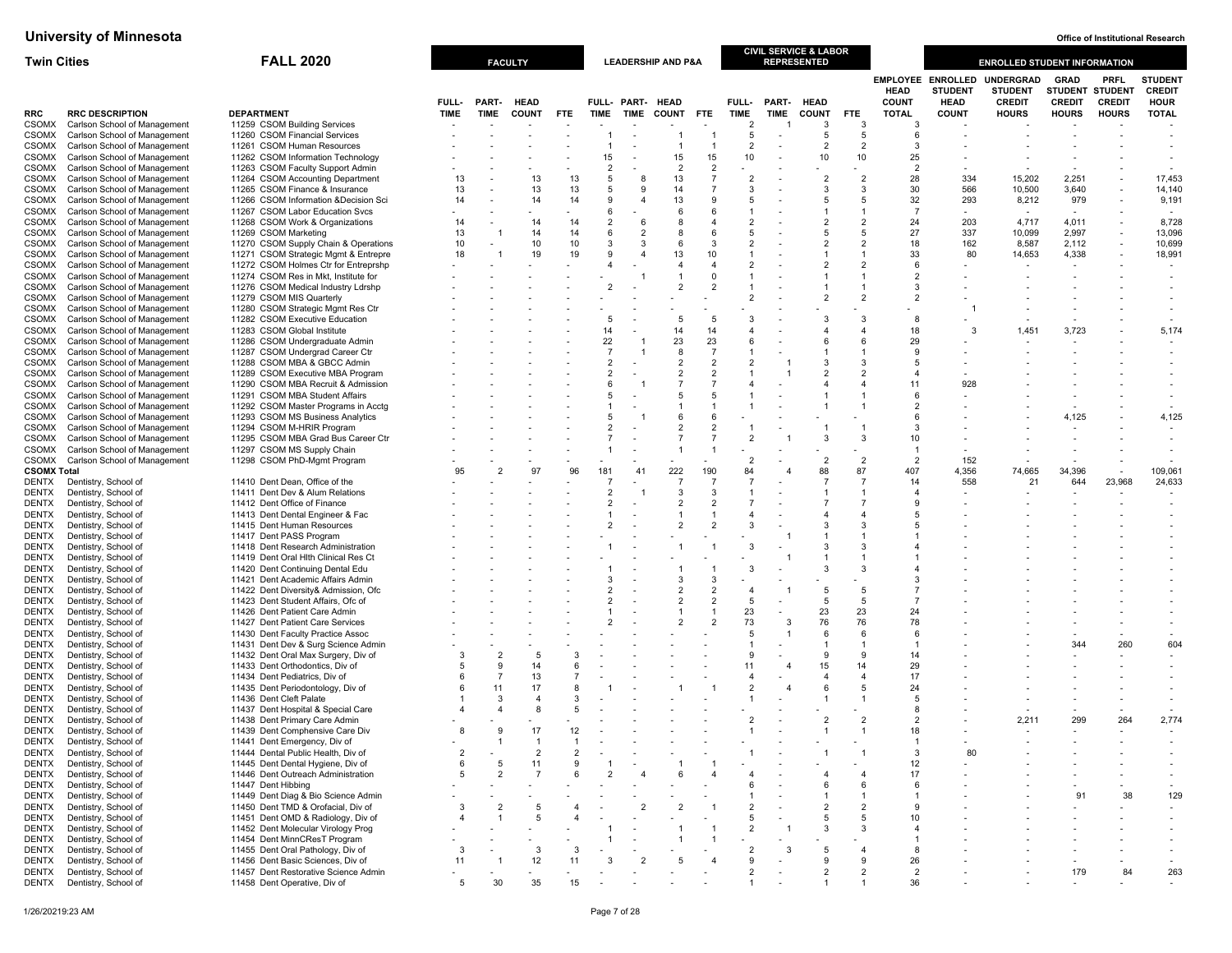# University of Minnesota

**Office of Institutional Research**

## Twin Cities — FALL 2020

| RRC | RRC DESCRIPTION | DEPARTMENT | FACULTY FULL-TIME | FACULTY PART-TIME | FACULTY HEAD COUNT | FACULTY FTE | LEADERSHIP & P&A FULL-TIME | LEADERSHIP & P&A PART-TIME | LEADERSHIP & P&A HEAD COUNT | LEADERSHIP & P&A FTE | CIVIL SERVICE & LABOR REPRESENTED FULL-TIME | CIVIL SERVICE & LABOR REPRESENTED PART-TIME | CIVIL SERVICE & LABOR REPRESENTED HEAD COUNT | CIVIL SERVICE & LABOR REPRESENTED FTE | EMPLOYEE HEAD COUNT TOTAL | ENROLLED STUDENT HEAD COUNT | UNDERGRAD STUDENT CREDIT HOURS | GRAD STUDENT CREDIT HOURS | PRFL STUDENT CREDIT HOURS | STUDENT CREDIT HOUR TOTAL |
|---|---|---|---|---|---|---|---|---|---|---|---|---|---|---|---|---|---|---|---|---|
| CSOMX | Carlson School of Management | 11259 CSOM Building Services | - | - | - | - | - | - | - | - | 2 | 1 | 3 | 3 | 3 | - | - | - | - | - |
| CSOMX | Carlson School of Management | 11260 CSOM Financial Services | - | - | - | - | 1 | - | 1 | 1 | 5 | - | 5 | 5 | 6 | - | - | - | - | - |
| CSOMX | Carlson School of Management | 11261 CSOM Human Resources | - | - | - | - | 1 | - | 1 | 1 | 2 | - | 2 | 2 | 3 | - | - | - | - | - |
| CSOMX | Carlson School of Management | 11262 CSOM Information Technology | - | - | - | - | 15 | - | 15 | 15 | 10 | - | 10 | 10 | 25 | - | - | - | - | - |
| CSOMX | Carlson School of Management | 11263 CSOM Faculty Support Admin | - | - | - | - | 2 | - | 2 | 2 | - | - | - | - | 2 | - | - | - | - | - |
| CSOMX | Carlson School of Management | 11264 CSOM Accounting Department | 13 | - | 13 | 13 | 5 | 8 | 13 | 7 | 2 | - | 2 | 2 | 28 | 334 | 15,202 | 2,251 | - | 17,453 |
| CSOMX | Carlson School of Management | 11265 CSOM Finance & Insurance | 13 | - | 13 | 13 | 5 | 9 | 14 | 7 | 3 | - | 3 | 3 | 30 | 566 | 10,500 | 3,640 | - | 14,140 |
| CSOMX | Carlson School of Management | 11266 CSOM Information &Decision Sci | 14 | - | 14 | 14 | 9 | 4 | 13 | 9 | 5 | - | 5 | 5 | 32 | 293 | 8,212 | 979 | - | 9,191 |
| CSOMX | Carlson School of Management | 11267 CSOM Labor Education Svcs | - | - | - | - | 6 | - | 6 | 6 | 1 | - | 1 | 1 | 7 | - | - | - | - | - |
| CSOMX | Carlson School of Management | 11268 CSOM Work & Organizations | 14 | - | 14 | 14 | 2 | 6 | 8 | 4 | 2 | - | 2 | 2 | 24 | 203 | 4,717 | 4,011 | - | 8,728 |
| CSOMX | Carlson School of Management | 11269 CSOM Marketing | 13 | 1 | 14 | 14 | 6 | 2 | 8 | 6 | 5 | - | 5 | 5 | 27 | 337 | 10,099 | 2,997 | - | 13,096 |
| CSOMX | Carlson School of Management | 11270 CSOM Supply Chain & Operations | 10 | - | 10 | 10 | 3 | 3 | 6 | 3 | 2 | - | 2 | 2 | 18 | 162 | 8,587 | 2,112 | - | 10,699 |
| CSOMX | Carlson School of Management | 11271 CSOM Strategic Mgmt & Entrepre | 18 | 1 | 19 | 19 | 9 | 4 | 13 | 10 | 1 | - | 1 | 1 | 33 | 80 | 14,653 | 4,338 | - | 18,991 |
| CSOMX | Carlson School of Management | 11272 CSOM Holmes Ctr for Entreprshp | - | - | - | - | 4 | - | 4 | 4 | 2 | - | 2 | 2 | 6 | - | - | - | - | - |
| CSOMX | Carlson School of Management | 11274 CSOM Res in Mkt, Institute for | - | - | - | - | - | 1 | 1 | 0 | 1 | - | 1 | 1 | 2 | - | - | - | - | - |
| CSOMX | Carlson School of Management | 11276 CSOM Medical Industry Ldrshp | - | - | - | - | 2 | - | 2 | 2 | 1 | - | 1 | 1 | 3 | - | - | - | - | - |
| CSOMX | Carlson School of Management | 11279 CSOM MIS Quarterly | - | - | - | - | - | - | - | - | 2 | - | 2 | 2 | 2 | - | - | - | - | - |
| CSOMX | Carlson School of Management | 11280 CSOM Strategic Mgmt Res Ctr | - | - | - | - | - | - | - | - | - | - | - | - | - | 1 | - | - | - | - |
| CSOMX | Carlson School of Management | 11282 CSOM Executive Education | - | - | - | - | 5 | - | 5 | 5 | 3 | - | 3 | 3 | 8 | - | - | - | - | - |
| CSOMX | Carlson School of Management | 11283 CSOM Global Institute | - | - | - | - | 14 | - | 14 | 14 | 4 | - | 4 | 4 | 18 | 3 | 1,451 | 3,723 | - | 5,174 |
| CSOMX | Carlson School of Management | 11286 CSOM Undergraduate Admin | - | - | - | - | 22 | 1 | 23 | 23 | 6 | - | 6 | 6 | 29 | - | - | - | - | - |
| CSOMX | Carlson School of Management | 11287 CSOM Undergrad Career Ctr | - | - | - | - | 7 | 1 | 8 | 7 | 1 | - | 1 | 1 | 9 | - | - | - | - | - |
| CSOMX | Carlson School of Management | 11288 CSOM MBA & GBCC Admin | - | - | - | - | 2 | - | 2 | 2 | 2 | 1 | 3 | 3 | 5 | - | - | - | - | - |
| CSOMX | Carlson School of Management | 11289 CSOM Executive MBA Program | - | - | - | - | 2 | - | 2 | 2 | 1 | 1 | 2 | 2 | 4 | - | - | - | - | - |
| CSOMX | Carlson School of Management | 11290 CSOM MBA Recruit & Admission | - | - | - | - | 6 | 1 | 7 | 7 | 4 | - | 4 | 4 | 11 | 928 | - | - | - | - |
| CSOMX | Carlson School of Management | 11291 CSOM MBA Student Affairs | - | - | - | - | 5 | - | 5 | 5 | 1 | - | 1 | 1 | 6 | - | - | - | - | - |
| CSOMX | Carlson School of Management | 11292 CSOM Master Programs in Acctg | - | - | - | - | 1 | - | 1 | 1 | 1 | - | 1 | 1 | 2 | - | - | - | - | - |
| CSOMX | Carlson School of Management | 11293 CSOM MS Business Analytics | - | - | - | - | 5 | 1 | 6 | 6 | - | - | - | - | 6 | - | - | 4,125 | - | 4,125 |
| CSOMX | Carlson School of Management | 11294 CSOM M-HRIR Program | - | - | - | - | 2 | - | 2 | 2 | 1 | - | 1 | 1 | 3 | - | - | - | - | - |
| CSOMX | Carlson School of Management | 11295 CSOM MBA Grad Bus Career Ctr | - | - | - | - | 7 | - | 7 | 7 | 2 | 1 | 3 | 3 | 10 | - | - | - | - | - |
| CSOMX | Carlson School of Management | 11297 CSOM MS Supply Chain | - | - | - | - | 1 | - | 1 | 1 | - | - | - | - | 1 | - | - | - | - | - |
| CSOMX | Carlson School of Management | 11298 CSOM PhD-Mgmt Program | - | - | - | - | - | - | - | - | 2 | - | 2 | 2 | 2 | 152 | - | - | - | - |
| **CSOMX Total** | | | 95 | 2 | 97 | 96 | 181 | 41 | 222 | 190 | 84 | 4 | 88 | 87 | 407 | 4,356 | 74,665 | 34,396 | - | 109,061 |
| DENTX | Dentistry, School of | 11410 Dent Dean, Office of the | - | - | - | - | 7 | - | 7 | 7 | 7 | - | 7 | 7 | 14 | 558 | 21 | 644 | 23,968 | 24,633 |
| DENTX | Dentistry, School of | 11411 Dent Dev & Alum Relations | - | - | - | - | 2 | 1 | 3 | 3 | 1 | - | 1 | 1 | 4 | - | - | - | - | - |
| DENTX | Dentistry, School of | 11412 Dent Office of Finance | - | - | - | - | 2 | - | 2 | 2 | 7 | - | 7 | 7 | 9 | - | - | - | - | - |
| DENTX | Dentistry, School of | 11413 Dent Dental Engineer & Fac | - | - | - | - | 1 | - | 1 | 1 | 4 | - | 4 | 4 | 5 | - | - | - | - | - |
| DENTX | Dentistry, School of | 11415 Dent Human Resources | - | - | - | - | 2 | - | 2 | 2 | 3 | - | 3 | 3 | 5 | - | - | - | - | - |
| DENTX | Dentistry, School of | 11417 Dent PASS Program | - | - | - | - | - | - | - | - | - | 1 | 1 | 1 | 1 | - | - | - | - | - |
| DENTX | Dentistry, School of | 11418 Dent Research Administration | - | - | - | - | 1 | - | 1 | 1 | 3 | - | 3 | 3 | 4 | - | - | - | - | - |
| DENTX | Dentistry, School of | 11419 Dent Oral Hlth Clinical Res Ct | - | - | - | - | - | - | - | - | - | 1 | 1 | 1 | 1 | - | - | - | - | - |
| DENTX | Dentistry, School of | 11420 Dent Continuing Dental Edu | - | - | - | - | 1 | - | 1 | 1 | 3 | - | 3 | 3 | 4 | - | - | - | - | - |
| DENTX | Dentistry, School of | 11421 Dent Academic Affairs Admin | - | - | - | - | 3 | - | 3 | 3 | - | - | - | - | 3 | - | - | - | - | - |
| DENTX | Dentistry, School of | 11422 Dent Diversity& Admission, Ofc | - | - | - | - | 2 | - | 2 | 2 | 4 | 1 | 5 | 5 | 7 | - | - | - | - | - |
| DENTX | Dentistry, School of | 11423 Dent Student Affairs, Ofc of | - | - | - | - | 2 | - | 2 | 2 | 5 | - | 5 | 5 | 7 | - | - | - | - | - |
| DENTX | Dentistry, School of | 11426 Dent Patient Care Admin | - | - | - | - | 1 | - | 1 | 1 | 23 | - | 23 | 23 | 24 | - | - | - | - | - |
| DENTX | Dentistry, School of | 11427 Dent Patient Care Services | - | - | - | - | 2 | - | 2 | 2 | 73 | 3 | 76 | 76 | 78 | - | - | - | - | - |
| DENTX | Dentistry, School of | 11430 Dent Faculty Practice Assoc | - | - | - | - | - | - | - | - | 5 | 1 | 6 | 6 | 6 | - | - | - | - | - |
| DENTX | Dentistry, School of | 11431 Dent Dev & Surg Science Admin | - | - | - | - | - | - | - | - | 1 | - | 1 | 1 | 1 | - | - | 344 | 260 | 604 |
| DENTX | Dentistry, School of | 11432 Dent Oral Max Surgery, Div of | 3 | 2 | 5 | 3 | - | - | - | - | 9 | - | 9 | 9 | 14 | - | - | - | - | - |
| DENTX | Dentistry, School of | 11433 Dent Orthodontics, Div of | 5 | 9 | 14 | 6 | - | - | - | - | 11 | 4 | 15 | 14 | 29 | - | - | - | - | - |
| DENTX | Dentistry, School of | 11434 Dent Pediatrics, Div of | 6 | 7 | 13 | 7 | - | - | - | - | 4 | - | 4 | 4 | 17 | - | - | - | - | - |
| DENTX | Dentistry, School of | 11435 Dent Periodontology, Div of | 6 | 11 | 17 | 8 | 1 | - | 1 | 1 | 2 | 4 | 6 | 5 | 24 | - | - | - | - | - |
| DENTX | Dentistry, School of | 11436 Dent Cleft Palate | 1 | 3 | 4 | 3 | - | - | - | - | 1 | - | 1 | 1 | 5 | - | - | - | - | - |
| DENTX | Dentistry, School of | 11437 Dent Hospital & Special Care | 4 | 4 | 8 | 5 | - | - | - | - | - | - | - | - | 8 | - | - | - | - | - |
| DENTX | Dentistry, School of | 11438 Dent Primary Care Admin | - | - | - | - | - | - | - | - | 2 | - | 2 | 2 | 2 | - | 2,211 | 299 | 264 | 2,774 |
| DENTX | Dentistry, School of | 11439 Dent Comphensive Care Div | 8 | 9 | 17 | 12 | - | - | - | - | 1 | - | 1 | 1 | 18 | - | - | - | - | - |
| DENTX | Dentistry, School of | 11441 Dent Emergency, Div of | - | 1 | 1 | 1 | - | - | - | - | - | - | - | - | 1 | - | - | - | - | - |
| DENTX | Dentistry, School of | 11444 Dental Public Health, Div of | 2 | - | 2 | 2 | - | - | - | - | 1 | - | 1 | 1 | 3 | 80 | - | - | - | - |
| DENTX | Dentistry, School of | 11445 Dent Dental Hygiene, Div of | 6 | 5 | 11 | 9 | 1 | - | 1 | 1 | - | - | - | - | 12 | - | - | - | - | - |
| DENTX | Dentistry, School of | 11446 Dent Outreach Administration | 5 | 2 | 7 | 6 | 2 | 4 | 6 | 4 | 4 | - | 4 | 4 | 17 | - | - | - | - | - |
| DENTX | Dentistry, School of | 11447 Dent Hibbing | - | - | - | - | - | - | - | - | 6 | - | 6 | 6 | 6 | - | - | - | - | - |
| DENTX | Dentistry, School of | 11449 Dent Diag & Bio Science Admin | - | - | - | - | - | - | - | - | 1 | - | 1 | 1 | 1 | - | - | 91 | 38 | 129 |
| DENTX | Dentistry, School of | 11450 Dent TMD & Orofacial, Div of | 3 | 2 | 5 | 4 | - | 2 | 2 | 1 | 2 | - | 2 | 2 | 9 | - | - | - | - | - |
| DENTX | Dentistry, School of | 11451 Dent OMD & Radiology, Div of | 4 | 1 | 5 | 4 | - | - | - | - | 5 | - | 5 | 5 | 10 | - | - | - | - | - |
| DENTX | Dentistry, School of | 11452 Dent Molecular Virology Prog | - | - | - | - | 1 | - | 1 | 1 | 2 | 1 | 3 | 3 | 4 | - | - | - | - | - |
| DENTX | Dentistry, School of | 11454 Dent MinnCResT Program | - | - | - | - | 1 | - | 1 | 1 | - | - | - | - | 1 | - | - | - | - | - |
| DENTX | Dentistry, School of | 11455 Dent Oral Pathology, Div of | 3 | - | 3 | 3 | - | - | - | - | 2 | 3 | 5 | 4 | 8 | - | - | - | - | - |
| DENTX | Dentistry, School of | 11456 Dent Basic Sciences, Div of | 11 | 1 | 12 | 11 | 3 | 2 | 5 | 4 | 9 | - | 9 | 9 | 26 | - | - | - | - | - |
| DENTX | Dentistry, School of | 11457 Dent Restorative Science Admin | - | - | - | - | - | - | - | - | 2 | - | 2 | 2 | 2 | - | - | 179 | 84 | 263 |
| DENTX | Dentistry, School of | 11458 Dent Operative, Div of | 5 | 30 | 35 | 15 | - | - | - | - | 1 | - | 1 | 1 | 36 | - | - | - | - | - |

1/26/2021 9:23 AM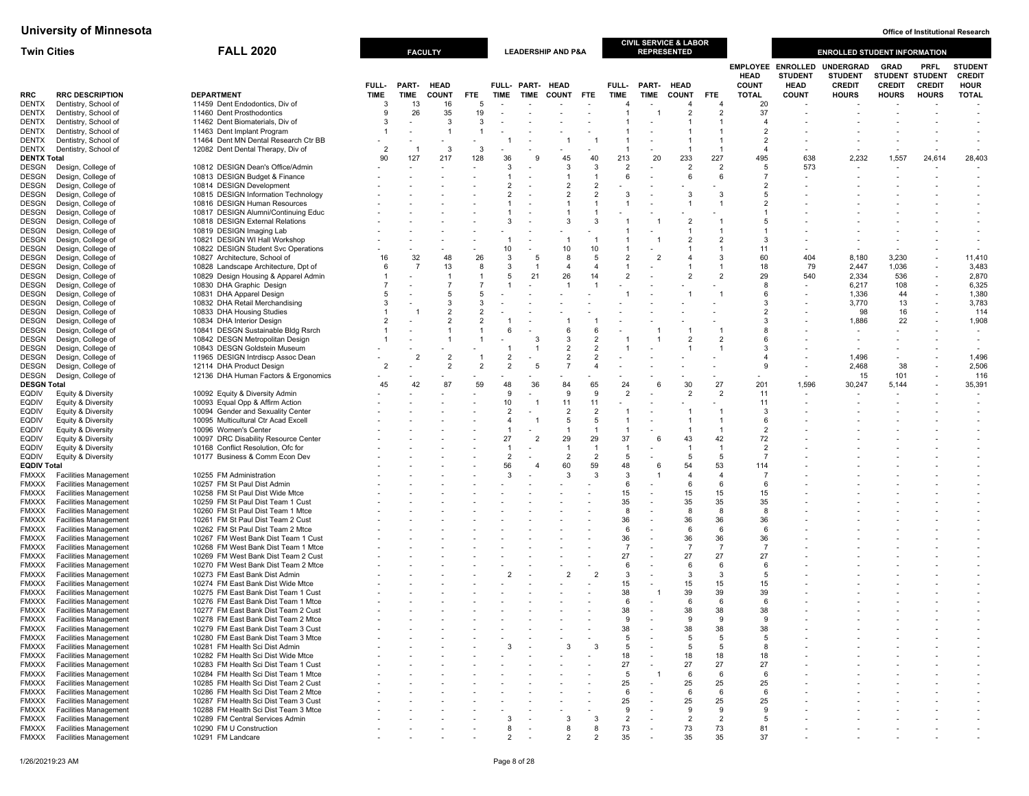# University of Minnesota

**Office of Institutional Research**

## Twin Cities — FALL 2020

| RRC | RRC DESCRIPTION | DEPARTMENT | FACULTY FULL-TIME | FACULTY PART-TIME | FACULTY HEAD COUNT | FACULTY FTE | LEADERSHIP & P&A FULL-TIME | LEADERSHIP & P&A PART-TIME | LEADERSHIP & P&A HEAD COUNT | LEADERSHIP & P&A FTE | CIVIL SERVICE & LABOR REPRESENTED FULL-TIME | CIVIL SERVICE & LABOR REPRESENTED PART-TIME | CIVIL SERVICE & LABOR REPRESENTED HEAD COUNT | CIVIL SERVICE & LABOR REPRESENTED FTE | EMPLOYEE HEAD COUNT TOTAL | ENROLLED STUDENT HEAD COUNT | UNDERGRAD STUDENT CREDIT HOURS | GRAD STUDENT CREDIT HOURS | PRFL STUDENT CREDIT HOURS | STUDENT CREDIT HOUR TOTAL |
|---|---|---|---|---|---|---|---|---|---|---|---|---|---|---|---|---|---|---|---|---|
| DENTX | Dentistry, School of | 11459 Dent Endodontics, Div of | 3 | 13 | 16 | 5 | - | - | - | - | 4 | - | 4 | 4 | 20 | - | - | - | - | - |
| DENTX | Dentistry, School of | 11460 Dent Prosthodontics | 9 | 26 | 35 | 19 | - | - | - | - | 1 | 1 | 2 | 2 | 37 | - | - | - | - | - |
| DENTX | Dentistry, School of | 11462 Dent Biomaterials, Div of | 3 | - | 3 | 3 | - | - | - | - | 1 | - | 1 | 1 | 4 | - | - | - | - | - |
| DENTX | Dentistry, School of | 11463 Dent Implant Program | 1 | - | 1 | 1 | - | - | - | - | 1 | - | 1 | 1 | 2 | - | - | - | - | - |
| DENTX | Dentistry, School of | 11464 Dent MN Dental Research Ctr BB | - | - | - | - | 1 | - | 1 | 1 | 1 | - | 1 | 1 | 2 | - | - | - | - | - |
| DENTX | Dentistry, School of | 12082 Dent Dental Therapy, Div of | 2 | 1 | 3 | 3 | - | - | - | - | 1 | - | 1 | 1 | 4 | - | - | - | - | - |
| **DENTX Total** | | | 90 | 127 | 217 | 128 | 36 | 9 | 45 | 40 | 213 | 20 | 233 | 227 | 495 | 638 | 2,232 | 1,557 | 24,614 | 28,403 |
| DESGN | Design, College of | 10812 DESIGN Dean's Office/Admin | - | - | - | - | 3 | - | 3 | 3 | 2 | - | 2 | 2 | 5 | 573 | - | - | - | - |
| DESGN | Design, College of | 10813 DESIGN Budget & Finance | - | - | - | - | 1 | - | 1 | 1 | 6 | - | 6 | 6 | 7 | - | - | - | - | - |
| DESGN | Design, College of | 10814 DESIGN Development | - | - | - | - | 2 | - | 2 | 2 | - | - | - | - | 2 | - | - | - | - | - |
| DESGN | Design, College of | 10815 DESIGN Information Technology | - | - | - | - | 2 | - | 2 | 2 | 3 | - | 3 | 3 | 5 | - | - | - | - | - |
| DESGN | Design, College of | 10816 DESIGN Human Resources | - | - | - | - | 1 | - | 1 | 1 | 1 | - | 1 | 1 | 2 | - | - | - | - | - |
| DESGN | Design, College of | 10817 DESIGN Alumni/Continuing Educ | - | - | - | - | 1 | - | 1 | 1 | - | - | - | - | 1 | - | - | - | - | - |
| DESGN | Design, College of | 10818 DESIGN External Relations | - | - | - | - | 3 | - | 3 | 3 | 1 | 1 | 2 | 1 | 5 | - | - | - | - | - |
| DESGN | Design, College of | 10819 DESIGN Imaging Lab | - | - | - | - | - | - | - | - | 1 | - | 1 | 1 | 1 | - | - | - | - | - |
| DESGN | Design, College of | 10821 DESGN WI Hall Workshop | - | - | - | - | 1 | - | 1 | 1 | 1 | 1 | 2 | 2 | 3 | - | - | - | - | - |
| DESGN | Design, College of | 10822 DESIGN Student Svc Operations | - | - | - | - | 10 | - | 10 | 10 | 1 | - | 1 | 1 | 11 | - | - | - | - | - |
| DESGN | Design, College of | 10827 Architecture, School of | 16 | 32 | 48 | 26 | 3 | 5 | 8 | 5 | 2 | 2 | 4 | 3 | 60 | 404 | 8,180 | 3,230 | - | 11,410 |
| DESGN | Design, College of | 10828 Landscape Architecture, Dpt of | 6 | 7 | 13 | 8 | 3 | 1 | 4 | 4 | 1 | - | 1 | 1 | 18 | 79 | 2,447 | 1,036 | - | 3,483 |
| DESGN | Design, College of | 10829 Design Housing & Apparel Admin | 1 | - | 1 | 1 | 5 | 21 | 26 | 14 | 2 | - | 2 | 2 | 29 | 540 | 2,334 | 536 | - | 2,870 |
| DESGN | Design, College of | 10830 DHA Graphic Design | 7 | - | 7 | 7 | 1 | - | 1 | 1 | - | - | - | - | 8 | - | 6,217 | 108 | - | 6,325 |
| DESGN | Design, College of | 10831 DHA Apparel Design | 5 | - | 5 | 5 | - | - | - | - | 1 | - | 1 | 1 | 6 | - | 1,336 | 44 | - | 1,380 |
| DESGN | Design, College of | 10832 DHA Retail Merchandising | 3 | - | 3 | 3 | - | - | - | - | - | - | - | - | 3 | - | 3,770 | 13 | - | 3,783 |
| DESGN | Design, College of | 10833 DHA Housing Studies | 1 | 1 | 2 | 2 | - | - | - | - | - | - | - | - | 2 | - | 98 | 16 | - | 114 |
| DESGN | Design, College of | 10834 DHA Interior Design | 2 | - | 2 | 2 | 1 | - | 1 | 1 | - | - | - | - | 3 | - | 1,886 | 22 | - | 1,908 |
| DESGN | Design, College of | 10841 DESGN Sustainable Bldg Rsrch | 1 | - | 1 | 1 | 6 | - | 6 | 6 | - | 1 | 1 | 1 | 8 | - | - | - | - | - |
| DESGN | Design, College of | 10842 DESGN Metropolitan Design | 1 | - | 1 | 1 | - | 3 | 3 | 2 | 1 | 1 | 2 | 2 | 6 | - | - | - | - | - |
| DESGN | Design, College of | 10843 DESGN Goldstein Museum | - | - | - | - | 1 | 1 | 2 | 2 | 1 | - | 1 | 1 | 3 | - | - | - | - | - |
| DESGN | Design, College of | 11965 DESIGN Intrdiscp Assoc Dean | - | 2 | 2 | 1 | 2 | - | 2 | 2 | - | - | - | - | 4 | - | 1,496 | - | - | 1,496 |
| DESGN | Design, College of | 12114 DHA Product Design | 2 | - | 2 | 2 | 2 | 5 | 7 | 4 | - | - | - | - | 9 | - | 2,468 | 38 | - | 2,506 |
| DESGN | Design, College of | 12136 DHA Human Factors & Ergonomics | - | - | - | - | - | - | - | - | - | - | - | - | - | - | 15 | 101 | - | 116 |
| **DESGN Total** | | | 45 | 42 | 87 | 59 | 48 | 36 | 84 | 65 | 24 | 6 | 30 | 27 | 201 | 1,596 | 30,247 | 5,144 | - | 35,391 |
| EQDIV | Equity & Diversity | 10092 Equity & Diversity Admin | - | - | - | - | 9 | - | 9 | 9 | 2 | - | 2 | 2 | 11 | - | - | - | - | - |
| EQDIV | Equity & Diversity | 10093 Equal Opp & Affirm Action | - | - | - | - | 10 | 1 | 11 | 11 | - | - | - | - | 11 | - | - | - | - | - |
| EQDIV | Equity & Diversity | 10094 Gender and Sexuality Center | - | - | - | - | 2 | - | 2 | 2 | 1 | - | 1 | 1 | 3 | - | - | - | - | - |
| EQDIV | Equity & Diversity | 10095 Multicultural Ctr Acad Excell | - | - | - | - | 4 | 1 | 5 | 5 | 1 | - | 1 | 1 | 6 | - | - | - | - | - |
| EQDIV | Equity & Diversity | 10096 Women's Center | - | - | - | - | 1 | - | 1 | 1 | 1 | - | 1 | 1 | 2 | - | - | - | - | - |
| EQDIV | Equity & Diversity | 10097 DRC Disability Resource Center | - | - | - | - | 27 | 2 | 29 | 29 | 37 | 6 | 43 | 42 | 72 | - | - | - | - | - |
| EQDIV | Equity & Diversity | 10168 Conflict Resolution, Ofc for | - | - | - | - | 1 | - | 1 | 1 | 1 | - | 1 | 1 | 2 | - | - | - | - | - |
| EQDIV | Equity & Diversity | 10177 Business & Comm Econ Dev | - | - | - | - | 2 | - | 2 | 2 | 5 | - | 5 | 5 | 7 | - | - | - | - | - |
| **EQDIV Total** | | | - | - | - | - | 56 | 4 | 60 | 59 | 48 | 6 | 54 | 53 | 114 | - | - | - | - | - |
| FMXXX | Facilities Management | 10255 FM Administration | - | - | - | - | 3 | - | 3 | 3 | 3 | 1 | 4 | 4 | 7 | - | - | - | - | - |
| FMXXX | Facilities Management | 10257 FM St Paul Dist Admin | - | - | - | - | - | - | - | - | 6 | - | 6 | 6 | 6 | - | - | - | - | - |
| FMXXX | Facilities Management | 10258 FM St Paul Dist Wide Mtce | - | - | - | - | - | - | - | - | 15 | - | 15 | 15 | 15 | - | - | - | - | - |
| FMXXX | Facilities Management | 10259 FM St Paul Dist Team 1 Cust | - | - | - | - | - | - | - | - | 35 | - | 35 | 35 | 35 | - | - | - | - | - |
| FMXXX | Facilities Management | 10260 FM St Paul Dist Team 1 Mtce | - | - | - | - | - | - | - | - | 8 | - | 8 | 8 | 8 | - | - | - | - | - |
| FMXXX | Facilities Management | 10261 FM St Paul Dist Team 2 Cust | - | - | - | - | - | - | - | - | 36 | - | 36 | 36 | 36 | - | - | - | - | - |
| FMXXX | Facilities Management | 10262 FM St Paul Dist Team 2 Mtce | - | - | - | - | - | - | - | - | 6 | - | 6 | 6 | 6 | - | - | - | - | - |
| FMXXX | Facilities Management | 10267 FM West Bank Dist Team 1 Cust | - | - | - | - | - | - | - | - | 36 | - | 36 | 36 | 36 | - | - | - | - | - |
| FMXXX | Facilities Management | 10268 FM West Bank Dist Team 1 Mtce | - | - | - | - | - | - | - | - | 7 | - | 7 | 7 | 7 | - | - | - | - | - |
| FMXXX | Facilities Management | 10269 FM West Bank Dist Team 2 Cust | - | - | - | - | - | - | - | - | 27 | - | 27 | 27 | 27 | - | - | - | - | - |
| FMXXX | Facilities Management | 10270 FM West Bank Dist Team 2 Mtce | - | - | - | - | - | - | - | - | 6 | - | 6 | 6 | 6 | - | - | - | - | - |
| FMXXX | Facilities Management | 10273 FM East Bank Dist Admin | - | - | - | - | 2 | - | 2 | 2 | 3 | - | 3 | 3 | 5 | - | - | - | - | - |
| FMXXX | Facilities Management | 10274 FM East Bank Dist Wide Mtce | - | - | - | - | - | - | - | - | 15 | - | 15 | 15 | 15 | - | - | - | - | - |
| FMXXX | Facilities Management | 10275 FM East Bank Dist Team 1 Cust | - | - | - | - | - | - | - | - | 38 | 1 | 39 | 39 | 39 | - | - | - | - | - |
| FMXXX | Facilities Management | 10276 FM East Bank Dist Team 1 Mtce | - | - | - | - | - | - | - | - | 6 | - | 6 | 6 | 6 | - | - | - | - | - |
| FMXXX | Facilities Management | 10277 FM East Bank Dist Team 2 Cust | - | - | - | - | - | - | - | - | 38 | - | 38 | 38 | 38 | - | - | - | - | - |
| FMXXX | Facilities Management | 10278 FM East Bank Dist Team 2 Mtce | - | - | - | - | - | - | - | - | 9 | - | 9 | 9 | 9 | - | - | - | - | - |
| FMXXX | Facilities Management | 10279 FM East Bank Dist Team 3 Cust | - | - | - | - | - | - | - | - | 38 | - | 38 | 38 | 38 | - | - | - | - | - |
| FMXXX | Facilities Management | 10280 FM East Bank Dist Team 3 Mtce | - | - | - | - | - | - | - | - | 5 | - | 5 | 5 | 5 | - | - | - | - | - |
| FMXXX | Facilities Management | 10281 FM Health Sci Dist Admin | - | - | - | - | 3 | - | 3 | 3 | 5 | - | 5 | 5 | 8 | - | - | - | - | - |
| FMXXX | Facilities Management | 10282 FM Health Sci Dist Wide Mtce | - | - | - | - | - | - | - | - | 18 | - | 18 | 18 | 18 | - | - | - | - | - |
| FMXXX | Facilities Management | 10283 FM Health Sci Dist Team 1 Cust | - | - | - | - | - | - | - | - | 27 | - | 27 | 27 | 27 | - | - | - | - | - |
| FMXXX | Facilities Management | 10284 FM Health Sci Dist Team 1 Mtce | - | - | - | - | - | - | - | - | 5 | 1 | 6 | 6 | 6 | - | - | - | - | - |
| FMXXX | Facilities Management | 10285 FM Health Sci Dist Team 2 Cust | - | - | - | - | - | - | - | - | 25 | - | 25 | 25 | 25 | - | - | - | - | - |
| FMXXX | Facilities Management | 10286 FM Health Sci Dist Team 2 Mtce | - | - | - | - | - | - | - | - | 6 | - | 6 | 6 | 6 | - | - | - | - | - |
| FMXXX | Facilities Management | 10287 FM Health Sci Dist Team 3 Cust | - | - | - | - | - | - | - | - | 25 | - | 25 | 25 | 25 | - | - | - | - | - |
| FMXXX | Facilities Management | 10288 FM Health Sci Dist Team 3 Mtce | - | - | - | - | - | - | - | - | 9 | - | 9 | 9 | 9 | - | - | - | - | - |
| FMXXX | Facilities Management | 10289 FM Central Services Admin | - | - | - | - | 3 | - | 3 | 3 | 2 | - | 2 | 2 | 5 | - | - | - | - | - |
| FMXXX | Facilities Management | 10290 FM U Construction | - | - | - | - | 8 | - | 8 | 8 | 73 | - | 73 | 73 | 81 | - | - | - | - | - |
| FMXXX | Facilities Management | 10291 FM Landcare | - | - | - | - | 2 | - | 2 | 2 | 35 | - | 35 | 35 | 37 | - | - | - | - | - |

1/26/20219:23 AM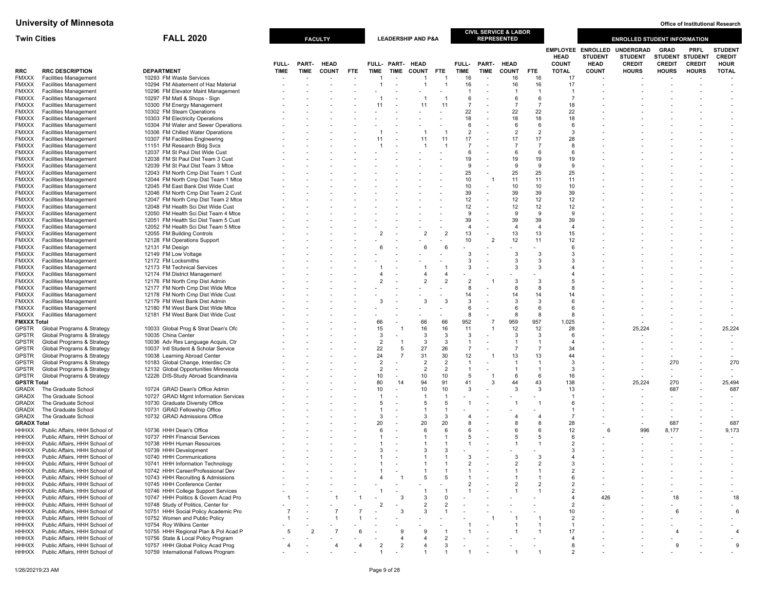# University of Minnesota
## Twin Cities — FALL 2020

| RRC | RRC DESCRIPTION | DEPARTMENT | FACULTY FULL-TIME | FACULTY PART-TIME | FACULTY HEAD COUNT | FACULTY FTE | LEADERSHIP AND P&A FULL-TIME | LEADERSHIP AND P&A PART-TIME | LEADERSHIP AND P&A HEAD COUNT | LEADERSHIP AND P&A FTE | CIVIL SERVICE & LABOR REPRESENTED FULL-TIME | CIVIL SERVICE & LABOR REPRESENTED PART-TIME | CIVIL SERVICE & LABOR REPRESENTED HEAD COUNT | CIVIL SERVICE & LABOR REPRESENTED FTE | EMPLOYEE HEAD COUNT TOTAL | ENROLLED STUDENT HEAD COUNT | UNDERGRAD STUDENT CREDIT HOURS | GRAD STUDENT CREDIT HOURS | PRFL STUDENT CREDIT HOURS | STUDENT CREDIT HOUR TOTAL |
|---|---|---|---|---|---|---|---|---|---|---|---|---|---|---|---|---|---|---|---|---|
| FMXXX | Facilities Management | 10293 FM Waste Services | - | - | - | - | 1 | - | 1 | 1 | 16 | - | 16 | 16 | 17 | - | - | - | - | - |
| FMXXX | Facilities Management | 10294 FM Abatement of Haz Material | - | - | - | - | 1 | - | 1 | 1 | 16 | - | 16 | 16 | 17 | - | - | - | - | - |
| FMXXX | Facilities Management | 10296 FM Elevator Maint Management | - | - | - | - | - | - | - | - | 1 | - | 1 | 1 | 1 | - | - | - | - | - |
| FMXXX | Facilities Management | 10297 FM Matl & Shops - Sign | - | - | - | - | 1 | - | 1 | 1 | 6 | - | 6 | 6 | 7 | - | - | - | - | - |
| FMXXX | Facilities Management | 10300 FM Energy Management | - | - | - | - | 11 | - | 11 | 11 | 7 | - | 7 | 7 | 18 | - | - | - | - | - |
| FMXXX | Facilities Management | 10302 FM Steam Operations | - | - | - | - | - | - | - | - | 22 | - | 22 | 22 | 22 | - | - | - | - | - |
| FMXXX | Facilities Management | 10303 FM Electricity Operations | - | - | - | - | - | - | - | - | 18 | - | 18 | 18 | 18 | - | - | - | - | - |
| FMXXX | Facilities Management | 10304 FM Water and Sewer Operations | - | - | - | - | - | - | - | - | 6 | - | 6 | 6 | 6 | - | - | - | - | - |
| FMXXX | Facilities Management | 10306 FM Chilled Water Operations | - | - | - | - | 1 | - | 1 | 1 | 2 | - | 2 | 2 | 3 | - | - | - | - | - |
| FMXXX | Facilities Management | 10307 FM Facilities Engineering | - | - | - | - | 11 | - | 11 | 11 | 17 | - | 17 | 17 | 28 | - | - | - | - | - |
| FMXXX | Facilities Management | 11151 FM Research Bldg Svcs | - | - | - | - | 1 | - | 1 | 1 | 7 | - | 7 | 7 | 8 | - | - | - | - | - |
| FMXXX | Facilities Management | 12037 FM St Paul Dist Wide Cust | - | - | - | - | - | - | - | - | 6 | - | 6 | 6 | 6 | - | - | - | - | - |
| FMXXX | Facilities Management | 12038 FM St Paul Dist Team 3 Cust | - | - | - | - | - | - | - | - | 19 | - | 19 | 19 | 19 | - | - | - | - | - |
| FMXXX | Facilities Management | 12039 FM St Paul Dist Team 3 Mtce | - | - | - | - | - | - | - | - | 9 | - | 9 | 9 | 9 | - | - | - | - | - |
| FMXXX | Facilities Management | 12043 FM North Cmp Dist Team 1 Cust | - | - | - | - | - | - | - | - | 25 | - | 25 | 25 | 25 | - | - | - | - | - |
| FMXXX | Facilities Management | 12044 FM North Cmp Dist Team 1 Mtce | - | - | - | - | - | - | - | - | 10 | 1 | 11 | 11 | 11 | - | - | - | - | - |
| FMXXX | Facilities Management | 12045 FM East Bank Dist Wide Cust | - | - | - | - | - | - | - | - | 10 | - | 10 | 10 | 10 | - | - | - | - | - |
| FMXXX | Facilities Management | 12046 FM North Cmp Dist Team 2 Cust | - | - | - | - | - | - | - | - | 39 | - | 39 | 39 | 39 | - | - | - | - | - |
| FMXXX | Facilities Management | 12047 FM North Cmp Dist Team 2 Mtce | - | - | - | - | - | - | - | - | 12 | - | 12 | 12 | 12 | - | - | - | - | - |
| FMXXX | Facilities Management | 12048 FM Health Sci Dist Wide Cust | - | - | - | - | - | - | - | - | 12 | - | 12 | 12 | 12 | - | - | - | - | - |
| FMXXX | Facilities Management | 12050 FM Health Sci Dist Team 4 Mtce | - | - | - | - | - | - | - | - | 9 | - | 9 | 9 | 9 | - | - | - | - | - |
| FMXXX | Facilities Management | 12051 FM Health Sci Dist Team 5 Cust | - | - | - | - | - | - | - | - | 39 | - | 39 | 39 | 39 | - | - | - | - | - |
| FMXXX | Facilities Management | 12052 FM Health Sci Dist Team 5 Mtce | - | - | - | - | - | - | - | - | 4 | - | 4 | 4 | 4 | - | - | - | - | - |
| FMXXX | Facilities Management | 12055 FM Building Controls | - | - | - | - | 2 | - | 2 | 2 | 13 | - | 13 | 13 | 15 | - | - | - | - | - |
| FMXXX | Facilities Management | 12128 FM Operations Support | - | - | - | - | - | - | - | - | 10 | 2 | 12 | 11 | 12 | - | - | - | - | - |
| FMXXX | Facilities Management | 12131 FM Design | - | - | - | - | 6 | - | 6 | 6 | - | - | - | - | 6 | - | - | - | - | - |
| FMXXX | Facilities Management | 12149 FM Low Voltage | - | - | - | - | - | - | - | - | 3 | - | 3 | 3 | 3 | - | - | - | - | - |
| FMXXX | Facilities Management | 12172 FM Locksmiths | - | - | - | - | - | - | - | - | 3 | - | 3 | 3 | 3 | - | - | - | - | - |
| FMXXX | Facilities Management | 12173 FM Technical Services | - | - | - | - | 1 | - | 1 | 1 | 3 | - | 3 | 3 | 4 | - | - | - | - | - |
| FMXXX | Facilities Management | 12174 FM District Management | - | - | - | - | 4 | - | 4 | 4 | - | - | - | - | 4 | - | - | - | - | - |
| FMXXX | Facilities Management | 12176 FM North Cmp Dist Admin | - | - | - | - | 2 | - | 2 | 2 | 2 | 1 | 3 | 3 | 5 | - | - | - | - | - |
| FMXXX | Facilities Management | 12177 FM North Cmp Dist Wide Mtce | - | - | - | - | - | - | - | - | 8 | - | 8 | 8 | 8 | - | - | - | - | - |
| FMXXX | Facilities Management | 12178 FM North Cmp Dist Wide Cust | - | - | - | - | - | - | - | - | 14 | - | 14 | 14 | 14 | - | - | - | - | - |
| FMXXX | Facilities Management | 12179 FM West Bank Dist Admin | - | - | - | - | 3 | - | 3 | 3 | 3 | - | 3 | 3 | 6 | - | - | - | - | - |
| FMXXX | Facilities Management | 12180 FM West Bank Dist Wide Mtce | - | - | - | - | - | - | - | - | 6 | - | 6 | 6 | 6 | - | - | - | - | - |
| FMXXX | Facilities Management | 12181 FM West Bank Dist Wide Cust | - | - | - | - | - | - | - | - | 8 | - | 8 | 8 | 8 | - | - | - | - | - |
| **FMXXX Total** | | | - | - | - | - | 66 | - | 66 | 66 | 952 | 7 | 959 | 957 | 1,025 | - | - | - | - | - |
| GPSTR | Global Programs & Strategy | 10033 Global Prog & Strat Dean's Ofc | - | - | - | - | 15 | 1 | 16 | 16 | 11 | 1 | 12 | 12 | 28 | - | 25,224 | - | - | 25,224 |
| GPSTR | Global Programs & Strategy | 10035 China Center | - | - | - | - | 3 | - | 3 | 3 | 3 | - | 3 | 3 | 6 | - | - | - | - | - |
| GPSTR | Global Programs & Strategy | 10036 Adv Res Language Acquis, Ctr | - | - | - | - | 2 | 1 | 3 | 3 | 1 | - | 1 | 1 | 4 | - | - | - | - | - |
| GPSTR | Global Programs & Strategy | 10037 Intl Student & Scholar Service | - | - | - | - | 22 | 5 | 27 | 26 | 7 | - | 7 | 7 | 34 | - | - | - | - | - |
| GPSTR | Global Programs & Strategy | 10038 Learning Abroad Center | - | - | - | - | 24 | 7 | 31 | 30 | 12 | 1 | 13 | 13 | 44 | - | - | - | - | - |
| GPSTR | Global Programs & Strategy | 10183 Global Change, Interdisc Ctr | - | - | - | - | 2 | - | 2 | 2 | 1 | - | 1 | 1 | 3 | - | - | 270 | - | 270 |
| GPSTR | Global Programs & Strategy | 12132 Global Opportunities Minnesota | - | - | - | - | 2 | - | 2 | 2 | 1 | - | 1 | 1 | 3 | - | - | - | - | - |
| GPSTR | Global Programs & Strategy | 12226 DIS-Study Abroad Scandinavia | - | - | - | - | 10 | - | 10 | 10 | 5 | 1 | 6 | 6 | 16 | - | - | - | - | - |
| **GPSTR Total** | | | - | - | - | - | 80 | 14 | 94 | 91 | 41 | 3 | 44 | 43 | 138 | - | 25,224 | 270 | - | 25,494 |
| GRADX | The Graduate School | 10724 GRAD Dean's Office Admin | - | - | - | - | 10 | - | 10 | 10 | 3 | - | 3 | 3 | 13 | - | - | 687 | - | 687 |
| GRADX | The Graduate School | 10727 GRAD Mgmt Information Services | - | - | - | - | 1 | - | 1 | 1 | - | - | - | - | 1 | - | - | - | - | - |
| GRADX | The Graduate School | 10730 Graduate Diversity Office | - | - | - | - | 5 | - | 5 | 5 | 1 | - | 1 | 1 | 6 | - | - | - | - | - |
| GRADX | The Graduate School | 10731 GRAD Fellowship Office | - | - | - | - | 1 | - | 1 | 1 | - | - | - | - | 1 | - | - | - | - | - |
| GRADX | The Graduate School | 10732 GRAD Admissions Office | - | - | - | - | 3 | - | 3 | 3 | 4 | - | 4 | 4 | 7 | - | - | - | - | - |
| **GRADX Total** | | | - | - | - | - | 20 | - | 20 | 20 | 8 | - | 8 | 8 | 28 | - | - | 687 | - | 687 |
| HHHXX | Public Affairs, HHH School of | 10736 HHH Dean's Office | - | - | - | - | 6 | - | 6 | 6 | 6 | - | 6 | 6 | 12 | 6 | 996 | 8,177 | - | 9,173 |
| HHHXX | Public Affairs, HHH School of | 10737 HHH Financial Services | - | - | - | - | 1 | - | 1 | 1 | 5 | - | 5 | 5 | 6 | - | - | - | - | - |
| HHHXX | Public Affairs, HHH School of | 10738 HHH Human Resources | - | - | - | - | 1 | - | 1 | 1 | 1 | - | 1 | 1 | 2 | - | - | - | - | - |
| HHHXX | Public Affairs, HHH School of | 10739 HHH Development | - | - | - | - | 3 | - | 3 | 3 | - | - | - | - | 3 | - | - | - | - | - |
| HHHXX | Public Affairs, HHH School of | 10740 HHH Communications | - | - | - | - | 1 | - | 1 | 1 | 3 | - | 3 | 3 | 4 | - | - | - | - | - |
| HHHXX | Public Affairs, HHH School of | 10741 HHH Information Technology | - | - | - | - | 1 | - | 1 | 1 | 2 | - | 2 | 2 | 3 | - | - | - | - | - |
| HHHXX | Public Affairs, HHH School of | 10742 HHH Career/Professional Dev | - | - | - | - | 1 | - | 1 | 1 | 1 | - | 1 | 1 | 2 | - | - | - | - | - |
| HHHXX | Public Affairs, HHH School of | 10743 HHH Recruiting & Admissions | - | - | - | - | 4 | 1 | 5 | 5 | 1 | - | 1 | 1 | 6 | - | - | - | - | - |
| HHHXX | Public Affairs, HHH School of | 10745 HHH Conference Center | - | - | - | - | - | - | - | - | 2 | - | 2 | 2 | 2 | - | - | - | - | - |
| HHHXX | Public Affairs, HHH School of | 10746 HHH College Support Services | - | - | - | - | 1 | - | 1 | 1 | 1 | - | 1 | 1 | 2 | - | - | - | - | - |
| HHHXX | Public Affairs, HHH School of | 10747 HHH Politics & Govern Acad Pro | 1 | - | 1 | 1 | - | 3 | 3 | 0 | - | - | - | - | 4 | 426 | - | 18 | - | 18 |
| HHHXX | Public Affairs, HHH School of | 10748 Study of Politics, Center for | - | - | - | - | 2 | - | 2 | 2 | - | - | - | - | 2 | - | - | - | - | - |
| HHHXX | Public Affairs, HHH School of | 10751 HHH Social Policy Academic Pro | 7 | - | 7 | 7 | - | 3 | 3 | 1 | - | - | - | - | 10 | - | - | 6 | - | 6 |
| HHHXX | Public Affairs, HHH School of | 10752 Women and Public Policy | 1 | - | 1 | 1 | - | - | - | - | - | 1 | 1 | 1 | 2 | - | - | - | - | - |
| HHHXX | Public Affairs, HHH School of | 10754 Roy Wilkins Center | - | - | - | - | - | - | - | - | 1 | - | 1 | 1 | 1 | - | - | - | - | - |
| HHHXX | Public Affairs, HHH School of | 10755 HHH Regional Plan & Pol Acad P | 5 | 2 | 7 | 6 | - | 9 | 9 | 1 | 1 | - | 1 | 1 | 17 | - | - | 4 | - | 4 |
| HHHXX | Public Affairs, HHH School of | 10756 State & Local Policy Program | - | - | - | - | - | 4 | 4 | 2 | - | - | - | - | 4 | - | - | - | - | - |
| HHHXX | Public Affairs, HHH School of | 10757 HHH Global Policy Acad Prog | 4 | - | 4 | 4 | 2 | 2 | 4 | 3 | - | - | - | - | 8 | - | - | 9 | - | 9 |
| HHHXX | Public Affairs, HHH School of | 10759 International Fellows Program | - | - | - | - | 1 | - | 1 | 1 | 1 | - | 1 | 1 | 2 | - | - | - | - | - |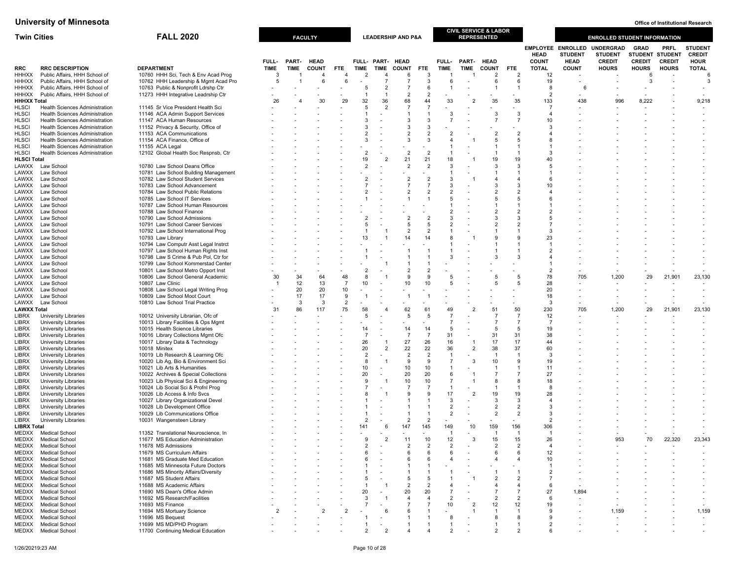# University of Minnesota

Office of Institutional Research

## Twin Cities — FALL 2020

| RRC | RRC DESCRIPTION | DEPARTMENT | FACULTY FULL-TIME | FACULTY PART-TIME | FACULTY HEAD COUNT | FACULTY FTE | LEADERSHIP AND P&A FULL-TIME | LEADERSHIP AND P&A PART-TIME | LEADERSHIP AND P&A HEAD COUNT | LEADERSHIP AND P&A FTE | CIVIL SERVICE & LABOR REPRESENTED FULL-TIME | CIVIL SERVICE & LABOR REPRESENTED PART-TIME | CIVIL SERVICE & LABOR REPRESENTED HEAD COUNT | CIVIL SERVICE & LABOR REPRESENTED FTE | EMPLOYEE HEAD COUNT TOTAL | ENROLLED STUDENT HEAD COUNT | UNDERGRAD STUDENT CREDIT HOURS | GRAD STUDENT CREDIT HOURS | PRFL STUDENT CREDIT HOURS | STUDENT CREDIT HOUR TOTAL |
|---|---|---|---|---|---|---|---|---|---|---|---|---|---|---|---|---|---|---|---|---|
| HHHXX | Public Affairs, HHH School of | 10760 HHH Sci, Tech & Env Acad Prog | 3 | 1 | 4 | 4 | 2 | 4 | 6 | 3 | 1 | 1 | 2 | 2 | 12 | - | - | 6 | - | 6 |
| HHHXX | Public Affairs, HHH School of | 10762 HHH Leadership & Mgmt Acad Pro | 5 | 1 | 6 | 6 | - | 7 | 7 | 3 | 6 | - | 6 | 6 | 19 | - | - | 3 | - | 3 |
| HHHXX | Public Affairs, HHH School of | 10763 Public & Nonprofit Ldrshp Ctr | - | - | - | - | 5 | 2 | 7 | 6 | 1 | - | 1 | 1 | 8 | 6 | - | - | - | - |
| HHHXX | Public Affairs, HHH School of | 11273 HHH Integrative Leadrship Ctr | - | - | - | - | 1 | 1 | 2 | 2 | - | - | - | - | 2 | - | - | - | - | - |
| **HHHXX Total** | | | 26 | 4 | 30 | 29 | 32 | 36 | 68 | 44 | 33 | 2 | 35 | 35 | 133 | 438 | 996 | 8,222 | - | 9,218 |
| HLSCI | Health Sciences Administration | 11145 Sr Vice President Health Sci | - | - | - | - | 5 | 2 | 7 | 7 | - | - | - | - | 7 | - | - | - | - | - |
| HLSCI | Health Sciences Administration | 11146 ACA Admin Support Services | - | - | - | - | 1 | - | 1 | 1 | 3 | - | 3 | 3 | 4 | - | - | - | - | - |
| HLSCI | Health Sciences Administration | 11147 ACA Human Resources | - | - | - | - | 3 | - | 3 | 3 | 7 | - | 7 | 7 | 10 | - | - | - | - | - |
| HLSCI | Health Sciences Administration | 11152 Privacy & Security, Office of | - | - | - | - | 3 | - | 3 | 3 | - | - | - | - | 3 | - | - | - | - | - |
| HLSCI | Health Sciences Administration | 11153 ACA Communications | - | - | - | - | 2 | - | 2 | 2 | 2 | - | 2 | 2 | 4 | - | - | - | - | - |
| HLSCI | Health Sciences Administration | 11154 ACA Finance, Office of | - | - | - | - | 3 | - | 3 | 3 | 4 | 1 | 5 | 5 | 8 | - | - | - | - | - |
| HLSCI | Health Sciences Administration | 11155 ACA Legal | - | - | - | - | - | - | - | - | 1 | - | 1 | 1 | 1 | - | - | - | - | - |
| HLSCI | Health Sciences Administration | 12102 Global Health Soc Respnsb, Ctr | - | - | - | - | 2 | - | 2 | 2 | 1 | - | 1 | 1 | 3 | - | - | - | - | - |
| **HLSCI Total** | | | - | - | - | - | 19 | 2 | 21 | 21 | 18 | 1 | 19 | 19 | 40 | - | - | - | - | - |
| LAWXX | Law School | 10780 Law School Deans Office | - | - | - | - | 2 | - | 2 | 2 | 3 | - | 3 | 3 | 5 | - | - | - | - | - |
| LAWXX | Law School | 10781 Law School Building Management | - | - | - | - | - | - | - | - | 1 | - | 1 | 1 | 1 | - | - | - | - | - |
| LAWXX | Law School | 10782 Law School Student Services | - | - | - | - | 2 | - | 2 | 2 | 3 | 1 | 4 | 4 | 6 | - | - | - | - | - |
| LAWXX | Law School | 10783 Law School Advancement | - | - | - | - | 7 | - | 7 | 7 | 3 | - | 3 | 3 | 10 | - | - | - | - | - |
| LAWXX | Law School | 10784 Law School Public Relations | - | - | - | - | 2 | - | 2 | 2 | 2 | - | 2 | 2 | 4 | - | - | - | - | - |
| LAWXX | Law School | 10785 Law School IT Services | - | - | - | - | 1 | - | 1 | 1 | 5 | - | 5 | 5 | 6 | - | - | - | - | - |
| LAWXX | Law School | 10787 Law School Human Resources | - | - | - | - | - | - | - | - | 1 | - | 1 | 1 | 1 | - | - | - | - | - |
| LAWXX | Law School | 10788 Law School Finance | - | - | - | - | - | - | - | - | 2 | - | 2 | 2 | 2 | - | - | - | - | - |
| LAWXX | Law School | 10790 Law School Admissions | - | - | - | - | 2 | - | 2 | 2 | 3 | - | 3 | 3 | 5 | - | - | - | - | - |
| LAWXX | Law School | 10791 Law School Career Services | - | - | - | - | 5 | - | 5 | 5 | 2 | - | 2 | 2 | 7 | - | - | - | - | - |
| LAWXX | Law School | 10792 Law School International Prog | - | - | - | - | 1 | 1 | 2 | 2 | 1 | - | 1 | 1 | 3 | - | - | - | - | - |
| LAWXX | Law School | 10793 Law Library | - | - | - | - | 13 | 1 | 14 | 14 | 8 | 1 | 9 | 9 | 23 | - | - | - | - | - |
| LAWXX | Law School | 10794 Law Computr Asst Legal Instrct | - | - | - | - | - | - | - | - | 1 | - | 1 | 1 | 1 | - | - | - | - | - |
| LAWXX | Law School | 10797 Law School Human Rights Inst | - | - | - | - | 1 | - | 1 | 1 | 1 | - | 1 | 1 | 2 | - | - | - | - | - |
| LAWXX | Law School | 10798 Law S Crime & Pub Pol, Ctr for | - | - | - | - | 1 | - | 1 | 1 | 3 | - | 3 | 3 | 4 | - | - | - | - | - |
| LAWXX | Law School | 10799 Law School Kommerstad Center | - | - | - | - | - | 1 | 1 | 1 | - | - | - | - | 1 | - | - | - | - | - |
| LAWXX | Law School | 10801 Law School Metro Opport Inst | - | - | - | - | 2 | - | 2 | 2 | - | - | - | - | 2 | - | - | - | - | - |
| LAWXX | Law School | 10806 Law School General Academic | 30 | 34 | 64 | 48 | 8 | 1 | 9 | 9 | 5 | - | 5 | 5 | 78 | 705 | 1,200 | 29 | 21,901 | 23,130 |
| LAWXX | Law School | 10807 Law Clinic | 1 | 12 | 13 | 7 | 10 | - | 10 | 10 | 5 | - | 5 | 5 | 28 | - | - | - | - | - |
| LAWXX | Law School | 10808 Law School Legal Writing Prog | - | 20 | 20 | 10 | - | - | - | - | - | - | - | - | 20 | - | - | - | - | - |
| LAWXX | Law School | 10809 Law School Moot Court | - | 17 | 17 | 9 | 1 | - | 1 | 1 | - | - | - | - | 18 | - | - | - | - | - |
| LAWXX | Law School | 10810 Law School Trial Practice | - | 3 | 3 | 2 | - | - | - | - | - | - | - | - | 3 | - | - | - | - | - |
| **LAWXX Total** | | | 31 | 86 | 117 | 75 | 58 | 4 | 62 | 61 | 49 | 2 | 51 | 50 | 230 | 705 | 1,200 | 29 | 21,901 | 23,130 |
| LIBRX | University Libraries | 10012 University Librarian, Ofc of | - | - | - | - | 5 | - | 5 | 5 | 7 | - | 7 | 7 | 12 | - | - | - | - | - |
| LIBRX | University Libraries | 10013 Library Facilities & Ops Mgmt | - | - | - | - | - | - | - | - | 7 | - | 7 | 7 | 7 | - | - | - | - | - |
| LIBRX | University Libraries | 10015 Health Science Libraries | - | - | - | - | 14 | - | 14 | 14 | 5 | - | 5 | 5 | 19 | - | - | - | - | - |
| LIBRX | University Libraries | 10016 Library Collections Mgmt Ofc | - | - | - | - | 7 | - | 7 | 7 | 31 | - | 31 | 31 | 38 | - | - | - | - | - |
| LIBRX | University Libraries | 10017 Library Data & Technology | - | - | - | - | 26 | 1 | 27 | 26 | 16 | 1 | 17 | 17 | 44 | - | - | - | - | - |
| LIBRX | University Libraries | 10018 Minitex | - | - | - | - | 20 | 2 | 22 | 22 | 36 | 2 | 38 | 37 | 60 | - | - | - | - | - |
| LIBRX | University Libraries | 10019 Lib Research & Learning Ofc | - | - | - | - | 2 | - | 2 | 2 | 1 | - | 1 | 1 | 3 | - | - | - | - | - |
| LIBRX | University Libraries | 10020 Lib Ag, Bio & Environment Sci | - | - | - | - | 8 | 1 | 9 | 9 | 7 | 3 | 10 | 9 | 19 | - | - | - | - | - |
| LIBRX | University Libraries | 10021 Lib Arts & Humanities | - | - | - | - | 10 | - | 10 | 10 | 1 | - | 1 | 1 | 11 | - | - | - | - | - |
| LIBRX | University Libraries | 10022 Archives & Special Collections | - | - | - | - | 20 | - | 20 | 20 | 6 | 1 | 7 | 7 | 27 | - | - | - | - | - |
| LIBRX | University Libraries | 10023 Lib Physical Sci & Engineering | - | - | - | - | 9 | 1 | 10 | 10 | 7 | 1 | 8 | 8 | 18 | - | - | - | - | - |
| LIBRX | University Libraries | 10024 Lib Social Sci & Profnl Prog | - | - | - | - | 7 | - | 7 | 7 | 1 | - | 1 | 1 | 8 | - | - | - | - | - |
| LIBRX | University Libraries | 10026 Lib Access & Info Svcs | - | - | - | - | 8 | 1 | 9 | 9 | 17 | 2 | 19 | 19 | 28 | - | - | - | - | - |
| LIBRX | University Libraries | 10027 Library Organizational Devel | - | - | - | - | 1 | - | 1 | 1 | 3 | - | 3 | 3 | 4 | - | - | - | - | - |
| LIBRX | University Libraries | 10028 Lib Development Office | - | - | - | - | 1 | - | 1 | 1 | 2 | - | 2 | 2 | 3 | - | - | - | - | - |
| LIBRX | University Libraries | 10029 Lib Communications Office | - | - | - | - | 1 | - | 1 | 1 | 2 | - | 2 | 2 | 3 | - | - | - | - | - |
| LIBRX | University Libraries | 10031 Wangensteen Library | - | - | - | - | 2 | - | 2 | 2 | - | - | - | - | 2 | - | - | - | - | - |
| **LIBRX Total** | | | - | - | - | - | 141 | 6 | 147 | 145 | 149 | 10 | 159 | 156 | 306 | - | - | - | - | - |
| MEDXX | Medical School | 11352 Translational Neuroscience, In | - | - | - | - | - | - | - | - | 1 | - | 1 | 1 | 1 | - | - | - | - | - |
| MEDXX | Medical School | 11677 MS Education Administration | - | - | - | - | 9 | 2 | 11 | 10 | 12 | 3 | 15 | 15 | 26 | - | 953 | 70 | 22,320 | 23,343 |
| MEDXX | Medical School | 11678 MS Admissions | - | - | - | - | 2 | - | 2 | 2 | 2 | - | 2 | 2 | 4 | - | - | - | - | - |
| MEDXX | Medical School | 11679 MS Curriculum Affairs | - | - | - | - | 6 | - | 6 | 6 | 6 | - | 6 | 6 | 12 | - | - | - | - | - |
| MEDXX | Medical School | 11681 MS Graduate Med Education | - | - | - | - | 6 | - | 6 | 6 | 4 | - | 4 | 4 | 10 | - | - | - | - | - |
| MEDXX | Medical School | 11685 MS Minnesota Future Doctors | - | - | - | - | 1 | - | 1 | 1 | - | - | - | - | 1 | - | - | - | - | - |
| MEDXX | Medical School | 11686 MS Minority Affairs/Diversity | - | - | - | - | 1 | - | 1 | 1 | 1 | - | 1 | 1 | 2 | - | - | - | - | - |
| MEDXX | Medical School | 11687 MS Student Affairs | - | - | - | - | 5 | - | 5 | 5 | 1 | 1 | 2 | 2 | 7 | - | - | - | - | - |
| MEDXX | Medical School | 11688 MS Academic Affairs | - | - | - | - | 1 | 1 | 2 | 2 | 4 | - | 4 | 4 | 6 | - | - | - | - | - |
| MEDXX | Medical School | 11690 MS Dean's Office Admin | - | - | - | - | 20 | - | 20 | 20 | 7 | - | 7 | 7 | 27 | 1,894 | - | - | - | - |
| MEDXX | Medical School | 11692 MS Research/Facilities | - | - | - | - | 3 | 1 | 4 | 4 | 2 | - | 2 | 2 | 6 | - | - | - | - | - |
| MEDXX | Medical School | 11693 MS Finance | - | - | - | - | 7 | - | 7 | 7 | 10 | 2 | 12 | 12 | 19 | - | - | - | - | - |
| MEDXX | Medical School | 11694 MS Mortuary Science | 2 | - | 2 | 2 | - | 6 | 6 | 1 | - | 1 | 1 | 1 | 9 | - | 1,159 | - | - | 1,159 |
| MEDXX | Medical School | 11696 MS Bequest | - | - | - | - | 1 | - | 1 | 1 | 8 | - | 8 | 8 | 9 | - | - | - | - | - |
| MEDXX | Medical School | 11699 MS MD/PHD Program | - | - | - | - | 1 | - | 1 | 1 | 1 | - | 1 | 1 | 2 | - | - | - | - | - |
| MEDXX | Medical School | 11700 Continuing Medical Education | - | - | - | - | 2 | 2 | 4 | 4 | 2 | - | 2 | 2 | 6 | - | - | - | - | - |

1/26/2021 9:23 AM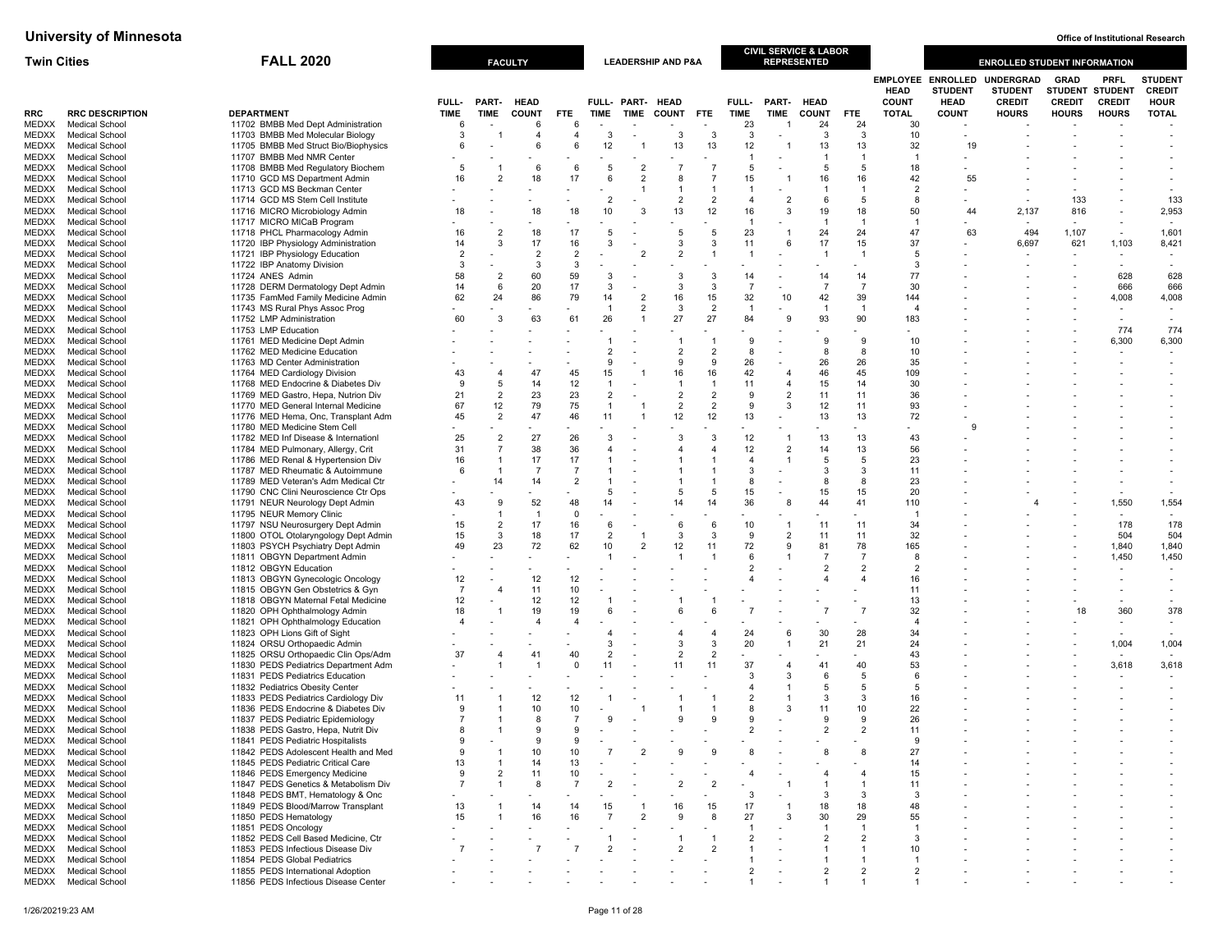# University of Minnesota

**Twin Cities — FALL 2020**

| RRC | RRC DESCRIPTION | DEPARTMENT | FACULTY FULL-TIME | FACULTY PART-TIME | FACULTY HEAD COUNT | FACULTY FTE | LEADERSHIP AND P&A FULL-TIME | LEADERSHIP AND P&A PART-TIME | LEADERSHIP AND P&A HEAD COUNT | LEADERSHIP AND P&A FTE | CIVIL SERVICE & LABOR REPRESENTED FULL-TIME | CIVIL SERVICE & LABOR REPRESENTED PART-TIME | CIVIL SERVICE & LABOR REPRESENTED HEAD COUNT | CIVIL SERVICE & LABOR REPRESENTED FTE | EMPLOYEE HEAD COUNT TOTAL | ENROLLED STUDENT HEAD COUNT | UNDERGRAD STUDENT CREDIT HOURS | GRAD STUDENT CREDIT HOURS | PRFL STUDENT CREDIT HOURS | STUDENT CREDIT HOUR TOTAL |
|---|---|---|---|---|---|---|---|---|---|---|---|---|---|---|---|---|---|---|---|---|
| MEDXX | Medical School | 11702 BMBB Med Dept Administration | 6 | - | 6 | 6 | - | - | - | - | 23 | 1 | 24 | 24 | 30 | - | - | - | - | - |
| MEDXX | Medical School | 11703 BMBB Med Molecular Biology | 3 | 1 | 4 | 4 | 3 | - | 3 | 3 | 3 | - | 3 | 3 | 10 | - | - | - | - | - |
| MEDXX | Medical School | 11705 BMBB Med Struct Bio/Biophysics | 6 | - | 6 | 6 | 12 | 1 | 13 | 13 | 12 | 1 | 13 | 13 | 32 | 19 | - | - | - | - |
| MEDXX | Medical School | 11707 BMBB Med NMR Center | - | - | - | - | - | - | - | - | 1 | - | 1 | 1 | 1 | - | - | - | - | - |
| MEDXX | Medical School | 11708 BMBB Med Regulatory Biochem | 5 | 1 | 6 | 6 | 5 | 2 | 7 | 7 | 5 | - | 5 | 5 | 18 | - | - | - | - | - |
| MEDXX | Medical School | 11710 GCD MS Department Admin | 16 | 2 | 18 | 17 | 6 | 2 | 8 | 7 | 15 | 1 | 16 | 16 | 42 | 55 | - | - | - | - |
| MEDXX | Medical School | 11713 GCD MS Beckman Center | - | - | - | - | - | 1 | 1 | 1 | 1 | - | 1 | 1 | 2 | - | - | - | - | - |
| MEDXX | Medical School | 11714 GCD MS Stem Cell Institute | - | - | - | - | 2 | - | 2 | 2 | 4 | 2 | 6 | 5 | 8 | - | - | 133 | - | 133 |
| MEDXX | Medical School | 11716 MICRO Microbiology Admin | 18 | - | 18 | 18 | 10 | 3 | 13 | 12 | 16 | 3 | 19 | 18 | 50 | 44 | 2,137 | 816 | - | 2,953 |
| MEDXX | Medical School | 11717 MICRO MICaB Program | - | - | - | - | - | - | - | - | 1 | - | 1 | 1 | 1 | - | - | - | - | - |
| MEDXX | Medical School | 11718 PHCL Pharmacology Admin | 16 | 2 | 18 | 17 | 5 | - | 5 | 5 | 23 | 1 | 24 | 24 | 47 | 63 | 494 | 1,107 | - | 1,601 |
| MEDXX | Medical School | 11720 IBP Physiology Administration | 14 | 3 | 17 | 16 | 3 | - | 3 | 3 | 11 | 6 | 17 | 15 | 37 | - | 6,697 | 621 | 1,103 | 8,421 |
| MEDXX | Medical School | 11721 IBP Physiology Education | 2 | - | 2 | 2 | - | 2 | 2 | 1 | 1 | - | 1 | 1 | 5 | - | - | - | - | - |
| MEDXX | Medical School | 11722 IBP Anatomy Division | 3 | - | 3 | 3 | - | - | - | - | - | - | - | - | 3 | - | - | - | - | - |
| MEDXX | Medical School | 11724 ANES Admin | 58 | 2 | 60 | 59 | 3 | - | 3 | 3 | 14 | - | 14 | 14 | 77 | - | - | - | 628 | 628 |
| MEDXX | Medical School | 11728 DERM Dermatology Dept Admin | 14 | 6 | 20 | 17 | 3 | - | 3 | 3 | 7 | - | 7 | 7 | 30 | - | - | - | 666 | 666 |
| MEDXX | Medical School | 11735 FamMed Family Medicine Admin | 62 | 24 | 86 | 79 | 14 | 2 | 16 | 15 | 32 | 10 | 42 | 39 | 144 | - | - | - | 4,008 | 4,008 |
| MEDXX | Medical School | 11743 MS Rural Phys Assoc Prog | - | - | - | - | 1 | 2 | 3 | 2 | 1 | - | 1 | 1 | 4 | - | - | - | - | - |
| MEDXX | Medical School | 11752 LMP Administration | 60 | 3 | 63 | 61 | 26 | 1 | 27 | 27 | 84 | 9 | 93 | 90 | 183 | - | - | - | - | - |
| MEDXX | Medical School | 11753 LMP Education | - | - | - | - | - | - | - | - | - | - | - | - | - | - | - | - | 774 | 774 |
| MEDXX | Medical School | 11761 MED Medicine Dept Admin | - | - | - | - | 1 | - | 1 | 1 | 9 | - | 9 | 9 | 10 | - | - | - | 6,300 | 6,300 |
| MEDXX | Medical School | 11762 MED Medicine Education | - | - | - | - | 2 | - | 2 | 2 | 8 | - | 8 | 8 | 10 | - | - | - | - | - |
| MEDXX | Medical School | 11763 MD Center Administration | - | - | - | - | 9 | - | 9 | 9 | 26 | - | 26 | 26 | 35 | - | - | - | - | - |
| MEDXX | Medical School | 11764 MED Cardiology Division | 43 | 4 | 47 | 45 | 15 | 1 | 16 | 16 | 42 | 4 | 46 | 45 | 109 | - | - | - | - | - |
| MEDXX | Medical School | 11768 MED Endocrine & Diabetes Div | 9 | 5 | 14 | 12 | 1 | - | 1 | 1 | 11 | 4 | 15 | 14 | 30 | - | - | - | - | - |
| MEDXX | Medical School | 11769 MED Gastro, Hepa, Nutrion Div | 21 | 2 | 23 | 23 | 2 | - | 2 | 2 | 9 | 2 | 11 | 11 | 36 | - | - | - | - | - |
| MEDXX | Medical School | 11770 MED General Internal Medicine | 67 | 12 | 79 | 75 | 1 | 1 | 2 | 2 | 9 | 3 | 12 | 11 | 93 | - | - | - | - | - |
| MEDXX | Medical School | 11776 MED Hem, Onc, Transplant Adm | 45 | 2 | 47 | 46 | 11 | 1 | 12 | 12 | 13 | - | 13 | 13 | 72 | - | - | - | - | - |
| MEDXX | Medical School | 11780 MED Medicine Stem Cell | - | - | - | - | - | - | - | - | - | - | - | - | - | 9 | - | - | - | - |
| MEDXX | Medical School | 11782 MED Inf Disease & Internationl | 25 | 2 | 27 | 26 | 3 | - | 3 | 3 | 12 | 1 | 13 | 13 | 43 | - | - | - | - | - |
| MEDXX | Medical School | 11784 MED Pulmonary, Allergy, Crit | 31 | 7 | 38 | 36 | 4 | - | 4 | 4 | 12 | 2 | 14 | 13 | 56 | - | - | - | - | - |
| MEDXX | Medical School | 11786 MED Renal & Hypertension Div | 16 | 1 | 17 | 17 | 1 | - | 1 | 1 | 4 | 1 | 5 | 5 | 23 | - | - | - | - | - |
| MEDXX | Medical School | 11787 MED Rheumatic & Autoimmune | 6 | 1 | 7 | 7 | 1 | - | 1 | 1 | 3 | - | 3 | 3 | 11 | - | - | - | - | - |
| MEDXX | Medical School | 11789 MED Veteran's Adm Medical Ctr | - | 14 | 14 | 2 | 1 | - | 1 | 1 | 8 | - | 8 | 8 | 23 | - | - | - | - | - |
| MEDXX | Medical School | 11790 CNC Clini Neuroscience Ctr Ops | - | - | - | - | 5 | - | 5 | 5 | 15 | - | 15 | 15 | 20 | - | - | - | - | - |
| MEDXX | Medical School | 11791 NEUR Neurology Dept Admin | 43 | 9 | 52 | 48 | 14 | - | 14 | 14 | 36 | 8 | 44 | 41 | 110 | - | 4 | - | 1,550 | 1,554 |
| MEDXX | Medical School | 11795 NEUR Memory Clinic | - | 1 | 1 | 0 | - | - | - | - | - | - | - | - | 1 | - | - | - | - | - |
| MEDXX | Medical School | 11797 NSU Neurosurgery Dept Admin | 15 | 2 | 17 | 16 | 6 | - | 6 | 6 | 10 | 1 | 11 | 11 | 34 | - | - | - | 178 | 178 |
| MEDXX | Medical School | 11800 OTOL Otolaryngology Dept Admin | 15 | 3 | 18 | 17 | 2 | 1 | 3 | 3 | 9 | 2 | 11 | 11 | 32 | - | - | - | 504 | 504 |
| MEDXX | Medical School | 11803 PSYCH Psychiatry Dept Admin | 49 | 23 | 72 | 62 | 10 | 2 | 12 | 11 | 72 | 9 | 81 | 78 | 165 | - | - | - | 1,840 | 1,840 |
| MEDXX | Medical School | 11811 OBGYN Department Admin | - | - | - | - | 1 | - | 1 | 1 | 6 | 1 | 7 | 7 | 8 | - | - | - | 1,450 | 1,450 |
| MEDXX | Medical School | 11812 OBGYN Education | - | - | - | - | - | - | - | - | 2 | - | 2 | 2 | 2 | - | - | - | - | - |
| MEDXX | Medical School | 11813 OBGYN Gynecologic Oncology | 12 | - | 12 | 12 | - | - | - | - | 4 | - | 4 | 4 | 16 | - | - | - | - | - |
| MEDXX | Medical School | 11815 OBGYN Gen Obstetrics & Gyn | 7 | 4 | 11 | 10 | - | - | - | - | - | - | - | - | 11 | - | - | - | - | - |
| MEDXX | Medical School | 11818 OBGYN Maternal Fetal Medicine | 12 | - | 12 | 12 | 1 | - | 1 | 1 | - | - | - | - | 13 | - | - | - | - | - |
| MEDXX | Medical School | 11820 OPH Ophthalmology Admin | 18 | 1 | 19 | 19 | 6 | - | 6 | 6 | 7 | - | 7 | 7 | 32 | - | - | 18 | 360 | 378 |
| MEDXX | Medical School | 11821 OPH Ophthalmology Education | 4 | - | 4 | 4 | - | - | - | - | - | - | - | - | 4 | - | - | - | - | - |
| MEDXX | Medical School | 11823 OPH Lions Gift of Sight | - | - | - | - | 4 | - | 4 | 4 | 24 | 6 | 30 | 28 | 34 | - | - | - | - | - |
| MEDXX | Medical School | 11824 ORSU Orthopaedic Admin | - | - | - | - | 3 | - | 3 | 3 | 20 | 1 | 21 | 21 | 24 | - | - | - | 1,004 | 1,004 |
| MEDXX | Medical School | 11825 ORSU Orthopaedic Clin Ops/Adm | 37 | 4 | 41 | 40 | 2 | - | 2 | 2 | - | - | - | - | 43 | - | - | - | - | - |
| MEDXX | Medical School | 11830 PEDS Pediatrics Department Adm | - | 1 | 1 | 0 | 11 | - | 11 | 11 | 37 | 4 | 41 | 40 | 53 | - | - | - | 3,618 | 3,618 |
| MEDXX | Medical School | 11831 PEDS Pediatrics Education | - | - | - | - | - | - | - | - | 3 | 3 | 6 | 5 | 6 | - | - | - | - | - |
| MEDXX | Medical School | 11832 Pediatrics Obesity Center | - | - | - | - | - | - | - | - | 4 | 1 | 5 | 5 | 5 | - | - | - | - | - |
| MEDXX | Medical School | 11833 PEDS Pediatrics Cardiology Div | 11 | 1 | 12 | 12 | 1 | - | 1 | 1 | 2 | 1 | 3 | 3 | 16 | - | - | - | - | - |
| MEDXX | Medical School | 11836 PEDS Endocrine & Diabetes Div | 9 | 1 | 10 | 10 | - | 1 | 1 | 1 | 8 | 3 | 11 | 10 | 22 | - | - | - | - | - |
| MEDXX | Medical School | 11837 PEDS Pediatric Epidemiology | 7 | 1 | 8 | 7 | 9 | - | 9 | 9 | 9 | - | 9 | 9 | 26 | - | - | - | - | - |
| MEDXX | Medical School | 11838 PEDS Gastro, Hepa, Nutrit Div | 8 | 1 | 9 | 9 | - | - | - | - | 2 | - | 2 | 2 | 11 | - | - | - | - | - |
| MEDXX | Medical School | 11841 PEDS Pediatric Hospitalists | 9 | - | 9 | 9 | - | - | - | - | - | - | - | - | 9 | - | - | - | - | - |
| MEDXX | Medical School | 11842 PEDS Adolescent Health and Med | 9 | 1 | 10 | 10 | 7 | 2 | 9 | 9 | 8 | - | 8 | 8 | 27 | - | - | - | - | - |
| MEDXX | Medical School | 11845 PEDS Pediatric Critical Care | 13 | 1 | 14 | 13 | - | - | - | - | - | - | - | - | 14 | - | - | - | - | - |
| MEDXX | Medical School | 11846 PEDS Emergency Medicine | 9 | 2 | 11 | 10 | - | - | - | - | 4 | - | 4 | 4 | 15 | - | - | - | - | - |
| MEDXX | Medical School | 11847 PEDS Genetics & Metabolism Div | 7 | 1 | 8 | 7 | 2 | - | 2 | 2 | - | 1 | 1 | 1 | 11 | - | - | - | - | - |
| MEDXX | Medical School | 11848 PEDS BMT, Hematology & Onc | - | - | - | - | - | - | - | - | 3 | - | 3 | 3 | 3 | - | - | - | - | - |
| MEDXX | Medical School | 11849 PEDS Blood/Marrow Transplant | 13 | 1 | 14 | 14 | 15 | 1 | 16 | 15 | 17 | 1 | 18 | 18 | 48 | - | - | - | - | - |
| MEDXX | Medical School | 11850 PEDS Hematology | 15 | 1 | 16 | 16 | 7 | 2 | 9 | 8 | 27 | 3 | 30 | 29 | 55 | - | - | - | - | - |
| MEDXX | Medical School | 11851 PEDS Oncology | - | - | - | - | - | - | - | - | 1 | - | 1 | 1 | 1 | - | - | - | - | - |
| MEDXX | Medical School | 11852 PEDS Cell Based Medicine, Ctr | - | - | - | - | 1 | - | 1 | 1 | 2 | - | 2 | 2 | 3 | - | - | - | - | - |
| MEDXX | Medical School | 11853 PEDS Infectious Disease Div | 7 | - | 7 | 7 | 2 | - | 2 | 2 | 1 | - | 1 | 1 | 10 | - | - | - | - | - |
| MEDXX | Medical School | 11854 PEDS Global Pediatrics | - | - | - | - | - | - | - | - | 1 | - | 1 | 1 | 1 | - | - | - | - | - |
| MEDXX | Medical School | 11855 PEDS International Adoption | - | - | - | - | - | - | - | - | 2 | - | 2 | 2 | 2 | - | - | - | - | - |
| MEDXX | Medical School | 11856 PEDS Infectious Disease Center | - | - | - | - | - | - | - | - | 1 | - | 1 | 1 | 1 | - | - | - | - | - |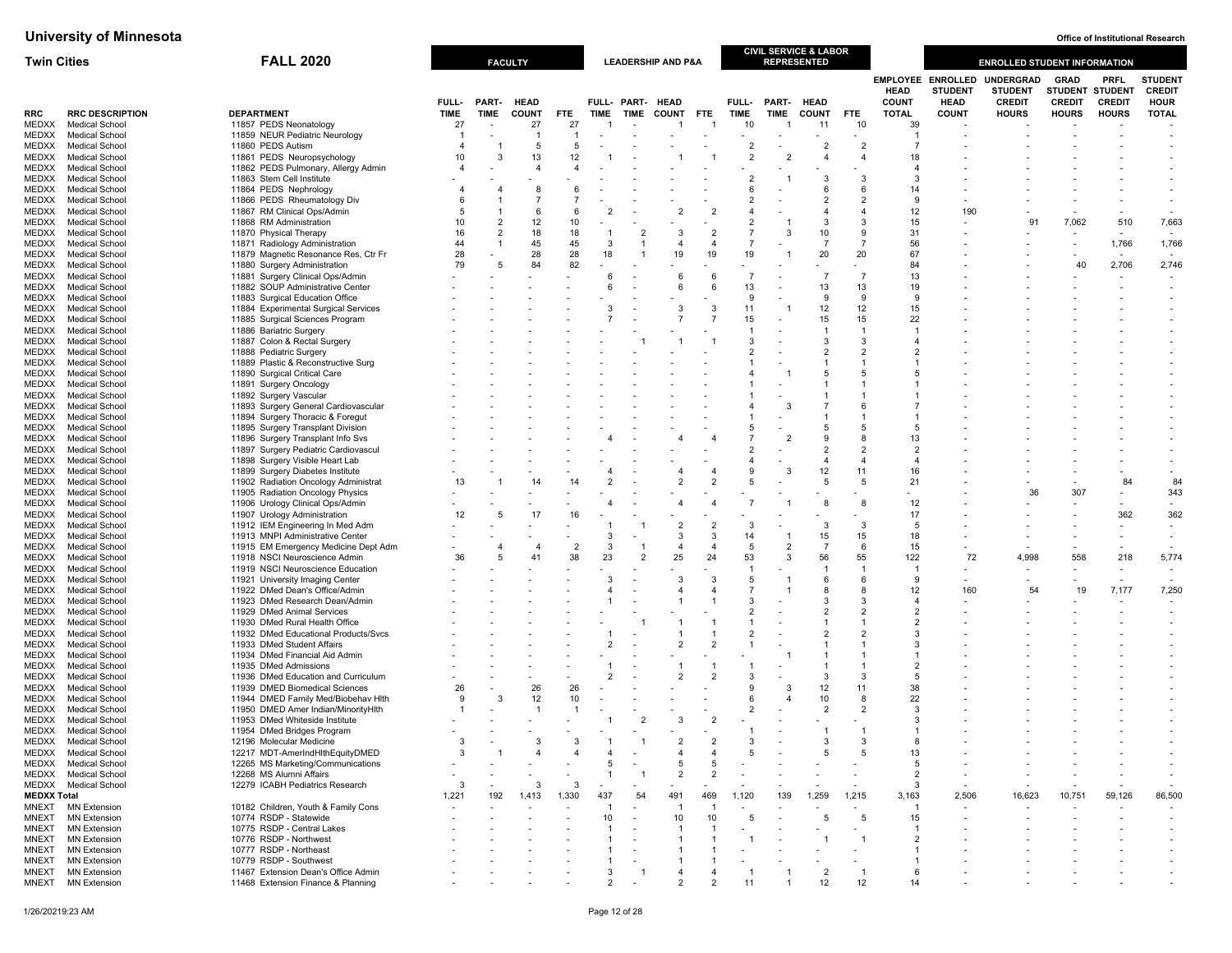# University of Minnesota

**Twin Cities** — **FALL 2020**

Office of Institutional Research

| | | | FACULTY | | | | LEADERSHIP AND P&A | | | | CIVIL SERVICE & LABOR REPRESENTED | | | | | ENROLLED STUDENT INFORMATION | | | | |
|---|---|---|---|---|---|---|---|---|---|---|---|---|---|---|---|---|---|---|---|---|
| RRC | RRC DESCRIPTION | DEPARTMENT | FULL-TIME | PART-TIME | HEAD COUNT | FTE | FULL-TIME | PART-TIME | HEAD COUNT | FTE | FULL-TIME | PART-TIME | HEAD COUNT | FTE | EMPLOYEE HEAD COUNT TOTAL | ENROLLED STUDENT HEAD COUNT | UNDERGRAD STUDENT CREDIT HOURS | GRAD STUDENT CREDIT HOURS | PRFL STUDENT CREDIT HOURS | STUDENT CREDIT HOUR TOTAL |
| MEDXX | Medical School | 11857 PEDS Neonatology | 27 | - | 27 | 27 | 1 | - | 1 | 1 | 10 | 1 | 11 | 10 | 39 | - | - | - | - | - |
| MEDXX | Medical School | 11859 NEUR Pediatric Neurology | 1 | - | 1 | 1 | - | - | - | - | - | - | - | - | 1 | - | - | - | - | - |
| MEDXX | Medical School | 11860 PEDS Autism | 4 | 1 | 5 | 5 | - | - | - | - | 2 | - | 2 | 2 | 7 | - | - | - | - | - |
| MEDXX | Medical School | 11861 PEDS Neuropsychology | 10 | 3 | 13 | 12 | 1 | - | 1 | 1 | 2 | 2 | 4 | 4 | 18 | - | - | - | - | - |
| MEDXX | Medical School | 11862 PEDS Pulmonary, Allergy Admin | 4 | - | 4 | 4 | - | - | - | - | - | - | - | - | 4 | - | - | - | - | - |
| MEDXX | Medical School | 11863 Stem Cell Institute | - | - | - | - | - | - | - | - | 2 | 1 | 3 | 3 | 3 | - | - | - | - | - |
| MEDXX | Medical School | 11864 PEDS Nephrology | 4 | 4 | 8 | 6 | - | - | - | - | 6 | - | 6 | 6 | 14 | - | - | - | - | - |
| MEDXX | Medical School | 11866 PEDS Rheumatology Div | 6 | 1 | 7 | 7 | - | - | - | - | 2 | - | 2 | 2 | 9 | - | - | - | - | - |
| MEDXX | Medical School | 11867 RM Clinical Ops/Admin | 5 | 1 | 6 | 6 | 2 | - | 2 | 2 | 4 | - | 4 | 4 | 12 | 190 | - | - | - | - |
| MEDXX | Medical School | 11868 RM Administration | 10 | 2 | 12 | 10 | - | - | - | - | 2 | 1 | 3 | 3 | 15 | - | 91 | 7,062 | 510 | 7,663 |
| MEDXX | Medical School | 11870 Physical Therapy | 16 | 2 | 18 | 18 | 1 | 2 | 3 | 2 | 7 | 3 | 10 | 9 | 31 | - | - | - | - | - |
| MEDXX | Medical School | 11871 Radiology Administration | 44 | 1 | 45 | 45 | 3 | 1 | 4 | 4 | 7 | - | 7 | 7 | 56 | - | - | - | 1,766 | 1,766 |
| MEDXX | Medical School | 11879 Magnetic Resonance Res, Ctr Fr | 28 | - | 28 | 28 | 18 | 1 | 19 | 19 | 19 | 1 | 20 | 20 | 67 | - | - | - | - | - |
| MEDXX | Medical School | 11880 Surgery Administration | 79 | 5 | 84 | 82 | - | - | - | - | - | - | - | - | 84 | - | - | 40 | 2,706 | 2,746 |
| MEDXX | Medical School | 11881 Surgery Clinical Ops/Admin | - | - | - | - | 6 | - | 6 | 6 | 7 | - | 7 | 7 | 13 | - | - | - | - | - |
| MEDXX | Medical School | 11882 SOUP Administrative Center | - | - | - | - | 6 | - | 6 | 6 | 13 | - | 13 | 13 | 19 | - | - | - | - | - |
| MEDXX | Medical School | 11883 Surgical Education Office | - | - | - | - | - | - | - | - | 9 | - | 9 | 9 | 9 | - | - | - | - | - |
| MEDXX | Medical School | 11884 Experimental Surgical Services | - | - | - | - | 3 | - | 3 | 3 | 11 | 1 | 12 | 12 | 15 | - | - | - | - | - |
| MEDXX | Medical School | 11885 Surgical Sciences Program | - | - | - | - | 7 | - | 7 | 7 | 15 | - | 15 | 15 | 22 | - | - | - | - | - |
| MEDXX | Medical School | 11886 Bariatric Surgery | - | - | - | - | - | - | - | - | 1 | - | 1 | 1 | 1 | - | - | - | - | - |
| MEDXX | Medical School | 11887 Colon & Rectal Surgery | - | - | - | - | - | 1 | 1 | 1 | 3 | - | 3 | 3 | 4 | - | - | - | - | - |
| MEDXX | Medical School | 11888 Pediatric Surgery | - | - | - | - | - | - | - | - | 2 | - | 2 | 2 | 2 | - | - | - | - | - |
| MEDXX | Medical School | 11889 Plastic & Reconstructive Surg | - | - | - | - | - | - | - | - | 1 | - | 1 | 1 | 1 | - | - | - | - | - |
| MEDXX | Medical School | 11890 Surgical Critical Care | - | - | - | - | - | - | - | - | 4 | 1 | 5 | 5 | 5 | - | - | - | - | - |
| MEDXX | Medical School | 11891 Surgery Oncology | - | - | - | - | - | - | - | - | 1 | - | 1 | 1 | 1 | - | - | - | - | - |
| MEDXX | Medical School | 11892 Surgery Vascular | - | - | - | - | - | - | - | - | 1 | - | 1 | 1 | 1 | - | - | - | - | - |
| MEDXX | Medical School | 11893 Surgery General Cardiovascular | - | - | - | - | - | - | - | - | 4 | 3 | 7 | 6 | 7 | - | - | - | - | - |
| MEDXX | Medical School | 11894 Surgery Thoracic & Foregut | - | - | - | - | - | - | - | - | 1 | - | 1 | 1 | 1 | - | - | - | - | - |
| MEDXX | Medical School | 11895 Surgery Transplant Division | - | - | - | - | - | - | - | - | 5 | - | 5 | 5 | 5 | - | - | - | - | - |
| MEDXX | Medical School | 11896 Surgery Transplant Info Svs | - | - | - | - | 4 | - | 4 | 4 | 7 | 2 | 9 | 8 | 13 | - | - | - | - | - |
| MEDXX | Medical School | 11897 Surgery Pediatric Cardiovascul | - | - | - | - | - | - | - | - | 2 | - | 2 | 2 | 2 | - | - | - | - | - |
| MEDXX | Medical School | 11898 Surgery Visible Heart Lab | - | - | - | - | - | - | - | - | 4 | - | 4 | 4 | 4 | - | - | - | - | - |
| MEDXX | Medical School | 11899 Surgery Diabetes Institute | - | - | - | - | 4 | - | 4 | 4 | 9 | 3 | 12 | 11 | 16 | - | - | - | - | - |
| MEDXX | Medical School | 11902 Radiation Oncology Administrat | 13 | 1 | 14 | 14 | 2 | - | 2 | 2 | 5 | - | 5 | 5 | 21 | - | - | - | 84 | 84 |
| MEDXX | Medical School | 11905 Radiation Oncology Physics | - | - | - | - | - | - | - | - | - | - | - | - | - | - | 36 | 307 | - | 343 |
| MEDXX | Medical School | 11906 Urology Clinical Ops/Admin | - | - | - | - | 4 | - | 4 | 4 | 7 | 1 | 8 | 8 | 12 | - | - | - | - | - |
| MEDXX | Medical School | 11907 Urology Administration | 12 | 5 | 17 | 16 | - | - | - | - | - | - | - | - | 17 | - | - | - | 362 | 362 |
| MEDXX | Medical School | 11912 IEM Engineering In Med Adm | - | - | - | - | 1 | 1 | 2 | 2 | 3 | - | 3 | 3 | 5 | - | - | - | - | - |
| MEDXX | Medical School | 11913 MNPI Administrative Center | - | - | - | - | 3 | - | 3 | 3 | 14 | 1 | 15 | 15 | 18 | - | - | - | - | - |
| MEDXX | Medical School | 11915 EM Emergency Medicine Dept Adm | - | 4 | 4 | 2 | 3 | 1 | 4 | 4 | 5 | 2 | 7 | 6 | 15 | - | - | - | - | - |
| MEDXX | Medical School | 11918 NSCI Neuroscience Admin | 36 | 5 | 41 | 38 | 23 | 2 | 25 | 24 | 53 | 3 | 56 | 55 | 122 | 72 | 4,998 | 558 | 218 | 5,774 |
| MEDXX | Medical School | 11919 NSCI Neuroscience Education | - | - | - | - | - | - | - | - | 1 | - | 1 | 1 | 1 | - | - | - | - | - |
| MEDXX | Medical School | 11921 University Imaging Center | - | - | - | - | 3 | - | 3 | 3 | 5 | 1 | 6 | 6 | 9 | - | - | - | - | - |
| MEDXX | Medical School | 11922 DMed Dean's Office/Admin | - | - | - | - | 4 | - | 4 | 4 | 7 | 1 | 8 | 8 | 12 | 160 | 54 | 19 | 7,177 | 7,250 |
| MEDXX | Medical School | 11923 DMed Research Dean/Admin | - | - | - | - | 1 | - | 1 | 1 | 3 | - | 3 | 3 | 4 | - | - | - | - | - |
| MEDXX | Medical School | 11929 DMed Animal Services | - | - | - | - | - | - | - | - | 2 | - | 2 | 2 | 2 | - | - | - | - | - |
| MEDXX | Medical School | 11930 DMed Rural Health Office | - | - | - | - | - | 1 | 1 | 1 | 1 | - | 1 | 1 | 2 | - | - | - | - | - |
| MEDXX | Medical School | 11932 DMed Educational Products/Svcs | - | - | - | - | 1 | - | 1 | 1 | 2 | - | 2 | 2 | 3 | - | - | - | - | - |
| MEDXX | Medical School | 11933 DMed Student Affairs | - | - | - | - | 2 | - | 2 | 2 | 1 | - | 1 | 1 | 3 | - | - | - | - | - |
| MEDXX | Medical School | 11934 DMed Financial Aid Admin | - | - | - | - | - | - | - | - | - | 1 | 1 | 1 | 1 | - | - | - | - | - |
| MEDXX | Medical School | 11935 DMed Admissions | - | - | - | - | 1 | - | 1 | 1 | 1 | - | 1 | 1 | 2 | - | - | - | - | - |
| MEDXX | Medical School | 11936 DMed Education and Curriculum | - | - | - | - | 2 | - | 2 | 2 | 3 | - | 3 | 3 | 5 | - | - | - | - | - |
| MEDXX | Medical School | 11939 DMED Biomedical Sciences | 26 | - | 26 | 26 | - | - | - | - | 9 | 3 | 12 | 11 | 38 | - | - | - | - | - |
| MEDXX | Medical School | 11944 DMED Family Med/Biobehav Hlth | 9 | 3 | 12 | 10 | - | - | - | - | 6 | 4 | 10 | 8 | 22 | - | - | - | - | - |
| MEDXX | Medical School | 11950 DMED Amer Indian/MinorityHlth | 1 | - | 1 | 1 | - | - | - | - | 2 | - | 2 | 2 | 3 | - | - | - | - | - |
| MEDXX | Medical School | 11953 DMed Whiteside Institute | - | - | - | - | 1 | 2 | 3 | 2 | - | - | - | - | 3 | - | - | - | - | - |
| MEDXX | Medical School | 11954 DMed Bridges Program | - | - | - | - | - | - | - | - | 1 | - | 1 | 1 | 1 | - | - | - | - | - |
| MEDXX | Medical School | 12196 Molecular Medicine | 3 | - | 3 | 3 | 1 | 1 | 2 | 2 | 3 | - | 3 | 3 | 8 | - | - | - | - | - |
| MEDXX | Medical School | 12217 MDT-AmerIndHlthEquityDMED | 3 | 1 | 4 | 4 | 4 | - | 4 | 4 | 5 | - | 5 | 5 | 13 | - | - | - | - | - |
| MEDXX | Medical School | 12265 MS Marketing/Communications | - | - | - | - | 5 | - | 5 | 5 | - | - | - | - | 5 | - | - | - | - | - |
| MEDXX | Medical School | 12268 MS Alumni Affairs | - | - | - | - | 1 | 1 | 2 | 2 | - | - | - | - | 2 | - | - | - | - | - |
| MEDXX | Medical School | 12279 ICABH Pediatrics Research | 3 | - | 3 | 3 | - | - | - | - | - | - | - | - | 3 | - | - | - | - | - |
| **MEDXX Total** | | | 1,221 | 192 | 1,413 | 1,330 | 437 | 54 | 491 | 469 | 1,120 | 139 | 1,259 | 1,215 | 3,163 | 2,506 | 16,623 | 10,751 | 59,126 | 86,500 |
| MNEXT | MN Extension | 10182 Children, Youth & Family Cons | - | - | - | - | 1 | - | 1 | 1 | - | - | - | - | 1 | - | - | - | - | - |
| MNEXT | MN Extension | 10774 RSDP - Statewide | - | - | - | - | 10 | - | 10 | 10 | 5 | - | 5 | 5 | 15 | - | - | - | - | - |
| MNEXT | MN Extension | 10775 RSDP - Central Lakes | - | - | - | - | 1 | - | 1 | 1 | - | - | - | - | 1 | - | - | - | - | - |
| MNEXT | MN Extension | 10776 RSDP - Northwest | - | - | - | - | 1 | - | 1 | 1 | 1 | - | 1 | 1 | 2 | - | - | - | - | - |
| MNEXT | MN Extension | 10777 RSDP - Northeast | - | - | - | - | 1 | - | 1 | 1 | - | - | - | - | 1 | - | - | - | - | - |
| MNEXT | MN Extension | 10779 RSDP - Southwest | - | - | - | - | 1 | - | 1 | 1 | - | - | - | - | 1 | - | - | - | - | - |
| MNEXT | MN Extension | 11467 Extension Dean's Office Admin | - | - | - | - | 3 | 1 | 4 | 4 | 1 | 1 | 2 | 1 | 6 | - | - | - | - | - |
| MNEXT | MN Extension | 11468 Extension Finance & Planning | - | - | - | - | 2 | - | 2 | 2 | 11 | 1 | 12 | 12 | 14 | - | - | - | - | - |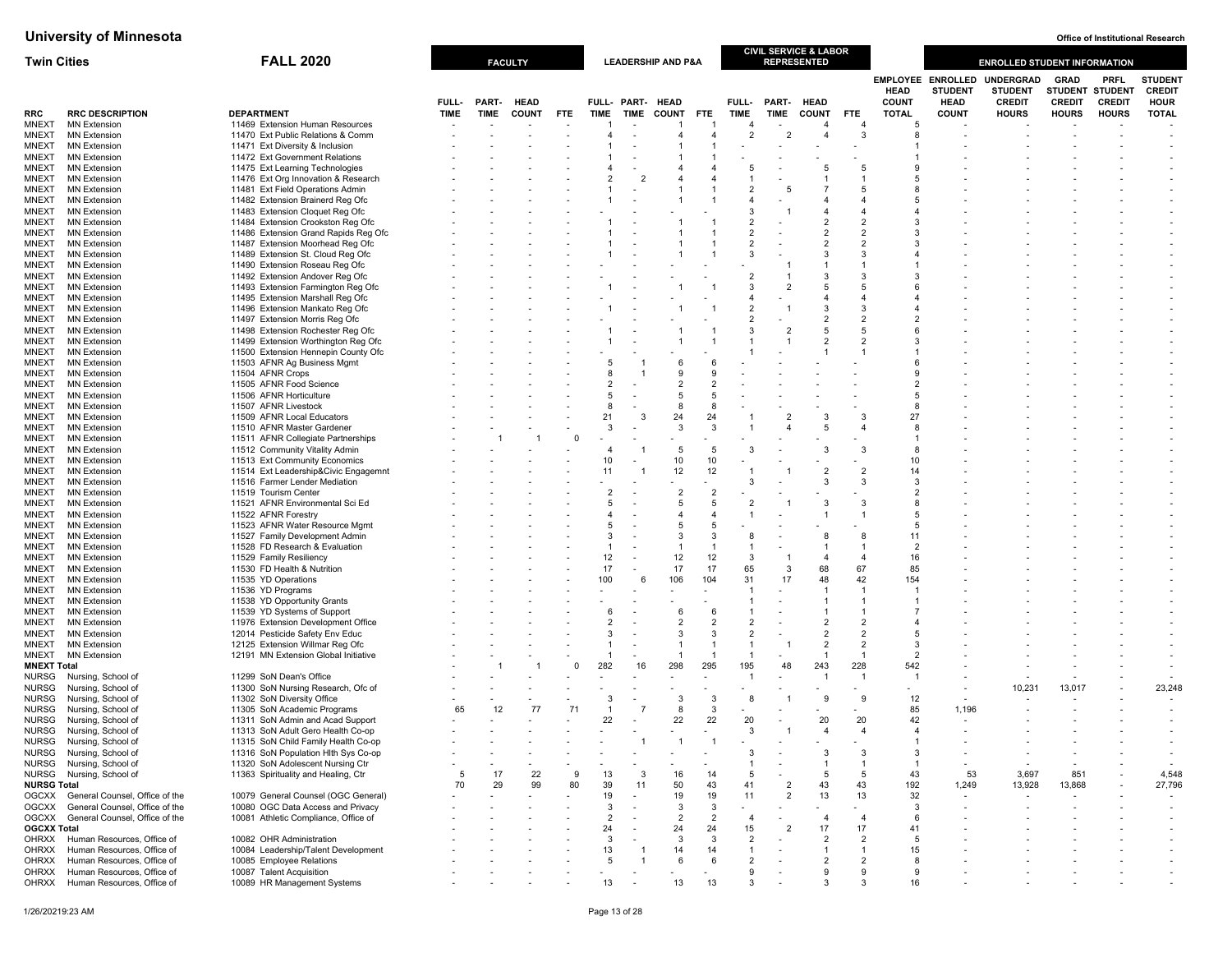# University of Minnesota

**Office of Institutional Research**

## Twin Cities — FALL 2020

| RRC | RRC DESCRIPTION | DEPARTMENT | FACULTY | | | | LEADERSHIP AND P&A | | | | CIVIL SERVICE & LABOR REPRESENTED | | | | | ENROLLED STUDENT INFORMATION | | | | |
|---|---|---|---|---|---|---|---|---|---|---|---|---|---|---|---|---|---|---|---|---|
| | | | FULL-TIME | PART-TIME | HEAD COUNT | FTE | FULL-TIME | PART-TIME | HEAD COUNT | FTE | FULL-TIME | PART-TIME | HEAD COUNT | FTE | EMPLOYEE HEAD COUNT TOTAL | ENROLLED STUDENT HEAD COUNT | UNDERGRAD STUDENT CREDIT HOURS | GRAD STUDENT CREDIT HOURS | PRFL STUDENT CREDIT HOURS | STUDENT CREDIT HOUR TOTAL |
| MNEXT | MN Extension | 11469 Extension Human Resources | - | - | - | - | 1 | - | 1 | 1 | 4 | - | 4 | 4 | 5 | - | - | - | - | - |
| MNEXT | MN Extension | 11470 Ext Public Relations & Comm | - | - | - | - | 4 | - | 4 | 4 | 2 | 2 | 4 | 3 | 8 | - | - | - | - | - |
| MNEXT | MN Extension | 11471 Ext Diversity & Inclusion | - | - | - | - | 1 | - | 1 | 1 | - | - | - | - | 1 | - | - | - | - | - |
| MNEXT | MN Extension | 11472 Ext Government Relations | - | - | - | - | 1 | - | 1 | 1 | - | - | - | - | 1 | - | - | - | - | - |
| MNEXT | MN Extension | 11475 Ext Learning Technologies | - | - | - | - | 4 | - | 4 | 4 | 5 | - | 5 | 5 | 9 | - | - | - | - | - |
| MNEXT | MN Extension | 11476 Ext Org Innovation & Research | - | - | - | - | 2 | 2 | 4 | 4 | 1 | - | 1 | 1 | 5 | - | - | - | - | - |
| MNEXT | MN Extension | 11481 Ext Field Operations Admin | - | - | - | - | 1 | - | 1 | 1 | 2 | 5 | 7 | 5 | 8 | - | - | - | - | - |
| MNEXT | MN Extension | 11482 Extension Brainerd Reg Ofc | - | - | - | - | 1 | - | 1 | 1 | 4 | - | 4 | 4 | 5 | - | - | - | - | - |
| MNEXT | MN Extension | 11483 Extension Cloquet Reg Ofc | - | - | - | - | - | - | - | - | 3 | 1 | 4 | 4 | 4 | - | - | - | - | - |
| MNEXT | MN Extension | 11484 Extension Crookston Reg Ofc | - | - | - | - | 1 | - | 1 | 1 | 2 | - | 2 | 2 | 3 | - | - | - | - | - |
| MNEXT | MN Extension | 11486 Extension Grand Rapids Reg Ofc | - | - | - | - | 1 | - | 1 | 1 | 2 | - | 2 | 2 | 3 | - | - | - | - | - |
| MNEXT | MN Extension | 11487 Extension Moorhead Reg Ofc | - | - | - | - | 1 | - | 1 | 1 | 2 | - | 2 | 2 | 3 | - | - | - | - | - |
| MNEXT | MN Extension | 11489 Extension St. Cloud Reg Ofc | - | - | - | - | 1 | - | 1 | 1 | 3 | - | 3 | 3 | 4 | - | - | - | - | - |
| MNEXT | MN Extension | 11490 Extension Roseau Reg Ofc | - | - | - | - | - | - | - | - | - | 1 | 1 | 1 | 1 | - | - | - | - | - |
| MNEXT | MN Extension | 11492 Extension Andover Reg Ofc | - | - | - | - | - | - | - | - | 2 | 1 | 3 | 3 | 3 | - | - | - | - | - |
| MNEXT | MN Extension | 11493 Extension Farmington Reg Ofc | - | - | - | - | 1 | - | 1 | 1 | 3 | 2 | 5 | 5 | 6 | - | - | - | - | - |
| MNEXT | MN Extension | 11495 Extension Marshall Reg Ofc | - | - | - | - | - | - | - | - | 4 | - | 4 | 4 | 4 | - | - | - | - | - |
| MNEXT | MN Extension | 11496 Extension Mankato Reg Ofc | - | - | - | - | 1 | - | 1 | 1 | 2 | 1 | 3 | 3 | 4 | - | - | - | - | - |
| MNEXT | MN Extension | 11497 Extension Morris Reg Ofc | - | - | - | - | - | - | - | - | 2 | - | 2 | 2 | 2 | - | - | - | - | - |
| MNEXT | MN Extension | 11498 Extension Rochester Reg Ofc | - | - | - | - | 1 | - | 1 | 1 | 3 | 2 | 5 | 5 | 6 | - | - | - | - | - |
| MNEXT | MN Extension | 11499 Extension Worthington Reg Ofc | - | - | - | - | 1 | - | 1 | 1 | 1 | 1 | 2 | 2 | 3 | - | - | - | - | - |
| MNEXT | MN Extension | 11500 Extension Hennepin County Ofc | - | - | - | - | - | - | - | - | 1 | - | 1 | 1 | 1 | - | - | - | - | - |
| MNEXT | MN Extension | 11503 AFNR Ag Business Mgmt | - | - | - | - | 5 | 1 | 6 | 6 | - | - | - | - | 6 | - | - | - | - | - |
| MNEXT | MN Extension | 11504 AFNR Crops | - | - | - | - | 8 | 1 | 9 | 9 | - | - | - | - | 9 | - | - | - | - | - |
| MNEXT | MN Extension | 11505 AFNR Food Science | - | - | - | - | 2 | - | 2 | 2 | - | - | - | - | 2 | - | - | - | - | - |
| MNEXT | MN Extension | 11506 AFNR Horticulture | - | - | - | - | 5 | - | 5 | 5 | - | - | - | - | 5 | - | - | - | - | - |
| MNEXT | MN Extension | 11507 AFNR Livestock | - | - | - | - | 8 | - | 8 | 8 | - | - | - | - | 8 | - | - | - | - | - |
| MNEXT | MN Extension | 11509 AFNR Local Educators | - | - | - | - | 21 | 3 | 24 | 24 | 1 | 2 | 3 | 3 | 27 | - | - | - | - | - |
| MNEXT | MN Extension | 11510 AFNR Master Gardener | - | - | - | - | 3 | - | 3 | 3 | 1 | 4 | 5 | 4 | 8 | - | - | - | - | - |
| MNEXT | MN Extension | 11511 AFNR Collegiate Partnerships | - | 1 | 1 | 0 | - | - | - | - | - | - | - | - | 1 | - | - | - | - | - |
| MNEXT | MN Extension | 11512 Community Vitality Admin | - | - | - | - | 4 | 1 | 5 | 5 | 3 | - | 3 | 3 | 8 | - | - | - | - | - |
| MNEXT | MN Extension | 11513 Ext Community Economics | - | - | - | - | 10 | - | 10 | 10 | - | - | - | - | 10 | - | - | - | - | - |
| MNEXT | MN Extension | 11514 Ext Leadership&Civic Engagemnt | - | - | - | - | 11 | 1 | 12 | 12 | 1 | 1 | 2 | 2 | 14 | - | - | - | - | - |
| MNEXT | MN Extension | 11516 Farmer Lender Mediation | - | - | - | - | - | - | - | - | 3 | - | 3 | 3 | 3 | - | - | - | - | - |
| MNEXT | MN Extension | 11519 Tourism Center | - | - | - | - | 2 | - | 2 | 2 | - | - | - | - | 2 | - | - | - | - | - |
| MNEXT | MN Extension | 11521 AFNR Environmental Sci Ed | - | - | - | - | 5 | - | 5 | 5 | 2 | 1 | 3 | 3 | 8 | - | - | - | - | - |
| MNEXT | MN Extension | 11522 AFNR Forestry | - | - | - | - | 4 | - | 4 | 4 | 1 | - | 1 | 1 | 5 | - | - | - | - | - |
| MNEXT | MN Extension | 11523 AFNR Water Resource Mgmt | - | - | - | - | 5 | - | 5 | 5 | - | - | - | - | 5 | - | - | - | - | - |
| MNEXT | MN Extension | 11527 Family Development Admin | - | - | - | - | 3 | - | 3 | 3 | 8 | - | 8 | 8 | 11 | - | - | - | - | - |
| MNEXT | MN Extension | 11528 FD Research & Evaluation | - | - | - | - | 1 | - | 1 | 1 | 1 | - | 1 | 1 | 2 | - | - | - | - | - |
| MNEXT | MN Extension | 11529 Family Resiliency | - | - | - | - | 12 | - | 12 | 12 | 3 | 1 | 4 | 4 | 16 | - | - | - | - | - |
| MNEXT | MN Extension | 11530 FD Health & Nutrition | - | - | - | - | 17 | - | 17 | 17 | 65 | 3 | 68 | 67 | 85 | - | - | - | - | - |
| MNEXT | MN Extension | 11535 YD Operations | - | - | - | - | 100 | 6 | 106 | 104 | 31 | 17 | 48 | 42 | 154 | - | - | - | - | - |
| MNEXT | MN Extension | 11536 YD Programs | - | - | - | - | - | - | - | - | 1 | - | 1 | 1 | 1 | - | - | - | - | - |
| MNEXT | MN Extension | 11538 YD Opportunity Grants | - | - | - | - | - | - | - | - | 1 | - | 1 | 1 | 1 | - | - | - | - | - |
| MNEXT | MN Extension | 11539 YD Systems of Support | - | - | - | - | 6 | - | 6 | 6 | 1 | - | 1 | 1 | 7 | - | - | - | - | - |
| MNEXT | MN Extension | 11976 Extension Development Office | - | - | - | - | 2 | - | 2 | 2 | 2 | - | 2 | 2 | 4 | - | - | - | - | - |
| MNEXT | MN Extension | 12014 Pesticide Safety Env Educ | - | - | - | - | 3 | - | 3 | 3 | 2 | - | 2 | 2 | 5 | - | - | - | - | - |
| MNEXT | MN Extension | 12125 Extension Willmar Reg Ofc | - | - | - | - | 1 | - | 1 | 1 | 1 | 1 | 2 | 2 | 3 | - | - | - | - | - |
| MNEXT | MN Extension | 12191 MN Extension Global Initiative | - | - | - | - | 1 | - | 1 | 1 | 1 | - | 1 | 1 | 2 | - | - | - | - | - |
| **MNEXT Total** | | | - | 1 | 1 | 0 | 282 | 16 | 298 | 295 | 195 | 48 | 243 | 228 | 542 | - | - | - | - | - |
| NURSG | Nursing, School of | 11299 SoN Dean's Office | - | - | - | - | - | - | - | - | 1 | - | 1 | 1 | 1 | - | - | - | - | - |
| NURSG | Nursing, School of | 11300 SoN Nursing Research, Ofc of | - | - | - | - | - | - | - | - | - | - | - | - | - | - | 10,231 | 13,017 | - | 23,248 |
| NURSG | Nursing, School of | 11302 SoN Diversity Office | - | - | - | - | 3 | - | 3 | 3 | 8 | 1 | 9 | 9 | 12 | - | - | - | - | - |
| NURSG | Nursing, School of | 11305 SoN Academic Programs | 65 | 12 | 77 | 71 | 1 | 7 | 8 | 3 | - | - | - | - | 85 | 1,196 | - | - | - | - |
| NURSG | Nursing, School of | 11311 SoN Admin and Acad Support | - | - | - | - | 22 | - | 22 | 22 | 20 | - | 20 | 20 | 42 | - | - | - | - | - |
| NURSG | Nursing, School of | 11313 SoN Adult Gero Health Co-op | - | - | - | - | - | - | - | - | 3 | 1 | 4 | 4 | 4 | - | - | - | - | - |
| NURSG | Nursing, School of | 11315 SoN Child Family Health Co-op | - | - | - | - | - | 1 | 1 | 1 | - | - | - | - | 1 | - | - | - | - | - |
| NURSG | Nursing, School of | 11316 SoN Population Hlth Sys Co-op | - | - | - | - | - | - | - | - | 3 | - | 3 | 3 | 3 | - | - | - | - | - |
| NURSG | Nursing, School of | 11320 SoN Adolescent Nursing Ctr | - | - | - | - | - | - | - | - | 1 | - | 1 | 1 | 1 | - | - | - | - | - |
| NURSG | Nursing, School of | 11363 Spirituality and Healing, Ctr | 5 | 17 | 22 | 9 | 13 | 3 | 16 | 14 | 5 | - | 5 | 5 | 43 | 53 | 3,697 | 851 | - | 4,548 |
| **NURSG Total** | | | 70 | 29 | 99 | 80 | 39 | 11 | 50 | 43 | 41 | 2 | 43 | 43 | 192 | 1,249 | 13,928 | 13,868 | - | 27,796 |
| OGCXX | General Counsel, Office of the | 10079 General Counsel (OGC General) | - | - | - | - | 19 | - | 19 | 19 | 11 | 2 | 13 | 13 | 32 | - | - | - | - | - |
| OGCXX | General Counsel, Office of the | 10080 OGC Data Access and Privacy | - | - | - | - | 3 | - | 3 | 3 | - | - | - | - | 3 | - | - | - | - | - |
| OGCXX | General Counsel, Office of the | 10081 Athletic Compliance, Office of | - | - | - | - | 2 | - | 2 | 2 | 4 | - | 4 | 4 | 6 | - | - | - | - | - |
| **OGCXX Total** | | | - | - | - | - | 24 | - | 24 | 24 | 15 | 2 | 17 | 17 | 41 | - | - | - | - | - |
| OHRXX | Human Resources, Office of | 10082 OHR Administration | - | - | - | - | 3 | - | 3 | 3 | 2 | - | 2 | 2 | 5 | - | - | - | - | - |
| OHRXX | Human Resources, Office of | 10084 Leadership/Talent Development | - | - | - | - | 13 | 1 | 14 | 14 | 1 | - | 1 | 1 | 15 | - | - | - | - | - |
| OHRXX | Human Resources, Office of | 10085 Employee Relations | - | - | - | - | 5 | 1 | 6 | 6 | 2 | - | 2 | 2 | 8 | - | - | - | - | - |
| OHRXX | Human Resources, Office of | 10087 Talent Acquisition | - | - | - | - | - | - | - | - | 9 | - | 9 | 9 | 9 | - | - | - | - | - |
| OHRXX | Human Resources, Office of | 10089 HR Management Systems | - | - | - | - | 13 | - | 13 | 13 | 3 | - | 3 | 3 | 16 | - | - | - | - | - |

1/26/2021 9:23 AM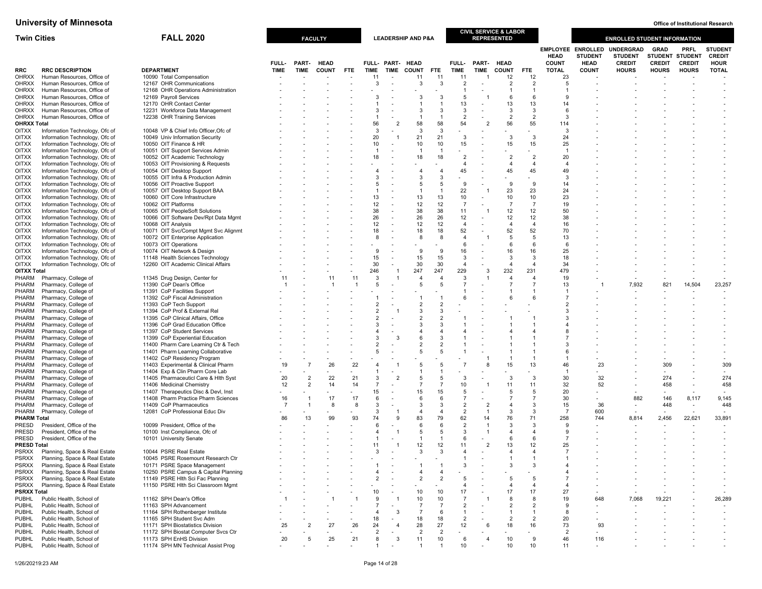# University of Minnesota

## Twin Cities — FALL 2020

Office of Institutional Research

| RRC | RRC DESCRIPTION | DEPARTMENT | FACULTY FULL-TIME | FACULTY PART-TIME | FACULTY HEAD COUNT | FACULTY FTE | LEADERSHIP AND P&A FULL-TIME | LEADERSHIP AND P&A PART-TIME | LEADERSHIP AND P&A HEAD COUNT | LEADERSHIP AND P&A FTE | CIVIL SERVICE & LABOR REPRESENTED FULL-TIME | CIVIL SERVICE & LABOR REPRESENTED PART-TIME | CIVIL SERVICE & LABOR REPRESENTED HEAD COUNT | CIVIL SERVICE & LABOR REPRESENTED FTE | EMPLOYEE HEAD COUNT TOTAL | ENROLLED STUDENT HEAD COUNT | UNDERGRAD STUDENT CREDIT HOURS | GRAD STUDENT CREDIT HOURS | PRFL STUDENT CREDIT HOURS | STUDENT CREDIT HOUR TOTAL |
|---|---|---|---|---|---|---|---|---|---|---|---|---|---|---|---|---|---|---|---|---|
| OHRXX | Human Resources, Office of | 10090 Total Compensation | - | - | - | - | 11 | - | 11 | 11 | 11 | 1 | 12 | 12 | 23 | - | - | - | - | - |
| OHRXX | Human Resources, Office of | 12167 OHR Communications | - | - | - | - | 3 | - | 3 | 3 | 2 | - | 2 | 2 | 5 | - | - | - | - | - |
| OHRXX | Human Resources, Office of | 12168 OHR Operations Administration | - | - | - | - | - | - | - | - | 1 | - | 1 | 1 | 1 | - | - | - | - | - |
| OHRXX | Human Resources, Office of | 12169 Payroll Services | - | - | - | - | 3 | - | 3 | 3 | 5 | 1 | 6 | 6 | 9 | - | - | - | - | - |
| OHRXX | Human Resources, Office of | 12170 OHR Contact Center | - | - | - | - | 1 | - | 1 | 1 | 13 | - | 13 | 13 | 14 | - | - | - | - | - |
| OHRXX | Human Resources, Office of | 12231 Workforce Data Management | - | - | - | - | 3 | - | 3 | 3 | 3 | - | 3 | 3 | 6 | - | - | - | - | - |
| OHRXX | Human Resources, Office of | 12238 OHR Training Services | - | - | - | - | 1 | - | 1 | 1 | 2 | - | 2 | 2 | 3 | - | - | - | - | - |
| OHRXX Total | | | - | - | - | - | 56 | 2 | 58 | 58 | 54 | 2 | 56 | 55 | 114 | - | - | - | - | - |
| OITXX | Information Technology, Ofc of | 10048 VP & Chief Info Officer,Ofc of | - | - | - | - | 3 | - | 3 | 3 | - | - | - | - | 3 | - | - | - | - | - |
| OITXX | Information Technology, Ofc of | 10049 Univ Information Security | - | - | - | - | 20 | 1 | 21 | 21 | 3 | - | 3 | 3 | 24 | - | - | - | - | - |
| OITXX | Information Technology, Ofc of | 10050 OIT Finance & HR | - | - | - | - | 10 | - | 10 | 10 | 15 | - | 15 | 15 | 25 | - | - | - | - | - |
| OITXX | Information Technology, Ofc of | 10051 OIT Support Services Admin | - | - | - | - | 1 | - | 1 | 1 | - | - | - | - | 1 | - | - | - | - | - |
| OITXX | Information Technology, Ofc of | 10052 OIT Academic Technology | - | - | - | - | 18 | - | 18 | 18 | 2 | - | 2 | 2 | 20 | - | - | - | - | - |
| OITXX | Information Technology, Ofc of | 10053 OIT Provisioning & Requests | - | - | - | - | - | - | - | - | 4 | - | 4 | 4 | 4 | - | - | - | - | - |
| OITXX | Information Technology, Ofc of | 10054 OIT Desktop Support | - | - | - | - | 4 | - | 4 | 4 | 45 | - | 45 | 45 | 49 | - | - | - | - | - |
| OITXX | Information Technology, Ofc of | 10055 OIT Infra & Production Admin | - | - | - | - | 3 | - | 3 | 3 | - | - | - | - | 3 | - | - | - | - | - |
| OITXX | Information Technology, Ofc of | 10056 OIT Proactive Support | - | - | - | - | 5 | - | 5 | 5 | 9 | - | 9 | 9 | 14 | - | - | - | - | - |
| OITXX | Information Technology, Ofc of | 10057 OIT Desktop Support BAA | - | - | - | - | 1 | - | 1 | 1 | 22 | 1 | 23 | 23 | 24 | - | - | - | - | - |
| OITXX | Information Technology, Ofc of | 10060 OIT Core Infrastructure | - | - | - | - | 13 | - | 13 | 13 | 10 | - | 10 | 10 | 23 | - | - | - | - | - |
| OITXX | Information Technology, Ofc of | 10062 OIT Platforms | - | - | - | - | 12 | - | 12 | 12 | 7 | - | 7 | 7 | 19 | - | - | - | - | - |
| OITXX | Information Technology, Ofc of | 10065 OIT PeopleSoft Solutions | - | - | - | - | 38 | - | 38 | 38 | 11 | 1 | 12 | 12 | 50 | - | - | - | - | - |
| OITXX | Information Technology, Ofc of | 10066 OIT Software Dev/Rpt Data Mgmt | - | - | - | - | 26 | - | 26 | 26 | 12 | - | 12 | 12 | 38 | - | - | - | - | - |
| OITXX | Information Technology, Ofc of | 10068 OIT Analysis | - | - | - | - | 12 | - | 12 | 12 | 4 | - | 4 | 4 | 16 | - | - | - | - | - |
| OITXX | Information Technology, Ofc of | 10071 OIT Svc/Compt Mgmt Svc Alignmt | - | - | - | - | 18 | - | 18 | 18 | 52 | - | 52 | 52 | 70 | - | - | - | - | - |
| OITXX | Information Technology, Ofc of | 10072 OIT Enterprise Application | - | - | - | - | 8 | - | 8 | 8 | 4 | 1 | 5 | 5 | 13 | - | - | - | - | - |
| OITXX | Information Technology, Ofc of | 10073 OIT Operations | - | - | - | - | - | - | - | - | 6 | - | 6 | 6 | 6 | - | - | - | - | - |
| OITXX | Information Technology, Ofc of | 10074 OIT Network & Design | - | - | - | - | 9 | - | 9 | 9 | 16 | - | 16 | 16 | 25 | - | - | - | - | - |
| OITXX | Information Technology, Ofc of | 11148 Health Sciences Technology | - | - | - | - | 15 | - | 15 | 15 | 3 | - | 3 | 3 | 18 | - | - | - | - | - |
| OITXX | Information Technology, Ofc of | 12260 OIT Academic Clinical Affairs | - | - | - | - | 30 | - | 30 | 30 | 4 | - | 4 | 4 | 34 | - | - | - | - | - |
| OITXX Total | | | - | - | - | - | 246 | 1 | 247 | 247 | 229 | 3 | 232 | 231 | 479 | - | - | - | - | - |
| PHARM | Pharmacy, College of | 11345 Drug Design, Center for | 11 | - | 11 | 11 | 3 | 1 | 4 | 4 | 3 | 1 | 4 | 4 | 19 | - | - | - | - | - |
| PHARM | Pharmacy, College of | 11390 CoP Dean's Office | 1 | - | 1 | 1 | 5 | - | 5 | 5 | 7 | - | 7 | 7 | 13 | 1 | 7,932 | 821 | 14,504 | 23,257 |
| PHARM | Pharmacy, College of | 11391 CoP Facilities Support | - | - | - | - | - | - | - | - | 1 | - | 1 | 1 | 1 | - | - | - | - | - |
| PHARM | Pharmacy, College of | 11392 CoP Fiscal Administration | - | - | - | - | 1 | - | 1 | 1 | 6 | - | 6 | 6 | 7 | - | - | - | - | - |
| PHARM | Pharmacy, College of | 11393 CoP Tech Support | - | - | - | - | 2 | - | 2 | 2 | - | - | - | - | 2 | - | - | - | - | - |
| PHARM | Pharmacy, College of | 11394 CoP Prof & External Rel | - | - | - | - | 2 | 1 | 3 | 3 | - | - | - | - | 3 | - | - | - | - | - |
| PHARM | Pharmacy, College of | 11395 CoP Clinical Affairs, Office | - | - | - | - | 2 | - | 2 | 2 | 1 | - | 1 | 1 | 3 | - | - | - | - | - |
| PHARM | Pharmacy, College of | 11396 CoP Grad Education Office | - | - | - | - | 3 | - | 3 | 3 | 1 | - | 1 | 1 | 4 | - | - | - | - | - |
| PHARM | Pharmacy, College of | 11397 CoP Student Services | - | - | - | - | 4 | - | 4 | 4 | 4 | - | 4 | 4 | 8 | - | - | - | - | - |
| PHARM | Pharmacy, College of | 11399 CoP Experiential Education | - | - | - | - | 3 | 3 | 6 | 3 | 1 | - | 1 | 1 | 7 | - | - | - | - | - |
| PHARM | Pharmacy, College of | 11400 Pharm Care Learning Ctr & Tech | - | - | - | - | 2 | - | 2 | 2 | 1 | - | 1 | 1 | 3 | - | - | - | - | - |
| PHARM | Pharmacy, College of | 11401 Pharm Learning Collaborative | - | - | - | - | 5 | - | 5 | 5 | 1 | - | 1 | 1 | 6 | - | - | - | - | - |
| PHARM | Pharmacy, College of | 11402 CoP Residency Program | - | - | - | - | - | - | - | - | - | 1 | 1 | 1 | 1 | - | - | - | - | - |
| PHARM | Pharmacy, College of | 11403 Experimental & Clinical Pharm | 19 | 7 | 26 | 22 | 4 | 1 | 5 | 5 | 7 | 8 | 15 | 13 | 46 | 23 | - | 309 | - | 309 |
| PHARM | Pharmacy, College of | 11404 Exp & Clin Pharm Core Lab | - | - | - | - | 1 | - | 1 | 1 | - | - | - | - | 1 | - | - | - | - | - |
| PHARM | Pharmacy, College of | 11405 Pharmaceuticl Care & Hlth Syst | 20 | 2 | 22 | 21 | 3 | 2 | 5 | 5 | 3 | - | 3 | 3 | 30 | 32 | - | 274 | - | 274 |
| PHARM | Pharmacy, College of | 11406 Medicinal Chemistry | 12 | 2 | 14 | 14 | 7 | - | 7 | 7 | 10 | 1 | 11 | 11 | 32 | 52 | - | 458 | - | 458 |
| PHARM | Pharmacy, College of | 11407 Therapeutics Disc & Devl, Inst | - | - | - | - | 15 | - | 15 | 15 | 5 | - | 5 | 5 | 20 | - | - | - | - | - |
| PHARM | Pharmacy, College of | 11408 Pharm Practice Pharm Sciences | 16 | 1 | 17 | 17 | 6 | - | 6 | 6 | 7 | - | 7 | 7 | 30 | - | 882 | 146 | 8,117 | 9,145 |
| PHARM | Pharmacy, College of | 11409 CoP Pharmaceutics | 7 | 1 | 8 | 8 | 3 | - | 3 | 3 | 2 | 2 | 4 | 3 | 15 | 36 | - | 448 | - | 448 |
| PHARM | Pharmacy, College of | 12081 CoP Professional Educ Div | - | - | - | - | 3 | 1 | 4 | 4 | 2 | 1 | 3 | 3 | 7 | 600 | - | - | - | - |
| PHARM Total | | | 86 | 13 | 99 | 93 | 74 | 9 | 83 | 79 | 62 | 14 | 76 | 71 | 258 | 744 | 8,814 | 2,456 | 22,621 | 33,891 |
| PRESD | President, Office of the | 10099 President, Office of the | - | - | - | - | 6 | - | 6 | 6 | 2 | 1 | 3 | 3 | 9 | - | - | - | - | - |
| PRESD | President, Office of the | 10100 Inst Compliance, Ofc of | - | - | - | - | 4 | 1 | 5 | 5 | 3 | 1 | 4 | 4 | 9 | - | - | - | - | - |
| PRESD | President, Office of the | 10101 University Senate | - | - | - | - | 1 | - | 1 | 1 | 6 | - | 6 | 6 | 7 | - | - | - | - | - |
| PRESD Total | | | - | - | - | - | 11 | 1 | 12 | 12 | 11 | 2 | 13 | 12 | 25 | - | - | - | - | - |
| PSRXX | Planning, Space & Real Estate | 10044 PSRE Real Estate | - | - | - | - | 3 | - | 3 | 3 | 4 | - | 4 | 4 | 7 | - | - | - | - | - |
| PSRXX | Planning, Space & Real Estate | 10045 PSRE Rosemount Research Ctr | - | - | - | - | - | - | - | - | 1 | - | 1 | 1 | 1 | - | - | - | - | - |
| PSRXX | Planning, Space & Real Estate | 10171 PSRE Space Management | - | - | - | - | 1 | - | 1 | 1 | 3 | - | 3 | 3 | 4 | - | - | - | - | - |
| PSRXX | Planning, Space & Real Estate | 10250 PSRE Campus & Capital Planning | - | - | - | - | 4 | - | 4 | 4 | - | - | - | - | 4 | - | - | - | - | - |
| PSRXX | Planning, Space & Real Estate | 11149 PSRE Hlth Sci Fac Planning | - | - | - | - | 2 | - | 2 | 2 | 5 | - | 5 | 5 | 7 | - | - | - | - | - |
| PSRXX | Planning, Space & Real Estate | 11150 PSRE Hlth Sci Classroom Mgmt | - | - | - | - | - | - | - | - | 4 | - | 4 | 4 | 4 | - | - | - | - | - |
| PSRXX Total | | | - | - | - | - | 10 | - | 10 | 10 | 17 | - | 17 | 17 | 27 | - | - | - | - | - |
| PUBHL | Public Health, School of | 11162 SPH Dean's Office | 1 | - | 1 | 1 | 9 | 1 | 10 | 10 | 7 | 1 | 8 | 8 | 19 | 648 | 7,068 | 19,221 | - | 26,289 |
| PUBHL | Public Health, School of | 11163 SPH Advancement | - | - | - | - | 7 | - | 7 | 7 | 2 | - | 2 | 2 | 9 | - | - | - | - | - |
| PUBHL | Public Health, School of | 11164 SPH Rothenberger Institute | - | - | - | - | 4 | 3 | 7 | 6 | 1 | - | 1 | 1 | 8 | - | - | - | - | - |
| PUBHL | Public Health, School of | 11165 SPH Student Svc Adm | - | - | - | - | 18 | - | 18 | 18 | 2 | - | 2 | 2 | 20 | - | - | - | - | - |
| PUBHL | Public Health, School of | 11171 SPH Biostatistics Division | 25 | 2 | 27 | 26 | 24 | 4 | 28 | 27 | 12 | 6 | 18 | 16 | 73 | 93 | - | - | - | - |
| PUBHL | Public Health, School of | 11172 SPH Biostat Computer Svcs Ctr | - | - | - | - | 2 | - | 2 | 2 | - | - | - | - | 2 | - | - | - | - | - |
| PUBHL | Public Health, School of | 11173 SPH EnHS Division | 20 | 5 | 25 | 21 | 8 | 3 | 11 | 10 | 6 | 4 | 10 | 9 | 46 | 116 | - | - | - | - |
| PUBHL | Public Health, School of | 11174 SPH MN Technical Assist Prog | - | - | - | - | 1 | - | 1 | 1 | 10 | - | 10 | 10 | 11 | - | - | - | - | - |

1/26/2021 9:23 AM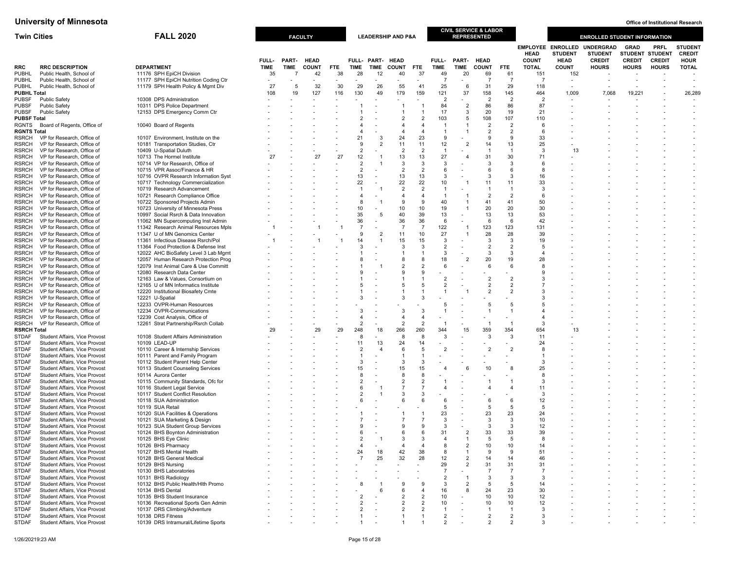# University of Minnesota

**Office of Institutional Research**

## Twin Cities — FALL 2020

| RRC | RRC DESCRIPTION | DEPARTMENT | FACULTY FULL-TIME | FACULTY PART-TIME | FACULTY HEAD COUNT | FACULTY FTE | LEADERSHIP AND P&A FULL-TIME | LEADERSHIP AND P&A PART-TIME | LEADERSHIP AND P&A HEAD COUNT | LEADERSHIP AND P&A FTE | CIVIL SERVICE & LABOR REPRESENTED FULL-TIME | CIVIL SERVICE & LABOR REPRESENTED PART-TIME | CIVIL SERVICE & LABOR REPRESENTED HEAD COUNT | CIVIL SERVICE & LABOR REPRESENTED FTE | EMPLOYEE HEAD COUNT TOTAL | ENROLLED STUDENT HEAD COUNT | UNDERGRAD STUDENT CREDIT HOURS | GRAD STUDENT CREDIT HOURS | PRFL STUDENT CREDIT HOURS | STUDENT CREDIT HOUR TOTAL |
|---|---|---|---|---|---|---|---|---|---|---|---|---|---|---|---|---|---|---|---|---|
| PUBHL | Public Health, School of | 11176 SPH EpiCH Division | 35 | 7 | 42 | 38 | 28 | 12 | 40 | 37 | 49 | 20 | 69 | 61 | 151 | 152 | - | - | - | - |
| PUBHL | Public Health, School of | 11177 SPH EpiCH Nutrition Coding Ctr | - | - | - | - | - | - | - | - | 7 | - | 7 | 7 | 7 | - | - | - | - | - |
| PUBHL | Public Health, School of | 11179 SPH Health Policy & Mgmt Div | 27 | 5 | 32 | 30 | 29 | 26 | 55 | 41 | 25 | 6 | 31 | 29 | 118 | - | - | - | - | - |
| **PUBHL Total** | | | 108 | 19 | 127 | 116 | 130 | 49 | 179 | 159 | 121 | 37 | 158 | 145 | 464 | 1,009 | 7,068 | 19,221 | - | 26,289 |
| PUBSF | Public Safety | 10308 DPS Administration | - | - | - | - | - | - | - | - | 2 | - | 2 | 2 | 2 | - | - | - | - | - |
| PUBSF | Public Safety | 10311 DPS Police Department | - | - | - | - | 1 | - | 1 | 1 | 84 | 2 | 86 | 86 | 87 | - | - | - | - | - |
| PUBSF | Public Safety | 12153 DPS Emergency Comm Ctr | - | - | - | - | 1 | - | 1 | 1 | 17 | 3 | 20 | 19 | 21 | - | - | - | - | - |
| **PUBSF Total** | | | - | - | - | - | 2 | - | 2 | 2 | 103 | 5 | 108 | 107 | 110 | - | - | - | - | - |
| RGNTS | Board of Regents, Office of | 10040 Board of Regents | - | - | - | - | 4 | - | 4 | 4 | 1 | 1 | 2 | 2 | 6 | - | - | - | - | - |
| **RGNTS Total** | | | - | - | - | - | 4 | - | 4 | 4 | 1 | 1 | 2 | 2 | 6 | - | - | - | - | - |
| RSRCH | VP for Research, Office of | 10107 Environment, Institute on the | - | - | - | - | 21 | 3 | 24 | 23 | 9 | - | 9 | 9 | 33 | - | - | - | - | - |
| RSRCH | VP for Research, Office of | 10181 Transportation Studies, Ctr | - | - | - | - | 9 | 2 | 11 | 11 | 12 | 2 | 14 | 13 | 25 | - | - | - | - | - |
| RSRCH | VP for Research, Office of | 10409 U-Spatial Duluth | - | - | - | - | 2 | - | 2 | 2 | 1 | - | 1 | 1 | 3 | 13 | - | - | - | - |
| RSRCH | VP for Research, Office of | 10713 The Hormel Institute | 27 | - | 27 | 27 | 12 | 1 | 13 | 13 | 27 | 4 | 31 | 30 | 71 | - | - | - | - | - |
| RSRCH | VP for Research, Office of | 10714 VP for Research, Office of | - | - | - | - | 2 | 1 | 3 | 3 | 3 | - | 3 | 3 | 6 | - | - | - | - | - |
| RSRCH | VP for Research, Office of | 10715 VPR Assoc/Finance & HR | - | - | - | - | 2 | - | 2 | 2 | 6 | - | 6 | 6 | 8 | - | - | - | - | - |
| RSRCH | VP for Research, Office of | 10716 OVPR Research Information Syst | - | - | - | - | 13 | - | 13 | 13 | 3 | - | 3 | 3 | 16 | - | - | - | - | - |
| RSRCH | VP for Research, Office of | 10717 Technology Commercialization | - | - | - | - | 22 | - | 22 | 22 | 10 | 1 | 11 | 11 | 33 | - | - | - | - | - |
| RSRCH | VP for Research, Office of | 10719 Research Advancement | - | - | - | - | 1 | 1 | 2 | 2 | 1 | - | 1 | 1 | 3 | - | - | - | - | - |
| RSRCH | VP for Research, Office of | 10721 Research Compliance Office | - | - | - | - | 4 | - | 4 | 4 | 1 | 1 | 2 | 2 | 6 | - | - | - | - | - |
| RSRCH | VP for Research, Office of | 10722 Sponsored Projects Admin | - | - | - | - | 8 | 1 | 9 | 9 | 40 | 1 | 41 | 41 | 50 | - | - | - | - | - |
| RSRCH | VP for Research, Office of | 10723 University of Minnesota Press | - | - | - | - | 10 | - | 10 | 10 | 19 | 1 | 20 | 20 | 30 | - | - | - | - | - |
| RSRCH | VP for Research, Office of | 10997 Social Rsrch & Data Innovation | - | - | - | - | 35 | 5 | 40 | 39 | 13 | - | 13 | 13 | 53 | - | - | - | - | - |
| RSRCH | VP for Research, Office of | 11062 MN Supercomputing Inst Admin | - | - | - | - | 36 | - | 36 | 36 | 6 | - | 6 | 6 | 42 | - | - | - | - | - |
| RSRCH | VP for Research, Office of | 11342 Research Animal Resources Mpls | 1 | - | 1 | 1 | 7 | - | 7 | 7 | 122 | 1 | 123 | 123 | 131 | - | - | - | - | - |
| RSRCH | VP for Research, Office of | 11347 U of MN Genomics Center | - | - | - | - | 9 | 2 | 11 | 10 | 27 | 1 | 28 | 28 | 39 | - | - | - | - | - |
| RSRCH | VP for Research, Office of | 11361 Infectious Disease Rsrch/Pol | 1 | - | 1 | 1 | 14 | 1 | 15 | 15 | 3 | - | 3 | 3 | 19 | - | - | - | - | - |
| RSRCH | VP for Research, Office of | 11364 Food Protection & Defense Inst | - | - | - | - | 3 | - | 3 | 3 | 2 | - | 2 | 2 | 5 | - | - | - | - | - |
| RSRCH | VP for Research, Office of | 12022 AHC BioSafety Level 3 Lab Mgmt | - | - | - | - | 1 | - | 1 | 1 | 3 | - | 3 | 3 | 4 | - | - | - | - | - |
| RSRCH | VP for Research, Office of | 12057 Human Research Protection Prog | - | - | - | - | 8 | - | 8 | 8 | 18 | 2 | 20 | 19 | 28 | - | - | - | - | - |
| RSRCH | VP for Research, Office of | 12079 Inst Animal Care & Use Committ | - | - | - | - | 1 | 1 | 2 | 2 | 6 | - | 6 | 6 | 8 | - | - | - | - | - |
| RSRCH | VP for Research, Office of | 12080 Research Data Center | - | - | - | - | 9 | - | 9 | 9 | - | - | - | - | 9 | - | - | - | - | - |
| RSRCH | VP for Research, Office of | 12163 Law & Values, Consortium on | - | - | - | - | 1 | - | 1 | 1 | 2 | - | 2 | 2 | 3 | - | - | - | - | - |
| RSRCH | VP for Research, Office of | 12165 U of MN Informatics Institute | - | - | - | - | 5 | - | 5 | 5 | 2 | - | 2 | 2 | 7 | - | - | - | - | - |
| RSRCH | VP for Research, Office of | 12220 Institutional Biosafety Cmte | - | - | - | - | 1 | - | 1 | 1 | 1 | 1 | 2 | 2 | 3 | - | - | - | - | - |
| RSRCH | VP for Research, Office of | 12221 U-Spatial | - | - | - | - | 3 | - | 3 | 3 | - | - | - | - | 3 | - | - | - | - | - |
| RSRCH | VP for Research, Office of | 12233 OVPR-Human Resources | - | - | - | - | - | - | - | - | 5 | - | 5 | 5 | 5 | - | - | - | - | - |
| RSRCH | VP for Research, Office of | 12234 OVPR-Communications | - | - | - | - | 3 | - | 3 | 3 | 1 | - | 1 | 1 | 4 | - | - | - | - | - |
| RSRCH | VP for Research, Office of | 12239 Cost Analysis, Office of | - | - | - | - | 4 | - | 4 | 4 | - | - | - | - | 4 | - | - | - | - | - |
| RSRCH | VP for Research, Office of | 12261 Strat Partnership/Rsrch Collab | - | - | - | - | 2 | - | 2 | 2 | 1 | - | 1 | 1 | 3 | - | - | - | - | - |
| **RSRCH Total** | | | 29 | - | 29 | 29 | 248 | 18 | 266 | 260 | 344 | 15 | 359 | 354 | 654 | 13 | - | - | - | - |
| STDAF | Student Affairs, Vice Provost | 10108 Student Affairs Administration | - | - | - | - | 8 | - | 8 | 8 | 3 | - | 3 | 3 | 11 | - | - | - | - | - |
| STDAF | Student Affairs, Vice Provost | 10109 LEAD-UP | - | - | - | - | 11 | 13 | 24 | 14 | - | - | - | - | 24 | - | - | - | - | - |
| STDAF | Student Affairs, Vice Provost | 10110 Career & Internship Services | - | - | - | - | 2 | 4 | 6 | 5 | 2 | - | 2 | 2 | 8 | - | - | - | - | - |
| STDAF | Student Affairs, Vice Provost | 10111 Parent and Family Program | - | - | - | - | 1 | - | 1 | 1 | - | - | - | - | 1 | - | - | - | - | - |
| STDAF | Student Affairs, Vice Provost | 10112 Student Parent Help Center | - | - | - | - | 3 | - | 3 | 3 | - | - | - | - | 3 | - | - | - | - | - |
| STDAF | Student Affairs, Vice Provost | 10113 Student Counseling Services | - | - | - | - | 15 | - | 15 | 15 | 4 | 6 | 10 | 8 | 25 | - | - | - | - | - |
| STDAF | Student Affairs, Vice Provost | 10114 Aurora Center | - | - | - | - | 8 | - | 8 | 8 | - | - | - | - | 8 | - | - | - | - | - |
| STDAF | Student Affairs, Vice Provost | 10115 Community Standards, Ofc for | - | - | - | - | 2 | - | 2 | 2 | 1 | - | 1 | 1 | 3 | - | - | - | - | - |
| STDAF | Student Affairs, Vice Provost | 10116 Student Legal Service | - | - | - | - | 6 | 1 | 7 | 7 | 4 | - | 4 | 4 | 11 | - | - | - | - | - |
| STDAF | Student Affairs, Vice Provost | 10117 Student Conflict Resolution | - | - | - | - | 2 | 1 | 3 | 3 | - | - | - | - | 3 | - | - | - | - | - |
| STDAF | Student Affairs, Vice Provost | 10118 SUA Administration | - | - | - | - | 6 | - | 6 | 6 | 6 | - | 6 | 6 | 12 | - | - | - | - | - |
| STDAF | Student Affairs, Vice Provost | 10119 SUA Retail | - | - | - | - | - | - | - | - | 5 | - | 5 | 5 | 5 | - | - | - | - | - |
| STDAF | Student Affairs, Vice Provost | 10120 SUA Facilities & Operations | - | - | - | - | 1 | - | 1 | 1 | 23 | - | 23 | 23 | 24 | - | - | - | - | - |
| STDAF | Student Affairs, Vice Provost | 10121 SUA Marketing & Design | - | - | - | - | 7 | - | 7 | 7 | 3 | - | 3 | 3 | 10 | - | - | - | - | - |
| STDAF | Student Affairs, Vice Provost | 10123 SUA Student Group Services | - | - | - | - | 9 | - | 9 | 9 | 3 | - | 3 | 3 | 12 | - | - | - | - | - |
| STDAF | Student Affairs, Vice Provost | 10124 BHS Boynton Administration | - | - | - | - | 6 | - | 6 | 6 | 31 | 2 | 33 | 33 | 39 | - | - | - | - | - |
| STDAF | Student Affairs, Vice Provost | 10125 BHS Eye Clinic | - | - | - | - | 2 | 1 | 3 | 3 | 4 | 1 | 5 | 5 | 8 | - | - | - | - | - |
| STDAF | Student Affairs, Vice Provost | 10126 BHS Pharmacy | - | - | - | - | 4 | - | 4 | 4 | 8 | 2 | 10 | 10 | 14 | - | - | - | - | - |
| STDAF | Student Affairs, Vice Provost | 10127 BHS Mental Health | - | - | - | - | 24 | 18 | 42 | 38 | 8 | 1 | 9 | 9 | 51 | - | - | - | - | - |
| STDAF | Student Affairs, Vice Provost | 10128 BHS General Medical | - | - | - | - | 7 | 25 | 32 | 28 | 12 | 2 | 14 | 14 | 46 | - | - | - | - | - |
| STDAF | Student Affairs, Vice Provost | 10129 BHS Nursing | - | - | - | - | - | - | - | - | 29 | 2 | 31 | 31 | 31 | - | - | - | - | - |
| STDAF | Student Affairs, Vice Provost | 10130 BHS Laboratories | - | - | - | - | - | - | - | - | 7 | - | 7 | 7 | 7 | - | - | - | - | - |
| STDAF | Student Affairs, Vice Provost | 10131 BHS Radiology | - | - | - | - | - | - | - | - | 2 | 1 | 3 | 3 | 3 | - | - | - | - | - |
| STDAF | Student Affairs, Vice Provost | 10132 BHS Public Health/Hlth Promo | - | - | - | - | 8 | 1 | 9 | 9 | 3 | 2 | 5 | 5 | 14 | - | - | - | - | - |
| STDAF | Student Affairs, Vice Provost | 10134 BHS Dental | - | - | - | - | - | 6 | 6 | 4 | 16 | 8 | 24 | 23 | 30 | - | - | - | - | - |
| STDAF | Student Affairs, Vice Provost | 10135 BHS Student Insurance | - | - | - | - | 2 | - | 2 | 2 | 10 | - | 10 | 10 | 12 | - | - | - | - | - |
| STDAF | Student Affairs, Vice Provost | 10136 Recreational Sports Gen Admin | - | - | - | - | 2 | - | 2 | 2 | 10 | - | 10 | 10 | 12 | - | - | - | - | - |
| STDAF | Student Affairs, Vice Provost | 10137 DRS Climbing/Adventure | - | - | - | - | 2 | - | 2 | 2 | 1 | - | 1 | 1 | 3 | - | - | - | - | - |
| STDAF | Student Affairs, Vice Provost | 10138 DRS Fitness | - | - | - | - | 1 | - | 1 | 1 | 2 | - | 2 | 2 | 3 | - | - | - | - | - |
| STDAF | Student Affairs, Vice Provost | 10139 DRS Intramural/Lifetime Sports | - | - | - | - | 1 | - | 1 | 1 | 2 | - | 2 | 2 | 3 | - | - | - | - | - |

1/26/2021 9:23 AM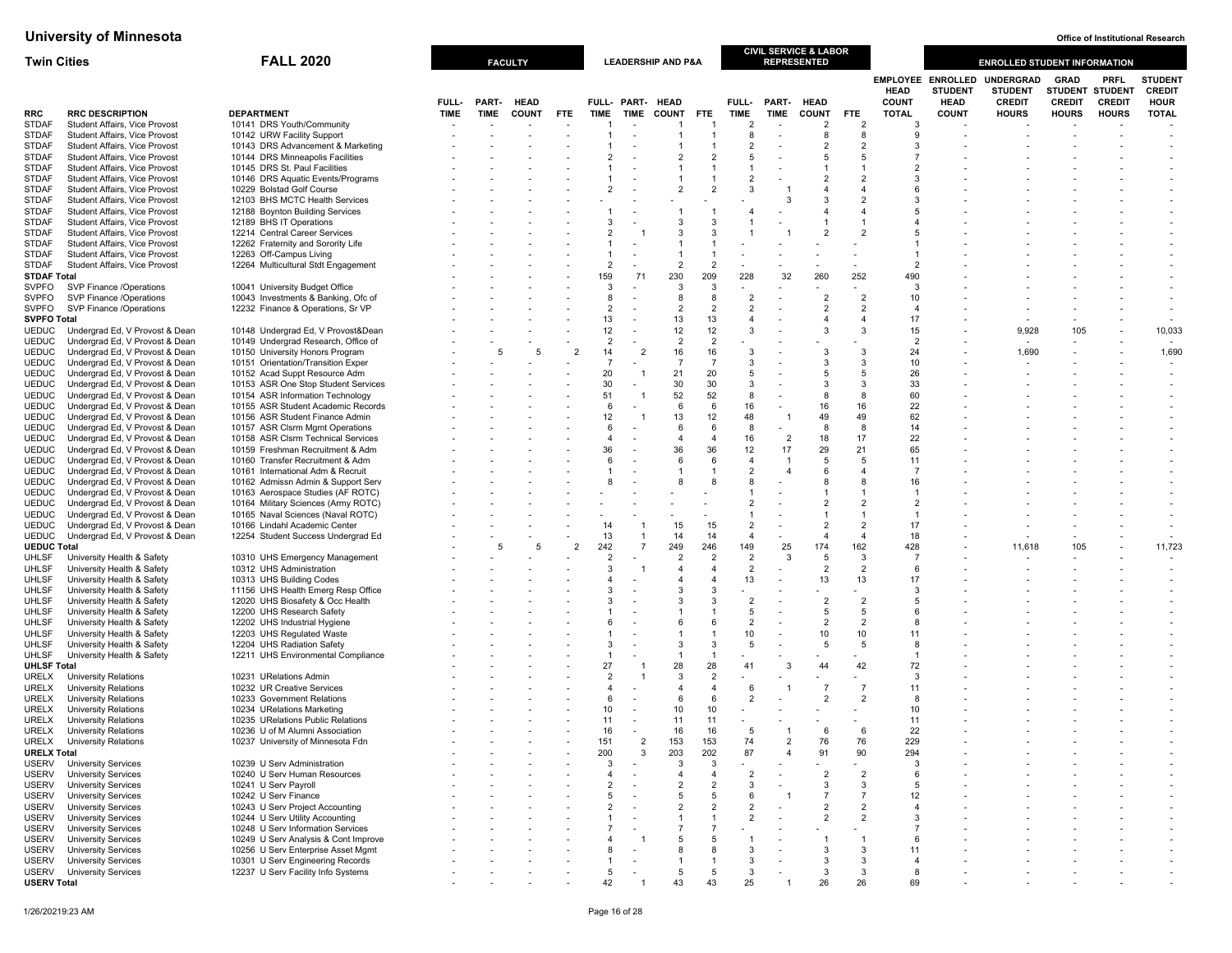# University of Minnesota

**Twin Cities** | **FALL 2020** | Office of Institutional Research

| RRC | RRC DESCRIPTION | DEPARTMENT | FACULTY FULL-TIME | FACULTY PART-TIME | FACULTY HEAD COUNT | FACULTY FTE | LEADERSHIP AND P&A FULL-TIME | LEADERSHIP AND P&A PART-TIME | LEADERSHIP AND P&A HEAD COUNT | LEADERSHIP AND P&A FTE | CIVIL SERVICE & LABOR REPRESENTED FULL-TIME | CIVIL SERVICE & LABOR REPRESENTED PART-TIME | CIVIL SERVICE & LABOR REPRESENTED HEAD COUNT | CIVIL SERVICE & LABOR REPRESENTED FTE | EMPLOYEE HEAD COUNT TOTAL | ENROLLED STUDENT HEAD COUNT | UNDERGRAD STUDENT CREDIT HOURS | GRAD STUDENT CREDIT HOURS | PRFL STUDENT CREDIT HOURS | STUDENT CREDIT HOUR TOTAL |
|---|---|---|---|---|---|---|---|---|---|---|---|---|---|---|---|---|---|---|---|---|
| STDAF | Student Affairs, Vice Provost | 10141 DRS Youth/Community | - | - | - | - | 1 | - | 1 | 1 | 2 | - | 2 | 2 | 3 | - | - | - | - | - |
| STDAF | Student Affairs, Vice Provost | 10142 URW Facility Support | - | - | - | - | 1 | - | 1 | 1 | 8 | - | 8 | 8 | 9 | - | - | - | - | - |
| STDAF | Student Affairs, Vice Provost | 10143 DRS Advancement & Marketing | - | - | - | - | 1 | - | 1 | 1 | 2 | - | 2 | 2 | 3 | - | - | - | - | - |
| STDAF | Student Affairs, Vice Provost | 10144 DRS Minneapolis Facilities | - | - | - | - | 2 | - | 2 | 2 | 5 | - | 5 | 5 | 7 | - | - | - | - | - |
| STDAF | Student Affairs, Vice Provost | 10145 DRS St. Paul Facilities | - | - | - | - | 1 | - | 1 | 1 | 1 | - | 1 | 1 | 2 | - | - | - | - | - |
| STDAF | Student Affairs, Vice Provost | 10146 DRS Aquatic Events/Programs | - | - | - | - | 1 | - | 1 | 1 | 2 | - | 2 | 2 | 3 | - | - | - | - | - |
| STDAF | Student Affairs, Vice Provost | 10229 Bolstad Golf Course | - | - | - | - | 2 | - | 2 | 2 | 3 | 1 | 4 | 4 | 6 | - | - | - | - | - |
| STDAF | Student Affairs, Vice Provost | 12103 BHS MCTC Health Services | - | - | - | - | - | - | - | - | - | 3 | 3 | 2 | 3 | - | - | - | - | - |
| STDAF | Student Affairs, Vice Provost | 12188 Boynton Building Services | - | - | - | - | 1 | - | 1 | 1 | 4 | - | 4 | 4 | 5 | - | - | - | - | - |
| STDAF | Student Affairs, Vice Provost | 12189 BHS IT Operations | - | - | - | - | 3 | - | 3 | 3 | 1 | - | 1 | 1 | 4 | - | - | - | - | - |
| STDAF | Student Affairs, Vice Provost | 12214 Central Career Services | - | - | - | - | 2 | 1 | 3 | 3 | 1 | 1 | 2 | 2 | 5 | - | - | - | - | - |
| STDAF | Student Affairs, Vice Provost | 12262 Fraternity and Sorority Life | - | - | - | - | 1 | - | 1 | 1 | - | - | - | - | 1 | - | - | - | - | - |
| STDAF | Student Affairs, Vice Provost | 12263 Off-Campus Living | - | - | - | - | 1 | - | 1 | 1 | - | - | - | - | 1 | - | - | - | - | - |
| STDAF | Student Affairs, Vice Provost | 12264 Multicultural Stdt Engagement | - | - | - | - | 2 | - | 2 | 2 | - | - | - | - | 2 | - | - | - | - | - |
| **STDAF Total** | | | - | - | - | - | 159 | 71 | 230 | 209 | 228 | 32 | 260 | 252 | 490 | - | - | - | - | - |
| SVPFO | SVP Finance /Operations | 10041 University Budget Office | - | - | - | - | 3 | - | 3 | 3 | - | - | - | - | 3 | - | - | - | - | - |
| SVPFO | SVP Finance /Operations | 10043 Investments & Banking, Ofc of | - | - | - | - | 8 | - | 8 | 8 | 2 | - | 2 | 2 | 10 | - | - | - | - | - |
| SVPFO | SVP Finance /Operations | 12232 Finance & Operations, Sr VP | - | - | - | - | 2 | - | 2 | 2 | 2 | - | 2 | 2 | 4 | - | - | - | - | - |
| **SVPFO Total** | | | - | - | - | - | 13 | - | 13 | 13 | 4 | - | 4 | 4 | 17 | - | - | - | - | - |
| UEDUC | Undergrad Ed, V Provost & Dean | 10148 Undergrad Ed, V Provost&Dean | - | - | - | - | 12 | - | 12 | 12 | 3 | - | 3 | 3 | 15 | - | 9,928 | 105 | - | 10,033 |
| UEDUC | Undergrad Ed, V Provost & Dean | 10149 Undergrad Research, Office of | - | - | - | - | 2 | - | 2 | 2 | - | - | - | - | 2 | - | - | - | - | - |
| UEDUC | Undergrad Ed, V Provost & Dean | 10150 University Honors Program | - | 5 | 5 | 2 | 14 | 2 | 16 | 16 | 3 | - | 3 | 3 | 24 | - | 1,690 | - | - | 1,690 |
| UEDUC | Undergrad Ed, V Provost & Dean | 10151 Orientation/Transition Exper | - | - | - | - | 7 | - | 7 | 7 | 3 | - | 3 | 3 | 10 | - | - | - | - | - |
| UEDUC | Undergrad Ed, V Provost & Dean | 10152 Acad Suppt Resource Adm | - | - | - | - | 20 | 1 | 21 | 20 | 5 | - | 5 | 5 | 26 | - | - | - | - | - |
| UEDUC | Undergrad Ed, V Provost & Dean | 10153 ASR One Stop Student Services | - | - | - | - | 30 | - | 30 | 30 | 3 | - | 3 | 3 | 33 | - | - | - | - | - |
| UEDUC | Undergrad Ed, V Provost & Dean | 10154 ASR Information Technology | - | - | - | - | 51 | 1 | 52 | 52 | 8 | - | 8 | 8 | 60 | - | - | - | - | - |
| UEDUC | Undergrad Ed, V Provost & Dean | 10155 ASR Student Academic Records | - | - | - | - | 6 | - | 6 | 6 | 16 | - | 16 | 16 | 22 | - | - | - | - | - |
| UEDUC | Undergrad Ed, V Provost & Dean | 10156 ASR Student Finance Admin | - | - | - | - | 12 | 1 | 13 | 12 | 48 | 1 | 49 | 49 | 62 | - | - | - | - | - |
| UEDUC | Undergrad Ed, V Provost & Dean | 10157 ASR Clsrm Mgmt Operations | - | - | - | - | 6 | - | 6 | 6 | 8 | - | 8 | 8 | 14 | - | - | - | - | - |
| UEDUC | Undergrad Ed, V Provost & Dean | 10158 ASR Clsrm Technical Services | - | - | - | - | 4 | - | 4 | 4 | 16 | 2 | 18 | 17 | 22 | - | - | - | - | - |
| UEDUC | Undergrad Ed, V Provost & Dean | 10159 Freshman Recruitment & Adm | - | - | - | - | 36 | - | 36 | 36 | 12 | 17 | 29 | 21 | 65 | - | - | - | - | - |
| UEDUC | Undergrad Ed, V Provost & Dean | 10160 Transfer Recruitment & Adm | - | - | - | - | 6 | - | 6 | 6 | 4 | 1 | 5 | 5 | 11 | - | - | - | - | - |
| UEDUC | Undergrad Ed, V Provost & Dean | 10161 International Adm & Recruit | - | - | - | - | 1 | - | 1 | 1 | 2 | 4 | 6 | 4 | 7 | - | - | - | - | - |
| UEDUC | Undergrad Ed, V Provost & Dean | 10162 Admissn Admin & Support Serv | - | - | - | - | 8 | - | 8 | 8 | 8 | - | 8 | 8 | 16 | - | - | - | - | - |
| UEDUC | Undergrad Ed, V Provost & Dean | 10163 Aerospace Studies (AF ROTC) | - | - | - | - | - | - | - | - | 1 | - | 1 | 1 | 1 | - | - | - | - | - |
| UEDUC | Undergrad Ed, V Provost & Dean | 10164 Military Sciences (Army ROTC) | - | - | - | - | - | - | - | - | 2 | - | 2 | 2 | 2 | - | - | - | - | - |
| UEDUC | Undergrad Ed, V Provost & Dean | 10165 Naval Sciences (Naval ROTC) | - | - | - | - | - | - | - | - | 1 | - | 1 | 1 | 1 | - | - | - | - | - |
| UEDUC | Undergrad Ed, V Provost & Dean | 10166 Lindahl Academic Center | - | - | - | - | 14 | 1 | 15 | 15 | 2 | - | 2 | 2 | 17 | - | - | - | - | - |
| UEDUC | Undergrad Ed, V Provost & Dean | 12254 Student Success Undergrad Ed | - | - | - | - | 13 | 1 | 14 | 14 | 4 | - | 4 | 4 | 18 | - | - | - | - | - |
| **UEDUC Total** | | | - | 5 | 5 | 2 | 242 | 7 | 249 | 246 | 149 | 25 | 174 | 162 | 428 | - | 11,618 | 105 | - | 11,723 |
| UHLSF | University Health & Safety | 10310 UHS Emergency Management | - | - | - | - | 2 | - | 2 | 2 | 2 | 3 | 5 | 3 | 7 | - | - | - | - | - |
| UHLSF | University Health & Safety | 10312 UHS Administration | - | - | - | - | 3 | 1 | 4 | 4 | 2 | - | 2 | 2 | 6 | - | - | - | - | - |
| UHLSF | University Health & Safety | 10313 UHS Building Codes | - | - | - | - | 4 | - | 4 | 4 | 13 | - | 13 | 13 | 17 | - | - | - | - | - |
| UHLSF | University Health & Safety | 11156 UHS Health Emerg Resp Office | - | - | - | - | 3 | - | 3 | 3 | - | - | - | - | 3 | - | - | - | - | - |
| UHLSF | University Health & Safety | 12020 UHS Biosafety & Occ Health | - | - | - | - | 3 | - | 3 | 3 | 2 | - | 2 | 2 | 5 | - | - | - | - | - |
| UHLSF | University Health & Safety | 12200 UHS Research Safety | - | - | - | - | 1 | - | 1 | 1 | 5 | - | 5 | 5 | 6 | - | - | - | - | - |
| UHLSF | University Health & Safety | 12202 UHS Industrial Hygiene | - | - | - | - | 6 | - | 6 | 6 | 2 | - | 2 | 2 | 8 | - | - | - | - | - |
| UHLSF | University Health & Safety | 12203 UHS Regulated Waste | - | - | - | - | 1 | - | 1 | 1 | 10 | - | 10 | 10 | 11 | - | - | - | - | - |
| UHLSF | University Health & Safety | 12204 UHS Radiation Safety | - | - | - | - | 3 | - | 3 | 3 | 5 | - | 5 | 5 | 8 | - | - | - | - | - |
| UHLSF | University Health & Safety | 12211 UHS Environmental Compliance | - | - | - | - | 1 | - | 1 | 1 | - | - | - | - | 1 | - | - | - | - | - |
| **UHLSF Total** | | | - | - | - | - | 27 | 1 | 28 | 28 | 41 | 3 | 44 | 42 | 72 | - | - | - | - | - |
| URELX | University Relations | 10231 URelations Admin | - | - | - | - | 2 | 1 | 3 | 2 | - | - | - | - | 3 | - | - | - | - | - |
| URELX | University Relations | 10232 UR Creative Services | - | - | - | - | 4 | - | 4 | 4 | 6 | 1 | 7 | 7 | 11 | - | - | - | - | - |
| URELX | University Relations | 10233 Government Relations | - | - | - | - | 6 | - | 6 | 6 | 2 | - | 2 | 2 | 8 | - | - | - | - | - |
| URELX | University Relations | 10234 URelations Marketing | - | - | - | - | 10 | - | 10 | 10 | - | - | - | - | 10 | - | - | - | - | - |
| URELX | University Relations | 10235 URelations Public Relations | - | - | - | - | 11 | - | 11 | 11 | - | - | - | - | 11 | - | - | - | - | - |
| URELX | University Relations | 10236 U of M Alumni Association | - | - | - | - | 16 | - | 16 | 16 | 5 | 1 | 6 | 6 | 22 | - | - | - | - | - |
| URELX | University Relations | 10237 University of Minnesota Fdn | - | - | - | - | 151 | 2 | 153 | 153 | 74 | 2 | 76 | 76 | 229 | - | - | - | - | - |
| **URELX Total** | | | - | - | - | - | 200 | 3 | 203 | 202 | 87 | 4 | 91 | 90 | 294 | - | - | - | - | - |
| USERV | University Services | 10239 U Serv Administration | - | - | - | - | 3 | - | 3 | 3 | - | - | - | - | 3 | - | - | - | - | - |
| USERV | University Services | 10240 U Serv Human Resources | - | - | - | - | 4 | - | 4 | 4 | 2 | - | 2 | 2 | 6 | - | - | - | - | - |
| USERV | University Services | 10241 U Serv Payroll | - | - | - | - | 2 | - | 2 | 2 | 3 | - | 3 | 3 | 5 | - | - | - | - | - |
| USERV | University Services | 10242 U Serv Finance | - | - | - | - | 5 | - | 5 | 5 | 6 | 1 | 7 | 7 | 12 | - | - | - | - | - |
| USERV | University Services | 10243 U Serv Project Accounting | - | - | - | - | 2 | - | 2 | 2 | 2 | - | 2 | 2 | 4 | - | - | - | - | - |
| USERV | University Services | 10244 U Serv Utility Accounting | - | - | - | - | 1 | - | 1 | 1 | 2 | - | 2 | 2 | 3 | - | - | - | - | - |
| USERV | University Services | 10248 U Serv Information Services | - | - | - | - | 7 | - | 7 | 7 | - | - | - | - | 7 | - | - | - | - | - |
| USERV | University Services | 10249 U Serv Analysis & Cont Improve | - | - | - | - | 4 | 1 | 5 | 5 | 1 | - | 1 | 1 | 6 | - | - | - | - | - |
| USERV | University Services | 10256 U Serv Enterprise Asset Mgmt | - | - | - | - | 8 | - | 8 | 8 | 3 | - | 3 | 3 | 11 | - | - | - | - | - |
| USERV | University Services | 10301 U Serv Engineering Records | - | - | - | - | 1 | - | 1 | 1 | 3 | - | 3 | 3 | 4 | - | - | - | - | - |
| USERV | University Services | 12237 U Serv Facility Info Systems | - | - | - | - | 5 | - | 5 | 5 | 3 | - | 3 | 3 | 8 | - | - | - | - | - |
| **USERV Total** | | | - | - | - | - | 42 | 1 | 43 | 43 | 25 | 1 | 26 | 26 | 69 | - | - | - | - | - |

1/26/2021 9:23 AM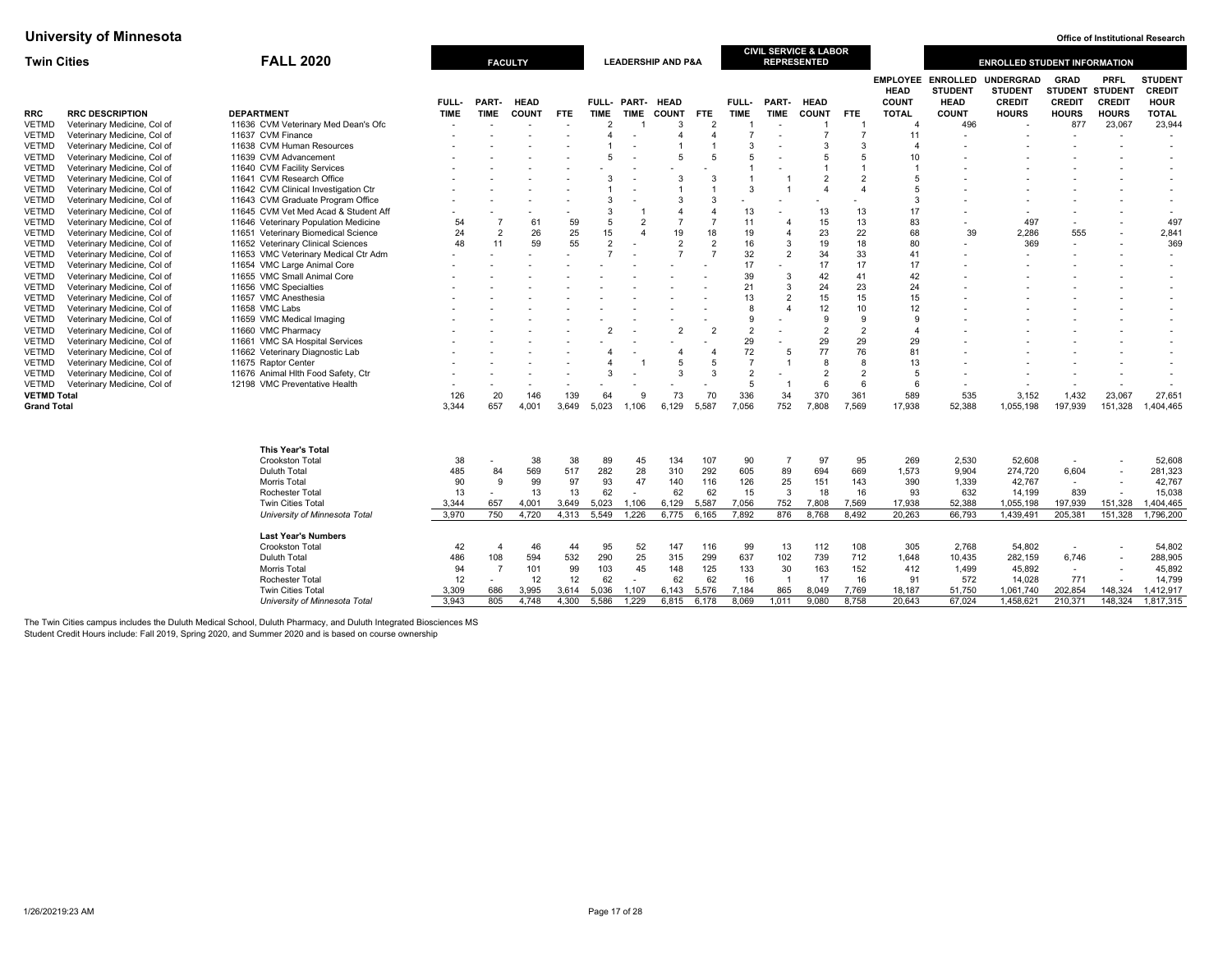# University of Minnesota

Office of Institutional Research

## Twin Cities — FALL 2020

| RRC | RRC DESCRIPTION | DEPARTMENT | FACULTY FULL-TIME | FACULTY PART-TIME | FACULTY HEAD COUNT | FACULTY FTE | LEADERSHIP AND P&A FULL-TIME | LEADERSHIP AND P&A PART-TIME | LEADERSHIP AND P&A HEAD COUNT | LEADERSHIP AND P&A FTE | CIVIL SERVICE & LABOR REPRESENTED FULL-TIME | CIVIL SERVICE & LABOR REPRESENTED PART-TIME | CIVIL SERVICE & LABOR REPRESENTED HEAD COUNT | CIVIL SERVICE & LABOR REPRESENTED FTE | EMPLOYEE HEAD COUNT TOTAL | ENROLLED STUDENT HEAD COUNT | UNDERGRAD STUDENT CREDIT HOURS | GRAD STUDENT CREDIT HOURS | PRFL STUDENT CREDIT HOURS | STUDENT CREDIT HOUR TOTAL |
|---|---|---|---|---|---|---|---|---|---|---|---|---|---|---|---|---|---|---|---|---|
| VETMD | Veterinary Medicine, Col of | 11636 CVM Veterinary Med Dean's Ofc | - | - | - | - | 2 | 1 | 3 | 2 | 1 | - | 1 | 1 | 4 | 496 | - | 877 | 23,067 | 23,944 |
| VETMD | Veterinary Medicine, Col of | 11637 CVM Finance | - | - | - | - | 4 | - | 4 | 4 | 7 | - | 7 | 7 | 11 | - | - | - | - | - |
| VETMD | Veterinary Medicine, Col of | 11638 CVM Human Resources | - | - | - | - | 1 | - | 1 | 1 | 3 | - | 3 | 3 | 4 | - | - | - | - | - |
| VETMD | Veterinary Medicine, Col of | 11639 CVM Advancement | - | - | - | - | 5 | - | 5 | 5 | 5 | - | 5 | 5 | 10 | - | - | - | - | - |
| VETMD | Veterinary Medicine, Col of | 11640 CVM Facility Services | - | - | - | - | - | - | - | - | 1 | - | 1 | 1 | 1 | - | - | - | - | - |
| VETMD | Veterinary Medicine, Col of | 11641 CVM Research Office | - | - | - | - | 3 | - | 3 | 3 | 1 | 1 | 2 | 2 | 5 | - | - | - | - | - |
| VETMD | Veterinary Medicine, Col of | 11642 CVM Clinical Investigation Ctr | - | - | - | - | 1 | - | 1 | 1 | 3 | 1 | 4 | 4 | 5 | - | - | - | - | - |
| VETMD | Veterinary Medicine, Col of | 11643 CVM Graduate Program Office | - | - | - | - | 3 | - | 3 | 3 | - | - | - | - | 3 | - | - | - | - | - |
| VETMD | Veterinary Medicine, Col of | 11645 CVM Vet Med Acad & Student Aff | - | - | - | - | 3 | 1 | 4 | 4 | 13 | - | 13 | 13 | 17 | - | - | - | - | - |
| VETMD | Veterinary Medicine, Col of | 11646 Veterinary Population Medicine | 54 | 7 | 61 | 59 | 5 | 2 | 7 | 7 | 11 | 4 | 15 | 13 | 83 | - | 497 | - | - | 497 |
| VETMD | Veterinary Medicine, Col of | 11651 Veterinary Biomedical Science | 24 | 2 | 26 | 25 | 15 | 4 | 19 | 18 | 19 | 4 | 23 | 22 | 68 | 39 | 2,286 | 555 | - | 2,841 |
| VETMD | Veterinary Medicine, Col of | 11652 Veterinary Clinical Sciences | 48 | 11 | 59 | 55 | 2 | - | 2 | 2 | 16 | 3 | 19 | 18 | 80 | - | 369 | - | - | 369 |
| VETMD | Veterinary Medicine, Col of | 11653 VMC Veterinary Medical Ctr Adm | - | - | - | - | 7 | - | 7 | 7 | 32 | 2 | 34 | 33 | 41 | - | - | - | - | - |
| VETMD | Veterinary Medicine, Col of | 11654 VMC Large Animal Core | - | - | - | - | - | - | - | - | 17 | - | 17 | 17 | 17 | - | - | - | - | - |
| VETMD | Veterinary Medicine, Col of | 11655 VMC Small Animal Core | - | - | - | - | - | - | - | - | 39 | 3 | 42 | 41 | 42 | - | - | - | - | - |
| VETMD | Veterinary Medicine, Col of | 11656 VMC Specialties | - | - | - | - | - | - | - | - | 21 | 3 | 24 | 23 | 24 | - | - | - | - | - |
| VETMD | Veterinary Medicine, Col of | 11657 VMC Anesthesia | - | - | - | - | - | - | - | - | 13 | 2 | 15 | 15 | 15 | - | - | - | - | - |
| VETMD | Veterinary Medicine, Col of | 11658 VMC Labs | - | - | - | - | - | - | - | - | 8 | 4 | 12 | 10 | 12 | - | - | - | - | - |
| VETMD | Veterinary Medicine, Col of | 11659 VMC Medical Imaging | - | - | - | - | - | - | - | - | 9 | - | 9 | 9 | 9 | - | - | - | - | - |
| VETMD | Veterinary Medicine, Col of | 11660 VMC Pharmacy | - | - | - | - | 2 | - | 2 | 2 | 2 | - | 2 | 2 | 4 | - | - | - | - | - |
| VETMD | Veterinary Medicine, Col of | 11661 VMC SA Hospital Services | - | - | - | - | - | - | - | - | 29 | - | 29 | 29 | 29 | - | - | - | - | - |
| VETMD | Veterinary Medicine, Col of | 11662 Veterinary Diagnostic Lab | - | - | - | - | 4 | - | 4 | 4 | 72 | 5 | 77 | 76 | 81 | - | - | - | - | - |
| VETMD | Veterinary Medicine, Col of | 11675 Raptor Center | - | - | - | - | 4 | 1 | 5 | 5 | 7 | 1 | 8 | 8 | 13 | - | - | - | - | - |
| VETMD | Veterinary Medicine, Col of | 11676 Animal Hlth Food Safety, Ctr | - | - | - | - | 3 | - | 3 | 3 | 2 | - | 2 | 2 | 5 | - | - | - | - | - |
| VETMD | Veterinary Medicine, Col of | 12198 VMC Preventative Health | - | - | - | - | - | - | - | - | 5 | 1 | 6 | 6 | 6 | - | - | - | - | - |
| **VETMD Total** | | | 126 | 20 | 146 | 139 | 64 | 9 | 73 | 70 | 336 | 34 | 370 | 361 | 589 | 535 | 3,152 | 1,432 | 23,067 | 27,651 |
| **Grand Total** | | | 3,344 | 657 | 4,001 | 3,649 | 5,023 | 1,106 | 6,129 | 5,587 | 7,056 | 752 | 7,808 | 7,569 | 17,938 | 52,388 | 1,055,198 | 197,939 | 151,328 | 1,404,465 |

| | FACULTY FULL-TIME | FACULTY PART-TIME | FACULTY HEAD COUNT | FACULTY FTE | LEADERSHIP AND P&A FULL-TIME | LEADERSHIP AND P&A PART-TIME | LEADERSHIP AND P&A HEAD COUNT | LEADERSHIP AND P&A FTE | CIVIL SERVICE & LABOR REPRESENTED FULL-TIME | CIVIL SERVICE & LABOR REPRESENTED PART-TIME | CIVIL SERVICE & LABOR REPRESENTED HEAD COUNT | CIVIL SERVICE & LABOR REPRESENTED FTE | EMPLOYEE HEAD COUNT TOTAL | ENROLLED STUDENT HEAD COUNT | UNDERGRAD STUDENT CREDIT HOURS | GRAD STUDENT CREDIT HOURS | PRFL STUDENT CREDIT HOURS | STUDENT CREDIT HOUR TOTAL |
|---|---|---|---|---|---|---|---|---|---|---|---|---|---|---|---|---|---|---|
| **This Year's Total** | | | | | | | | | | | | | | | | | | |
| Crookston Total | 38 | - | 38 | 38 | 89 | 45 | 134 | 107 | 90 | 7 | 97 | 95 | 269 | 2,530 | 52,608 | - | - | 52,608 |
| Duluth Total | 485 | 84 | 569 | 517 | 282 | 28 | 310 | 292 | 605 | 89 | 694 | 669 | 1,573 | 9,904 | 274,720 | 6,604 | - | 281,323 |
| Morris Total | 90 | 9 | 99 | 97 | 93 | 47 | 140 | 116 | 126 | 25 | 151 | 143 | 390 | 1,339 | 42,767 | - | - | 42,767 |
| Rochester Total | 13 | - | 13 | 13 | 62 | - | 62 | 62 | 15 | 3 | 18 | 16 | 93 | 632 | 14,199 | 839 | - | 15,038 |
| Twin Cities Total | 3,344 | 657 | 4,001 | 3,649 | 5,023 | 1,106 | 6,129 | 5,587 | 7,056 | 752 | 7,808 | 7,569 | 17,938 | 52,388 | 1,055,198 | 197,939 | 151,328 | 1,404,465 |
| *University of Minnesota Total* | 3,970 | 750 | 4,720 | 4,313 | 5,549 | 1,226 | 6,775 | 6,165 | 7,892 | 876 | 8,768 | 8,492 | 20,263 | 66,793 | 1,439,491 | 205,381 | 151,328 | 1,796,200 |
| **Last Year's Numbers** | | | | | | | | | | | | | | | | | | |
| Crookston Total | 42 | 4 | 46 | 44 | 95 | 52 | 147 | 116 | 99 | 13 | 112 | 108 | 305 | 2,768 | 54,802 | - | - | 54,802 |
| Duluth Total | 486 | 108 | 594 | 532 | 290 | 25 | 315 | 299 | 637 | 102 | 739 | 712 | 1,648 | 10,435 | 282,159 | 6,746 | - | 288,905 |
| Morris Total | 94 | 7 | 101 | 99 | 103 | 45 | 148 | 125 | 133 | 30 | 163 | 152 | 412 | 1,499 | 45,892 | - | - | 45,892 |
| Rochester Total | 12 | - | 12 | 12 | 62 | - | 62 | 62 | 16 | 1 | 17 | 16 | 91 | 572 | 14,028 | 771 | - | 14,799 |
| Twin Cities Total | 3,309 | 686 | 3,995 | 3,614 | 5,036 | 1,107 | 6,143 | 5,576 | 7,184 | 865 | 8,049 | 7,769 | 18,187 | 51,750 | 1,061,740 | 202,854 | 148,324 | 1,412,917 |
| *University of Minnesota Total* | 3,943 | 805 | 4,748 | 4,300 | 5,586 | 1,229 | 6,815 | 6,178 | 8,069 | 1,011 | 9,080 | 8,758 | 20,643 | 67,024 | 1,458,621 | 210,371 | 148,324 | 1,817,315 |

The Twin Cities campus includes the Duluth Medical School, Duluth Pharmacy, and Duluth Integrated Biosciences MS

Student Credit Hours include: Fall 2019, Spring 2020, and Summer 2020 and is based on course ownership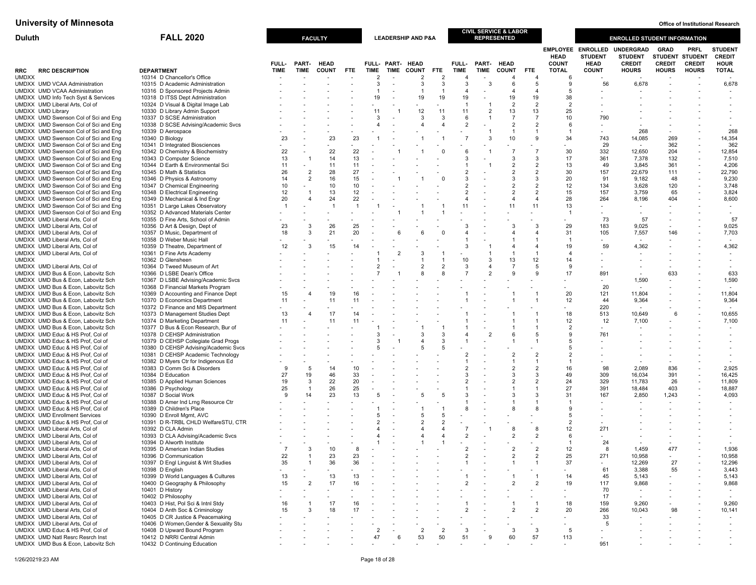# University of Minnesota

Office of Institutional Research

## Duluth — FALL 2020

| RRC | RRC DESCRIPTION | DEPARTMENT | FACULTY FULL-TIME | FACULTY PART-TIME | FACULTY HEAD COUNT | FACULTY FTE | LEADERSHIP AND P&A FULL-TIME | LEADERSHIP AND P&A PART-TIME | LEADERSHIP AND P&A HEAD COUNT | LEADERSHIP AND P&A FTE | CIVIL SERVICE & LABOR REPRESENTED FULL-TIME | CIVIL SERVICE & LABOR REPRESENTED PART-TIME | CIVIL SERVICE & LABOR REPRESENTED HEAD COUNT | CIVIL SERVICE & LABOR REPRESENTED FTE | EMPLOYEE HEAD COUNT TOTAL | ENROLLED STUDENT HEAD COUNT | UNDERGRAD STUDENT CREDIT HOURS | GRAD STUDENT CREDIT HOURS | PRFL STUDENT CREDIT HOURS | STUDENT CREDIT HOUR TOTAL |
|---|---|---|---|---|---|---|---|---|---|---|---|---|---|---|---|---|---|---|---|---|
| UMDXX | | 10314 D Chancellor's Office | - | - | - | - | 2 | - | 2 | 2 | 4 | - | 4 | 4 | 6 | - | - | - | - | - |
| UMDXX | UMD VCAA Administration | 10315 D Academic Administration | - | - | - | - | 3 | - | 3 | 3 | 3 | 3 | 6 | 5 | 9 | 56 | 6,678 | - | - | 6,678 |
| UMDXX | UMD VCAA Administration | 10316 D Sponsored Projects Admin | - | - | - | - | 1 | - | 1 | 1 | 4 | - | 4 | 4 | 5 | - | - | - | - | - |
| UMDXX | UMD Info Tech Syst & Services | 10318 D ITSS Dept Administration | - | - | - | - | 19 | - | 19 | 19 | 19 | - | 19 | 19 | 38 | - | - | - | - | - |
| UMDXX | UMD Liberal Arts, Col of | 10324 D Visual & Digital Image Lab | - | - | - | - | - | - | - | - | 1 | 1 | 2 | 2 | 2 | - | - | - | - | - |
| UMDXX | UMD Library | 10330 D Library Admin Support | - | - | - | - | 11 | 1 | 12 | 11 | 11 | 2 | 13 | 13 | 25 | - | - | - | - | - |
| UMDXX | UMD Swenson Col of Sci and Eng | 10337 D SCSE Administration | - | - | - | - | 3 | - | 3 | 3 | 6 | 1 | 7 | 7 | 10 | 790 | - | - | - | - |
| UMDXX | UMD Swenson Col of Sci and Eng | 10338 D SCSE Advising/Academic Svcs | - | - | - | - | 4 | - | 4 | 4 | 2 | - | 2 | 2 | 6 | - | - | - | - | - |
| UMDXX | UMD Swenson Col of Sci and Eng | 10339 D Aerospace | - | - | - | - | - | - | - | - | - | 1 | 1 | 1 | 1 | - | 268 | - | - | 268 |
| UMDXX | UMD Swenson Col of Sci and Eng | 10340 D Biology | 23 | - | 23 | 23 | 1 | - | 1 | 1 | 7 | 3 | 10 | 9 | 34 | 743 | 14,085 | 269 | - | 14,354 |
| UMDXX | UMD Swenson Col of Sci and Eng | 10341 D Integrated Biosciences | - | - | - | - | - | - | - | - | - | - | - | - | - | 29 | - | 362 | - | 362 |
| UMDXX | UMD Swenson Col of Sci and Eng | 10342 D Chemistry & Biochemistry | 22 | - | 22 | 22 | - | 1 | 1 | 0 | 6 | 1 | 7 | 7 | 30 | 332 | 12,650 | 204 | - | 12,854 |
| UMDXX | UMD Swenson Col of Sci and Eng | 10343 D Computer Science | 13 | 1 | 14 | 13 | - | - | - | - | 3 | - | 3 | 3 | 17 | 361 | 7,378 | 132 | - | 7,510 |
| UMDXX | UMD Swenson Col of Sci and Eng | 10344 D Earth & Environmental Sci | 11 | - | 11 | 11 | - | - | - | - | 1 | 1 | 2 | 2 | 13 | 49 | 3,845 | 361 | - | 4,206 |
| UMDXX | UMD Swenson Col of Sci and Eng | 10345 D Math & Statistics | 26 | 2 | 28 | 27 | - | - | - | - | 2 | - | 2 | 2 | 30 | 157 | 22,679 | 111 | - | 22,790 |
| UMDXX | UMD Swenson Col of Sci and Eng | 10346 D Physics & Astronomy | 14 | 2 | 16 | 15 | - | 1 | 1 | 0 | 3 | - | 3 | 3 | 20 | 91 | 9,182 | 48 | - | 9,230 |
| UMDXX | UMD Swenson Col of Sci and Eng | 10347 D Chemical Engineering | 10 | - | 10 | 10 | - | - | - | - | 2 | - | 2 | 2 | 12 | 134 | 3,628 | 120 | - | 3,748 |
| UMDXX | UMD Swenson Col of Sci and Eng | 10348 D Electrical Engineering | 12 | 1 | 13 | 12 | - | - | - | - | 2 | - | 2 | 2 | 15 | 157 | 3,759 | 65 | - | 3,824 |
| UMDXX | UMD Swenson Col of Sci and Eng | 10349 D Mechanical & Ind Engr | 20 | 4 | 24 | 22 | - | - | - | - | 4 | - | 4 | 4 | 28 | 264 | 8,196 | 404 | - | 8,600 |
| UMDXX | UMD Swenson Col of Sci and Eng | 10351 D Large Lakes Observatory | 1 | - | 1 | 1 | 1 | - | 1 | 1 | 11 | - | 11 | 11 | 13 | - | - | - | - | - |
| UMDXX | UMD Swenson Col of Sci and Eng | 10352 D Advanced Materials Center | - | - | - | - | - | 1 | 1 | 1 | - | - | - | - | 1 | - | - | - | - | - |
| UMDXX | UMD Liberal Arts, Col of | 10355 D Fine Arts, School of Admin | - | - | - | - | - | - | - | - | - | - | - | - | - | 73 | 57 | - | - | 57 |
| UMDXX | UMD Liberal Arts, Col of | 10356 D Art & Design, Dept of | 23 | 3 | 26 | 25 | - | - | - | - | 3 | - | 3 | 3 | 29 | 183 | 9,025 | - | - | 9,025 |
| UMDXX | UMD Liberal Arts, Col of | 10357 D Music, Department of | 18 | 3 | 21 | 20 | - | 6 | 6 | 0 | 4 | - | 4 | 4 | 31 | 105 | 7,557 | 146 | - | 7,703 |
| UMDXX | UMD Liberal Arts, Col of | 10358 D Weber Music Hall | - | - | - | - | - | - | - | - | 1 | - | 1 | 1 | 1 | - | - | - | - | - |
| UMDXX | UMD Liberal Arts, Col of | 10359 D Theatre, Department of | 12 | 3 | 15 | 14 | - | - | - | - | 3 | 1 | 4 | 4 | 19 | 59 | 4,362 | - | - | 4,362 |
| UMDXX | UMD Liberal Arts, Col of | 10361 D Fine Arts Academy | - | - | - | - | 1 | 2 | 3 | 1 | - | 1 | 1 | 1 | 4 | - | - | - | - | - |
| UMDXX | | 10362 D Glensheen | - | - | - | - | 1 | - | 1 | 1 | 10 | 3 | 13 | 12 | 14 | - | - | - | - | - |
| UMDXX | UMD Liberal Arts, Col of | 10364 D Tweed Museum of Art | - | - | - | - | 2 | - | 2 | 2 | 3 | 4 | 7 | 5 | 9 | - | - | - | - | - |
| UMDXX | UMD Bus & Econ, Labovitz Sch | 10366 D LSBE Dean's Office | - | - | - | - | 7 | 1 | 8 | 8 | 7 | 2 | 9 | 9 | 17 | 891 | - | 633 | - | 633 |
| UMDXX | UMD Bus & Econ, Labovitz Sch | 10367 D LSBE Advising/Academic Svcs | - | - | - | - | - | - | - | - | - | - | - | - | - | - | 1,590 | - | - | 1,590 |
| UMDXX | UMD Bus & Econ, Labovitz Sch | 10368 D Financial Markets Program | - | - | - | - | - | - | - | - | - | - | - | - | - | 20 | - | - | - | - |
| UMDXX | UMD Bus & Econ, Labovitz Sch | 10369 D Accounting and Finance Dept | 15 | 4 | 19 | 16 | - | - | - | - | 1 | - | 1 | 1 | 20 | 121 | 11,804 | - | - | 11,804 |
| UMDXX | UMD Bus & Econ, Labovitz Sch | 10370 D Economics Department | 11 | - | 11 | 11 | - | - | - | - | 1 | - | 1 | 1 | 12 | 44 | 9,364 | - | - | 9,364 |
| UMDXX | UMD Bus & Econ, Labovitz Sch | 10372 D Finance and MIS Department | - | - | - | - | - | - | - | - | - | - | - | - | - | 220 | - | - | - | - |
| UMDXX | UMD Bus & Econ, Labovitz Sch | 10373 D Management Studies Dept | 13 | 4 | 17 | 14 | - | - | - | - | 1 | - | 1 | 1 | 18 | 513 | 10,649 | 6 | - | 10,655 |
| UMDXX | UMD Bus & Econ, Labovitz Sch | 10374 D Marketing Department | 11 | - | 11 | 11 | - | - | - | - | 1 | - | 1 | 1 | 12 | 12 | 7,100 | - | - | 7,100 |
| UMDXX | UMD Bus & Econ, Labovitz Sch | 10377 D Bus & Econ Research, Bur of | - | - | - | - | 1 | - | 1 | 1 | 1 | - | 1 | 1 | 2 | - | - | - | - | - |
| UMDXX | UMD Educ & HS Prof, Col of | 10378 D CEHSP Administration | - | - | - | - | 3 | - | 3 | 3 | 4 | 2 | 6 | 5 | 9 | 761 | - | - | - | - |
| UMDXX | UMD Educ & HS Prof, Col of | 10379 D CEHSP Collegiate Grad Progs | - | - | - | - | 3 | 1 | 4 | 3 | 1 | - | 1 | 1 | 5 | - | - | - | - | - |
| UMDXX | UMD Educ & HS Prof, Col of | 10380 D CEHSP Advising/Academic Svcs | - | - | - | - | 5 | - | 5 | 5 | - | - | - | - | 5 | - | - | - | - | - |
| UMDXX | UMD Educ & HS Prof, Col of | 10381 D CEHSP Academic Technology | - | - | - | - | - | - | - | - | 2 | - | 2 | 2 | 2 | - | - | - | - | - |
| UMDXX | UMD Educ & HS Prof, Col of | 10382 D Myers Ctr for Indigenous Ed | - | - | - | - | - | - | - | - | 1 | - | 1 | 1 | 1 | - | - | - | - | - |
| UMDXX | UMD Educ & HS Prof, Col of | 10383 D Comm Sci & Disorders | 9 | 5 | 14 | 10 | - | - | - | - | 2 | - | 2 | 2 | 16 | 98 | 2,089 | 836 | - | 2,925 |
| UMDXX | UMD Educ & HS Prof, Col of | 10384 D Education | 27 | 19 | 46 | 33 | - | - | - | - | 3 | - | 3 | 3 | 49 | 309 | 16,034 | 391 | - | 16,425 |
| UMDXX | UMD Educ & HS Prof, Col of | 10385 D Applied Human Sciences | 19 | 3 | 22 | 20 | - | - | - | - | 2 | - | 2 | 2 | 24 | 329 | 11,783 | 26 | - | 11,809 |
| UMDXX | UMD Educ & HS Prof, Col of | 10386 D Psychology | 25 | 1 | 26 | 25 | - | - | - | - | 1 | - | 1 | 1 | 27 | 391 | 18,484 | 403 | - | 18,887 |
| UMDXX | UMD Educ & HS Prof, Col of | 10387 D Social Work | 9 | 14 | 23 | 13 | 5 | - | 5 | 5 | 3 | - | 3 | 3 | 31 | 167 | 2,850 | 1,243 | - | 4,093 |
| UMDXX | UMD Educ & HS Prof, Col of | 10388 D Amer Ind Lrng Resource Ctr | - | - | - | - | - | - | - | - | 1 | - | 1 | 1 | 1 | - | - | - | - | - |
| UMDXX | UMD Educ & HS Prof, Col of | 10389 D Children's Place | - | - | - | - | 1 | - | 1 | 1 | 8 | - | 8 | 8 | 9 | - | - | - | - | - |
| UMDXX | UMD Enrollment Services | 10390 D Enroll Mgmt, AVC | - | - | - | - | 5 | - | 5 | 5 | - | - | - | - | 5 | - | - | - | - | - |
| UMDXX | UMD Educ & HS Prof, Col of | 10391 D R-TRBL CHLD WelfareSTU, CTR | - | - | - | - | 2 | - | 2 | 2 | - | - | - | - | 2 | - | - | - | - | - |
| UMDXX | UMD Liberal Arts, Col of | 10392 D CLA Admin | - | - | - | - | 4 | - | 4 | 4 | 7 | 1 | 8 | 8 | 12 | 271 | - | - | - | - |
| UMDXX | UMD Liberal Arts, Col of | 10393 D CLA Advising/Academic Svcs | - | - | - | - | 4 | - | 4 | 4 | 2 | - | 2 | 2 | 6 | - | - | - | - | - |
| UMDXX | UMD Liberal Arts, Col of | 10394 D Alworth Institute | - | - | - | - | 1 | - | 1 | 1 | - | - | - | - | 1 | 24 | - | - | - | - |
| UMDXX | UMD Liberal Arts, Col of | 10395 D American Indian Studies | 7 | 3 | 10 | 8 | - | - | - | - | 2 | - | 2 | 2 | 12 | 8 | 1,459 | 477 | - | 1,936 |
| UMDXX | UMD Liberal Arts, Col of | 10396 D Communication | 22 | 1 | 23 | 23 | - | - | - | - | 2 | - | 2 | 2 | 25 | 271 | 10,958 | - | - | 10,958 |
| UMDXX | UMD Liberal Arts, Col of | 10397 D Engl Linguist & Wrt Studies | 35 | 1 | 36 | 36 | - | - | - | - | 1 | - | 1 | 1 | 37 | - | 12,269 | 27 | - | 12,296 |
| UMDXX | UMD Liberal Arts, Col of | 10398 D English | - | - | - | - | - | - | - | - | - | - | - | - | - | 61 | 3,388 | 55 | - | 3,443 |
| UMDXX | UMD Liberal Arts, Col of | 10399 D World Languages & Cultures | 13 | - | 13 | 13 | - | - | - | - | 1 | - | 1 | 1 | 14 | 45 | 5,143 | - | - | 5,143 |
| UMDXX | UMD Liberal Arts, Col of | 10400 D Geography & Philosophy | 15 | 2 | 17 | 16 | - | - | - | - | 2 | - | 2 | 2 | 19 | 117 | 9,868 | - | - | 9,868 |
| UMDXX | UMD Liberal Arts, Col of | 10401 D History | - | - | - | - | - | - | - | - | - | - | - | - | - | 70 | - | - | - | - |
| UMDXX | UMD Liberal Arts, Col of | 10402 D Philosophy | - | - | - | - | - | - | - | - | - | - | - | - | - | 17 | - | - | - | - |
| UMDXX | UMD Liberal Arts, Col of | 10403 D Hist, Pol Sci & Intnl Stdy | 16 | 1 | 17 | 16 | - | - | - | - | 1 | - | 1 | 1 | 18 | 159 | 9,260 | - | - | 9,260 |
| UMDXX | UMD Liberal Arts, Col of | 10404 D Anth Soc & Criminology | 15 | 3 | 18 | 17 | - | - | - | - | 2 | - | 2 | 2 | 20 | 266 | 10,043 | 98 | - | 10,141 |
| UMDXX | UMD Liberal Arts, Col of | 10405 D CR Justice & Peacemaking | - | - | - | - | - | - | - | - | - | - | - | - | - | 33 | - | - | - | - |
| UMDXX | UMD Liberal Arts, Col of | 10406 D Women,Gender & Sexuality Stu | - | - | - | - | - | - | - | - | - | - | - | - | - | 5 | - | - | - | - |
| UMDXX | UMD Educ & HS Prof, Col of | 10408 D Upward Bound Program | - | - | - | - | 2 | - | 2 | 2 | 3 | - | 3 | 3 | 5 | - | - | - | - | - |
| UMDXX | UMD Natl Resrc Resrch Inst | 10412 D NRRI Central Admin | - | - | - | - | 47 | 6 | 53 | 50 | 51 | 9 | 60 | 57 | 113 | - | - | - | - | - |
| UMDXX | UMD Bus & Econ, Labovitz Sch | 10432 D Continuing Education | - | - | - | - | - | - | - | - | - | - | - | - | - | 951 | - | - | - | - |

1/26/20219:23 AM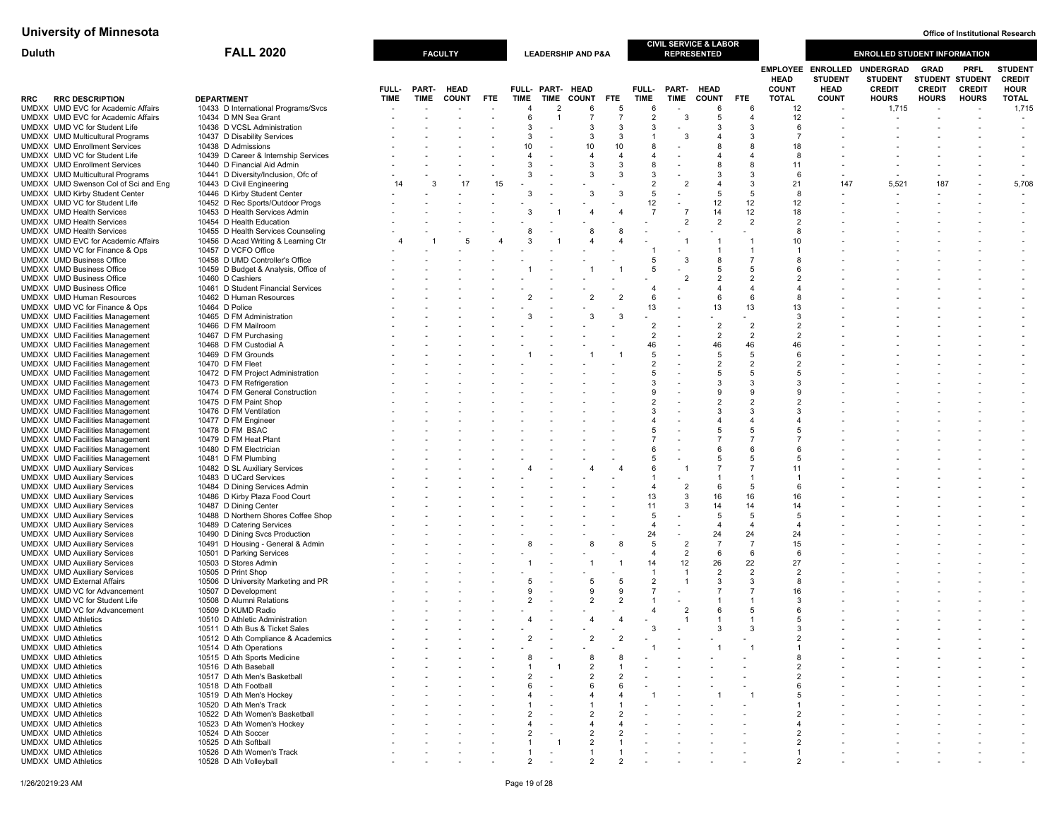# University of Minnesota

**Office of Institutional Research**

## Duluth — FALL 2020

| RRC | RRC DESCRIPTION | DEPARTMENT | FACULTY FULL-TIME | FACULTY PART-TIME | FACULTY HEAD COUNT | FACULTY FTE | LEADERSHIP AND P&A FULL-TIME | LEADERSHIP AND P&A PART-TIME | LEADERSHIP AND P&A HEAD COUNT | LEADERSHIP AND P&A FTE | CIVIL SERVICE & LABOR REPRESENTED FULL-TIME | CIVIL SERVICE & LABOR REPRESENTED PART-TIME | CIVIL SERVICE & LABOR REPRESENTED HEAD COUNT | CIVIL SERVICE & LABOR REPRESENTED FTE | EMPLOYEE HEAD COUNT TOTAL | ENROLLED STUDENT HEAD COUNT | UNDERGRAD STUDENT CREDIT HOURS | GRAD STUDENT CREDIT HOURS | PRFL STUDENT CREDIT HOURS | STUDENT CREDIT HOUR TOTAL |
|---|---|---|---|---|---|---|---|---|---|---|---|---|---|---|---|---|---|---|---|---|
| UMDXX | UMD EVC for Academic Affairs | 10433 D International Programs/Svcs | - | - | - | - | 4 | 2 | 6 | 5 | 6 | - | 6 | 6 | 12 | - | 1,715 | - | - | 1,715 |
| UMDXX | UMD EVC for Academic Affairs | 10434 D MN Sea Grant | - | - | - | - | 6 | 1 | 7 | 7 | 2 | 3 | 5 | 4 | 12 | - | - | - | - | - |
| UMDXX | UMD VC for Student Life | 10436 D VCSL Administration | - | - | - | - | 3 | - | 3 | 3 | 3 | - | 3 | 3 | 6 | - | - | - | - | - |
| UMDXX | UMD Multicultural Programs | 10437 D Disability Services | - | - | - | - | 3 | - | 3 | 3 | 1 | 3 | 4 | 3 | 7 | - | - | - | - | - |
| UMDXX | UMD Enrollment Services | 10438 D Admissions | - | - | - | - | 10 | - | 10 | 10 | 8 | - | 8 | 8 | 18 | - | - | - | - | - |
| UMDXX | UMD VC for Student Life | 10439 D Career & Internship Services | - | - | - | - | 4 | - | 4 | 4 | 4 | - | 4 | 4 | 8 | - | - | - | - | - |
| UMDXX | UMD Enrollment Services | 10440 D Financial Aid Admin | - | - | - | - | 3 | - | 3 | 3 | 8 | - | 8 | 8 | 11 | - | - | - | - | - |
| UMDXX | UMD Multicultural Programs | 10441 D Diversity/Inclusion, Ofc of | - | - | - | - | 3 | - | 3 | 3 | 3 | - | 3 | 3 | 6 | - | - | - | - | - |
| UMDXX | UMD Swenson Col of Sci and Eng | 10443 D Civil Engineering | 14 | 3 | 17 | 15 | - | - | - | - | 2 | 2 | 4 | 3 | 21 | 147 | 5,521 | 187 | - | 5,708 |
| UMDXX | UMD Kirby Student Center | 10446 D Kirby Student Center | - | - | - | - | 3 | - | 3 | 3 | 5 | - | 5 | 5 | 8 | - | - | - | - | - |
| UMDXX | UMD VC for Student Life | 10452 D Rec Sports/Outdoor Progs | - | - | - | - | - | - | - | - | 12 | - | 12 | 12 | 12 | - | - | - | - | - |
| UMDXX | UMD Health Services | 10453 D Health Services Admin | - | - | - | - | 3 | 1 | 4 | 4 | 7 | 7 | 14 | 12 | 18 | - | - | - | - | - |
| UMDXX | UMD Health Services | 10454 D Health Education | - | - | - | - | - | - | - | - | - | 2 | 2 | 2 | 2 | - | - | - | - | - |
| UMDXX | UMD Health Services | 10455 D Health Services Counseling | - | - | - | - | 8 | - | 8 | 8 | - | - | - | - | 8 | - | - | - | - | - |
| UMDXX | UMD EVC for Academic Affairs | 10456 D Acad Writing & Learning Ctr | 4 | 1 | 5 | 4 | 3 | 1 | 4 | 4 | - | 1 | 1 | 1 | 10 | - | - | - | - | - |
| UMDXX | UMD VC for Finance & Ops | 10457 D VCFO Office | - | - | - | - | - | - | - | - | 1 | - | 1 | 1 | 1 | - | - | - | - | - |
| UMDXX | UMD Business Office | 10458 D UMD Controller's Office | - | - | - | - | - | - | - | - | 5 | 3 | 8 | 7 | 8 | - | - | - | - | - |
| UMDXX | UMD Business Office | 10459 D Budget & Analysis, Office of | - | - | - | - | 1 | - | 1 | 1 | 5 | - | 5 | 5 | 6 | - | - | - | - | - |
| UMDXX | UMD Business Office | 10460 D Cashiers | - | - | - | - | - | - | - | - | - | 2 | 2 | 2 | 2 | - | - | - | - | - |
| UMDXX | UMD Business Office | 10461 D Student Financial Services | - | - | - | - | - | - | - | - | 4 | - | 4 | 4 | 4 | - | - | - | - | - |
| UMDXX | UMD Human Resources | 10462 D Human Resources | - | - | - | - | 2 | - | 2 | 2 | 6 | - | 6 | 6 | 8 | - | - | - | - | - |
| UMDXX | UMD VC for Finance & Ops | 10464 D Police | - | - | - | - | - | - | - | - | 13 | - | 13 | 13 | 13 | - | - | - | - | - |
| UMDXX | UMD Facilities Management | 10465 D FM Administration | - | - | - | - | 3 | - | 3 | 3 | - | - | - | - | 3 | - | - | - | - | - |
| UMDXX | UMD Facilities Management | 10466 D FM Mailroom | - | - | - | - | - | - | - | - | 2 | - | 2 | 2 | 2 | - | - | - | - | - |
| UMDXX | UMD Facilities Management | 10467 D FM Purchasing | - | - | - | - | - | - | - | - | 2 | - | 2 | 2 | 2 | - | - | - | - | - |
| UMDXX | UMD Facilities Management | 10468 D FM Custodial A | - | - | - | - | - | - | - | - | 46 | - | 46 | 46 | 46 | - | - | - | - | - |
| UMDXX | UMD Facilities Management | 10469 D FM Grounds | - | - | - | - | 1 | - | 1 | 1 | 5 | - | 5 | 5 | 6 | - | - | - | - | - |
| UMDXX | UMD Facilities Management | 10470 D FM Fleet | - | - | - | - | - | - | - | - | 2 | - | 2 | 2 | 2 | - | - | - | - | - |
| UMDXX | UMD Facilities Management | 10472 D FM Project Administration | - | - | - | - | - | - | - | - | 5 | - | 5 | 5 | 5 | - | - | - | - | - |
| UMDXX | UMD Facilities Management | 10473 D FM Refrigeration | - | - | - | - | - | - | - | - | 3 | - | 3 | 3 | 3 | - | - | - | - | - |
| UMDXX | UMD Facilities Management | 10474 D FM General Construction | - | - | - | - | - | - | - | - | 9 | - | 9 | 9 | 9 | - | - | - | - | - |
| UMDXX | UMD Facilities Management | 10475 D FM Paint Shop | - | - | - | - | - | - | - | - | 2 | - | 2 | 2 | 2 | - | - | - | - | - |
| UMDXX | UMD Facilities Management | 10476 D FM Ventilation | - | - | - | - | - | - | - | - | 3 | - | 3 | 3 | 3 | - | - | - | - | - |
| UMDXX | UMD Facilities Management | 10477 D FM Engineer | - | - | - | - | - | - | - | - | 4 | - | 4 | 4 | 4 | - | - | - | - | - |
| UMDXX | UMD Facilities Management | 10478 D FM BSAC | - | - | - | - | - | - | - | - | 5 | - | 5 | 5 | 5 | - | - | - | - | - |
| UMDXX | UMD Facilities Management | 10479 D FM Heat Plant | - | - | - | - | - | - | - | - | 7 | - | 7 | 7 | 7 | - | - | - | - | - |
| UMDXX | UMD Facilities Management | 10480 D FM Electrician | - | - | - | - | - | - | - | - | 6 | - | 6 | 6 | 6 | - | - | - | - | - |
| UMDXX | UMD Facilities Management | 10481 D FM Plumbing | - | - | - | - | - | - | - | - | 5 | - | 5 | 5 | 5 | - | - | - | - | - |
| UMDXX | UMD Auxiliary Services | 10482 D SL Auxiliary Services | - | - | - | - | 4 | - | 4 | 4 | 6 | 1 | 7 | 7 | 11 | - | - | - | - | - |
| UMDXX | UMD Auxiliary Services | 10483 D UCard Services | - | - | - | - | - | - | - | - | 1 | - | 1 | 1 | 1 | - | - | - | - | - |
| UMDXX | UMD Auxiliary Services | 10484 D Dining Services Admin | - | - | - | - | - | - | - | - | 4 | 2 | 6 | 5 | 6 | - | - | - | - | - |
| UMDXX | UMD Auxiliary Services | 10486 D Kirby Plaza Food Court | - | - | - | - | - | - | - | - | 13 | 3 | 16 | 16 | 16 | - | - | - | - | - |
| UMDXX | UMD Auxiliary Services | 10487 D Dining Center | - | - | - | - | - | - | - | - | 11 | 3 | 14 | 14 | 14 | - | - | - | - | - |
| UMDXX | UMD Auxiliary Services | 10488 D Northern Shores Coffee Shop | - | - | - | - | - | - | - | - | 5 | - | 5 | 5 | 5 | - | - | - | - | - |
| UMDXX | UMD Auxiliary Services | 10489 D Catering Services | - | - | - | - | - | - | - | - | 4 | - | 4 | 4 | 4 | - | - | - | - | - |
| UMDXX | UMD Auxiliary Services | 10490 D Dining Svcs Production | - | - | - | - | - | - | - | - | 24 | - | 24 | 24 | 24 | - | - | - | - | - |
| UMDXX | UMD Auxiliary Services | 10491 D Housing - General & Admin | - | - | - | - | 8 | - | 8 | 8 | 5 | 2 | 7 | 7 | 15 | - | - | - | - | - |
| UMDXX | UMD Auxiliary Services | 10501 D Parking Services | - | - | - | - | - | - | - | - | 4 | 2 | 6 | 6 | 6 | - | - | - | - | - |
| UMDXX | UMD Auxiliary Services | 10503 D Stores Admin | - | - | - | - | 1 | - | 1 | 1 | 14 | 12 | 26 | 22 | 27 | - | - | - | - | - |
| UMDXX | UMD Auxiliary Services | 10505 D Print Shop | - | - | - | - | - | - | - | - | 1 | 1 | 2 | 2 | 2 | - | - | - | - | - |
| UMDXX | UMD External Affairs | 10506 D University Marketing and PR | - | - | - | - | 5 | - | 5 | 5 | 2 | 1 | 3 | 3 | 8 | - | - | - | - | - |
| UMDXX | UMD VC for Advancement | 10507 D Development | - | - | - | - | 9 | - | 9 | 9 | 7 | - | 7 | 7 | 16 | - | - | - | - | - |
| UMDXX | UMD VC for Student Life | 10508 D Alumni Relations | - | - | - | - | 2 | - | 2 | 2 | 1 | - | 1 | 1 | 3 | - | - | - | - | - |
| UMDXX | UMD VC for Advancement | 10509 D KUMD Radio | - | - | - | - | - | - | - | - | 4 | 2 | 6 | 5 | 6 | - | - | - | - | - |
| UMDXX | UMD Athletics | 10510 D Athletic Administration | - | - | - | - | 4 | - | 4 | 4 | - | 1 | 1 | 1 | 5 | - | - | - | - | - |
| UMDXX | UMD Athletics | 10511 D Ath Bus & Ticket Sales | - | - | - | - | - | - | - | - | 3 | - | 3 | 3 | 3 | - | - | - | - | - |
| UMDXX | UMD Athletics | 10512 D Ath Compliance & Academics | - | - | - | - | 2 | - | 2 | 2 | - | - | - | - | 2 | - | - | - | - | - |
| UMDXX | UMD Athletics | 10514 D Ath Operations | - | - | - | - | - | - | - | - | 1 | - | 1 | 1 | 1 | - | - | - | - | - |
| UMDXX | UMD Athletics | 10515 D Ath Sports Medicine | - | - | - | - | 8 | - | 8 | 8 | - | - | - | - | 8 | - | - | - | - | - |
| UMDXX | UMD Athletics | 10516 D Ath Baseball | - | - | - | - | 1 | 1 | 2 | 1 | - | - | - | - | 2 | - | - | - | - | - |
| UMDXX | UMD Athletics | 10517 D Ath Men's Basketball | - | - | - | - | 2 | - | 2 | 2 | - | - | - | - | 2 | - | - | - | - | - |
| UMDXX | UMD Athletics | 10518 D Ath Football | - | - | - | - | 6 | - | 6 | 6 | - | - | - | - | 6 | - | - | - | - | - |
| UMDXX | UMD Athletics | 10519 D Ath Men's Hockey | - | - | - | - | 4 | - | 4 | 4 | 1 | - | 1 | 1 | 5 | - | - | - | - | - |
| UMDXX | UMD Athletics | 10520 D Ath Men's Track | - | - | - | - | 1 | - | 1 | 1 | - | - | - | - | 1 | - | - | - | - | - |
| UMDXX | UMD Athletics | 10522 D Ath Women's Basketball | - | - | - | - | 2 | - | 2 | 2 | - | - | - | - | 2 | - | - | - | - | - |
| UMDXX | UMD Athletics | 10523 D Ath Women's Hockey | - | - | - | - | 4 | - | 4 | 4 | - | - | - | - | 4 | - | - | - | - | - |
| UMDXX | UMD Athletics | 10524 D Ath Soccer | - | - | - | - | 2 | - | 2 | 2 | - | - | - | - | 2 | - | - | - | - | - |
| UMDXX | UMD Athletics | 10525 D Ath Softball | - | - | - | - | 1 | 1 | 2 | 1 | - | - | - | - | 2 | - | - | - | - | - |
| UMDXX | UMD Athletics | 10526 D Ath Women's Track | - | - | - | - | 1 | - | 1 | 1 | - | - | - | - | 1 | - | - | - | - | - |
| UMDXX | UMD Athletics | 10528 D Ath Volleyball | - | - | - | - | 2 | - | 2 | 2 | - | - | - | - | 2 | - | - | - | - | - |

1/26/20219:23 AM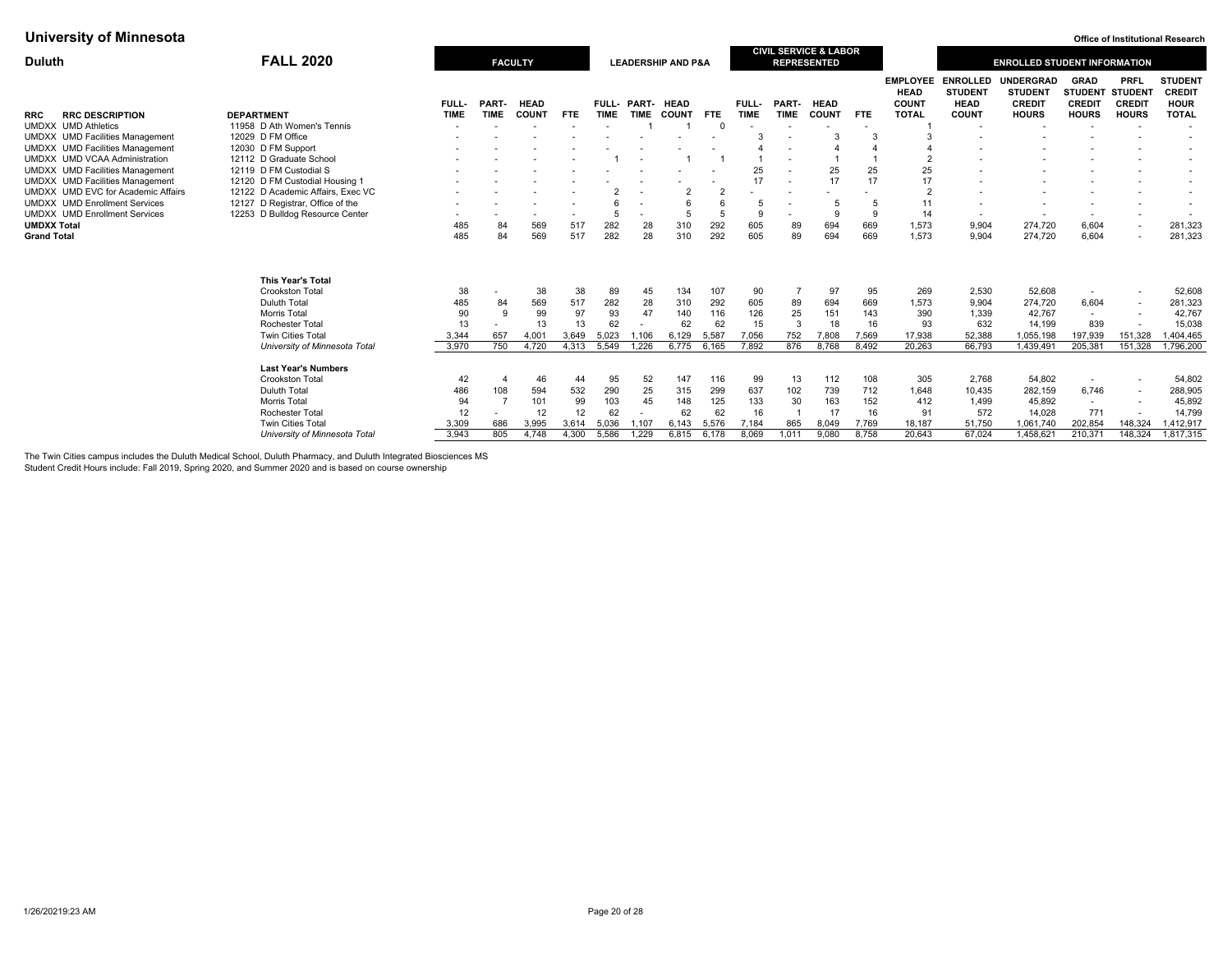**University of Minnesota** — Office of Institutional Research

**Duluth** — **FALL 2020**

| RRC | RRC DESCRIPTION | DEPARTMENT | FACULTY FULL-TIME | FACULTY PART-TIME | FACULTY HEAD COUNT | FACULTY FTE | LEADERSHIP AND P&A FULL-TIME | LEADERSHIP AND P&A PART-TIME | LEADERSHIP AND P&A HEAD COUNT | LEADERSHIP AND P&A FTE | CIVIL SERVICE & LABOR REPRESENTED FULL-TIME | CIVIL SERVICE & LABOR REPRESENTED PART-TIME | CIVIL SERVICE & LABOR REPRESENTED HEAD COUNT | CIVIL SERVICE & LABOR REPRESENTED FTE | EMPLOYEE HEAD COUNT TOTAL | ENROLLED STUDENT HEAD COUNT | UNDERGRAD STUDENT CREDIT HOURS | GRAD STUDENT CREDIT HOURS | PRFL STUDENT CREDIT HOURS | STUDENT CREDIT HOUR TOTAL |
|---|---|---|---|---|---|---|---|---|---|---|---|---|---|---|---|---|---|---|---|---|
| UMDXX | UMD Athletics | 11958 D Ath Women's Tennis | - | - | - | - | - | 1 | 1 | 0 | - | - | - | - | 1 | - | - | - | - | - |
| UMDXX | UMD Facilities Management | 12029 D FM Office | - | - | - | - | - | - | - | - | 3 | - | 3 | 3 | 3 | - | - | - | - | - |
| UMDXX | UMD Facilities Management | 12030 D FM Support | - | - | - | - | - | - | - | - | 4 | - | 4 | 4 | 4 | - | - | - | - | - |
| UMDXX | UMD VCAA Administration | 12112 D Graduate School | - | - | - | - | 1 | - | 1 | 1 | 1 | - | 1 | 1 | 2 | - | - | - | - | - |
| UMDXX | UMD Facilities Management | 12119 D FM Custodial S | - | - | - | - | - | - | - | - | 25 | - | 25 | 25 | 25 | - | - | - | - | - |
| UMDXX | UMD Facilities Management | 12120 D FM Custodial Housing 1 | - | - | - | - | - | - | - | - | 17 | - | 17 | 17 | 17 | - | - | - | - | - |
| UMDXX | UMD EVC for Academic Affairs | 12122 D Academic Affairs, Exec VC | - | - | - | - | 2 | - | 2 | 2 | - | - | - | - | 2 | - | - | - | - | - |
| UMDXX | UMD Enrollment Services | 12127 D Registrar, Office of the | - | - | - | - | 6 | - | 6 | 6 | 5 | - | 5 | 5 | 11 | - | - | - | - | - |
| UMDXX | UMD Enrollment Services | 12253 D Bulldog Resource Center | - | - | - | - | 5 | - | 5 | 5 | 9 | - | 9 | 9 | 14 | - | - | - | - | - |
| **UMDXX Total** | | | 485 | 84 | 569 | 517 | 282 | 28 | 310 | 292 | 605 | 89 | 694 | 669 | 1,573 | 9,904 | 274,720 | 6,604 | - | 281,323 |
| **Grand Total** | | | 485 | 84 | 569 | 517 | 282 | 28 | 310 | 292 | 605 | 89 | 694 | 669 | 1,573 | 9,904 | 274,720 | 6,604 | - | 281,323 |

| | FACULTY FULL-TIME | FACULTY PART-TIME | FACULTY HEAD COUNT | FACULTY FTE | LEADERSHIP AND P&A FULL-TIME | LEADERSHIP AND P&A PART-TIME | LEADERSHIP AND P&A HEAD COUNT | LEADERSHIP AND P&A FTE | CIVIL SERVICE & LABOR REPRESENTED FULL-TIME | CIVIL SERVICE & LABOR REPRESENTED PART-TIME | CIVIL SERVICE & LABOR REPRESENTED HEAD COUNT | CIVIL SERVICE & LABOR REPRESENTED FTE | EMPLOYEE HEAD COUNT TOTAL | ENROLLED STUDENT HEAD COUNT | UNDERGRAD STUDENT CREDIT HOURS | GRAD STUDENT CREDIT HOURS | PRFL STUDENT CREDIT HOURS | STUDENT CREDIT HOUR TOTAL |
|---|---|---|---|---|---|---|---|---|---|---|---|---|---|---|---|---|---|---|
| **This Year's Total** | | | | | | | | | | | | | | | | | | |
| Crookston Total | 38 | - | 38 | 38 | 89 | 45 | 134 | 107 | 90 | 7 | 97 | 95 | 269 | 2,530 | 52,608 | - | - | 52,608 |
| Duluth Total | 485 | 84 | 569 | 517 | 282 | 28 | 310 | 292 | 605 | 89 | 694 | 669 | 1,573 | 9,904 | 274,720 | 6,604 | - | 281,323 |
| Morris Total | 90 | 9 | 99 | 97 | 93 | 47 | 140 | 116 | 126 | 25 | 151 | 143 | 390 | 1,339 | 42,767 | - | - | 42,767 |
| Rochester Total | 13 | - | 13 | 13 | 62 | - | 62 | 62 | 15 | 3 | 18 | 16 | 93 | 632 | 14,199 | 839 | - | 15,038 |
| Twin Cities Total | 3,344 | 657 | 4,001 | 3,649 | 5,023 | 1,106 | 6,129 | 5,587 | 7,056 | 752 | 7,808 | 7,569 | 17,938 | 52,388 | 1,055,198 | 197,939 | 151,328 | 1,404,465 |
| *University of Minnesota Total* | 3,970 | 750 | 4,720 | 4,313 | 5,549 | 1,226 | 6,775 | 6,165 | 7,892 | 876 | 8,768 | 8,492 | 20,263 | 66,793 | 1,439,491 | 205,381 | 151,328 | 1,796,200 |
| **Last Year's Numbers** | | | | | | | | | | | | | | | | | | |
| Crookston Total | 42 | 4 | 46 | 44 | 95 | 52 | 147 | 116 | 99 | 13 | 112 | 108 | 305 | 2,768 | 54,802 | - | - | 54,802 |
| Duluth Total | 486 | 108 | 594 | 532 | 290 | 25 | 315 | 299 | 637 | 102 | 739 | 712 | 1,648 | 10,435 | 282,159 | 6,746 | - | 288,905 |
| Morris Total | 94 | 7 | 101 | 99 | 103 | 45 | 148 | 125 | 133 | 30 | 163 | 152 | 412 | 1,499 | 45,892 | - | - | 45,892 |
| Rochester Total | 12 | - | 12 | 12 | 62 | - | 62 | 62 | 16 | 1 | 17 | 16 | 91 | 572 | 14,028 | 771 | - | 14,799 |
| Twin Cities Total | 3,309 | 686 | 3,995 | 3,614 | 5,036 | 1,107 | 6,143 | 5,576 | 7,184 | 865 | 8,049 | 7,769 | 18,187 | 51,750 | 1,061,740 | 202,854 | 148,324 | 1,412,917 |
| *University of Minnesota Total* | 3,943 | 805 | 4,748 | 4,300 | 5,586 | 1,229 | 6,815 | 6,178 | 8,069 | 1,011 | 9,080 | 8,758 | 20,643 | 67,024 | 1,458,621 | 210,371 | 148,324 | 1,817,315 |

The Twin Cities campus includes the Duluth Medical School, Duluth Pharmacy, and Duluth Integrated Biosciences MS

Student Credit Hours include: Fall 2019, Spring 2020, and Summer 2020 and is based on course ownership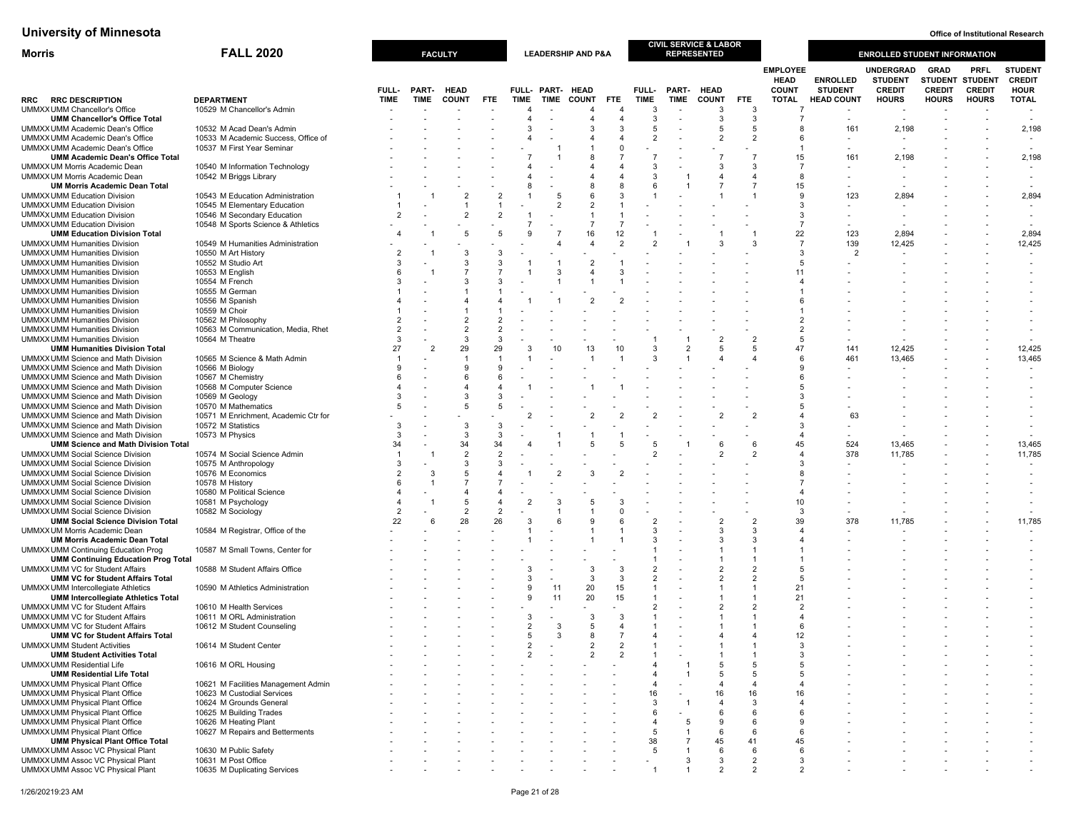# University of Minnesota

Office of Institutional Research

## Morris — FALL 2020

| RRC | RRC DESCRIPTION | DEPARTMENT | FACULTY FULL-TIME | FACULTY PART-TIME | FACULTY HEAD COUNT | FACULTY FTE | LEADERSHIP AND P&A FULL-TIME | LEADERSHIP AND P&A PART-TIME | LEADERSHIP AND P&A HEAD COUNT | LEADERSHIP AND P&A FTE | CIVIL SERVICE & LABOR REPRESENTED FULL-TIME | CIVIL SERVICE & LABOR REPRESENTED PART-TIME | CIVIL SERVICE & LABOR REPRESENTED HEAD COUNT | CIVIL SERVICE & LABOR REPRESENTED FTE | EMPLOYEE HEAD COUNT TOTAL | ENROLLED STUDENT HEAD COUNT | UNDERGRAD STUDENT CREDIT HOURS | GRAD STUDENT CREDIT HOURS | PRFL STUDENT CREDIT HOURS | STUDENT CREDIT HOUR TOTAL |
|---|---|---|---|---|---|---|---|---|---|---|---|---|---|---|---|---|---|---|---|---|
| UMMXX | UMM Chancellor's Office | 10529 M Chancellor's Admin | - | - | - | - | 4 | - | 4 | 4 | 3 | - | 3 | 3 | 7 | - | - | - | - | - |
| | **UMM Chancellor's Office Total** | | - | - | - | - | 4 | - | 4 | 4 | 3 | - | 3 | 3 | 7 | - | - | - | - | - |
| UMMXX | UMM Academic Dean's Office | 10532 M Acad Dean's Admin | - | - | - | - | 3 | - | 3 | 3 | 5 | - | 5 | 5 | 8 | 161 | 2,198 | - | - | 2,198 |
| UMMXX | UMM Academic Dean's Office | 10533 M Academic Success, Office of | - | - | - | - | 4 | - | 4 | 4 | 2 | - | 2 | 2 | 6 | - | - | - | - | - |
| UMMXX | UMM Academic Dean's Office | 10537 M First Year Seminar | - | - | - | - | - | 1 | 1 | 0 | - | - | - | - | 1 | - | - | - | - | - |
| | **UMM Academic Dean's Office Total** | | - | - | - | - | 7 | 1 | 8 | 7 | 7 | - | 7 | 7 | 15 | 161 | 2,198 | - | - | 2,198 |
| UMMXX | UM Morris Academic Dean | 10540 M Information Technology | - | - | - | - | 4 | - | 4 | 4 | 3 | - | 3 | 3 | 7 | - | - | - | - | - |
| UMMXX | UM Morris Academic Dean | 10542 M Briggs Library | - | - | - | - | 4 | - | 4 | 4 | 3 | 1 | 4 | 4 | 8 | - | - | - | - | - |
| | **UM Morris Academic Dean Total** | | - | - | - | - | 8 | - | 8 | 8 | 6 | 1 | 7 | 7 | 15 | - | - | - | - | - |
| UMMXX | UMM Education Division | 10543 M Education Administration | 1 | 1 | 2 | 2 | 1 | 5 | 6 | 3 | 1 | - | 1 | 1 | 9 | 123 | 2,894 | - | - | 2,894 |
| UMMXX | UMM Education Division | 10545 M Elementary Education | 1 | - | 1 | 1 | - | 2 | 2 | 1 | - | - | - | - | 3 | - | - | - | - | - |
| UMMXX | UMM Education Division | 10546 M Secondary Education | 2 | - | 2 | 2 | 1 | - | 1 | 1 | - | - | - | - | 3 | - | - | - | - | - |
| UMMXX | UMM Education Division | 10548 M Sports Science & Athletics | - | - | - | - | 7 | - | 7 | 7 | - | - | - | - | 7 | - | - | - | - | - |
| | **UMM Education Division Total** | | 4 | 1 | 5 | 5 | 9 | 7 | 16 | 12 | 1 | - | 1 | 1 | 22 | 123 | 2,894 | - | - | 2,894 |
| UMMXX | UMM Humanities Division | 10549 M Humanities Administration | - | - | - | - | - | 4 | 4 | 2 | 2 | 1 | 3 | 3 | 7 | 139 | 12,425 | - | - | 12,425 |
| UMMXX | UMM Humanities Division | 10550 M Art History | 2 | 1 | 3 | 3 | - | - | - | - | - | - | - | - | 3 | 2 | - | - | - | - |
| UMMXX | UMM Humanities Division | 10552 M Studio Art | 3 | - | 3 | 3 | 1 | 1 | 2 | 1 | - | - | - | - | 5 | - | - | - | - | - |
| UMMXX | UMM Humanities Division | 10553 M English | 6 | 1 | 7 | 7 | 1 | 3 | 4 | 3 | - | - | - | - | 11 | - | - | - | - | - |
| UMMXX | UMM Humanities Division | 10554 M French | 3 | - | 3 | 3 | - | 1 | 1 | 1 | - | - | - | - | 4 | - | - | - | - | - |
| UMMXX | UMM Humanities Division | 10555 M German | 1 | - | 1 | 1 | - | - | - | - | - | - | - | - | 1 | - | - | - | - | - |
| UMMXX | UMM Humanities Division | 10556 M Spanish | 4 | - | 4 | 4 | 1 | 1 | 2 | 2 | - | - | - | - | 6 | - | - | - | - | - |
| UMMXX | UMM Humanities Division | 10559 M Choir | 1 | - | 1 | 1 | - | - | - | - | - | - | - | - | 1 | - | - | - | - | - |
| UMMXX | UMM Humanities Division | 10562 M Philosophy | 2 | - | 2 | 2 | - | - | - | - | - | - | - | - | 2 | - | - | - | - | - |
| UMMXX | UMM Humanities Division | 10563 M Communication, Media, Rhet | 2 | - | 2 | 2 | - | - | - | - | - | - | - | - | 2 | - | - | - | - | - |
| UMMXX | UMM Humanities Division | 10564 M Theatre | 3 | - | 3 | 3 | - | - | - | - | 1 | 1 | 2 | 2 | 5 | - | - | - | - | - |
| | **UMM Humanities Division Total** | | 27 | 2 | 29 | 29 | 3 | 10 | 13 | 10 | 3 | 2 | 5 | 5 | 47 | 141 | 12,425 | - | - | 12,425 |
| UMMXX | UMM Science and Math Division | 10565 M Science & Math Admin | 1 | - | 1 | 1 | 1 | - | 1 | 1 | 3 | 1 | 4 | 4 | 6 | 461 | 13,465 | - | - | 13,465 |
| UMMXX | UMM Science and Math Division | 10566 M Biology | 9 | - | 9 | 9 | - | - | - | - | - | - | - | - | 9 | - | - | - | - | - |
| UMMXX | UMM Science and Math Division | 10567 M Chemistry | 6 | - | 6 | 6 | - | - | - | - | - | - | - | - | 6 | - | - | - | - | - |
| UMMXX | UMM Science and Math Division | 10568 M Computer Science | 4 | - | 4 | 4 | 1 | - | 1 | 1 | - | - | - | - | 5 | - | - | - | - | - |
| UMMXX | UMM Science and Math Division | 10569 M Geology | 3 | - | 3 | 3 | - | - | - | - | - | - | - | - | 3 | - | - | - | - | - |
| UMMXX | UMM Science and Math Division | 10570 M Mathematics | 5 | - | 5 | 5 | - | - | - | - | - | - | - | - | 5 | - | - | - | - | - |
| UMMXX | UMM Science and Math Division | 10571 M Enrichment, Academic Ctr for | - | - | - | - | 2 | - | 2 | 2 | 2 | - | 2 | 2 | 4 | 63 | - | - | - | - |
| UMMXX | UMM Science and Math Division | 10572 M Statistics | 3 | - | 3 | 3 | - | - | - | - | - | - | - | - | 3 | - | - | - | - | - |
| UMMXX | UMM Science and Math Division | 10573 M Physics | 3 | - | 3 | 3 | - | 1 | 1 | 1 | - | - | - | - | 4 | - | - | - | - | - |
| | **UMM Science and Math Division Total** | | 34 | - | 34 | 34 | 4 | 1 | 5 | 5 | 5 | 1 | 6 | 6 | 45 | 524 | 13,465 | - | - | 13,465 |
| UMMXX | UMM Social Science Division | 10574 M Social Science Admin | 1 | 1 | 2 | 2 | - | - | - | - | 2 | - | 2 | 2 | 4 | 378 | 11,785 | - | - | 11,785 |
| UMMXX | UMM Social Science Division | 10575 M Anthropology | 3 | - | 3 | 3 | - | - | - | - | - | - | - | - | 3 | - | - | - | - | - |
| UMMXX | UMM Social Science Division | 10576 M Economics | 2 | 3 | 5 | 4 | 1 | 2 | 3 | 2 | - | - | - | - | 8 | - | - | - | - | - |
| UMMXX | UMM Social Science Division | 10578 M History | 6 | 1 | 7 | 7 | - | - | - | - | - | - | - | - | 7 | - | - | - | - | - |
| UMMXX | UMM Social Science Division | 10580 M Political Science | 4 | - | 4 | 4 | - | - | - | - | - | - | - | - | 4 | - | - | - | - | - |
| UMMXX | UMM Social Science Division | 10581 M Psychology | 4 | 1 | 5 | 4 | 2 | 3 | 5 | 3 | - | - | - | - | 10 | - | - | - | - | - |
| UMMXX | UMM Social Science Division | 10582 M Sociology | 2 | - | 2 | 2 | - | 1 | 1 | 0 | - | - | - | - | 3 | - | - | - | - | - |
| | **UMM Social Science Division Total** | | 22 | 6 | 28 | 26 | 3 | 6 | 9 | 6 | 2 | - | 2 | 2 | 39 | 378 | 11,785 | - | - | 11,785 |
| UMMXX | UM Morris Academic Dean | 10584 M Registrar, Office of the | - | - | - | - | 1 | - | 1 | 1 | 3 | - | 3 | 3 | 4 | - | - | - | - | - |
| | **UM Morris Academic Dean Total** | | - | - | - | - | 1 | - | 1 | 1 | 3 | - | 3 | 3 | 4 | - | - | - | - | - |
| UMMXX | UMM Continuing Education Prog | 10587 M Small Towns, Center for | - | - | - | - | - | - | - | - | 1 | - | 1 | 1 | 1 | - | - | - | - | - |
| | **UMM Continuing Education Prog Total** | | - | - | - | - | - | - | - | - | 1 | - | 1 | 1 | 1 | - | - | - | - | - |
| UMMXX | UMM VC for Student Affairs | 10588 M Student Affairs Office | - | - | - | - | 3 | - | 3 | 3 | 2 | - | 2 | 2 | 5 | - | - | - | - | - |
| | **UMM VC for Student Affairs Total** | | - | - | - | - | 3 | - | 3 | 3 | 2 | - | 2 | 2 | 5 | - | - | - | - | - |
| UMMXX | UMM Intercollegiate Athletics | 10590 M Athletics Administration | - | - | - | - | 9 | 11 | 20 | 15 | 1 | - | 1 | 1 | 21 | - | - | - | - | - |
| | **UMM Intercollegiate Athletics Total** | | - | - | - | - | 9 | 11 | 20 | 15 | 1 | - | 1 | 1 | 21 | - | - | - | - | - |
| UMMXX | UMM VC for Student Affairs | 10610 M Health Services | - | - | - | - | - | - | - | - | 2 | - | 2 | 2 | 2 | - | - | - | - | - |
| UMMXX | UMM VC for Student Affairs | 10611 M ORL Administration | - | - | - | - | 3 | - | 3 | 3 | 1 | - | 1 | 1 | 4 | - | - | - | - | - |
| UMMXX | UMM VC for Student Affairs | 10612 M Student Counseling | - | - | - | - | 2 | 3 | 5 | 4 | 1 | - | 1 | 1 | 6 | - | - | - | - | - |
| | **UMM VC for Student Affairs Total** | | - | - | - | - | 5 | 3 | 8 | 7 | 4 | - | 4 | 4 | 12 | - | - | - | - | - |
| UMMXX | UMM Student Activities | 10614 M Student Center | - | - | - | - | 2 | - | 2 | 2 | 1 | - | 1 | 1 | 3 | - | - | - | - | - |
| | **UMM Student Activities Total** | | - | - | - | - | 2 | - | 2 | 2 | 1 | - | 1 | 1 | 3 | - | - | - | - | - |
| UMMXX | UMM Residential Life | 10616 M ORL Housing | - | - | - | - | - | - | - | - | 4 | 1 | 5 | 5 | 5 | - | - | - | - | - |
| | **UMM Residential Life Total** | | - | - | - | - | - | - | - | - | 4 | 1 | 5 | 5 | 5 | - | - | - | - | - |
| UMMXX | UMM Physical Plant Office | 10621 M Facilities Management Admin | - | - | - | - | - | - | - | - | 4 | - | 4 | 4 | 4 | - | - | - | - | - |
| UMMXX | UMM Physical Plant Office | 10623 M Custodial Services | - | - | - | - | - | - | - | - | 16 | - | 16 | 16 | 16 | - | - | - | - | - |
| UMMXX | UMM Physical Plant Office | 10624 M Grounds General | - | - | - | - | - | - | - | - | 3 | 1 | 4 | 3 | 4 | - | - | - | - | - |
| UMMXX | UMM Physical Plant Office | 10625 M Building Trades | - | - | - | - | - | - | - | - | 6 | - | 6 | 6 | 6 | - | - | - | - | - |
| UMMXX | UMM Physical Plant Office | 10626 M Heating Plant | - | - | - | - | - | - | - | - | 4 | 5 | 9 | 6 | 9 | - | - | - | - | - |
| UMMXX | UMM Physical Plant Office | 10627 M Repairs and Betterments | - | - | - | - | - | - | - | - | 5 | 1 | 6 | 6 | 6 | - | - | - | - | - |
| | **UMM Physical Plant Office Total** | | - | - | - | - | - | - | - | - | 38 | 7 | 45 | 41 | 45 | - | - | - | - | - |
| UMMXX | UMM Assoc VC Physical Plant | 10630 M Public Safety | - | - | - | - | - | - | - | - | 5 | 1 | 6 | 6 | 6 | - | - | - | - | - |
| UMMXX | UMM Assoc VC Physical Plant | 10631 M Post Office | - | - | - | - | - | - | - | - | - | 3 | 3 | 2 | 3 | - | - | - | - | - |
| UMMXX | UMM Assoc VC Physical Plant | 10635 M Duplicating Services | - | - | - | - | - | - | - | - | 1 | 1 | 2 | 2 | 2 | - | - | - | - | - |

1/26/2021 9:23 AM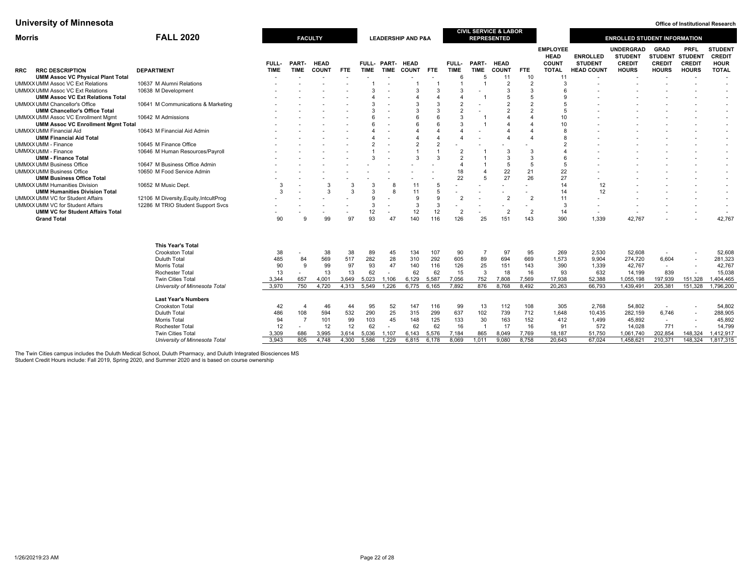# University of Minnesota

**Office of Institutional Research**

## Morris — FALL 2020

| RRC | RRC DESCRIPTION | DEPARTMENT | FACULTY FULL-TIME | FACULTY PART-TIME | FACULTY HEAD COUNT | FACULTY FTE | LEADERSHIP AND P&A FULL-TIME | LEADERSHIP AND P&A PART-TIME | LEADERSHIP AND P&A HEAD COUNT | LEADERSHIP AND P&A FTE | CIVIL SERVICE & LABOR REPRESENTED FULL-TIME | CIVIL SERVICE & LABOR REPRESENTED PART-TIME | CIVIL SERVICE & LABOR REPRESENTED HEAD COUNT | CIVIL SERVICE & LABOR REPRESENTED FTE | EMPLOYEE HEAD COUNT TOTAL | ENROLLED STUDENT HEAD COUNT | UNDERGRAD STUDENT CREDIT HOURS | GRAD STUDENT CREDIT HOURS | PRFL STUDENT CREDIT HOURS | STUDENT CREDIT HOUR TOTAL |
|---|---|---|---|---|---|---|---|---|---|---|---|---|---|---|---|---|---|---|---|---|
| | **UMM Assoc VC Physical Plant Total** | | - | - | - | - | - | - | - | - | 6 | 5 | 11 | 10 | 11 | - | - | - | - | - |
| UMMXX | UMM Assoc VC Ext Relations | 10637 M Alumni Relations | - | - | - | - | 1 | - | 1 | 1 | 1 | 1 | 2 | 2 | 3 | - | - | - | - | - |
| UMMXX | UMM Assoc VC Ext Relations | 10638 M Development | - | - | - | - | 3 | - | 3 | 3 | 3 | - | 3 | 3 | 6 | - | - | - | - | - |
| | **UMM Assoc VC Ext Relations Total** | | - | - | - | - | 4 | - | 4 | 4 | 4 | 1 | 5 | 5 | 9 | - | - | - | - | - |
| UMMXX | UMM Chancellor's Office | 10641 M Communications & Marketing | - | - | - | - | 3 | - | 3 | 3 | 2 | - | 2 | 2 | 5 | - | - | - | - | - |
| | **UMM Chancellor's Office Total** | | - | - | - | - | 3 | - | 3 | 3 | 2 | - | 2 | 2 | 5 | - | - | - | - | - |
| UMMXX | UMM Assoc VC Enrollment Mgmt | 10642 M Admissions | - | - | - | - | 6 | - | 6 | 6 | 3 | 1 | 4 | 4 | 10 | - | - | - | - | - |
| | **UMM Assoc VC Enrollment Mgmt Total** | | - | - | - | - | 6 | - | 6 | 6 | 3 | 1 | 4 | 4 | 10 | - | - | - | - | - |
| UMMXX | UMM Financial Aid | 10643 M Financial Aid Admin | - | - | - | - | 4 | - | 4 | 4 | 4 | - | 4 | 4 | 8 | - | - | - | - | - |
| | **UMM Financial Aid Total** | | - | - | - | - | 4 | - | 4 | 4 | 4 | - | 4 | 4 | 8 | - | - | - | - | - |
| UMMXX | UMM - Finance | 10645 M Finance Office | - | - | - | - | 2 | - | 2 | 2 | - | - | - | - | 2 | - | - | - | - | - |
| UMMXX | UMM - Finance | 10646 M Human Resources/Payroll | - | - | - | - | 1 | - | 1 | 1 | 2 | 1 | 3 | 3 | 4 | - | - | - | - | - |
| | **UMM - Finance Total** | | - | - | - | - | 3 | - | 3 | 3 | 2 | 1 | 3 | 3 | 6 | - | - | - | - | - |
| UMMXX | UMM Business Office | 10647 M Business Office Admin | - | - | - | - | - | - | - | - | 4 | 1 | 5 | 5 | 5 | - | - | - | - | - |
| UMMXX | UMM Business Office | 10650 M Food Service Admin | - | - | - | - | - | - | - | - | 18 | 4 | 22 | 21 | 22 | - | - | - | - | - |
| | **UMM Business Office Total** | | - | - | - | - | - | - | - | - | 22 | 5 | 27 | 26 | 27 | - | - | - | - | - |
| UMMXX | UMM Humanities Division | 10652 M Music Dept. | 3 | - | 3 | 3 | 3 | 8 | 11 | 5 | - | - | - | - | 14 | 12 | - | - | - | - |
| | **UMM Humanities Division Total** | | 3 | - | 3 | 3 | 3 | 8 | 11 | 5 | - | - | - | - | 14 | 12 | - | - | - | - |
| UMMXX | UMM VC for Student Affairs | 12106 M Diversity,Equity,IntcultProg | - | - | - | - | 9 | - | 9 | 9 | 2 | - | 2 | 2 | 11 | - | - | - | - | - |
| UMMXX | UMM VC for Student Affairs | 12286 M TRIO Student Support Svcs | - | - | - | - | 3 | - | 3 | 3 | - | - | - | - | 3 | - | - | - | - | - |
| | **UMM VC for Student Affairs Total** | | - | - | - | - | 12 | - | 12 | 12 | 2 | - | 2 | 2 | 14 | - | - | - | - | - |
| | **Grand Total** | | 90 | 9 | 99 | 97 | 93 | 47 | 140 | 116 | 126 | 25 | 151 | 143 | 390 | 1,339 | 42,767 | - | - | 42,767 |

| | FACULTY FULL-TIME | FACULTY PART-TIME | FACULTY HEAD COUNT | FACULTY FTE | LEADERSHIP AND P&A FULL-TIME | LEADERSHIP AND P&A PART-TIME | LEADERSHIP AND P&A HEAD COUNT | LEADERSHIP AND P&A FTE | CIVIL SERVICE & LABOR REPRESENTED FULL-TIME | CIVIL SERVICE & LABOR REPRESENTED PART-TIME | CIVIL SERVICE & LABOR REPRESENTED HEAD COUNT | CIVIL SERVICE & LABOR REPRESENTED FTE | EMPLOYEE HEAD COUNT TOTAL | ENROLLED STUDENT HEAD COUNT | UNDERGRAD STUDENT CREDIT HOURS | GRAD STUDENT CREDIT HOURS | PRFL STUDENT CREDIT HOURS | STUDENT CREDIT HOUR TOTAL |
|---|---|---|---|---|---|---|---|---|---|---|---|---|---|---|---|---|---|---|
| **This Year's Total** | | | | | | | | | | | | | | | | | | |
| Crookston Total | 38 | - | 38 | 38 | 89 | 45 | 134 | 107 | 90 | 7 | 97 | 95 | 269 | 2,530 | 52,608 | - | - | 52,608 |
| Duluth Total | 485 | 84 | 569 | 517 | 282 | 28 | 310 | 292 | 605 | 89 | 694 | 669 | 1,573 | 9,904 | 274,720 | 6,604 | - | 281,323 |
| Morris Total | 90 | 9 | 99 | 97 | 93 | 47 | 140 | 116 | 126 | 25 | 151 | 143 | 390 | 1,339 | 42,767 | - | - | 42,767 |
| Rochester Total | 13 | - | 13 | 13 | 62 | - | 62 | 62 | 15 | 3 | 18 | 16 | 93 | 632 | 14,199 | 839 | - | 15,038 |
| Twin Cities Total | 3,344 | 657 | 4,001 | 3,649 | 5,023 | 1,106 | 6,129 | 5,587 | 7,056 | 752 | 7,808 | 7,569 | 17,938 | 52,388 | 1,055,198 | 197,939 | 151,328 | 1,404,465 |
| *University of Minnesota Total* | 3,970 | 750 | 4,720 | 4,313 | 5,549 | 1,226 | 6,775 | 6,165 | 7,892 | 876 | 8,768 | 8,492 | 20,263 | 66,793 | 1,439,491 | 205,381 | 151,328 | 1,796,200 |
| **Last Year's Numbers** | | | | | | | | | | | | | | | | | | |
| Crookston Total | 42 | 4 | 46 | 44 | 95 | 52 | 147 | 116 | 99 | 13 | 112 | 108 | 305 | 2,768 | 54,802 | - | - | 54,802 |
| Duluth Total | 486 | 108 | 594 | 532 | 290 | 25 | 315 | 299 | 637 | 102 | 739 | 712 | 1,648 | 10,435 | 282,159 | 6,746 | - | 288,905 |
| Morris Total | 94 | 7 | 101 | 99 | 103 | 45 | 148 | 125 | 133 | 30 | 163 | 152 | 412 | 1,499 | 45,892 | - | - | 45,892 |
| Rochester Total | 12 | - | 12 | 12 | 62 | - | 62 | 62 | 16 | 1 | 17 | 16 | 91 | 572 | 14,028 | 771 | - | 14,799 |
| Twin Cities Total | 3,309 | 686 | 3,995 | 3,614 | 5,036 | 1,107 | 6,143 | 5,576 | 7,184 | 865 | 8,049 | 7,769 | 18,187 | 51,750 | 1,061,740 | 202,854 | 148,324 | 1,412,917 |
| *University of Minnesota Total* | 3,943 | 805 | 4,748 | 4,300 | 5,586 | 1,229 | 6,815 | 6,178 | 8,069 | 1,011 | 9,080 | 8,758 | 20,643 | 67,024 | 1,458,621 | 210,371 | 148,324 | 1,817,315 |

The Twin Cities campus includes the Duluth Medical School, Duluth Pharmacy, and Duluth Integrated Biosciences MS

Student Credit Hours include: Fall 2019, Spring 2020, and Summer 2020 and is based on course ownership

1/26/2021 9:23 AM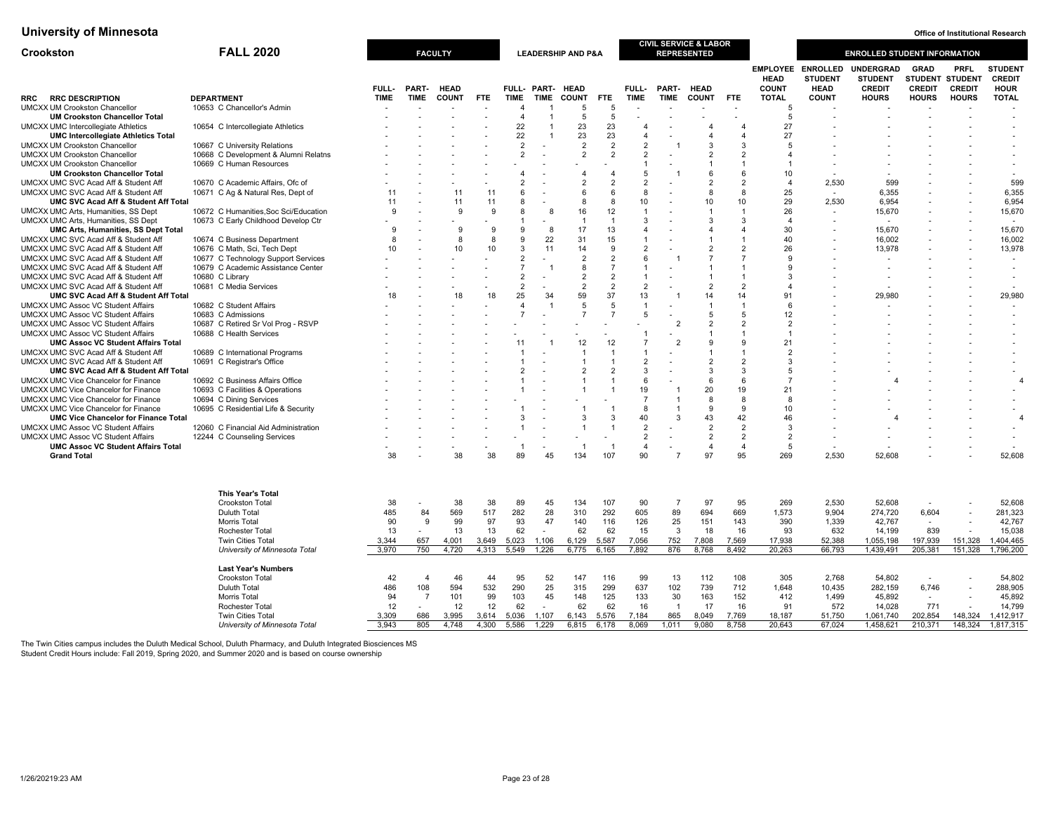# University of Minnesota

Office of Institutional Research

## Crookston — FALL 2020

| RRC | RRC DESCRIPTION | DEPARTMENT | FACULTY FULL-TIME | FACULTY PART-TIME | FACULTY HEAD COUNT | FACULTY FTE | LEADERSHIP AND P&A FULL-TIME | LEADERSHIP AND P&A PART-TIME | LEADERSHIP AND P&A HEAD COUNT | LEADERSHIP AND P&A FTE | CIVIL SERVICE & LABOR REPRESENTED FULL-TIME | CIVIL SERVICE & LABOR REPRESENTED PART-TIME | CIVIL SERVICE & LABOR REPRESENTED HEAD COUNT | CIVIL SERVICE & LABOR REPRESENTED FTE | EMPLOYEE HEAD COUNT TOTAL | ENROLLED STUDENT HEAD COUNT | UNDERGRAD STUDENT CREDIT HOURS | GRAD STUDENT CREDIT HOURS | PRFL STUDENT CREDIT HOURS | STUDENT CREDIT HOUR TOTAL |
|---|---|---|---|---|---|---|---|---|---|---|---|---|---|---|---|---|---|---|---|---|
| UMCXX | UM Crookston Chancellor | 10653 C Chancellor's Admin | - | - | - | - | 4 | 1 | 5 | 5 | - | - | - | - | 5 | - | - | - | - | - |
| | **UM Crookston Chancellor Total** | | - | - | - | - | 4 | 1 | 5 | 5 | - | - | - | - | 5 | - | - | - | - | - |
| UMCXX | UMC Intercollegiate Athletics | 10654 C Intercollegiate Athletics | - | - | - | - | 22 | 1 | 23 | 23 | 4 | - | 4 | 4 | 27 | - | - | - | - | - |
| | **UMC Intercollegiate Athletics Total** | | - | - | - | - | 22 | 1 | 23 | 23 | 4 | - | 4 | 4 | 27 | - | - | - | - | - |
| UMCXX | UM Crookston Chancellor | 10667 C University Relations | - | - | - | - | 2 | - | 2 | 2 | 2 | 1 | 3 | 3 | 5 | - | - | - | - | - |
| UMCXX | UM Crookston Chancellor | 10668 C Development & Alumni Relatns | - | - | - | - | 2 | - | 2 | 2 | 2 | - | 2 | 2 | 4 | - | - | - | - | - |
| UMCXX | UM Crookston Chancellor | 10669 C Human Resources | - | - | - | - | - | - | - | - | 1 | - | 1 | 1 | 1 | - | - | - | - | - |
| | **UM Crookston Chancellor Total** | | - | - | - | - | 4 | - | 4 | 4 | 5 | 1 | 6 | 6 | 10 | - | - | - | - | - |
| UMCXX | UMC SVC Acad Aff & Student Aff | 10670 C Academic Affairs, Ofc of | - | - | - | - | 2 | - | 2 | 2 | 2 | - | 2 | 2 | 4 | 2,530 | 599 | - | - | 599 |
| UMCXX | UMC SVC Acad Aff & Student Aff | 10671 C Ag & Natural Res, Dept of | 11 | - | 11 | 11 | 6 | - | 6 | 6 | 8 | - | 8 | 8 | 25 | - | 6,355 | - | - | 6,355 |
| | **UMC SVC Acad Aff & Student Aff Total** | | 11 | - | 11 | 11 | 8 | - | 8 | 8 | 10 | - | 10 | 10 | 29 | 2,530 | 6,954 | - | - | 6,954 |
| UMCXX | UMC Arts, Humanities, SS Dept | 10672 C Humanities,Soc Sci/Education | 9 | - | 9 | 9 | 8 | 8 | 16 | 12 | 1 | - | 1 | 1 | 26 | - | 15,670 | - | - | 15,670 |
| UMCXX | UMC Arts, Humanities, SS Dept | 10673 C Early Childhood Develop Ctr | - | - | - | - | 1 | - | 1 | 1 | 3 | - | 3 | 3 | 4 | - | - | - | - | - |
| | **UMC Arts, Humanities, SS Dept Total** | | 9 | - | 9 | 9 | 9 | 8 | 17 | 13 | 4 | - | 4 | 4 | 30 | - | 15,670 | - | - | 15,670 |
| UMCXX | UMC SVC Acad Aff & Student Aff | 10674 C Business Department | 8 | - | 8 | 8 | 9 | 22 | 31 | 15 | 1 | - | 1 | 1 | 40 | - | 16,002 | - | - | 16,002 |
| UMCXX | UMC SVC Acad Aff & Student Aff | 10676 C Math, Sci, Tech Dept | 10 | - | 10 | 10 | 3 | 11 | 14 | 9 | 2 | - | 2 | 2 | 26 | - | 13,978 | - | - | 13,978 |
| UMCXX | UMC SVC Acad Aff & Student Aff | 10677 C Technology Support Services | - | - | - | - | 2 | - | 2 | 2 | 6 | 1 | 7 | 7 | 9 | - | - | - | - | - |
| UMCXX | UMC SVC Acad Aff & Student Aff | 10679 C Academic Assistance Center | - | - | - | - | 7 | 1 | 8 | 7 | 1 | - | 1 | 1 | 9 | - | - | - | - | - |
| UMCXX | UMC SVC Acad Aff & Student Aff | 10680 C Library | - | - | - | - | 2 | - | 2 | 2 | 1 | - | 1 | 1 | 3 | - | - | - | - | - |
| UMCXX | UMC SVC Acad Aff & Student Aff | 10681 C Media Services | - | - | - | - | 2 | - | 2 | 2 | 2 | - | 2 | 2 | 4 | - | - | - | - | - |
| | **UMC SVC Acad Aff & Student Aff Total** | | 18 | - | 18 | 18 | 25 | 34 | 59 | 37 | 13 | 1 | 14 | 14 | 91 | - | 29,980 | - | - | 29,980 |
| UMCXX | UMC Assoc VC Student Affairs | 10682 C Student Affairs | - | - | - | - | 4 | 1 | 5 | 5 | 1 | - | 1 | 1 | 6 | - | - | - | - | - |
| UMCXX | UMC Assoc VC Student Affairs | 10683 C Admissions | - | - | - | - | 7 | - | 7 | 7 | 5 | - | 5 | 5 | 12 | - | - | - | - | - |
| UMCXX | UMC Assoc VC Student Affairs | 10687 C Retired Sr Vol Prog - RSVP | - | - | - | - | - | - | - | - | - | 2 | 2 | 2 | 2 | - | - | - | - | - |
| UMCXX | UMC Assoc VC Student Affairs | 10688 C Health Services | - | - | - | - | - | - | - | - | 1 | - | 1 | 1 | 1 | - | - | - | - | - |
| | **UMC Assoc VC Student Affairs Total** | | - | - | - | - | 11 | 1 | 12 | 12 | 7 | 2 | 9 | 9 | 21 | - | - | - | - | - |
| UMCXX | UMC SVC Acad Aff & Student Aff | 10689 C International Programs | - | - | - | - | 1 | - | 1 | 1 | 1 | - | 1 | 1 | 2 | - | - | - | - | - |
| UMCXX | UMC SVC Acad Aff & Student Aff | 10691 C Registrar's Office | - | - | - | - | 1 | - | 1 | 1 | 2 | - | 2 | 2 | 3 | - | - | - | - | - |
| | **UMC SVC Acad Aff & Student Aff Total** | | - | - | - | - | 2 | - | 2 | 2 | 3 | - | 3 | 3 | 5 | - | - | - | - | - |
| UMCXX | UMC Vice Chancelor for Finance | 10692 C Business Affairs Office | - | - | - | - | 1 | - | 1 | 1 | 6 | - | 6 | 6 | 7 | - | 4 | - | - | 4 |
| UMCXX | UMC Vice Chancelor for Finance | 10693 C Facilities & Operations | - | - | - | - | 1 | - | 1 | 1 | 19 | 1 | 20 | 19 | 21 | - | - | - | - | - |
| UMCXX | UMC Vice Chancelor for Finance | 10694 C Dining Services | - | - | - | - | - | - | - | - | 7 | 1 | 8 | 8 | 8 | - | - | - | - | - |
| UMCXX | UMC Vice Chancelor for Finance | 10695 C Residential Life & Security | - | - | - | - | 1 | - | 1 | 1 | 8 | 1 | 9 | 9 | 10 | - | - | - | - | - |
| | **UMC Vice Chancelor for Finance Total** | | - | - | - | - | 3 | - | 3 | 3 | 40 | 3 | 43 | 42 | 46 | - | 4 | - | - | 4 |
| UMCXX | UMC Assoc VC Student Affairs | 12060 C Financial Aid Administration | - | - | - | - | 1 | - | 1 | 1 | 2 | - | 2 | 2 | 3 | - | - | - | - | - |
| UMCXX | UMC Assoc VC Student Affairs | 12244 C Counseling Services | - | - | - | - | - | - | - | - | 2 | - | 2 | 2 | 2 | - | - | - | - | - |
| | **UMC Assoc VC Student Affairs Total** | | - | - | - | - | 1 | - | 1 | 1 | 4 | - | 4 | 4 | 5 | - | - | - | - | - |
| | **Grand Total** | | 38 | - | 38 | 38 | 89 | 45 | 134 | 107 | 90 | 7 | 97 | 95 | 269 | 2,530 | 52,608 | - | - | 52,608 |

| | FACULTY FULL-TIME | FACULTY PART-TIME | FACULTY HEAD COUNT | FACULTY FTE | LEADERSHIP AND P&A FULL-TIME | LEADERSHIP AND P&A PART-TIME | LEADERSHIP AND P&A HEAD COUNT | LEADERSHIP AND P&A FTE | CIVIL SERVICE & LABOR REPRESENTED FULL-TIME | CIVIL SERVICE & LABOR REPRESENTED PART-TIME | CIVIL SERVICE & LABOR REPRESENTED HEAD COUNT | CIVIL SERVICE & LABOR REPRESENTED FTE | EMPLOYEE HEAD COUNT TOTAL | ENROLLED STUDENT HEAD COUNT | UNDERGRAD STUDENT CREDIT HOURS | GRAD STUDENT CREDIT HOURS | PRFL STUDENT CREDIT HOURS | STUDENT CREDIT HOUR TOTAL |
|---|---|---|---|---|---|---|---|---|---|---|---|---|---|---|---|---|---|---|
| **This Year's Total** | | | | | | | | | | | | | | | | | | |
| Crookston Total | 38 | - | 38 | 38 | 89 | 45 | 134 | 107 | 90 | 7 | 97 | 95 | 269 | 2,530 | 52,608 | - | - | 52,608 |
| Duluth Total | 485 | 84 | 569 | 517 | 282 | 28 | 310 | 292 | 605 | 89 | 694 | 669 | 1,573 | 9,904 | 274,720 | 6,604 | - | 281,323 |
| Morris Total | 90 | 9 | 99 | 97 | 93 | 47 | 140 | 116 | 126 | 25 | 151 | 143 | 390 | 1,339 | 42,767 | - | - | 42,767 |
| Rochester Total | 13 | - | 13 | 13 | 62 | - | 62 | 62 | 15 | 3 | 18 | 16 | 93 | 632 | 14,199 | 839 | - | 15,038 |
| Twin Cities Total | 3,344 | 657 | 4,001 | 3,649 | 5,023 | 1,106 | 6,129 | 5,587 | 7,056 | 752 | 7,808 | 7,569 | 17,938 | 52,388 | 1,055,198 | 197,939 | 151,328 | 1,404,465 |
| *University of Minnesota Total* | 3,970 | 750 | 4,720 | 4,313 | 5,549 | 1,226 | 6,775 | 6,165 | 7,892 | 876 | 8,768 | 8,492 | 20,263 | 66,793 | 1,439,491 | 205,381 | 151,328 | 1,796,200 |
| **Last Year's Numbers** | | | | | | | | | | | | | | | | | | |
| Crookston Total | 42 | 4 | 46 | 44 | 95 | 52 | 147 | 116 | 99 | 13 | 112 | 108 | 305 | 2,768 | 54,802 | - | - | 54,802 |
| Duluth Total | 486 | 108 | 594 | 532 | 290 | 25 | 315 | 299 | 637 | 102 | 739 | 712 | 1,648 | 10,435 | 282,159 | 6,746 | - | 288,905 |
| Morris Total | 94 | 7 | 101 | 99 | 103 | 45 | 148 | 125 | 133 | 30 | 163 | 152 | 412 | 1,499 | 45,892 | - | - | 45,892 |
| Rochester Total | 12 | - | 12 | 12 | 62 | - | 62 | 62 | 16 | 1 | 17 | 16 | 91 | 572 | 14,028 | 771 | - | 14,799 |
| Twin Cities Total | 3,309 | 686 | 3,995 | 3,614 | 5,036 | 1,107 | 6,143 | 5,576 | 7,184 | 865 | 8,049 | 7,769 | 18,187 | 51,750 | 1,061,740 | 202,854 | 148,324 | 1,412,917 |
| *University of Minnesota Total* | 3,943 | 805 | 4,748 | 4,300 | 5,586 | 1,229 | 6,815 | 6,178 | 8,069 | 1,011 | 9,080 | 8,758 | 20,643 | 67,024 | 1,458,621 | 210,371 | 148,324 | 1,817,315 |

The Twin Cities campus includes the Duluth Medical School, Duluth Pharmacy, and Duluth Integrated Biosciences MS

Student Credit Hours include: Fall 2019, Spring 2020, and Summer 2020 and is based on course ownership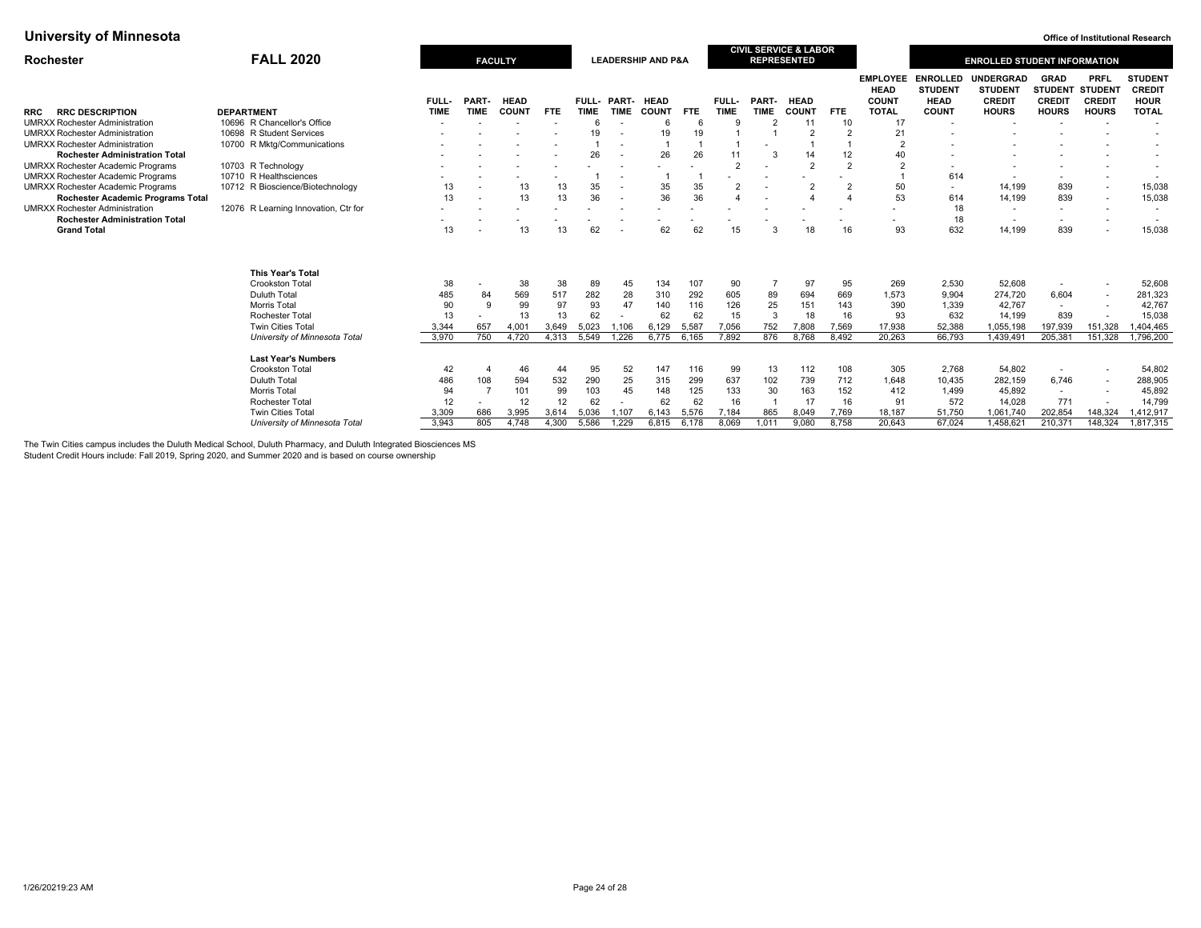**University of Minnesota** — Office of Institutional Research

## Rochester — FALL 2020

| RRC | RRC DESCRIPTION | DEPARTMENT | FACULTY FULL-TIME | FACULTY PART-TIME | FACULTY HEAD COUNT | FACULTY FTE | LEADERSHIP AND P&A FULL-TIME | LEADERSHIP AND P&A PART-TIME | LEADERSHIP AND P&A HEAD COUNT | LEADERSHIP AND P&A FTE | CIVIL SERVICE & LABOR REPRESENTED FULL-TIME | CIVIL SERVICE & LABOR REPRESENTED PART-TIME | CIVIL SERVICE & LABOR REPRESENTED HEAD COUNT | CIVIL SERVICE & LABOR REPRESENTED FTE | EMPLOYEE HEAD COUNT TOTAL | ENROLLED STUDENT HEAD COUNT | UNDERGRAD STUDENT CREDIT HOURS | GRAD STUDENT CREDIT HOURS | PRFL STUDENT CREDIT HOURS | STUDENT CREDIT HOUR TOTAL |
|---|---|---|---|---|---|---|---|---|---|---|---|---|---|---|---|---|---|---|---|---|
| UMRXX | Rochester Administration | 10696 R Chancellor's Office | - | - | - | - | 6 | - | 6 | 6 | 9 | 2 | 11 | 10 | 17 | - | - | - | - | - |
| UMRXX | Rochester Administration | 10698 R Student Services | - | - | - | - | 19 | - | 19 | 19 | 1 | 1 | 2 | 2 | 21 | - | - | - | - | - |
| UMRXX | Rochester Administration | 10700 R Mktg/Communications | - | - | - | - | 1 | - | 1 | 1 | 1 | - | 1 | 1 | 2 | - | - | - | - | - |
| | **Rochester Administration Total** | | - | - | - | - | 26 | - | 26 | 26 | 11 | 3 | 14 | 12 | 40 | - | - | - | - | - |
| UMRXX | Rochester Academic Programs | 10703 R Technology | - | - | - | - | - | - | - | - | 2 | - | 2 | 2 | 2 | - | - | - | - | - |
| UMRXX | Rochester Academic Programs | 10710 R Healthsciences | - | - | - | - | 1 | - | 1 | 1 | - | - | - | - | 1 | 614 | - | - | - | - |
| UMRXX | Rochester Academic Programs | 10712 R Bioscience/Biotechnology | 13 | - | 13 | 13 | 35 | - | 35 | 35 | 2 | - | 2 | 2 | 50 | - | 14,199 | 839 | - | 15,038 |
| | **Rochester Academic Programs Total** | | 13 | - | 13 | 13 | 36 | - | 36 | 36 | 4 | - | 4 | 4 | 53 | 614 | 14,199 | 839 | - | 15,038 |
| UMRXX | Rochester Administration | 12076 R Learning Innovation, Ctr for | - | - | - | - | - | - | - | - | - | - | - | - | - | 18 | - | - | - | - |
| | **Rochester Administration Total** | | - | - | - | - | - | - | - | - | - | - | - | - | - | 18 | - | - | - | - |
| | **Grand Total** | | 13 | - | 13 | 13 | 62 | - | 62 | 62 | 15 | 3 | 18 | 16 | 93 | 632 | 14,199 | 839 | - | 15,038 |

| | FACULTY FULL-TIME | FACULTY PART-TIME | FACULTY HEAD COUNT | FACULTY FTE | LEADERSHIP AND P&A FULL-TIME | LEADERSHIP AND P&A PART-TIME | LEADERSHIP AND P&A HEAD COUNT | LEADERSHIP AND P&A FTE | CIVIL SERVICE & LABOR REPRESENTED FULL-TIME | CIVIL SERVICE & LABOR REPRESENTED PART-TIME | CIVIL SERVICE & LABOR REPRESENTED HEAD COUNT | CIVIL SERVICE & LABOR REPRESENTED FTE | EMPLOYEE HEAD COUNT TOTAL | ENROLLED STUDENT HEAD COUNT | UNDERGRAD STUDENT CREDIT HOURS | GRAD STUDENT CREDIT HOURS | PRFL STUDENT CREDIT HOURS | STUDENT CREDIT HOUR TOTAL |
|---|---|---|---|---|---|---|---|---|---|---|---|---|---|---|---|---|---|---|
| **This Year's Total** | | | | | | | | | | | | | | | | | | |
| Crookston Total | 38 | - | 38 | 38 | 89 | 45 | 134 | 107 | 90 | 7 | 97 | 95 | 269 | 2,530 | 52,608 | - | - | 52,608 |
| Duluth Total | 485 | 84 | 569 | 517 | 282 | 28 | 310 | 292 | 605 | 89 | 694 | 669 | 1,573 | 9,904 | 274,720 | 6,604 | - | 281,323 |
| Morris Total | 90 | 9 | 99 | 97 | 93 | 47 | 140 | 116 | 126 | 25 | 151 | 143 | 390 | 1,339 | 42,767 | - | - | 42,767 |
| Rochester Total | 13 | - | 13 | 13 | 62 | - | 62 | 62 | 15 | 3 | 18 | 16 | 93 | 632 | 14,199 | 839 | - | 15,038 |
| Twin Cities Total | 3,344 | 657 | 4,001 | 3,649 | 5,023 | 1,106 | 6,129 | 5,587 | 7,056 | 752 | 7,808 | 7,569 | 17,938 | 52,388 | 1,055,198 | 197,939 | 151,328 | 1,404,465 |
| *University of Minnesota Total* | 3,970 | 750 | 4,720 | 4,313 | 5,549 | 1,226 | 6,775 | 6,165 | 7,892 | 876 | 8,768 | 8,492 | 20,263 | 66,793 | 1,439,491 | 205,381 | 151,328 | 1,796,200 |
| **Last Year's Numbers** | | | | | | | | | | | | | | | | | | |
| Crookston Total | 42 | 4 | 46 | 44 | 95 | 52 | 147 | 116 | 99 | 13 | 112 | 108 | 305 | 2,768 | 54,802 | - | - | 54,802 |
| Duluth Total | 486 | 108 | 594 | 532 | 290 | 25 | 315 | 299 | 637 | 102 | 739 | 712 | 1,648 | 10,435 | 282,159 | 6,746 | - | 288,905 |
| Morris Total | 94 | 7 | 101 | 99 | 103 | 45 | 148 | 125 | 133 | 30 | 163 | 152 | 412 | 1,499 | 45,892 | - | - | 45,892 |
| Rochester Total | 12 | - | 12 | 12 | 62 | - | 62 | 62 | 16 | 1 | 17 | 16 | 91 | 572 | 14,028 | 771 | - | 14,799 |
| Twin Cities Total | 3,309 | 686 | 3,995 | 3,614 | 5,036 | 1,107 | 6,143 | 5,576 | 7,184 | 865 | 8,049 | 7,769 | 18,187 | 51,750 | 1,061,740 | 202,854 | 148,324 | 1,412,917 |
| *University of Minnesota Total* | 3,943 | 805 | 4,748 | 4,300 | 5,586 | 1,229 | 6,815 | 6,178 | 8,069 | 1,011 | 9,080 | 8,758 | 20,643 | 67,024 | 1,458,621 | 210,371 | 148,324 | 1,817,315 |

The Twin Cities campus includes the Duluth Medical School, Duluth Pharmacy, and Duluth Integrated Biosciences MS
Student Credit Hours include: Fall 2019, Spring 2020, and Summer 2020 and is based on course ownership

1/26/20219:23 AM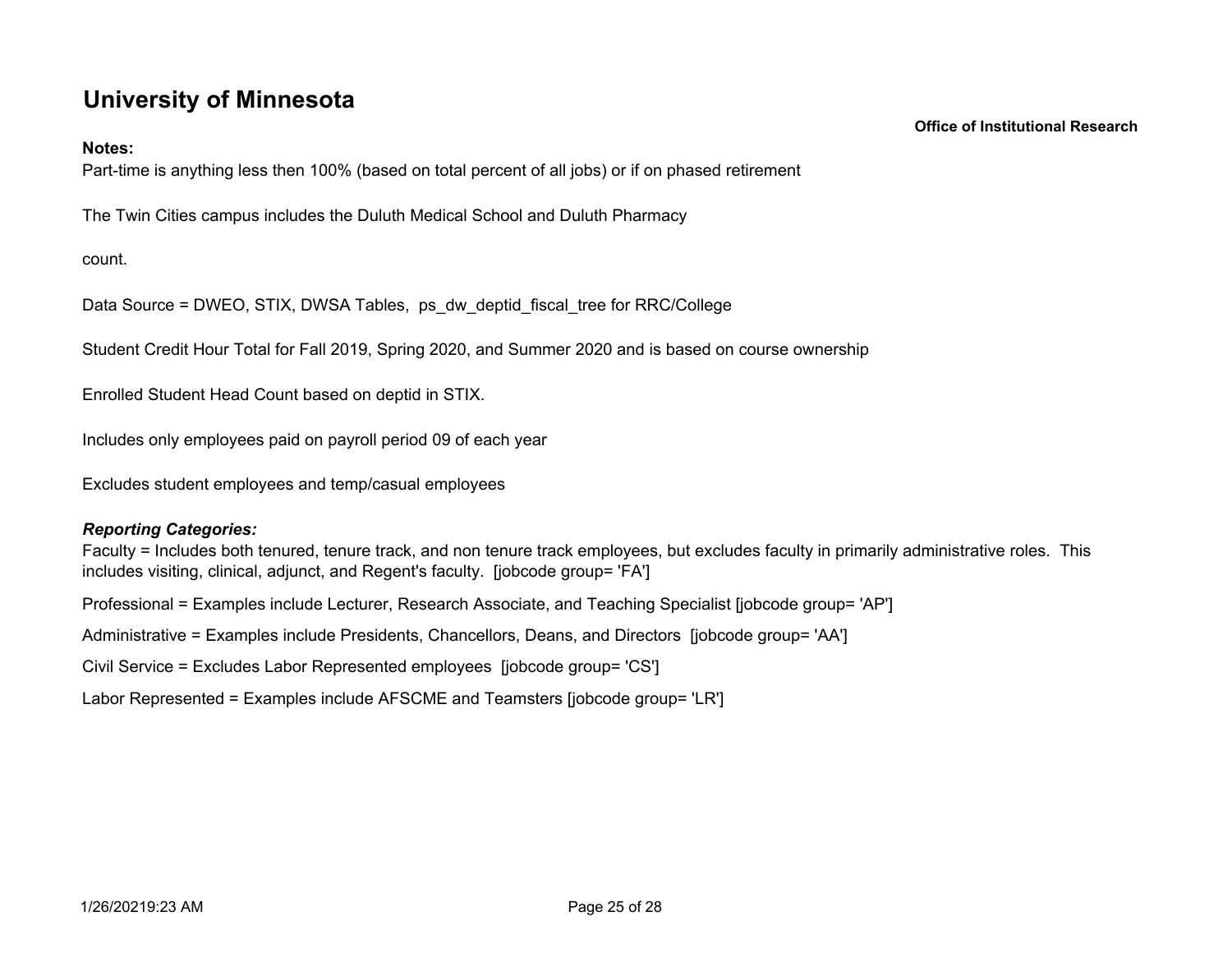# University of Minnesota

**Office of Institutional Research**

**Notes:**

Part-time is anything less then 100% (based on total percent of all jobs) or if on phased retirement

The Twin Cities campus includes the Duluth Medical School and Duluth Pharmacy

count.

Data Source = DWEO, STIX, DWSA Tables, ps_dw_deptid_fiscal_tree for RRC/College

Student Credit Hour Total for Fall 2019, Spring 2020, and Summer 2020 and is based on course ownership

Enrolled Student Head Count based on deptid in STIX.

Includes only employees paid on payroll period 09 of each year

Excludes student employees and temp/casual employees

***Reporting Categories:***

Faculty = Includes both tenured, tenure track, and non tenure track employees, but excludes faculty in primarily administrative roles. This includes visiting, clinical, adjunct, and Regent's faculty. [jobcode group= 'FA']

Professional = Examples include Lecturer, Research Associate, and Teaching Specialist [jobcode group= 'AP']

Administrative = Examples include Presidents, Chancellors, Deans, and Directors [jobcode group= 'AA']

Civil Service = Excludes Labor Represented employees [jobcode group= 'CS']

Labor Represented = Examples include AFSCME and Teamsters [jobcode group= 'LR']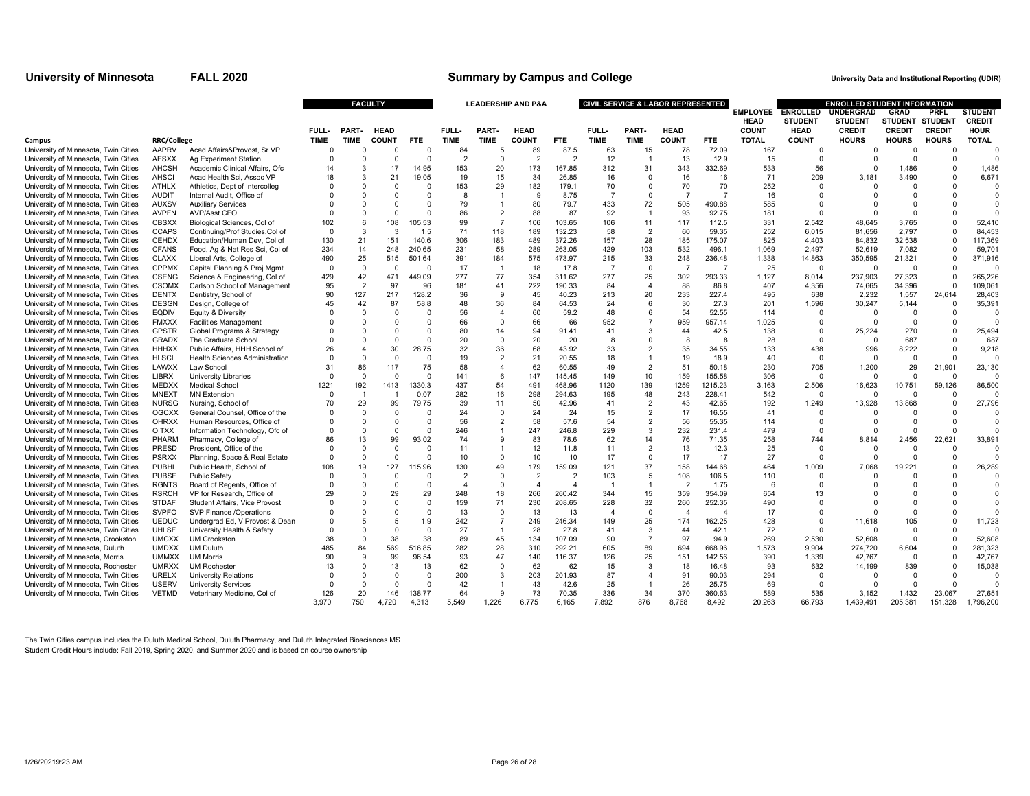**University of Minnesota** **FALL 2020** **Summary by Campus and College** **University Data and Institutional Reporting (UDIR)**

| | | | FACULTY | | | | LEADERSHIP AND P&A | | | | CIVIL SERVICE & LABOR REPRESENTED | | | | | ENROLLED STUDENT INFORMATION | | | | |
|---|---|---|---|---|---|---|---|---|---|---|---|---|---|---|---|---|---|---|---|---|
| Campus | RRC/College | | FULL-TIME | PART-TIME | HEAD COUNT | FTE | FULL-TIME | PART-TIME | HEAD COUNT | FTE | FULL-TIME | PART-TIME | HEAD COUNT | FTE | EMPLOYEE HEAD COUNT TOTAL | ENROLLED STUDENT HEAD COUNT | UNDERGRAD STUDENT CREDIT HOURS | GRAD STUDENT CREDIT HOURS | PRFL STUDENT CREDIT HOURS | STUDENT CREDIT HOUR TOTAL |
| University of Minnesota, Twin Cities | AAPRV | Acad Affairs&Provost, Sr VP | 0 | 0 | 0 | 0 | 84 | 5 | 89 | 87.5 | 63 | 15 | 78 | 72.09 | 167 | 0 | 0 | 0 | 0 | 0 |
| University of Minnesota, Twin Cities | AESXX | Ag Experiment Station | 0 | 0 | 0 | 0 | 2 | 0 | 2 | 2 | 12 | 1 | 13 | 12.9 | 15 | 0 | 0 | 0 | 0 | 0 |
| University of Minnesota, Twin Cities | AHCSH | Academic Clinical Affairs, Ofc | 14 | 3 | 17 | 14.95 | 153 | 20 | 173 | 167.85 | 312 | 31 | 343 | 332.69 | 533 | 56 | 0 | 1,486 | 0 | 1,486 |
| University of Minnesota, Twin Cities | AHSCI | Acad Health Sci, Assoc VP | 18 | 3 | 21 | 19.05 | 19 | 15 | 34 | 26.85 | 16 | 0 | 16 | 16 | 71 | 209 | 3,181 | 3,490 | 0 | 6,671 |
| University of Minnesota, Twin Cities | ATHLX | Athletics, Dept of Intercolleg | 0 | 0 | 0 | 0 | 153 | 29 | 182 | 179.1 | 70 | 0 | 70 | 70 | 252 | 0 | 0 | 0 | 0 | 0 |
| University of Minnesota, Twin Cities | AUDIT | Internal Audit, Office of | 0 | 0 | 0 | 0 | 8 | 1 | 9 | 8.75 | 7 | 0 | 7 | 7 | 16 | 0 | 0 | 0 | 0 | 0 |
| University of Minnesota, Twin Cities | AUXSV | Auxiliary Services | 0 | 0 | 0 | 0 | 79 | 1 | 80 | 79.7 | 433 | 72 | 505 | 490.88 | 585 | 0 | 0 | 0 | 0 | 0 |
| University of Minnesota, Twin Cities | AVPFN | AVP/Asst CFO | 0 | 0 | 0 | 0 | 86 | 2 | 88 | 87 | 92 | 1 | 93 | 92.75 | 181 | 0 | 0 | 0 | 0 | 0 |
| University of Minnesota, Twin Cities | CBSXX | Biological Sciences, Col of | 102 | 6 | 108 | 105.53 | 99 | 7 | 106 | 103.65 | 106 | 11 | 117 | 112.5 | 331 | 2,542 | 48,645 | 3,765 | 0 | 52,410 |
| University of Minnesota, Twin Cities | CCAPS | Continuing/Prof Studies,Col of | 0 | 3 | 3 | 1.5 | 71 | 118 | 189 | 132.23 | 58 | 2 | 60 | 59.35 | 252 | 6,015 | 81,656 | 2,797 | 0 | 84,453 |
| University of Minnesota, Twin Cities | CEHDX | Education/Human Dev, Col of | 130 | 21 | 151 | 140.6 | 306 | 183 | 489 | 372.26 | 157 | 28 | 185 | 175.07 | 825 | 4,403 | 84,832 | 32,538 | 0 | 117,369 |
| University of Minnesota, Twin Cities | CFANS | Food, Ag & Nat Res Sci, Col of | 234 | 14 | 248 | 240.65 | 231 | 58 | 289 | 263.05 | 429 | 103 | 532 | 496.1 | 1,069 | 2,497 | 52,619 | 7,082 | 0 | 59,701 |
| University of Minnesota, Twin Cities | CLAXX | Liberal Arts, College of | 490 | 25 | 515 | 501.64 | 391 | 184 | 575 | 473.97 | 215 | 33 | 248 | 236.48 | 1,338 | 14,863 | 350,595 | 21,321 | 0 | 371,916 |
| University of Minnesota, Twin Cities | CPPMX | Capital Planning & Proj Mgmt | 0 | 0 | 0 | 0 | 17 | 1 | 18 | 17.8 | 7 | 0 | 7 | 7 | 25 | 0 | 0 | 0 | 0 | 0 |
| University of Minnesota, Twin Cities | CSENG | Science & Engineering, Col of | 429 | 42 | 471 | 449.09 | 277 | 77 | 354 | 311.62 | 277 | 25 | 302 | 293.33 | 1,127 | 8,014 | 237,903 | 27,323 | 0 | 265,226 |
| University of Minnesota, Twin Cities | CSOMX | Carlson School of Management | 95 | 2 | 97 | 96 | 181 | 41 | 222 | 190.33 | 84 | 4 | 88 | 86.8 | 407 | 4,356 | 74,665 | 34,396 | 0 | 109,061 |
| University of Minnesota, Twin Cities | DENTX | Dentistry, School of | 90 | 127 | 217 | 128.2 | 36 | 9 | 45 | 40.23 | 213 | 20 | 233 | 227.4 | 495 | 638 | 2,232 | 1,557 | 24,614 | 28,403 |
| University of Minnesota, Twin Cities | DESGN | Design, College of | 45 | 42 | 87 | 58.8 | 48 | 36 | 84 | 64.53 | 24 | 6 | 30 | 27.3 | 201 | 1,596 | 30,247 | 5,144 | 0 | 35,391 |
| University of Minnesota, Twin Cities | EQDIV | Equity & Diversity | 0 | 0 | 0 | 0 | 56 | 4 | 60 | 59.2 | 48 | 6 | 54 | 52.55 | 114 | 0 | 0 | 0 | 0 | 0 |
| University of Minnesota, Twin Cities | FMXXX | Facilities Management | 0 | 0 | 0 | 0 | 66 | 0 | 66 | 66 | 952 | 7 | 959 | 957.14 | 1,025 | 0 | 0 | 0 | 0 | 0 |
| University of Minnesota, Twin Cities | GPSTR | Global Programs & Strategy | 0 | 0 | 0 | 0 | 80 | 14 | 94 | 91.41 | 41 | 3 | 44 | 42.5 | 138 | 0 | 25,224 | 270 | 0 | 25,494 |
| University of Minnesota, Twin Cities | GRADX | The Graduate School | 0 | 0 | 0 | 0 | 20 | 0 | 20 | 20 | 8 | 0 | 8 | 8 | 28 | 0 | 0 | 687 | 0 | 687 |
| University of Minnesota, Twin Cities | HHHXX | Public Affairs, HHH School of | 26 | 4 | 30 | 28.75 | 32 | 36 | 68 | 43.92 | 33 | 2 | 35 | 34.55 | 133 | 438 | 996 | 8,222 | 0 | 9,218 |
| University of Minnesota, Twin Cities | HLSCI | Health Sciences Administration | 0 | 0 | 0 | 0 | 19 | 2 | 21 | 20.55 | 18 | 1 | 19 | 18.9 | 40 | 0 | 0 | 0 | 0 | 0 |
| University of Minnesota, Twin Cities | LAWXX | Law School | 31 | 86 | 117 | 75 | 58 | 4 | 62 | 60.55 | 49 | 2 | 51 | 50.18 | 230 | 705 | 1,200 | 29 | 21,901 | 23,130 |
| University of Minnesota, Twin Cities | LIBRX | University Libraries | 0 | 0 | 0 | 0 | 141 | 6 | 147 | 145.45 | 149 | 10 | 159 | 155.58 | 306 | 0 | 0 | 0 | 0 | 0 |
| University of Minnesota, Twin Cities | MEDXX | Medical School | 1221 | 192 | 1413 | 1330.3 | 437 | 54 | 491 | 468.96 | 1120 | 139 | 1259 | 1215.23 | 3,163 | 2,506 | 16,623 | 10,751 | 59,126 | 86,500 |
| University of Minnesota, Twin Cities | MNEXT | MN Extension | 0 | 1 | 1 | 0.07 | 282 | 16 | 298 | 294.63 | 195 | 48 | 243 | 228.41 | 542 | 0 | 0 | 0 | 0 | 0 |
| University of Minnesota, Twin Cities | NURSG | Nursing, School of | 70 | 29 | 99 | 79.75 | 39 | 11 | 50 | 42.96 | 41 | 2 | 43 | 42.65 | 192 | 1,249 | 13,928 | 13,868 | 0 | 27,796 |
| University of Minnesota, Twin Cities | OGCXX | General Counsel, Office of the | 0 | 0 | 0 | 0 | 24 | 0 | 24 | 24 | 15 | 2 | 17 | 16.55 | 41 | 0 | 0 | 0 | 0 | 0 |
| University of Minnesota, Twin Cities | OHRXX | Human Resources, Office of | 0 | 0 | 0 | 0 | 56 | 2 | 58 | 57.6 | 54 | 2 | 56 | 55.35 | 114 | 0 | 0 | 0 | 0 | 0 |
| University of Minnesota, Twin Cities | OITXX | Information Technology, Ofc of | 0 | 0 | 0 | 0 | 246 | 1 | 247 | 246.8 | 229 | 3 | 232 | 231.4 | 479 | 0 | 0 | 0 | 0 | 0 |
| University of Minnesota, Twin Cities | PHARM | Pharmacy, College of | 86 | 13 | 99 | 93.02 | 74 | 9 | 83 | 78.6 | 62 | 14 | 76 | 71.35 | 258 | 744 | 8,814 | 2,456 | 22,621 | 33,891 |
| University of Minnesota, Twin Cities | PRESD | President, Office of the | 0 | 0 | 0 | 0 | 11 | 1 | 12 | 11.8 | 11 | 2 | 13 | 12.3 | 25 | 0 | 0 | 0 | 0 | 0 |
| University of Minnesota, Twin Cities | PSRXX | Planning, Space & Real Estate | 0 | 0 | 0 | 0 | 10 | 0 | 10 | 10 | 17 | 0 | 17 | 17 | 27 | 0 | 0 | 0 | 0 | 0 |
| University of Minnesota, Twin Cities | PUBHL | Public Health, School of | 108 | 19 | 127 | 115.96 | 130 | 49 | 179 | 159.09 | 121 | 37 | 158 | 144.68 | 464 | 1,009 | 7,068 | 19,221 | 0 | 26,289 |
| University of Minnesota, Twin Cities | PUBSF | Public Safety | 0 | 0 | 0 | 0 | 2 | 0 | 2 | 2 | 103 | 5 | 108 | 106.5 | 110 | 0 | 0 | 0 | 0 | 0 |
| University of Minnesota, Twin Cities | RGNTS | Board of Regents, Office of | 0 | 0 | 0 | 0 | 4 | 0 | 4 | 4 | 1 | 1 | 2 | 1.75 | 6 | 0 | 0 | 0 | 0 | 0 |
| University of Minnesota, Twin Cities | RSRCH | VP for Research, Office of | 29 | 0 | 29 | 29 | 248 | 18 | 266 | 260.42 | 344 | 15 | 359 | 354.09 | 654 | 13 | 0 | 0 | 0 | 0 |
| University of Minnesota, Twin Cities | STDAF | Student Affairs, Vice Provost | 0 | 0 | 0 | 0 | 159 | 71 | 230 | 208.65 | 228 | 32 | 260 | 252.35 | 490 | 0 | 0 | 0 | 0 | 0 |
| University of Minnesota, Twin Cities | SVPFO | SVP Finance /Operations | 0 | 0 | 0 | 0 | 13 | 0 | 13 | 13 | 4 | 0 | 4 | 4 | 17 | 0 | 0 | 0 | 0 | 0 |
| University of Minnesota, Twin Cities | UEDUC | Undergrad Ed, V Provost & Dean | 0 | 5 | 5 | 1.9 | 242 | 7 | 249 | 246.34 | 149 | 25 | 174 | 162.25 | 428 | 0 | 11,618 | 105 | 0 | 11,723 |
| University of Minnesota, Twin Cities | UHLSF | University Health & Safety | 0 | 0 | 0 | 0 | 27 | 1 | 28 | 27.8 | 41 | 3 | 44 | 42.1 | 72 | 0 | 0 | 0 | 0 | 0 |
| University of Minnesota, Crookston | UMCXX | UM Crookston | 38 | 0 | 38 | 38 | 89 | 45 | 134 | 107.09 | 90 | 7 | 97 | 94.9 | 269 | 2,530 | 52,608 | 0 | 0 | 52,608 |
| University of Minnesota, Duluth | UMDXX | UM Duluth | 485 | 84 | 569 | 516.85 | 282 | 28 | 310 | 292.21 | 605 | 89 | 694 | 668.96 | 1,573 | 9,904 | 274,720 | 6,604 | 0 | 281,323 |
| University of Minnesota, Morris | UMMXX | UM Morris | 90 | 9 | 99 | 96.54 | 93 | 47 | 140 | 116.37 | 126 | 25 | 151 | 142.56 | 390 | 1,339 | 42,767 | 0 | 0 | 42,767 |
| University of Minnesota, Rochester | UMRXX | UM Rochester | 13 | 0 | 13 | 13 | 62 | 0 | 62 | 62 | 15 | 3 | 18 | 16.48 | 93 | 632 | 14,199 | 839 | 0 | 15,038 |
| University of Minnesota, Twin Cities | URELX | University Relations | 0 | 0 | 0 | 0 | 200 | 3 | 203 | 201.93 | 87 | 4 | 91 | 90.03 | 294 | 0 | 0 | 0 | 0 | 0 |
| University of Minnesota, Twin Cities | USERV | University Services | 0 | 0 | 0 | 0 | 42 | 1 | 43 | 42.6 | 25 | 1 | 26 | 25.75 | 69 | 0 | 0 | 0 | 0 | 0 |
| University of Minnesota, Twin Cities | VETMD | Veterinary Medicine, Col of | 126 | 20 | 146 | 138.77 | 64 | 9 | 73 | 70.35 | 336 | 34 | 370 | 360.63 | 589 | 535 | 3,152 | 1,432 | 23,067 | 27,651 |
| | | | 3,970 | 750 | 4,720 | 4,313 | 5,549 | 1,226 | 6,775 | 6,165 | 7,892 | 876 | 8,768 | 8,492 | 20,263 | 66,793 | 1,439,491 | 205,381 | 151,328 | 1,796,200 |

The Twin Cities campus includes the Duluth Medical School, Duluth Pharmacy, and Duluth Integrated Biosciences MS

Student Credit Hours include: Fall 2019, Spring 2020, and Summer 2020 and is based on course ownership

1/26/20219:23 AM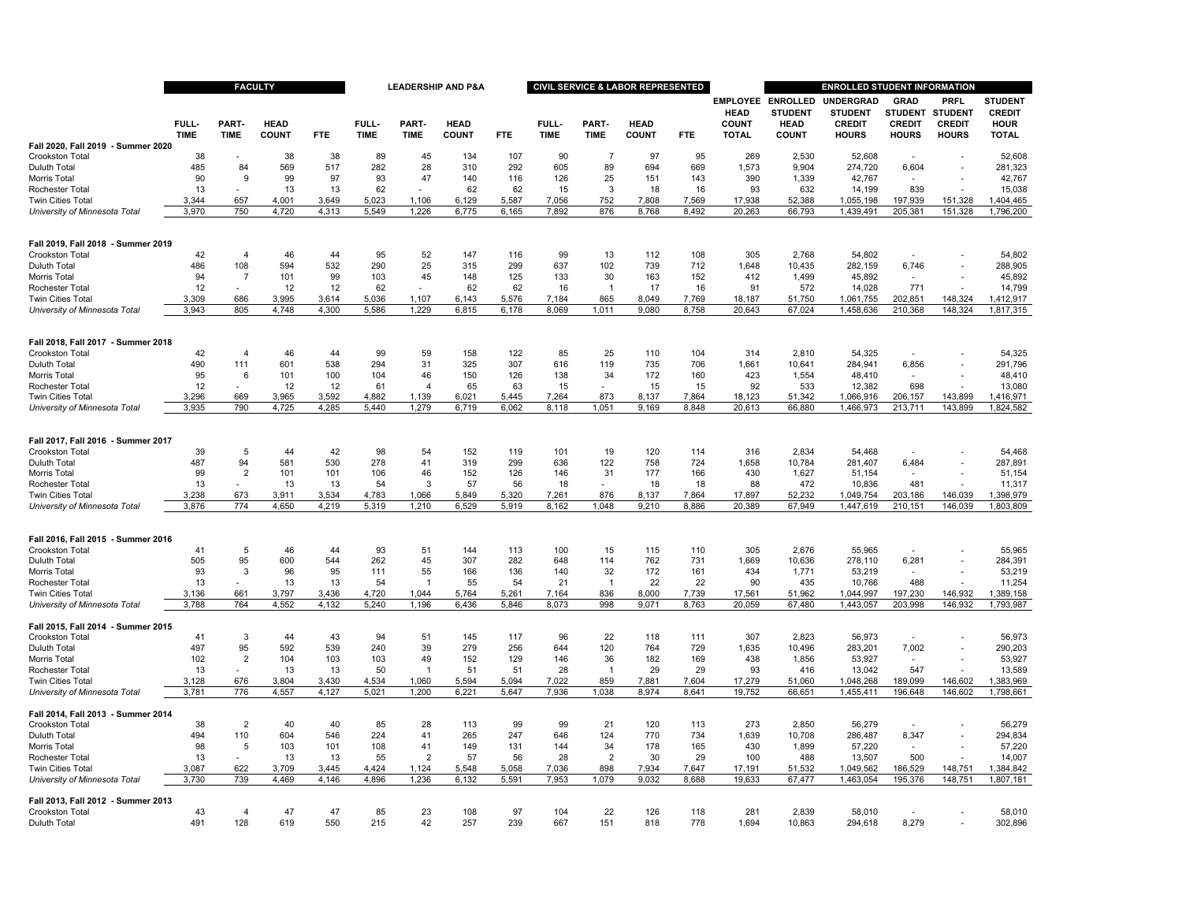| | FACULTY | | | | LEADERSHIP AND P&A | | | | CIVIL SERVICE & LABOR REPRESENTED | | | | | ENROLLED STUDENT INFORMATION | | | | |
|---|---|---|---|---|---|---|---|---|---|---|---|---|---|---|---|---|---|---|
| | FULL-TIME | PART-TIME | HEAD COUNT | FTE | FULL-TIME | PART-TIME | HEAD COUNT | FTE | FULL-TIME | PART-TIME | HEAD COUNT | FTE | EMPLOYEE HEAD COUNT TOTAL | ENROLLED STUDENT HEAD COUNT | UNDERGRAD STUDENT CREDIT HOURS | GRAD STUDENT CREDIT HOURS | PRFL STUDENT CREDIT HOURS | STUDENT CREDIT HOUR TOTAL |
| **Fall 2020, Fall 2019 - Summer 2020** | | | | | | | | | | | | | | | | | | |
| Crookston Total | 38 | - | 38 | 38 | 89 | 45 | 134 | 107 | 90 | 7 | 97 | 95 | 269 | 2,530 | 52,608 | - | - | 52,608 |
| Duluth Total | 485 | 84 | 569 | 517 | 282 | 28 | 310 | 292 | 605 | 89 | 694 | 669 | 1,573 | 9,904 | 274,720 | 6,604 | - | 281,323 |
| Morris Total | 90 | 9 | 99 | 97 | 93 | 47 | 140 | 116 | 126 | 25 | 151 | 143 | 390 | 1,339 | 42,767 | - | - | 42,767 |
| Rochester Total | 13 | - | 13 | 13 | 62 | - | 62 | 62 | 15 | 3 | 18 | 16 | 93 | 632 | 14,199 | 839 | - | 15,038 |
| Twin Cities Total | 3,344 | 657 | 4,001 | 3,649 | 5,023 | 1,106 | 6,129 | 5,587 | 7,056 | 752 | 7,808 | 7,569 | 17,938 | 52,388 | 1,055,198 | 197,939 | 151,328 | 1,404,465 |
| *University of Minnesota Total* | 3,970 | 750 | 4,720 | 4,313 | 5,549 | 1,226 | 6,775 | 6,165 | 7,892 | 876 | 8,768 | 8,492 | 20,263 | 66,793 | 1,439,491 | 205,381 | 151,328 | 1,796,200 |
| **Fall 2019, Fall 2018 - Summer 2019** | | | | | | | | | | | | | | | | | | |
| Crookston Total | 42 | 4 | 46 | 44 | 95 | 52 | 147 | 116 | 99 | 13 | 112 | 108 | 305 | 2,768 | 54,802 | - | - | 54,802 |
| Duluth Total | 486 | 108 | 594 | 532 | 290 | 25 | 315 | 299 | 637 | 102 | 739 | 712 | 1,648 | 10,435 | 282,159 | 6,746 | - | 288,905 |
| Morris Total | 94 | 7 | 101 | 99 | 103 | 45 | 148 | 125 | 133 | 30 | 163 | 152 | 412 | 1,499 | 45,892 | - | - | 45,892 |
| Rochester Total | 12 | - | 12 | 12 | 62 | - | 62 | 62 | 16 | 1 | 17 | 16 | 91 | 572 | 14,028 | 771 | - | 14,799 |
| Twin Cities Total | 3,309 | 686 | 3,995 | 3,614 | 5,036 | 1,107 | 6,143 | 5,576 | 7,184 | 865 | 8,049 | 7,769 | 18,187 | 51,750 | 1,061,755 | 202,851 | 148,324 | 1,412,917 |
| *University of Minnesota Total* | 3,943 | 805 | 4,748 | 4,300 | 5,586 | 1,229 | 6,815 | 6,178 | 8,069 | 1,011 | 9,080 | 8,758 | 20,643 | 67,024 | 1,458,636 | 210,368 | 148,324 | 1,817,315 |
| **Fall 2018, Fall 2017 - Summer 2018** | | | | | | | | | | | | | | | | | | |
| Crookston Total | 42 | 4 | 46 | 44 | 99 | 59 | 158 | 122 | 85 | 25 | 110 | 104 | 314 | 2,810 | 54,325 | - | - | 54,325 |
| Duluth Total | 490 | 111 | 601 | 538 | 294 | 31 | 325 | 307 | 616 | 119 | 735 | 706 | 1,661 | 10,641 | 284,941 | 6,856 | - | 291,796 |
| Morris Total | 95 | 6 | 101 | 100 | 104 | 46 | 150 | 126 | 138 | 34 | 172 | 160 | 423 | 1,554 | 48,410 | - | - | 48,410 |
| Rochester Total | 12 | - | 12 | 12 | 61 | 4 | 65 | 63 | 15 | - | 15 | 15 | 92 | 533 | 12,382 | 698 | - | 13,080 |
| Twin Cities Total | 3,296 | 669 | 3,965 | 3,592 | 4,882 | 1,139 | 6,021 | 5,445 | 7,264 | 873 | 8,137 | 7,864 | 18,123 | 51,342 | 1,066,916 | 206,157 | 143,899 | 1,416,971 |
| *University of Minnesota Total* | 3,935 | 790 | 4,725 | 4,285 | 5,440 | 1,279 | 6,719 | 6,062 | 8,118 | 1,051 | 9,169 | 8,848 | 20,613 | 66,880 | 1,466,973 | 213,711 | 143,899 | 1,824,582 |
| **Fall 2017, Fall 2016 - Summer 2017** | | | | | | | | | | | | | | | | | | |
| Crookston Total | 39 | 5 | 44 | 42 | 98 | 54 | 152 | 119 | 101 | 19 | 120 | 114 | 316 | 2,834 | 54,468 | - | - | 54,468 |
| Duluth Total | 487 | 94 | 581 | 530 | 278 | 41 | 319 | 299 | 636 | 122 | 758 | 724 | 1,658 | 10,784 | 281,407 | 6,484 | - | 287,891 |
| Morris Total | 99 | 2 | 101 | 101 | 106 | 46 | 152 | 126 | 146 | 31 | 177 | 166 | 430 | 1,627 | 51,154 | - | - | 51,154 |
| Rochester Total | 13 | - | 13 | 13 | 54 | 3 | 57 | 56 | 18 | - | 18 | 18 | 88 | 472 | 10,836 | 481 | - | 11,317 |
| Twin Cities Total | 3,238 | 673 | 3,911 | 3,534 | 4,783 | 1,066 | 5,849 | 5,320 | 7,261 | 876 | 8,137 | 7,864 | 17,897 | 52,232 | 1,049,754 | 203,186 | 146,039 | 1,398,979 |
| *University of Minnesota Total* | 3,876 | 774 | 4,650 | 4,219 | 5,319 | 1,210 | 6,529 | 5,919 | 8,162 | 1,048 | 9,210 | 8,886 | 20,389 | 67,949 | 1,447,619 | 210,151 | 146,039 | 1,803,809 |
| **Fall 2016, Fall 2015 - Summer 2016** | | | | | | | | | | | | | | | | | | |
| Crookston Total | 41 | 5 | 46 | 44 | 93 | 51 | 144 | 113 | 100 | 15 | 115 | 110 | 305 | 2,676 | 55,965 | - | - | 55,965 |
| Duluth Total | 505 | 95 | 600 | 544 | 262 | 45 | 307 | 282 | 648 | 114 | 762 | 731 | 1,669 | 10,636 | 278,110 | 6,281 | - | 284,391 |
| Morris Total | 93 | 3 | 96 | 95 | 111 | 55 | 166 | 136 | 140 | 32 | 172 | 161 | 434 | 1,771 | 53,219 | - | - | 53,219 |
| Rochester Total | 13 | - | 13 | 13 | 54 | 1 | 55 | 54 | 21 | 1 | 22 | 22 | 90 | 435 | 10,766 | 488 | - | 11,254 |
| Twin Cities Total | 3,136 | 661 | 3,797 | 3,436 | 4,720 | 1,044 | 5,764 | 5,261 | 7,164 | 836 | 8,000 | 7,739 | 17,561 | 51,962 | 1,044,997 | 197,230 | 146,932 | 1,389,158 |
| *University of Minnesota Total* | 3,788 | 764 | 4,552 | 4,132 | 5,240 | 1,196 | 6,436 | 5,846 | 8,073 | 998 | 9,071 | 8,763 | 20,059 | 67,480 | 1,443,057 | 203,998 | 146,932 | 1,793,987 |
| **Fall 2015, Fall 2014 - Summer 2015** | | | | | | | | | | | | | | | | | | |
| Crookston Total | 41 | 3 | 44 | 43 | 94 | 51 | 145 | 117 | 96 | 22 | 118 | 111 | 307 | 2,823 | 56,973 | - | - | 56,973 |
| Duluth Total | 497 | 95 | 592 | 539 | 240 | 39 | 279 | 256 | 644 | 120 | 764 | 729 | 1,635 | 10,496 | 283,201 | 7,002 | - | 290,203 |
| Morris Total | 102 | 2 | 104 | 103 | 103 | 49 | 152 | 129 | 146 | 36 | 182 | 169 | 438 | 1,856 | 53,927 | - | - | 53,927 |
| Rochester Total | 13 | - | 13 | 13 | 50 | 1 | 51 | 51 | 28 | 1 | 29 | 29 | 93 | 416 | 13,042 | 547 | - | 13,589 |
| Twin Cities Total | 3,128 | 676 | 3,804 | 3,430 | 4,534 | 1,060 | 5,594 | 5,094 | 7,022 | 859 | 7,881 | 7,604 | 17,279 | 51,060 | 1,048,268 | 189,099 | 146,602 | 1,383,969 |
| *University of Minnesota Total* | 3,781 | 776 | 4,557 | 4,127 | 5,021 | 1,200 | 6,221 | 5,647 | 7,936 | 1,038 | 8,974 | 8,641 | 19,752 | 66,651 | 1,455,411 | 196,648 | 146,602 | 1,798,661 |
| **Fall 2014, Fall 2013 - Summer 2014** | | | | | | | | | | | | | | | | | | |
| Crookston Total | 38 | 2 | 40 | 40 | 85 | 28 | 113 | 99 | 99 | 21 | 120 | 113 | 273 | 2,850 | 56,279 | - | - | 56,279 |
| Duluth Total | 494 | 110 | 604 | 546 | 224 | 41 | 265 | 247 | 646 | 124 | 770 | 734 | 1,639 | 10,708 | 286,487 | 8,347 | - | 294,834 |
| Morris Total | 98 | 5 | 103 | 101 | 108 | 41 | 149 | 131 | 144 | 34 | 178 | 165 | 430 | 1,899 | 57,220 | - | - | 57,220 |
| Rochester Total | 13 | - | 13 | 13 | 55 | 2 | 57 | 56 | 28 | 2 | 30 | 29 | 100 | 488 | 13,507 | 500 | - | 14,007 |
| Twin Cities Total | 3,087 | 622 | 3,709 | 3,445 | 4,424 | 1,124 | 5,548 | 5,058 | 7,036 | 898 | 7,934 | 7,647 | 17,191 | 51,532 | 1,049,562 | 186,529 | 148,751 | 1,384,842 |
| *University of Minnesota Total* | 3,730 | 739 | 4,469 | 4,146 | 4,896 | 1,236 | 6,132 | 5,591 | 7,953 | 1,079 | 9,032 | 8,688 | 19,633 | 67,477 | 1,463,054 | 195,376 | 148,751 | 1,807,181 |
| **Fall 2013, Fall 2012 - Summer 2013** | | | | | | | | | | | | | | | | | | |
| Crookston Total | 43 | 4 | 47 | 47 | 85 | 23 | 108 | 97 | 104 | 22 | 126 | 118 | 281 | 2,839 | 58,010 | - | - | 58,010 |
| Duluth Total | 491 | 128 | 619 | 550 | 215 | 42 | 257 | 239 | 667 | 151 | 818 | 778 | 1,694 | 10,863 | 294,618 | 8,279 | - | 302,896 |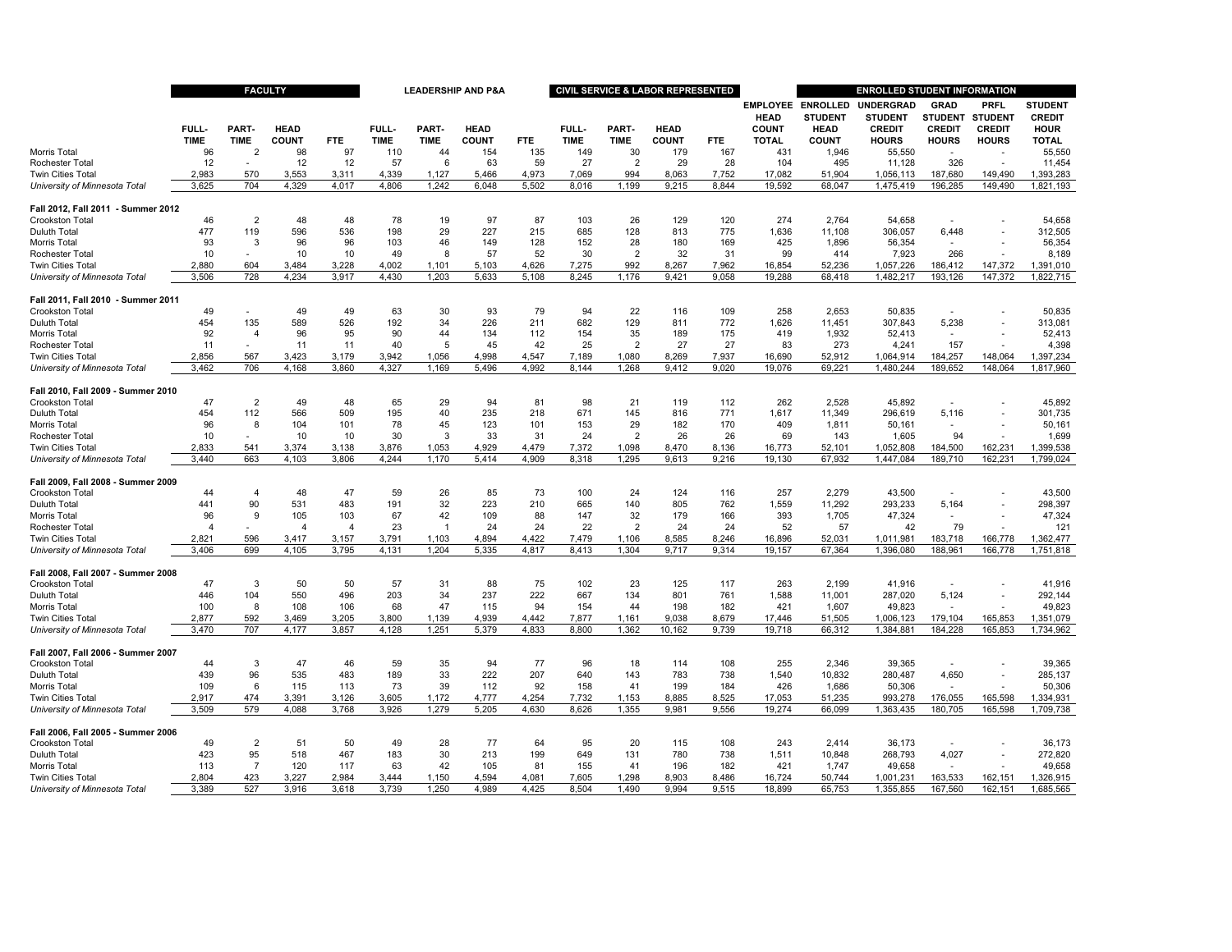| | FACULTY | | | | LEADERSHIP AND P&A | | | | CIVIL SERVICE & LABOR REPRESENTED | | | | | ENROLLED STUDENT INFORMATION | | | | |
|---|---|---|---|---|---|---|---|---|---|---|---|---|---|---|---|---|---|---|
| | FULL-TIME | PART-TIME | HEAD COUNT | FTE | FULL-TIME | PART-TIME | HEAD COUNT | FTE | FULL-TIME | PART-TIME | HEAD COUNT | FTE | EMPLOYEE HEAD COUNT TOTAL | ENROLLED STUDENT HEAD COUNT | UNDERGRAD STUDENT CREDIT HOURS | GRAD STUDENT CREDIT HOURS | PRFL STUDENT CREDIT HOURS | STUDENT CREDIT HOUR TOTAL |
| Morris Total | 96 | 2 | 98 | 97 | 110 | 44 | 154 | 135 | 149 | 30 | 179 | 167 | 431 | 1,946 | 55,550 | - | - | 55,550 |
| Rochester Total | 12 | - | 12 | 12 | 57 | 6 | 63 | 59 | 27 | 2 | 29 | 28 | 104 | 495 | 11,128 | 326 | - | 11,454 |
| Twin Cities Total | 2,983 | 570 | 3,553 | 3,311 | 4,339 | 1,127 | 5,466 | 4,973 | 7,069 | 994 | 8,063 | 7,752 | 17,082 | 51,904 | 1,056,113 | 187,680 | 149,490 | 1,393,283 |
| *University of Minnesota Total* | 3,625 | 704 | 4,329 | 4,017 | 4,806 | 1,242 | 6,048 | 5,502 | 8,016 | 1,199 | 9,215 | 8,844 | 19,592 | 68,047 | 1,475,419 | 196,285 | 149,490 | 1,821,193 |
| **Fall 2012, Fall 2011 - Summer 2012** | | | | | | | | | | | | | | | | | | |
| Crookston Total | 46 | 2 | 48 | 48 | 78 | 19 | 97 | 87 | 103 | 26 | 129 | 120 | 274 | 2,764 | 54,658 | - | - | 54,658 |
| Duluth Total | 477 | 119 | 596 | 536 | 198 | 29 | 227 | 215 | 685 | 128 | 813 | 775 | 1,636 | 11,108 | 306,057 | 6,448 | - | 312,505 |
| Morris Total | 93 | 3 | 96 | 96 | 103 | 46 | 149 | 128 | 152 | 28 | 180 | 169 | 425 | 1,896 | 56,354 | - | - | 56,354 |
| Rochester Total | 10 | - | 10 | 10 | 49 | 8 | 57 | 52 | 30 | 2 | 32 | 31 | 99 | 414 | 7,923 | 266 | - | 8,189 |
| Twin Cities Total | 2,880 | 604 | 3,484 | 3,228 | 4,002 | 1,101 | 5,103 | 4,626 | 7,275 | 992 | 8,267 | 7,962 | 16,854 | 52,236 | 1,057,226 | 186,412 | 147,372 | 1,391,010 |
| *University of Minnesota Total* | 3,506 | 728 | 4,234 | 3,917 | 4,430 | 1,203 | 5,633 | 5,108 | 8,245 | 1,176 | 9,421 | 9,058 | 19,288 | 68,418 | 1,482,217 | 193,126 | 147,372 | 1,822,715 |
| **Fall 2011, Fall 2010 - Summer 2011** | | | | | | | | | | | | | | | | | | |
| Crookston Total | 49 | - | 49 | 49 | 63 | 30 | 93 | 79 | 94 | 22 | 116 | 109 | 258 | 2,653 | 50,835 | - | - | 50,835 |
| Duluth Total | 454 | 135 | 589 | 526 | 192 | 34 | 226 | 211 | 682 | 129 | 811 | 772 | 1,626 | 11,451 | 307,843 | 5,238 | - | 313,081 |
| Morris Total | 92 | 4 | 96 | 95 | 90 | 44 | 134 | 112 | 154 | 35 | 189 | 175 | 419 | 1,932 | 52,413 | - | - | 52,413 |
| Rochester Total | 11 | - | 11 | 11 | 40 | 5 | 45 | 42 | 25 | 2 | 27 | 27 | 83 | 273 | 4,241 | 157 | - | 4,398 |
| Twin Cities Total | 2,856 | 567 | 3,423 | 3,179 | 3,942 | 1,056 | 4,998 | 4,547 | 7,189 | 1,080 | 8,269 | 7,937 | 16,690 | 52,912 | 1,064,914 | 184,257 | 148,064 | 1,397,234 |
| *University of Minnesota Total* | 3,462 | 706 | 4,168 | 3,860 | 4,327 | 1,169 | 5,496 | 4,992 | 8,144 | 1,268 | 9,412 | 9,020 | 19,076 | 69,221 | 1,480,244 | 189,652 | 148,064 | 1,817,960 |
| **Fall 2010, Fall 2009 - Summer 2010** | | | | | | | | | | | | | | | | | | |
| Crookston Total | 47 | 2 | 49 | 48 | 65 | 29 | 94 | 81 | 98 | 21 | 119 | 112 | 262 | 2,528 | 45,892 | - | - | 45,892 |
| Duluth Total | 454 | 112 | 566 | 509 | 195 | 40 | 235 | 218 | 671 | 145 | 816 | 771 | 1,617 | 11,349 | 296,619 | 5,116 | - | 301,735 |
| Morris Total | 96 | 8 | 104 | 101 | 78 | 45 | 123 | 101 | 153 | 29 | 182 | 170 | 409 | 1,811 | 50,161 | - | - | 50,161 |
| Rochester Total | 10 | - | 10 | 10 | 30 | 3 | 33 | 31 | 24 | 2 | 26 | 26 | 69 | 143 | 1,605 | 94 | - | 1,699 |
| Twin Cities Total | 2,833 | 541 | 3,374 | 3,138 | 3,876 | 1,053 | 4,929 | 4,479 | 7,372 | 1,098 | 8,470 | 8,136 | 16,773 | 52,101 | 1,052,808 | 184,500 | 162,231 | 1,399,538 |
| *University of Minnesota Total* | 3,440 | 663 | 4,103 | 3,806 | 4,244 | 1,170 | 5,414 | 4,909 | 8,318 | 1,295 | 9,613 | 9,216 | 19,130 | 67,932 | 1,447,084 | 189,710 | 162,231 | 1,799,024 |
| **Fall 2009, Fall 2008 - Summer 2009** | | | | | | | | | | | | | | | | | | |
| Crookston Total | 44 | 4 | 48 | 47 | 59 | 26 | 85 | 73 | 100 | 24 | 124 | 116 | 257 | 2,279 | 43,500 | - | - | 43,500 |
| Duluth Total | 441 | 90 | 531 | 483 | 191 | 32 | 223 | 210 | 665 | 140 | 805 | 762 | 1,559 | 11,292 | 293,233 | 5,164 | - | 298,397 |
| Morris Total | 96 | 9 | 105 | 103 | 67 | 42 | 109 | 88 | 147 | 32 | 179 | 166 | 393 | 1,705 | 47,324 | - | - | 47,324 |
| Rochester Total | 4 | - | 4 | 4 | 23 | 1 | 24 | 24 | 22 | 2 | 24 | 24 | 52 | 57 | 42 | 79 | - | 121 |
| Twin Cities Total | 2,821 | 596 | 3,417 | 3,157 | 3,791 | 1,103 | 4,894 | 4,422 | 7,479 | 1,106 | 8,585 | 8,246 | 16,896 | 52,031 | 1,011,981 | 183,718 | 166,778 | 1,362,477 |
| *University of Minnesota Total* | 3,406 | 699 | 4,105 | 3,795 | 4,131 | 1,204 | 5,335 | 4,817 | 8,413 | 1,304 | 9,717 | 9,314 | 19,157 | 67,364 | 1,396,080 | 188,961 | 166,778 | 1,751,818 |
| **Fall 2008, Fall 2007 - Summer 2008** | | | | | | | | | | | | | | | | | | |
| Crookston Total | 47 | 3 | 50 | 50 | 57 | 31 | 88 | 75 | 102 | 23 | 125 | 117 | 263 | 2,199 | 41,916 | - | - | 41,916 |
| Duluth Total | 446 | 104 | 550 | 496 | 203 | 34 | 237 | 222 | 667 | 134 | 801 | 761 | 1,588 | 11,001 | 287,020 | 5,124 | - | 292,144 |
| Morris Total | 100 | 8 | 108 | 106 | 68 | 47 | 115 | 94 | 154 | 44 | 198 | 182 | 421 | 1,607 | 49,823 | - | - | 49,823 |
| Twin Cities Total | 2,877 | 592 | 3,469 | 3,205 | 3,800 | 1,139 | 4,939 | 4,442 | 7,877 | 1,161 | 9,038 | 8,679 | 17,446 | 51,505 | 1,006,123 | 179,104 | 165,853 | 1,351,079 |
| *University of Minnesota Total* | 3,470 | 707 | 4,177 | 3,857 | 4,128 | 1,251 | 5,379 | 4,833 | 8,800 | 1,362 | 10,162 | 9,739 | 19,718 | 66,312 | 1,384,881 | 184,228 | 165,853 | 1,734,962 |
| **Fall 2007, Fall 2006 - Summer 2007** | | | | | | | | | | | | | | | | | | |
| Crookston Total | 44 | 3 | 47 | 46 | 59 | 35 | 94 | 77 | 96 | 18 | 114 | 108 | 255 | 2,346 | 39,365 | - | - | 39,365 |
| Duluth Total | 439 | 96 | 535 | 483 | 189 | 33 | 222 | 207 | 640 | 143 | 783 | 738 | 1,540 | 10,832 | 280,487 | 4,650 | - | 285,137 |
| Morris Total | 109 | 6 | 115 | 113 | 73 | 39 | 112 | 92 | 158 | 41 | 199 | 184 | 426 | 1,686 | 50,306 | - | - | 50,306 |
| Twin Cities Total | 2,917 | 474 | 3,391 | 3,126 | 3,605 | 1,172 | 4,777 | 4,254 | 7,732 | 1,153 | 8,885 | 8,525 | 17,053 | 51,235 | 993,278 | 176,055 | 165,598 | 1,334,931 |
| *University of Minnesota Total* | 3,509 | 579 | 4,088 | 3,768 | 3,926 | 1,279 | 5,205 | 4,630 | 8,626 | 1,355 | 9,981 | 9,556 | 19,274 | 66,099 | 1,363,435 | 180,705 | 165,598 | 1,709,738 |
| **Fall 2006, Fall 2005 - Summer 2006** | | | | | | | | | | | | | | | | | | |
| Crookston Total | 49 | 2 | 51 | 50 | 49 | 28 | 77 | 64 | 95 | 20 | 115 | 108 | 243 | 2,414 | 36,173 | - | - | 36,173 |
| Duluth Total | 423 | 95 | 518 | 467 | 183 | 30 | 213 | 199 | 649 | 131 | 780 | 738 | 1,511 | 10,848 | 268,793 | 4,027 | - | 272,820 |
| Morris Total | 113 | 7 | 120 | 117 | 63 | 42 | 105 | 81 | 155 | 41 | 196 | 182 | 421 | 1,747 | 49,658 | - | - | 49,658 |
| Twin Cities Total | 2,804 | 423 | 3,227 | 2,984 | 3,444 | 1,150 | 4,594 | 4,081 | 7,605 | 1,298 | 8,903 | 8,486 | 16,724 | 50,744 | 1,001,231 | 163,533 | 162,151 | 1,326,915 |
| *University of Minnesota Total* | 3,389 | 527 | 3,916 | 3,618 | 3,739 | 1,250 | 4,989 | 4,425 | 8,504 | 1,490 | 9,994 | 9,515 | 18,899 | 65,753 | 1,355,855 | 167,560 | 162,151 | 1,685,565 |